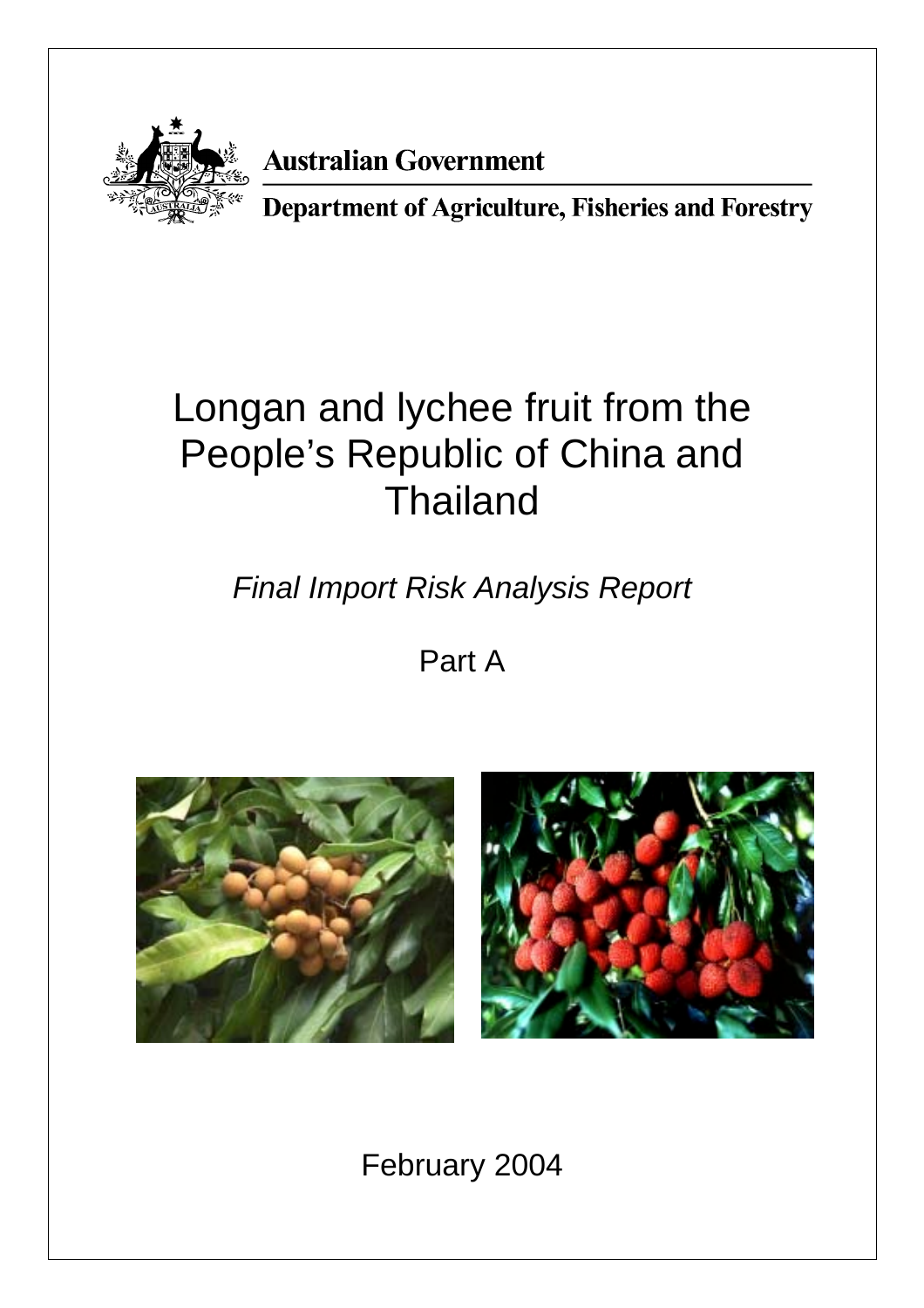Australian Government

Department of Agriculture, Fisheries and Forestry

# Longan and lychee fruit from the People's Republic of China and Thailand

*Final Import Risk Analysis Report*

Part A

February 2004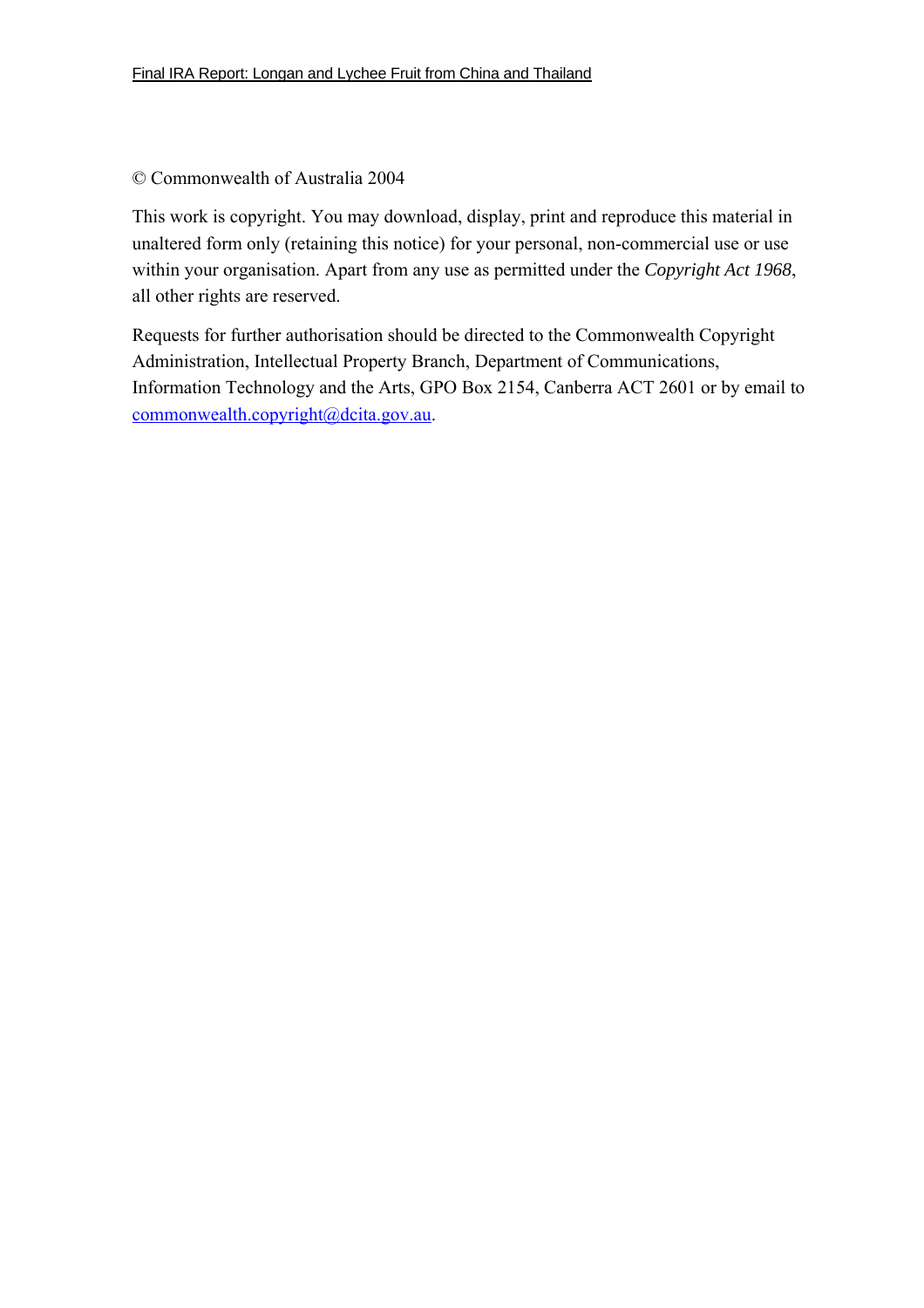© Commonwealth of Australia 2004

This work is copyright. You may download, display, print and reproduce this material in unaltered form only (retaining this notice) for your personal, non-commercial use or use within your organisation. Apart from any use as permitted under the *Copyright Act 1968*, all other rights are reserved.

Requests for further authorisation should be directed to the Commonwealth Copyright Administration, Intellectual Property Branch, Department of Communications, Information Technology and the Arts, GPO Box 2154, Canberra ACT 2601 or by email to commonwealth.copyright@dcita.gov.au.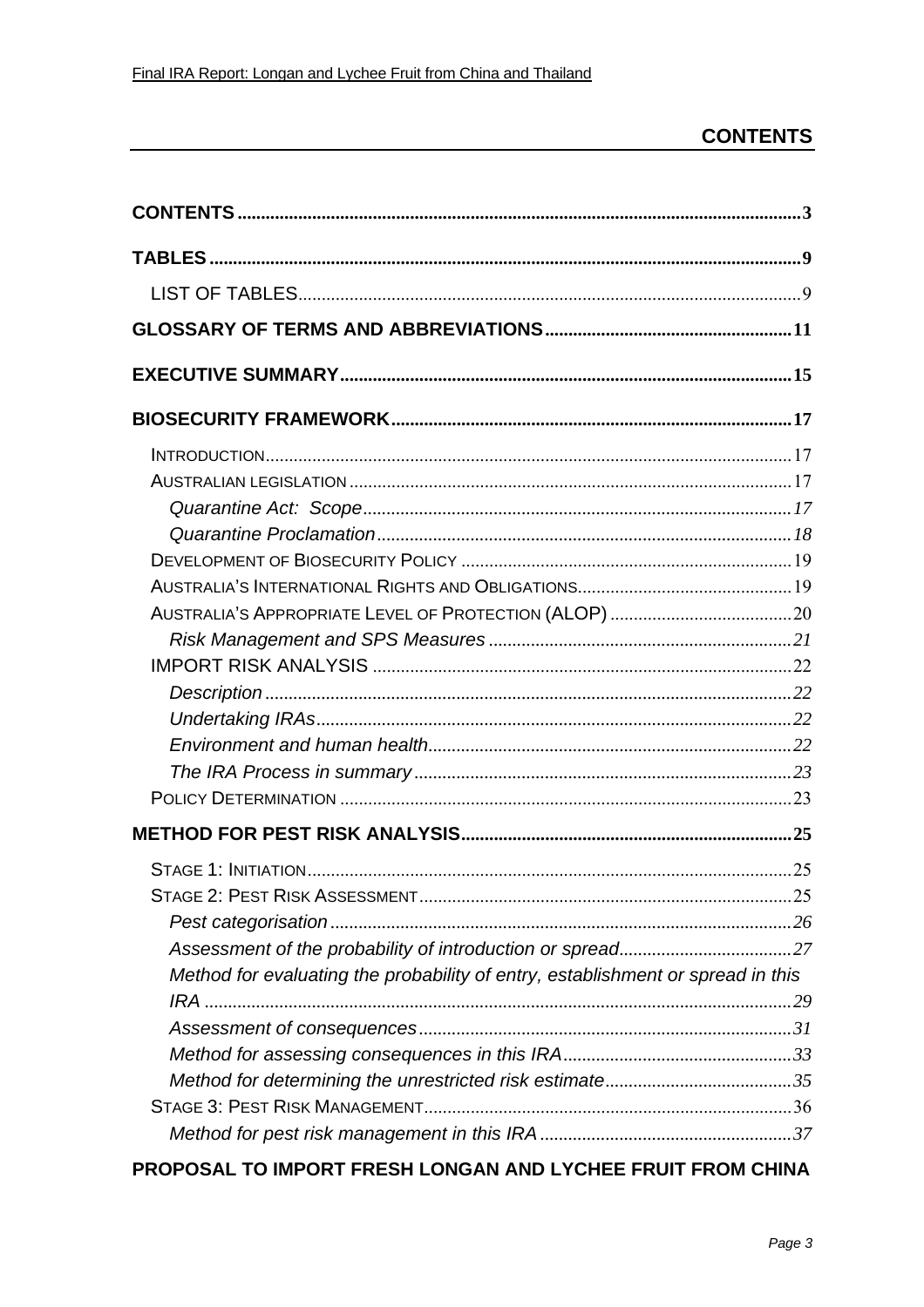# CONTENTS

**CONTENTS** .......... 3

**TABLES** .......... 9

LIST OF TABLES .......... 9

**GLOSSARY OF TERMS AND ABBREVIATIONS** .......... 11

**EXECUTIVE SUMMARY** .......... 15

**BIOSECURITY FRAMEWORK** .......... 17

- INTRODUCTION .......... 17
- AUSTRALIAN LEGISLATION .......... 17
  - *Quarantine Act: Scope* .......... 17
  - *Quarantine Proclamation* .......... 18
- DEVELOPMENT OF BIOSECURITY POLICY .......... 19
- AUSTRALIA'S INTERNATIONAL RIGHTS AND OBLIGATIONS .......... 19
- AUSTRALIA'S APPROPRIATE LEVEL OF PROTECTION (ALOP) .......... 20
  - *Risk Management and SPS Measures* .......... 21
- IMPORT RISK ANALYSIS .......... 22
  - *Description* .......... 22
  - *Undertaking IRAs* .......... 22
  - *Environment and human health* .......... 22
  - *The IRA Process in summary* .......... 23
- POLICY DETERMINATION .......... 23

**METHOD FOR PEST RISK ANALYSIS** .......... 25

- STAGE 1: INITIATION .......... 25
- STAGE 2: PEST RISK ASSESSMENT .......... 25
  - *Pest categorisation* .......... 26
  - *Assessment of the probability of introduction or spread* .......... 27
  - *Method for evaluating the probability of entry, establishment or spread in this IRA* .......... 29
  - *Assessment of consequences* .......... 31
  - *Method for assessing consequences in this IRA* .......... 33
  - *Method for determining the unrestricted risk estimate* .......... 35
- STAGE 3: PEST RISK MANAGEMENT .......... 36
  - *Method for pest risk management in this IRA* .......... 37

**PROPOSAL TO IMPORT FRESH LONGAN AND LYCHEE FRUIT FROM CHINA**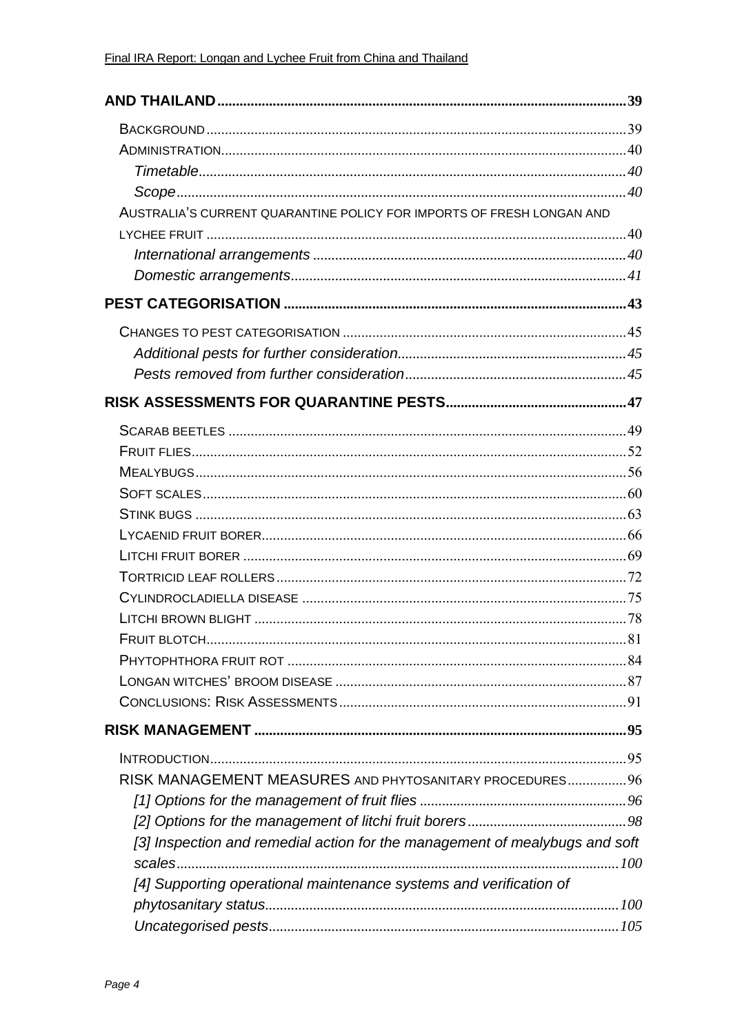**AND THAILAND** ............ 39

BACKGROUND ............ 39
ADMINISTRATION ............ 40
*Timetable* ............ 40
*Scope* ............ 40
AUSTRALIA'S CURRENT QUARANTINE POLICY FOR IMPORTS OF FRESH LONGAN AND LYCHEE FRUIT ............ 40
*International arrangements* ............ 40
*Domestic arrangements* ............ 41

**PEST CATEGORISATION** ............ 43

CHANGES TO PEST CATEGORISATION ............ 45
*Additional pests for further consideration* ............ 45
*Pests removed from further consideration* ............ 45

**RISK ASSESSMENTS FOR QUARANTINE PESTS** ............ 47

SCARAB BEETLES ............ 49
FRUIT FLIES ............ 52
MEALYBUGS ............ 56
SOFT SCALES ............ 60
STINK BUGS ............ 63
LYCAENID FRUIT BORER ............ 66
LITCHI FRUIT BORER ............ 69
TORTRICID LEAF ROLLERS ............ 72
CYLINDROCLADIELLA DISEASE ............ 75
LITCHI BROWN BLIGHT ............ 78
FRUIT BLOTCH ............ 81
PHYTOPHTHORA FRUIT ROT ............ 84
LONGAN WITCHES' BROOM DISEASE ............ 87
CONCLUSIONS: RISK ASSESSMENTS ............ 91

**RISK MANAGEMENT** ............ 95

INTRODUCTION ............ 95
RISK MANAGEMENT MEASURES AND PHYTOSANITARY PROCEDURES ............ 96
*[1] Options for the management of fruit flies* ............ 96
*[2] Options for the management of litchi fruit borers* ............ 98
*[3] Inspection and remedial action for the management of mealybugs and soft scales* ............ 100
*[4] Supporting operational maintenance systems and verification of phytosanitary status* ............ 100
*Uncategorised pests* ............ 105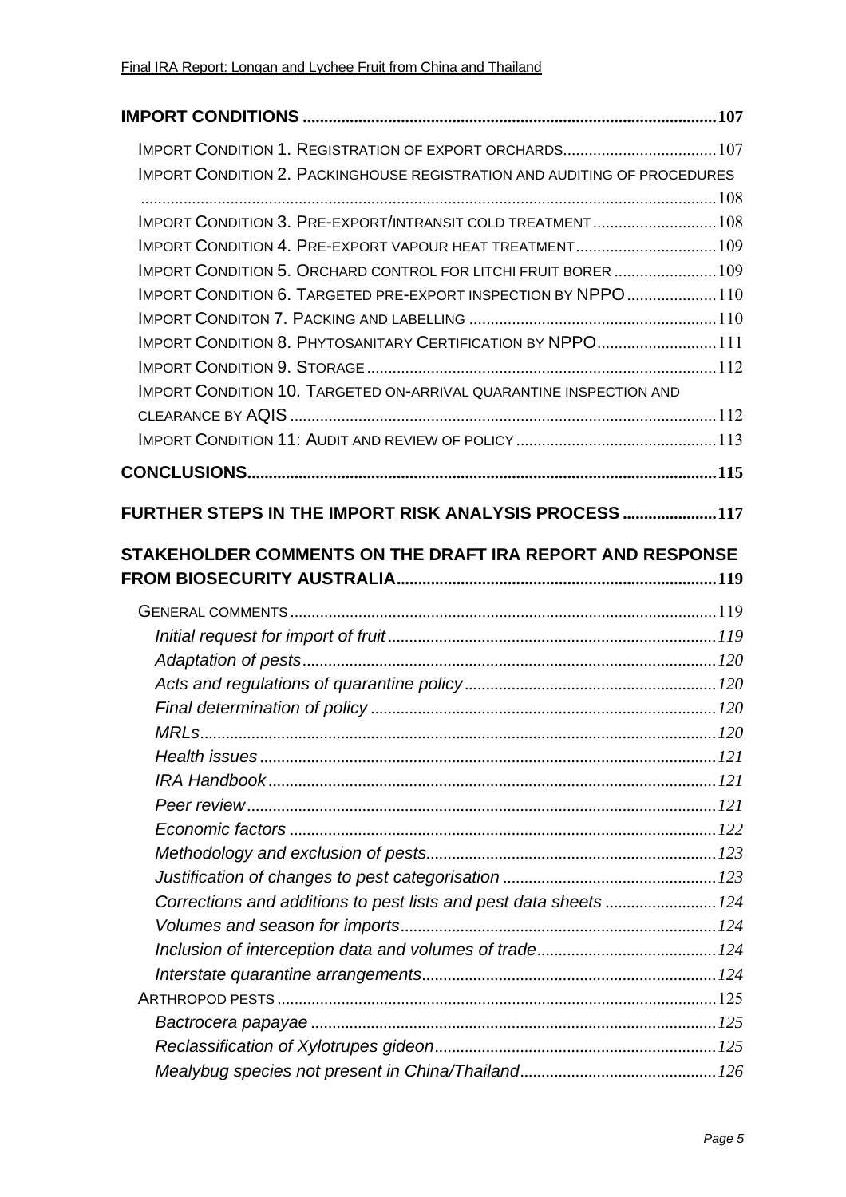**IMPORT CONDITIONS** ........ **107**

- IMPORT CONDITION 1. REGISTRATION OF EXPORT ORCHARDS ........ 107
- IMPORT CONDITION 2. PACKINGHOUSE REGISTRATION AND AUDITING OF PROCEDURES ........ 108
- IMPORT CONDITION 3. PRE-EXPORT/INTRANSIT COLD TREATMENT ........ 108
- IMPORT CONDITION 4. PRE-EXPORT VAPOUR HEAT TREATMENT ........ 109
- IMPORT CONDITION 5. ORCHARD CONTROL FOR LITCHI FRUIT BORER ........ 109
- IMPORT CONDITION 6. TARGETED PRE-EXPORT INSPECTION BY NPPO ........ 110
- IMPORT CONDITON 7. PACKING AND LABELLING ........ 110
- IMPORT CONDITION 8. PHYTOSANITARY CERTIFICATION BY NPPO ........ 111
- IMPORT CONDITION 9. STORAGE ........ 112
- IMPORT CONDITION 10. TARGETED ON-ARRIVAL QUARANTINE INSPECTION AND CLEARANCE BY AQIS ........ 112
- IMPORT CONDITION 11: AUDIT AND REVIEW OF POLICY ........ 113

**CONCLUSIONS** ........ **115**

**FURTHER STEPS IN THE IMPORT RISK ANALYSIS PROCESS** ........ **117**

**STAKEHOLDER COMMENTS ON THE DRAFT IRA REPORT AND RESPONSE FROM BIOSECURITY AUSTRALIA** ........ **119**

- GENERAL COMMENTS ........ 119
  - *Initial request for import of fruit* ........ *119*
  - *Adaptation of pests* ........ *120*
  - *Acts and regulations of quarantine policy* ........ *120*
  - *Final determination of policy* ........ *120*
  - *MRLs* ........ *120*
  - *Health issues* ........ *121*
  - *IRA Handbook* ........ *121*
  - *Peer review* ........ *121*
  - *Economic factors* ........ *122*
  - *Methodology and exclusion of pests* ........ *123*
  - *Justification of changes to pest categorisation* ........ *123*
  - *Corrections and additions to pest lists and pest data sheets* ........ *124*
  - *Volumes and season for imports* ........ *124*
  - *Inclusion of interception data and volumes of trade* ........ *124*
  - *Interstate quarantine arrangements* ........ *124*
- ARTHROPOD PESTS ........ 125
  - *Bactrocera papayae* ........ *125*
  - *Reclassification of Xylotrupes gideon* ........ *125*
  - *Mealybug species not present in China/Thailand* ........ *126*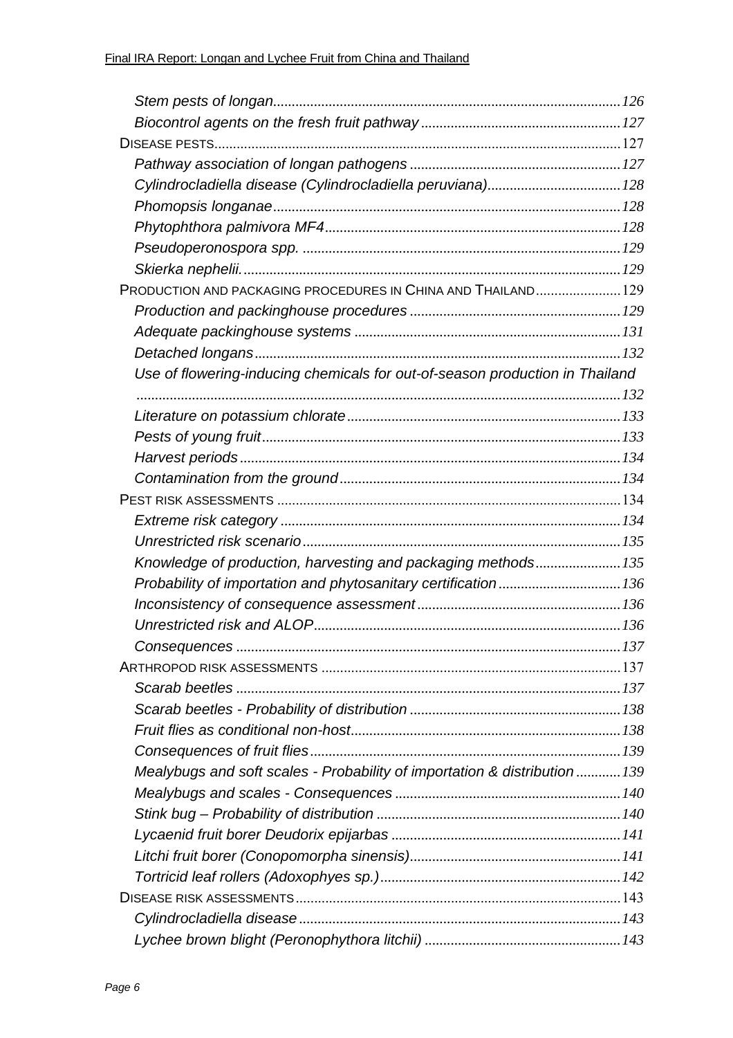*Stem pests of longan*.............................................................................................*126*
*Biocontrol agents on the fresh fruit pathway*......................................................*127*
DISEASE PESTS............................................................................................................127
*Pathway association of longan pathogens*........................................................*127*
*Cylindrocladiella disease (Cylindrocladiella peruviana)*....................................*128*
*Phomopsis longanae*..............................................................................................*128*
*Phytophthora palmivora MF4*...............................................................................*128*
*Pseudoperonospora spp.* ......................................................................................*129*
*Skierka nephelii.*.....................................................................................................*129*
PRODUCTION AND PACKAGING PROCEDURES IN CHINA AND THAILAND.......................129
*Production and packinghouse procedures*.........................................................*129*
*Adequate packinghouse systems*........................................................................*131*
*Detached longans*..................................................................................................*132*
*Use of flowering-inducing chemicals for out-of-season production in Thailand* ..................................................................................................................*132*
*Literature on potassium chlorate*..........................................................................*133*
*Pests of young fruit*................................................................................................*133*
*Harvest periods*......................................................................................................*134*
*Contamination from the ground*............................................................................*134*
PEST RISK ASSESSMENTS ............................................................................................134
*Extreme risk category*............................................................................................*134*
*Unrestricted risk scenario*.....................................................................................*135*
*Knowledge of production, harvesting and packaging methods*.......................*135*
*Probability of importation and phytosanitary certification*.................................*136*
*Inconsistency of consequence assessment*.......................................................*136*
*Unrestricted risk and ALOP*..................................................................................*136*
*Consequences*.......................................................................................................*137*
ARTHROPOD RISK ASSESSMENTS ................................................................................137
*Scarab beetles*.......................................................................................................*137*
*Scarab beetles - Probability of distribution*.........................................................*138*
*Fruit flies as conditional non-host*........................................................................*138*
*Consequences of fruit flies*...................................................................................*139*
*Mealybugs and soft scales - Probability of importation & distribution*............*139*
*Mealybugs and scales - Consequences*.............................................................*140*
*Stink bug – Probability of distribution*..................................................................*140*
*Lycaenid fruit borer Deudorix epijarbas*..............................................................*141*
*Litchi fruit borer (Conopomorpha sinensis)*........................................................*141*
*Tortricid leaf rollers (Adoxophyes sp.)*.................................................................*142*
DISEASE RISK ASSESSMENTS.......................................................................................143
*Cylindrocladiella disease*......................................................................................*143*
*Lychee brown blight (Peronophythora litchii)*.....................................................*143*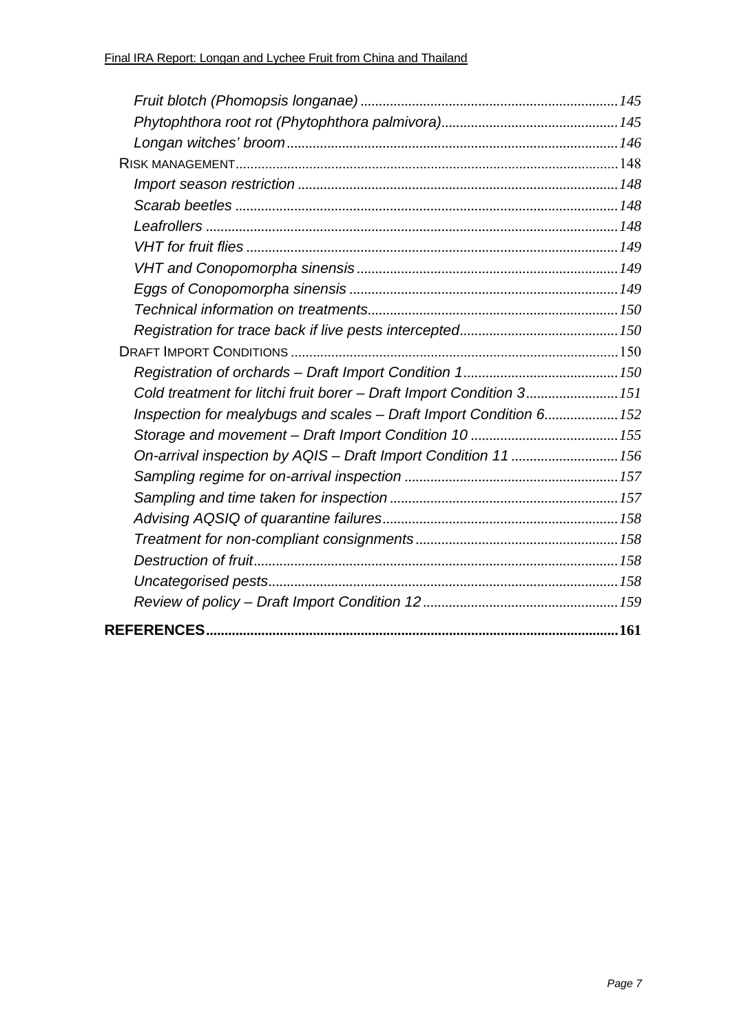*Fruit blotch (Phomopsis longanae)* ..................................................................... 145

*Phytophthora root rot (Phytophthora palmivora)*................................................ 145

*Longan witches' broom* ........................................................................................ 146

RISK MANAGEMENT....................................................................................................... 148

*Import season restriction* ..................................................................................... 148

*Scarab beetles* ...................................................................................................... 148

*Leafrollers* ............................................................................................................. 148

*VHT for fruit flies* ................................................................................................... 149

*VHT and Conopomorpha sinensis* ...................................................................... 149

*Eggs of Conopomorpha sinensis* ........................................................................ 149

*Technical information on treatments*.................................................................. 150

*Registration for trace back if live pests intercepted*........................................... 150

DRAFT IMPORT CONDITIONS ........................................................................................ 150

*Registration of orchards – Draft Import Condition 1*.......................................... 150

*Cold treatment for litchi fruit borer – Draft Import Condition 3*......................... 151

*Inspection for mealybugs and scales – Draft Import Condition 6*..................... 152

*Storage and movement – Draft Import Condition 10* ........................................ 155

*On-arrival inspection by AQIS – Draft Import Condition 11* ............................. 156

*Sampling regime for on-arrival inspection* ......................................................... 157

*Sampling and time taken for inspection* ............................................................. 157

*Advising AQSIQ of quarantine failures*............................................................... 158

*Treatment for non-compliant consignments*....................................................... 158

*Destruction of fruit*.................................................................................................. 158

*Uncategorised pests*.............................................................................................. 158

*Review of policy – Draft Import Condition 12* .................................................... 159

**REFERENCES**.............................................................................................................. **161**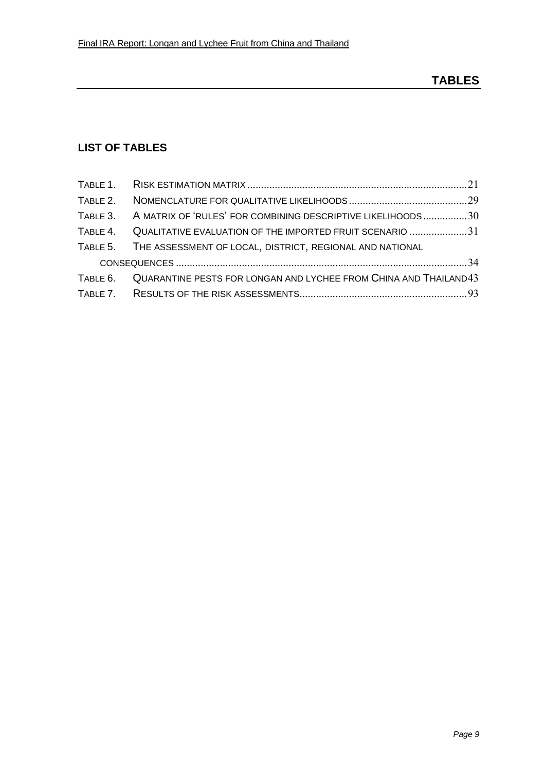# TABLES

## LIST OF TABLES

Table 1. Risk estimation matrix ................................................................................21
Table 2. Nomenclature for qualitative likelihoods ...........................................29
Table 3. A matrix of 'rules' for combining descriptive likelihoods ................30
Table 4. Qualitative evaluation of the imported fruit scenario .....................31
Table 5. The assessment of local, district, regional and national consequences ..........................................................................................................34
Table 6. Quarantine pests for longan and lychee from China and Thailand43
Table 7. Results of the risk assessments.............................................................93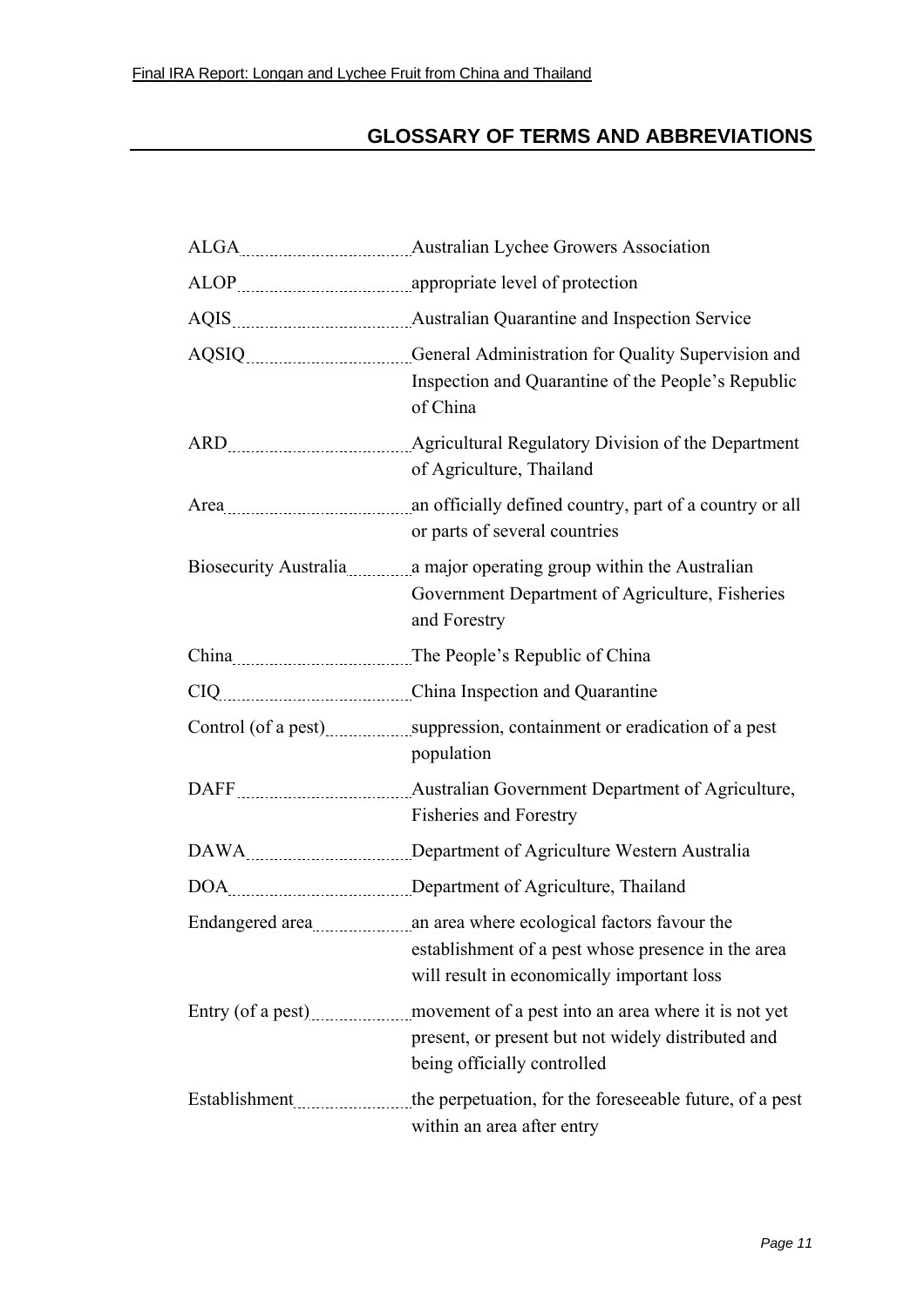# GLOSSARY OF TERMS AND ABBREVIATIONS

| | |
|---|---|
| ALGA | Australian Lychee Growers Association |
| ALOP | appropriate level of protection |
| AQIS | Australian Quarantine and Inspection Service |
| AQSIQ | General Administration for Quality Supervision and Inspection and Quarantine of the People's Republic of China |
| ARD | Agricultural Regulatory Division of the Department of Agriculture, Thailand |
| Area | an officially defined country, part of a country or all or parts of several countries |
| Biosecurity Australia | a major operating group within the Australian Government Department of Agriculture, Fisheries and Forestry |
| China | The People's Republic of China |
| CIQ | China Inspection and Quarantine |
| Control (of a pest) | suppression, containment or eradication of a pest population |
| DAFF | Australian Government Department of Agriculture, Fisheries and Forestry |
| DAWA | Department of Agriculture Western Australia |
| DOA | Department of Agriculture, Thailand |
| Endangered area | an area where ecological factors favour the establishment of a pest whose presence in the area will result in economically important loss |
| Entry (of a pest) | movement of a pest into an area where it is not yet present, or present but not widely distributed and being officially controlled |
| Establishment | the perpetuation, for the foreseeable future, of a pest within an area after entry |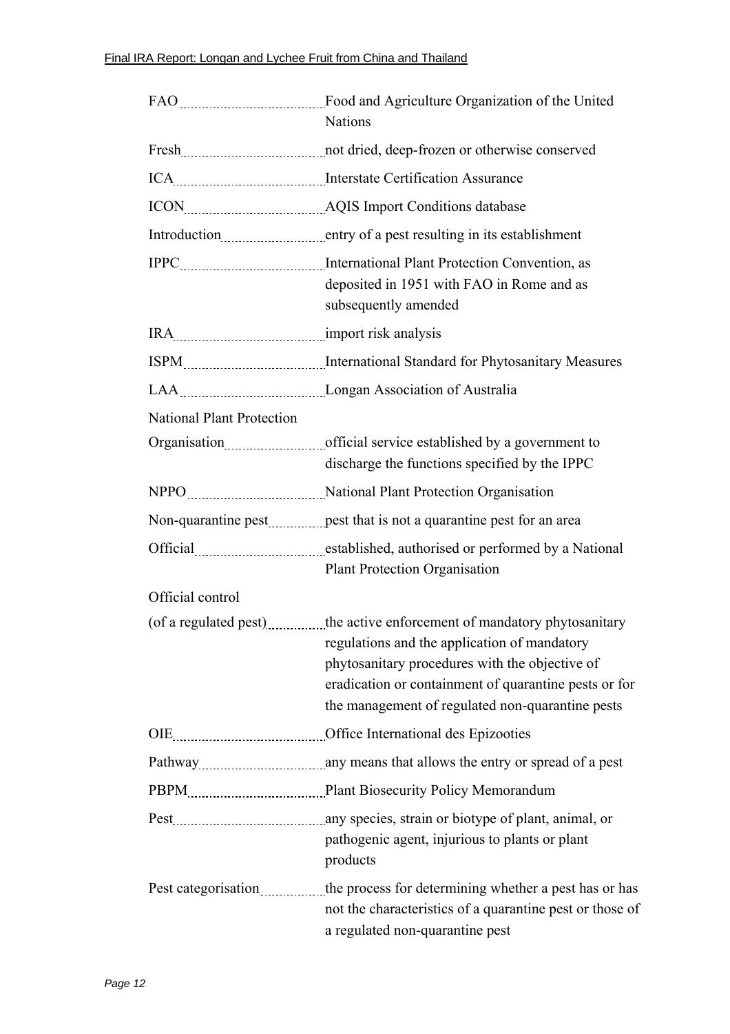| | |
|---|---|
| FAO | Food and Agriculture Organization of the United Nations |
| Fresh | not dried, deep-frozen or otherwise conserved |
| ICA | Interstate Certification Assurance |
| ICON | AQIS Import Conditions database |
| Introduction | entry of a pest resulting in its establishment |
| IPPC | International Plant Protection Convention, as deposited in 1951 with FAO in Rome and as subsequently amended |
| IRA | import risk analysis |
| ISPM | International Standard for Phytosanitary Measures |
| LAA | Longan Association of Australia |
| National Plant Protection Organisation | official service established by a government to discharge the functions specified by the IPPC |
| NPPO | National Plant Protection Organisation |
| Non-quarantine pest | pest that is not a quarantine pest for an area |
| Official | established, authorised or performed by a National Plant Protection Organisation |
| Official control (of a regulated pest) | the active enforcement of mandatory phytosanitary regulations and the application of mandatory phytosanitary procedures with the objective of eradication or containment of quarantine pests or for the management of regulated non-quarantine pests |
| OIE | Office International des Epizooties |
| Pathway | any means that allows the entry or spread of a pest |
| PBPM | Plant Biosecurity Policy Memorandum |
| Pest | any species, strain or biotype of plant, animal, or pathogenic agent, injurious to plants or plant products |
| Pest categorisation | the process for determining whether a pest has or has not the characteristics of a quarantine pest or those of a regulated non-quarantine pest |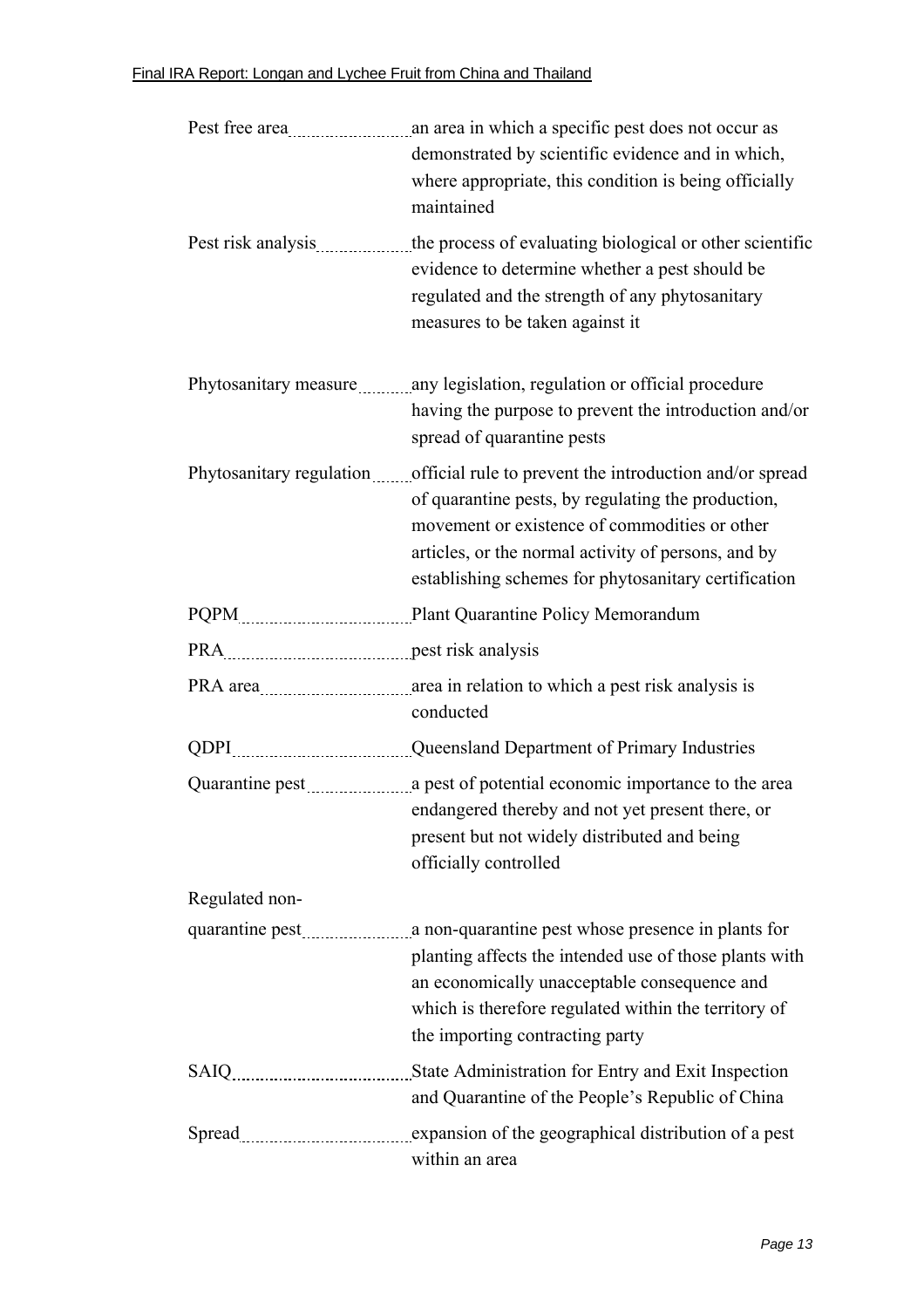| | |
|---|---|
| Pest free area | an area in which a specific pest does not occur as demonstrated by scientific evidence and in which, where appropriate, this condition is being officially maintained |
| Pest risk analysis | the process of evaluating biological or other scientific evidence to determine whether a pest should be regulated and the strength of any phytosanitary measures to be taken against it |
| Phytosanitary measure | any legislation, regulation or official procedure having the purpose to prevent the introduction and/or spread of quarantine pests |
| Phytosanitary regulation | official rule to prevent the introduction and/or spread of quarantine pests, by regulating the production, movement or existence of commodities or other articles, or the normal activity of persons, and by establishing schemes for phytosanitary certification |
| PQPM | Plant Quarantine Policy Memorandum |
| PRA | pest risk analysis |
| PRA area | area in relation to which a pest risk analysis is conducted |
| QDPI | Queensland Department of Primary Industries |
| Quarantine pest | a pest of potential economic importance to the area endangered thereby and not yet present there, or present but not widely distributed and being officially controlled |
| Regulated non-quarantine pest | a non-quarantine pest whose presence in plants for planting affects the intended use of those plants with an economically unacceptable consequence and which is therefore regulated within the territory of the importing contracting party |
| SAIQ | State Administration for Entry and Exit Inspection and Quarantine of the People's Republic of China |
| Spread | expansion of the geographical distribution of a pest within an area |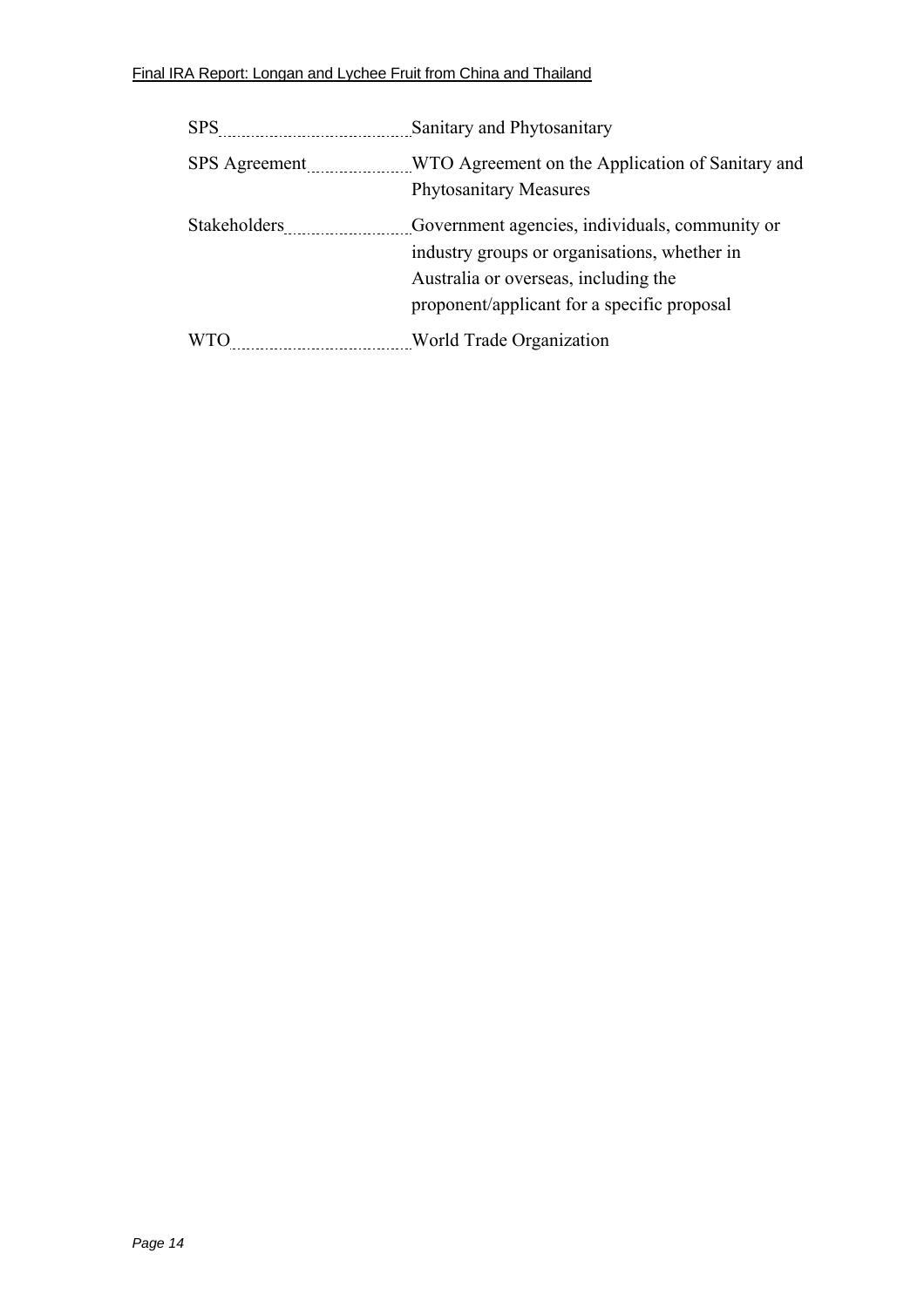| | |
|---|---|
| SPS | Sanitary and Phytosanitary |
| SPS Agreement | WTO Agreement on the Application of Sanitary and Phytosanitary Measures |
| Stakeholders | Government agencies, individuals, community or industry groups or organisations, whether in Australia or overseas, including the proponent/applicant for a specific proposal |
| WTO | World Trade Organization |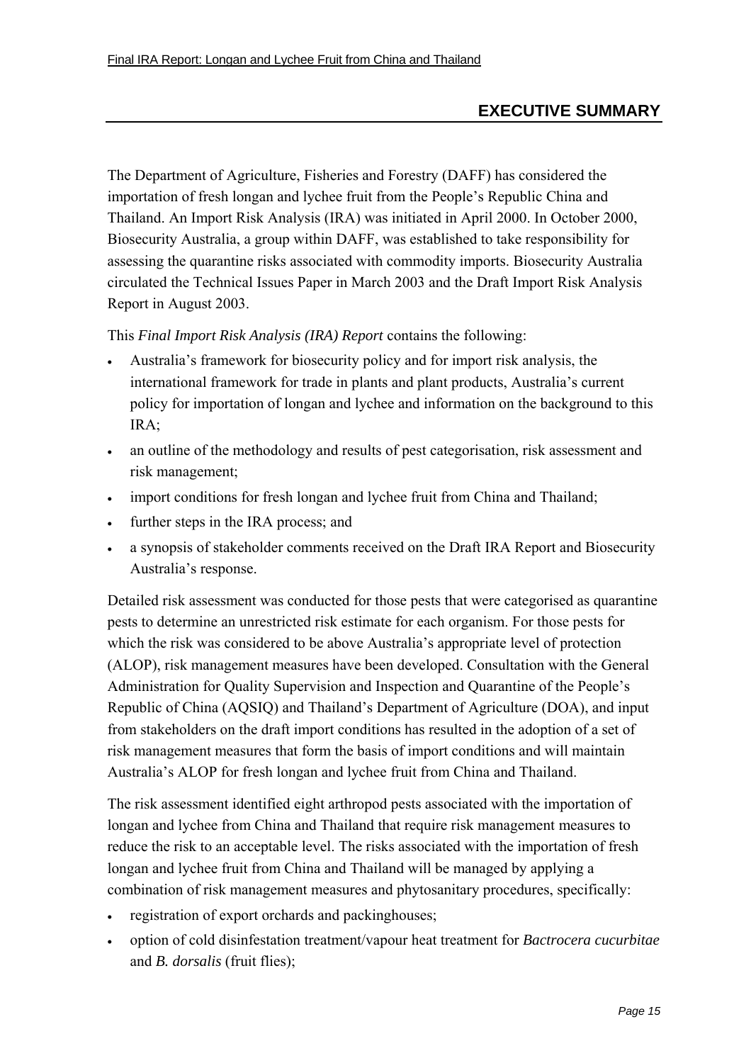# EXECUTIVE SUMMARY

The Department of Agriculture, Fisheries and Forestry (DAFF) has considered the importation of fresh longan and lychee fruit from the People's Republic China and Thailand. An Import Risk Analysis (IRA) was initiated in April 2000. In October 2000, Biosecurity Australia, a group within DAFF, was established to take responsibility for assessing the quarantine risks associated with commodity imports. Biosecurity Australia circulated the Technical Issues Paper in March 2003 and the Draft Import Risk Analysis Report in August 2003.

This *Final Import Risk Analysis (IRA) Report* contains the following:

- Australia's framework for biosecurity policy and for import risk analysis, the international framework for trade in plants and plant products, Australia's current policy for importation of longan and lychee and information on the background to this IRA;
- an outline of the methodology and results of pest categorisation, risk assessment and risk management;
- import conditions for fresh longan and lychee fruit from China and Thailand;
- further steps in the IRA process; and
- a synopsis of stakeholder comments received on the Draft IRA Report and Biosecurity Australia's response.

Detailed risk assessment was conducted for those pests that were categorised as quarantine pests to determine an unrestricted risk estimate for each organism. For those pests for which the risk was considered to be above Australia's appropriate level of protection (ALOP), risk management measures have been developed. Consultation with the General Administration for Quality Supervision and Inspection and Quarantine of the People's Republic of China (AQSIQ) and Thailand's Department of Agriculture (DOA), and input from stakeholders on the draft import conditions has resulted in the adoption of a set of risk management measures that form the basis of import conditions and will maintain Australia's ALOP for fresh longan and lychee fruit from China and Thailand.

The risk assessment identified eight arthropod pests associated with the importation of longan and lychee from China and Thailand that require risk management measures to reduce the risk to an acceptable level. The risks associated with the importation of fresh longan and lychee fruit from China and Thailand will be managed by applying a combination of risk management measures and phytosanitary procedures, specifically:

- registration of export orchards and packinghouses;
- option of cold disinfestation treatment/vapour heat treatment for *Bactrocera cucurbitae* and *B. dorsalis* (fruit flies);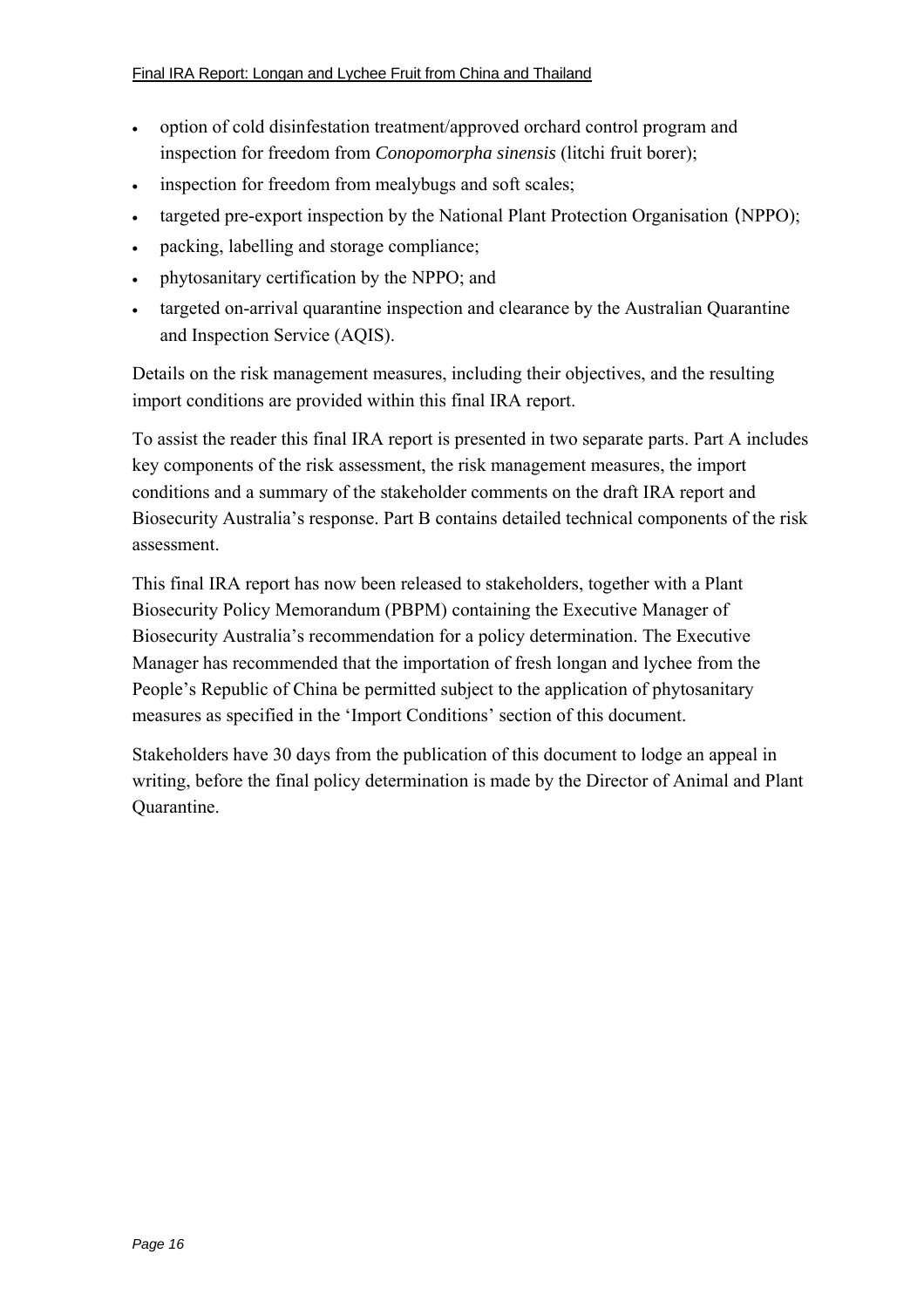- option of cold disinfestation treatment/approved orchard control program and inspection for freedom from *Conopomorpha sinensis* (litchi fruit borer);
- inspection for freedom from mealybugs and soft scales;
- targeted pre-export inspection by the National Plant Protection Organisation (NPPO);
- packing, labelling and storage compliance;
- phytosanitary certification by the NPPO; and
- targeted on-arrival quarantine inspection and clearance by the Australian Quarantine and Inspection Service (AQIS).

Details on the risk management measures, including their objectives, and the resulting import conditions are provided within this final IRA report.

To assist the reader this final IRA report is presented in two separate parts. Part A includes key components of the risk assessment, the risk management measures, the import conditions and a summary of the stakeholder comments on the draft IRA report and Biosecurity Australia's response. Part B contains detailed technical components of the risk assessment.

This final IRA report has now been released to stakeholders, together with a Plant Biosecurity Policy Memorandum (PBPM) containing the Executive Manager of Biosecurity Australia's recommendation for a policy determination. The Executive Manager has recommended that the importation of fresh longan and lychee from the People's Republic of China be permitted subject to the application of phytosanitary measures as specified in the 'Import Conditions' section of this document.

Stakeholders have 30 days from the publication of this document to lodge an appeal in writing, before the final policy determination is made by the Director of Animal and Plant Quarantine.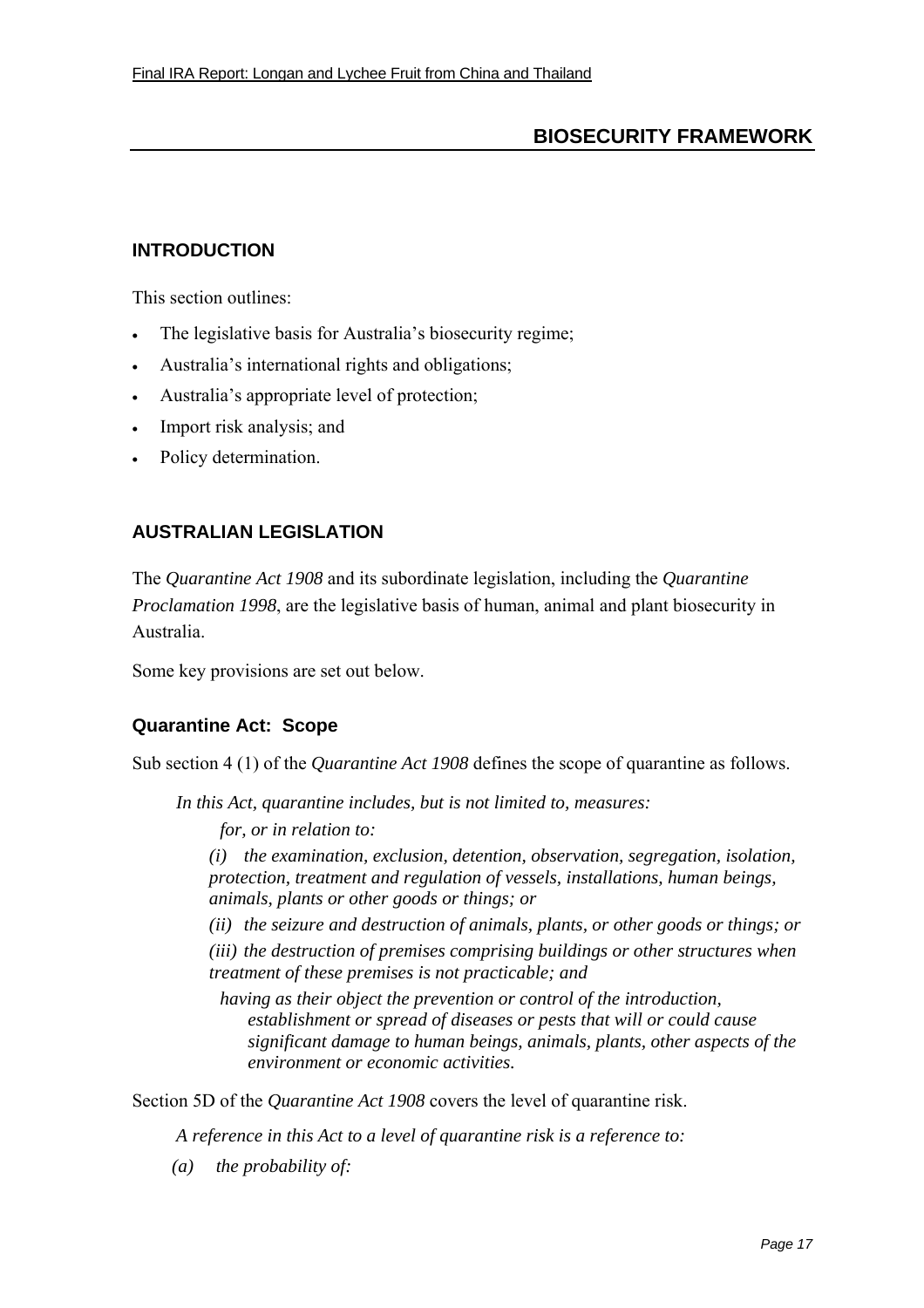# BIOSECURITY FRAMEWORK

## INTRODUCTION

This section outlines:

- The legislative basis for Australia's biosecurity regime;
- Australia's international rights and obligations;
- Australia's appropriate level of protection;
- Import risk analysis; and
- Policy determination.

## AUSTRALIAN LEGISLATION

The *Quarantine Act 1908* and its subordinate legislation, including the *Quarantine Proclamation 1998*, are the legislative basis of human, animal and plant biosecurity in Australia.

Some key provisions are set out below.

### Quarantine Act: Scope

Sub section 4 (1) of the *Quarantine Act 1908* defines the scope of quarantine as follows.

> *In this Act, quarantine includes, but is not limited to, measures:*
>
> *for, or in relation to:*
>
> *(i) the examination, exclusion, detention, observation, segregation, isolation, protection, treatment and regulation of vessels, installations, human beings, animals, plants or other goods or things; or*
>
> *(ii) the seizure and destruction of animals, plants, or other goods or things; or*
>
> *(iii) the destruction of premises comprising buildings or other structures when treatment of these premises is not practicable; and*
>
> *having as their object the prevention or control of the introduction, establishment or spread of diseases or pests that will or could cause significant damage to human beings, animals, plants, other aspects of the environment or economic activities.*

Section 5D of the *Quarantine Act 1908* covers the level of quarantine risk.

> *A reference in this Act to a level of quarantine risk is a reference to:*
>
> *(a) the probability of:*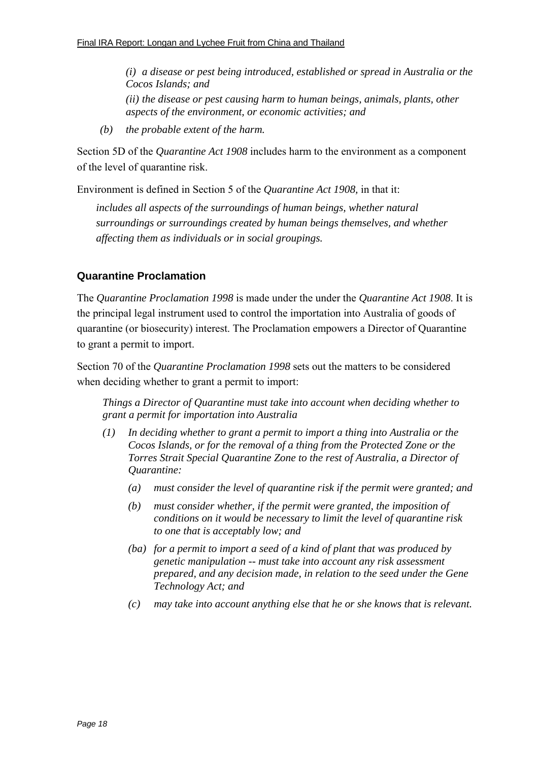*(i) a disease or pest being introduced, established or spread in Australia or the Cocos Islands; and*

*(ii) the disease or pest causing harm to human beings, animals, plants, other aspects of the environment, or economic activities; and*

*(b) the probable extent of the harm.*

Section 5D of the *Quarantine Act 1908* includes harm to the environment as a component of the level of quarantine risk.

Environment is defined in Section 5 of the *Quarantine Act 1908*, in that it:

> *includes all aspects of the surroundings of human beings, whether natural surroundings or surroundings created by human beings themselves, and whether affecting them as individuals or in social groupings.*

### Quarantine Proclamation

The *Quarantine Proclamation 1998* is made under the under the *Quarantine Act 1908*. It is the principal legal instrument used to control the importation into Australia of goods of quarantine (or biosecurity) interest. The Proclamation empowers a Director of Quarantine to grant a permit to import.

Section 70 of the *Quarantine Proclamation 1998* sets out the matters to be considered when deciding whether to grant a permit to import:

*Things a Director of Quarantine must take into account when deciding whether to grant a permit for importation into Australia*

*(1) In deciding whether to grant a permit to import a thing into Australia or the Cocos Islands, or for the removal of a thing from the Protected Zone or the Torres Strait Special Quarantine Zone to the rest of Australia, a Director of Quarantine:*

*(a) must consider the level of quarantine risk if the permit were granted; and*

*(b) must consider whether, if the permit were granted, the imposition of conditions on it would be necessary to limit the level of quarantine risk to one that is acceptably low; and*

*(ba) for a permit to import a seed of a kind of plant that was produced by genetic manipulation -- must take into account any risk assessment prepared, and any decision made, in relation to the seed under the Gene Technology Act; and*

*(c) may take into account anything else that he or she knows that is relevant.*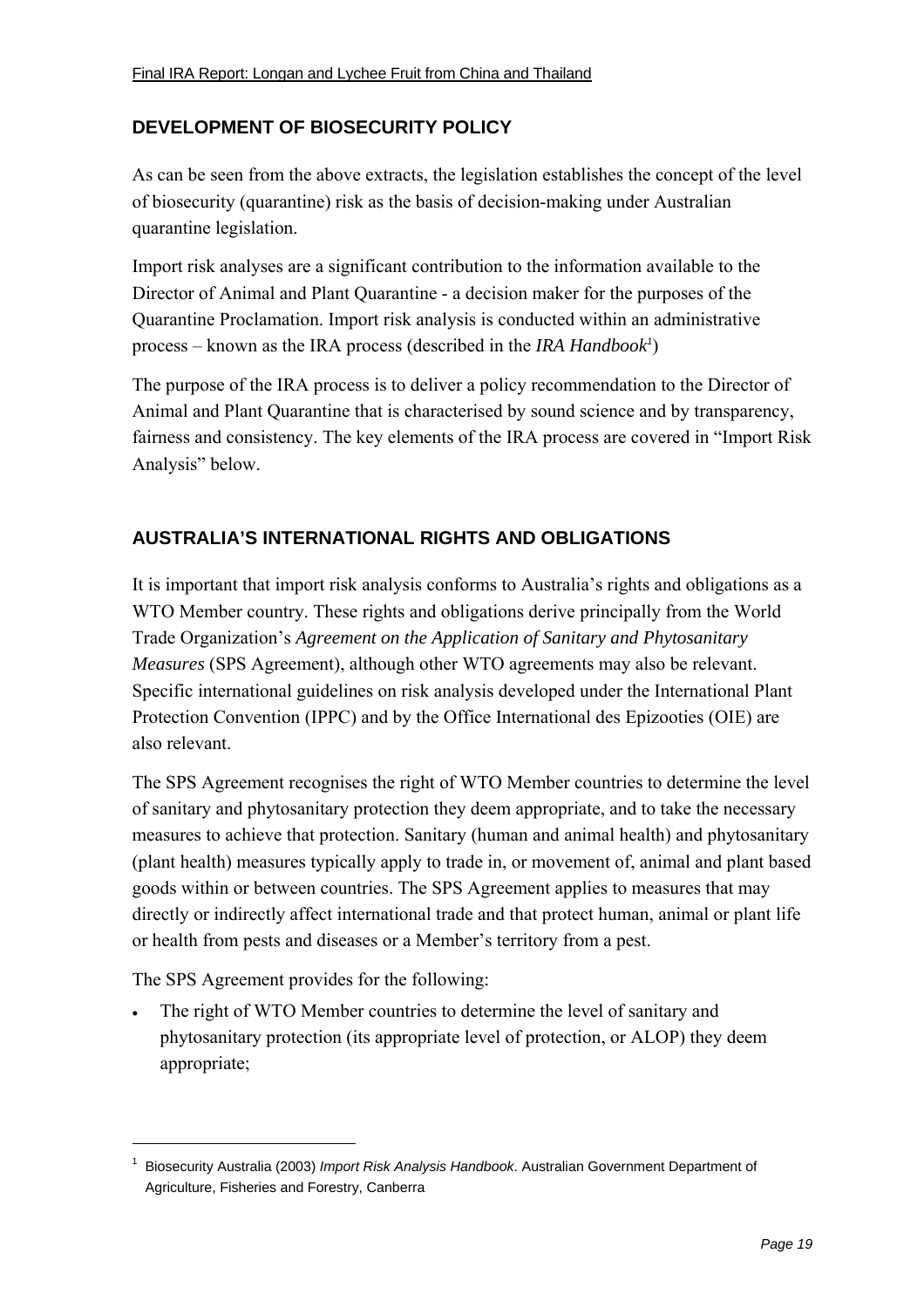## DEVELOPMENT OF BIOSECURITY POLICY

As can be seen from the above extracts, the legislation establishes the concept of the level of biosecurity (quarantine) risk as the basis of decision-making under Australian quarantine legislation.

Import risk analyses are a significant contribution to the information available to the Director of Animal and Plant Quarantine - a decision maker for the purposes of the Quarantine Proclamation. Import risk analysis is conducted within an administrative process – known as the IRA process (described in the *IRA Handbook*[1])

The purpose of the IRA process is to deliver a policy recommendation to the Director of Animal and Plant Quarantine that is characterised by sound science and by transparency, fairness and consistency. The key elements of the IRA process are covered in "Import Risk Analysis" below.

## AUSTRALIA'S INTERNATIONAL RIGHTS AND OBLIGATIONS

It is important that import risk analysis conforms to Australia's rights and obligations as a WTO Member country. These rights and obligations derive principally from the World Trade Organization's *Agreement on the Application of Sanitary and Phytosanitary Measures* (SPS Agreement), although other WTO agreements may also be relevant. Specific international guidelines on risk analysis developed under the International Plant Protection Convention (IPPC) and by the Office International des Epizooties (OIE) are also relevant.

The SPS Agreement recognises the right of WTO Member countries to determine the level of sanitary and phytosanitary protection they deem appropriate, and to take the necessary measures to achieve that protection. Sanitary (human and animal health) and phytosanitary (plant health) measures typically apply to trade in, or movement of, animal and plant based goods within or between countries. The SPS Agreement applies to measures that may directly or indirectly affect international trade and that protect human, animal or plant life or health from pests and diseases or a Member's territory from a pest.

The SPS Agreement provides for the following:

- The right of WTO Member countries to determine the level of sanitary and phytosanitary protection (its appropriate level of protection, or ALOP) they deem appropriate;

[1] Biosecurity Australia (2003) *Import Risk Analysis Handbook*. Australian Government Department of Agriculture, Fisheries and Forestry, Canberra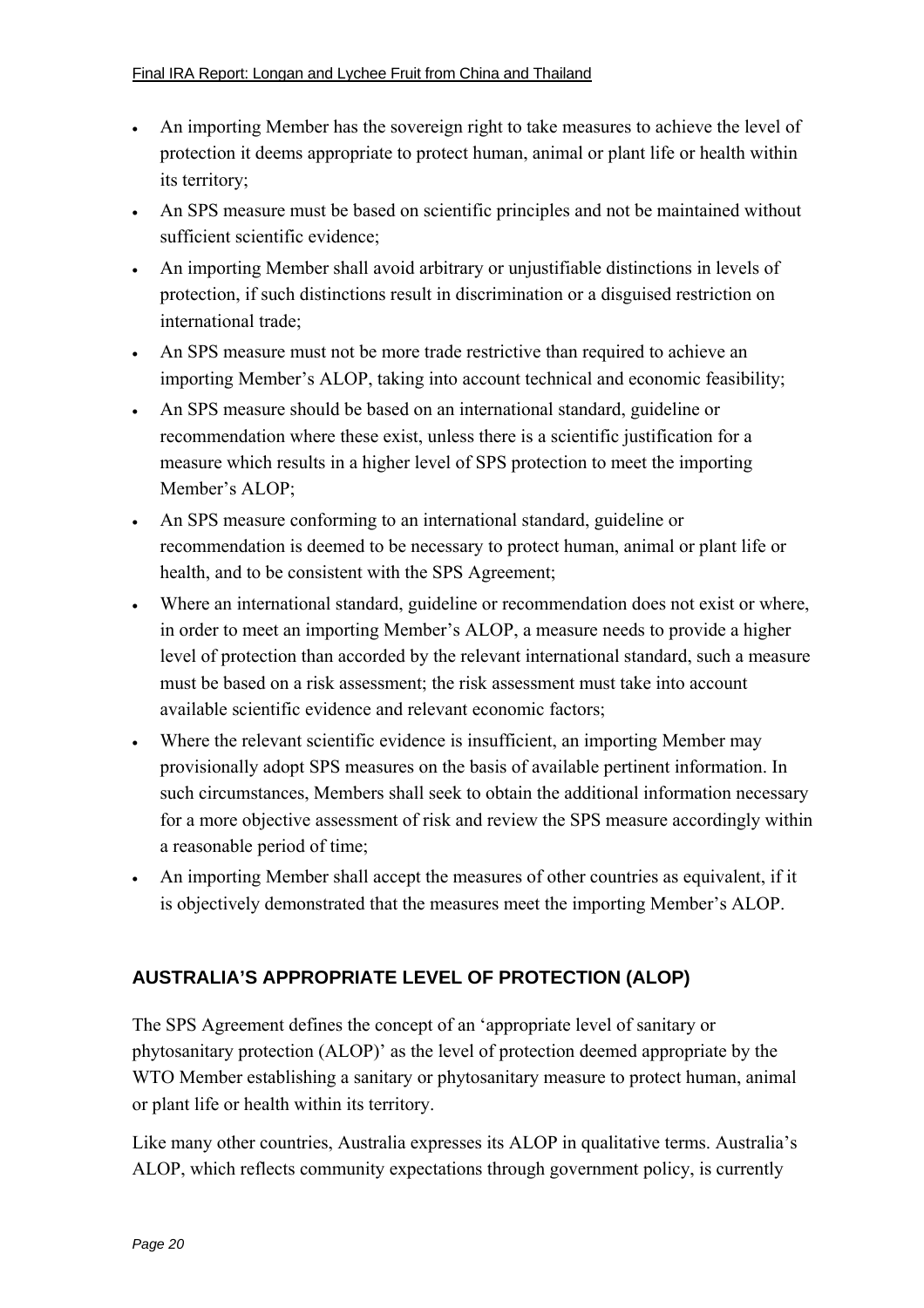- An importing Member has the sovereign right to take measures to achieve the level of protection it deems appropriate to protect human, animal or plant life or health within its territory;
- An SPS measure must be based on scientific principles and not be maintained without sufficient scientific evidence;
- An importing Member shall avoid arbitrary or unjustifiable distinctions in levels of protection, if such distinctions result in discrimination or a disguised restriction on international trade;
- An SPS measure must not be more trade restrictive than required to achieve an importing Member's ALOP, taking into account technical and economic feasibility;
- An SPS measure should be based on an international standard, guideline or recommendation where these exist, unless there is a scientific justification for a measure which results in a higher level of SPS protection to meet the importing Member's ALOP;
- An SPS measure conforming to an international standard, guideline or recommendation is deemed to be necessary to protect human, animal or plant life or health, and to be consistent with the SPS Agreement;
- Where an international standard, guideline or recommendation does not exist or where, in order to meet an importing Member's ALOP, a measure needs to provide a higher level of protection than accorded by the relevant international standard, such a measure must be based on a risk assessment; the risk assessment must take into account available scientific evidence and relevant economic factors;
- Where the relevant scientific evidence is insufficient, an importing Member may provisionally adopt SPS measures on the basis of available pertinent information. In such circumstances, Members shall seek to obtain the additional information necessary for a more objective assessment of risk and review the SPS measure accordingly within a reasonable period of time;
- An importing Member shall accept the measures of other countries as equivalent, if it is objectively demonstrated that the measures meet the importing Member's ALOP.

## AUSTRALIA'S APPROPRIATE LEVEL OF PROTECTION (ALOP)

The SPS Agreement defines the concept of an 'appropriate level of sanitary or phytosanitary protection (ALOP)' as the level of protection deemed appropriate by the WTO Member establishing a sanitary or phytosanitary measure to protect human, animal or plant life or health within its territory.

Like many other countries, Australia expresses its ALOP in qualitative terms. Australia's ALOP, which reflects community expectations through government policy, is currently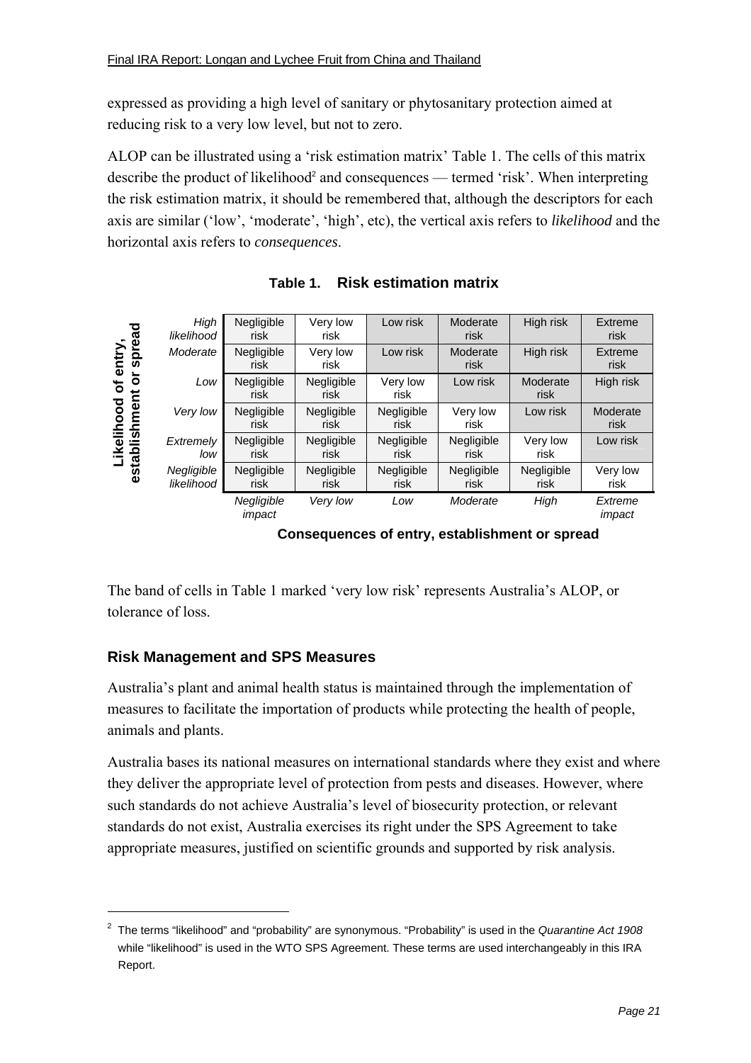expressed as providing a high level of sanitary or phytosanitary protection aimed at reducing risk to a very low level, but not to zero.

ALOP can be illustrated using a 'risk estimation matrix' Table 1. The cells of this matrix describe the product of likelihood[2] and consequences — termed 'risk'. When interpreting the risk estimation matrix, it should be remembered that, although the descriptors for each axis are similar ('low', 'moderate', 'high', etc), the vertical axis refers to *likelihood* and the horizontal axis refers to *consequences*.

**Table 1. Risk estimation matrix**

| Likelihood of entry, establishment or spread | Negligible impact | Very low | Low | Moderate | High | Extreme impact |
|---|---|---|---|---|---|---|
| *High likelihood* | Negligible risk | Very low risk | Low risk | Moderate risk | High risk | Extreme risk |
| *Moderate* | Negligible risk | Very low risk | Low risk | Moderate risk | High risk | Extreme risk |
| *Low* | Negligible risk | Negligible risk | Very low risk | Low risk | Moderate risk | High risk |
| *Very low* | Negligible risk | Negligible risk | Negligible risk | Very low risk | Low risk | Moderate risk |
| *Extremely low* | Negligible risk | Negligible risk | Negligible risk | Negligible risk | Very low risk | Low risk |
| *Negligible likelihood* | Negligible risk | Negligible risk | Negligible risk | Negligible risk | Negligible risk | Very low risk |

**Consequences of entry, establishment or spread**

The band of cells in Table 1 marked 'very low risk' represents Australia's ALOP, or tolerance of loss.

## Risk Management and SPS Measures

Australia's plant and animal health status is maintained through the implementation of measures to facilitate the importation of products while protecting the health of people, animals and plants.

Australia bases its national measures on international standards where they exist and where they deliver the appropriate level of protection from pests and diseases. However, where such standards do not achieve Australia's level of biosecurity protection, or relevant standards do not exist, Australia exercises its right under the SPS Agreement to take appropriate measures, justified on scientific grounds and supported by risk analysis.

---

[2] The terms "likelihood" and "probability" are synonymous. "Probability" is used in the *Quarantine Act 1908* while "likelihood" is used in the WTO SPS Agreement. These terms are used interchangeably in this IRA Report.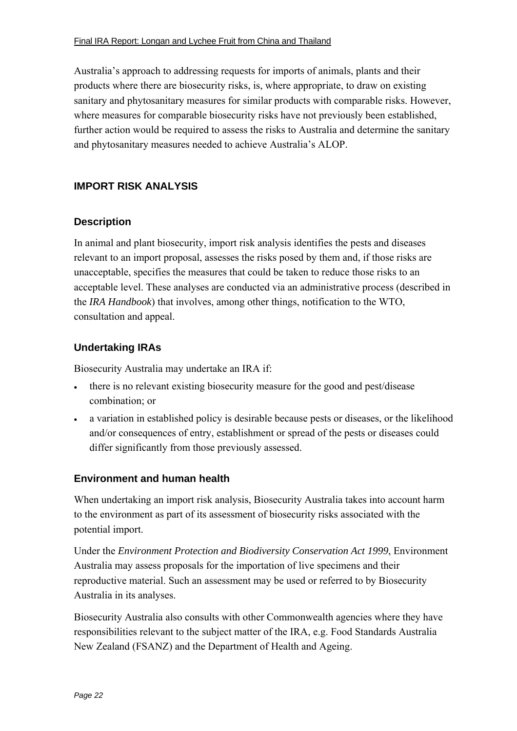Australia's approach to addressing requests for imports of animals, plants and their products where there are biosecurity risks, is, where appropriate, to draw on existing sanitary and phytosanitary measures for similar products with comparable risks. However, where measures for comparable biosecurity risks have not previously been established, further action would be required to assess the risks to Australia and determine the sanitary and phytosanitary measures needed to achieve Australia's ALOP.

## IMPORT RISK ANALYSIS

### Description

In animal and plant biosecurity, import risk analysis identifies the pests and diseases relevant to an import proposal, assesses the risks posed by them and, if those risks are unacceptable, specifies the measures that could be taken to reduce those risks to an acceptable level. These analyses are conducted via an administrative process (described in the *IRA Handbook*) that involves, among other things, notification to the WTO, consultation and appeal.

### Undertaking IRAs

Biosecurity Australia may undertake an IRA if:

- there is no relevant existing biosecurity measure for the good and pest/disease combination; or
- a variation in established policy is desirable because pests or diseases, or the likelihood and/or consequences of entry, establishment or spread of the pests or diseases could differ significantly from those previously assessed.

### Environment and human health

When undertaking an import risk analysis, Biosecurity Australia takes into account harm to the environment as part of its assessment of biosecurity risks associated with the potential import.

Under the *Environment Protection and Biodiversity Conservation Act 1999*, Environment Australia may assess proposals for the importation of live specimens and their reproductive material. Such an assessment may be used or referred to by Biosecurity Australia in its analyses.

Biosecurity Australia also consults with other Commonwealth agencies where they have responsibilities relevant to the subject matter of the IRA, e.g. Food Standards Australia New Zealand (FSANZ) and the Department of Health and Ageing.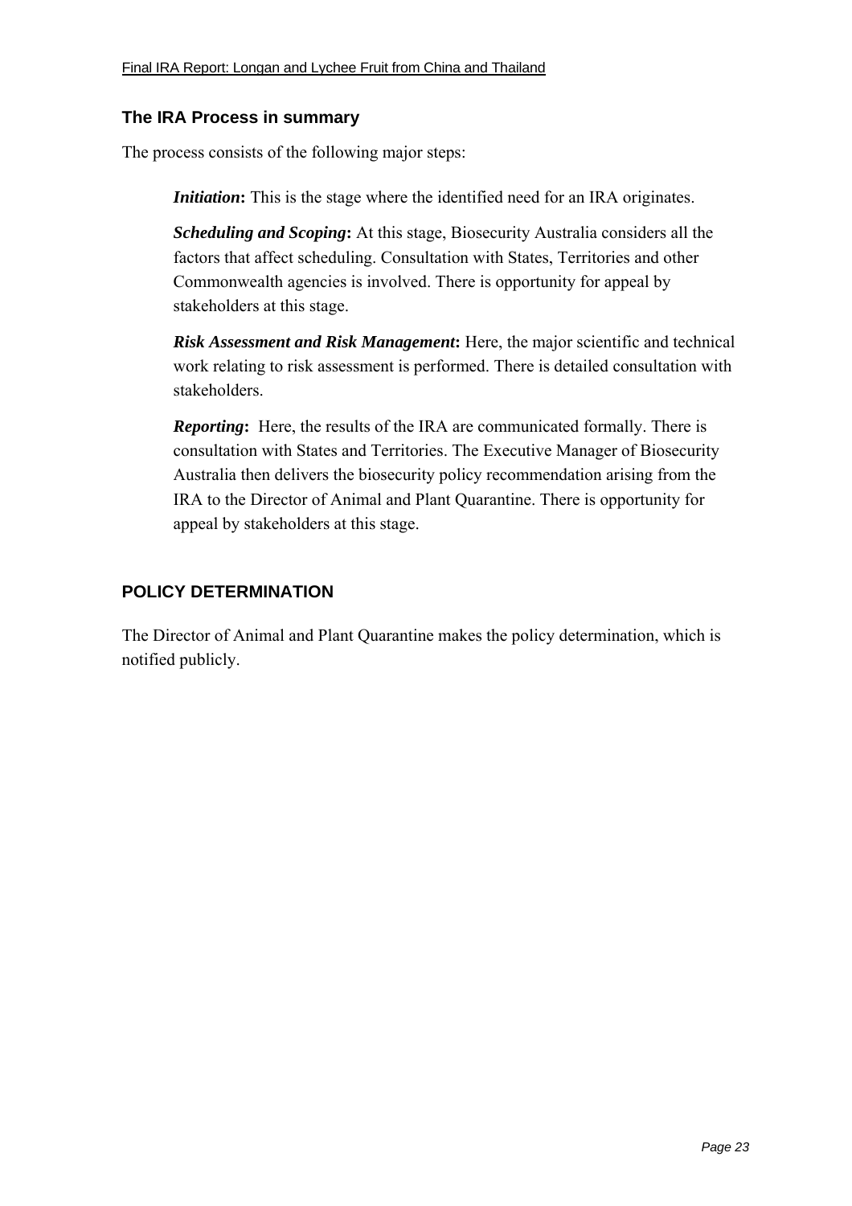### The IRA Process in summary

The process consists of the following major steps:

***Initiation*:** This is the stage where the identified need for an IRA originates.

***Scheduling and Scoping*:** At this stage, Biosecurity Australia considers all the factors that affect scheduling. Consultation with States, Territories and other Commonwealth agencies is involved. There is opportunity for appeal by stakeholders at this stage.

***Risk Assessment and Risk Management*:** Here, the major scientific and technical work relating to risk assessment is performed. There is detailed consultation with stakeholders.

***Reporting*:** Here, the results of the IRA are communicated formally. There is consultation with States and Territories. The Executive Manager of Biosecurity Australia then delivers the biosecurity policy recommendation arising from the IRA to the Director of Animal and Plant Quarantine. There is opportunity for appeal by stakeholders at this stage.

### POLICY DETERMINATION

The Director of Animal and Plant Quarantine makes the policy determination, which is notified publicly.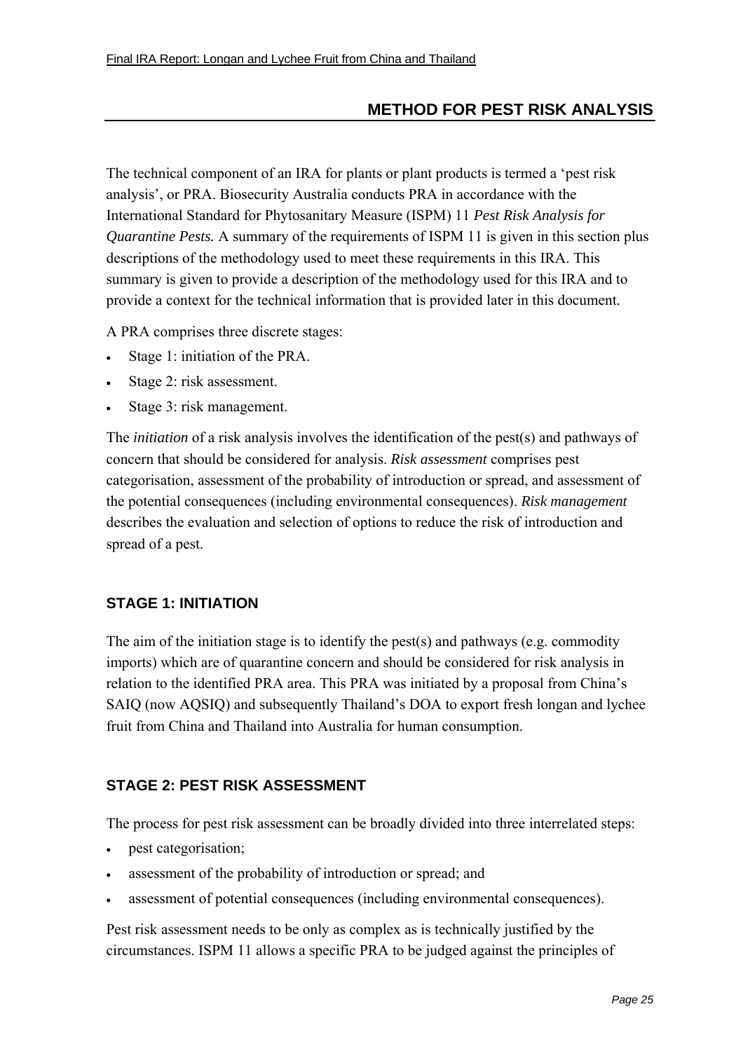# METHOD FOR PEST RISK ANALYSIS

The technical component of an IRA for plants or plant products is termed a 'pest risk analysis', or PRA. Biosecurity Australia conducts PRA in accordance with the International Standard for Phytosanitary Measure (ISPM) 11 *Pest Risk Analysis for Quarantine Pests.* A summary of the requirements of ISPM 11 is given in this section plus descriptions of the methodology used to meet these requirements in this IRA. This summary is given to provide a description of the methodology used for this IRA and to provide a context for the technical information that is provided later in this document.

A PRA comprises three discrete stages:

- Stage 1: initiation of the PRA.
- Stage 2: risk assessment.
- Stage 3: risk management.

The *initiation* of a risk analysis involves the identification of the pest(s) and pathways of concern that should be considered for analysis. *Risk assessment* comprises pest categorisation, assessment of the probability of introduction or spread, and assessment of the potential consequences (including environmental consequences). *Risk management* describes the evaluation and selection of options to reduce the risk of introduction and spread of a pest.

## STAGE 1: INITIATION

The aim of the initiation stage is to identify the pest(s) and pathways (e.g. commodity imports) which are of quarantine concern and should be considered for risk analysis in relation to the identified PRA area. This PRA was initiated by a proposal from China's SAIQ (now AQSIQ) and subsequently Thailand's DOA to export fresh longan and lychee fruit from China and Thailand into Australia for human consumption.

## STAGE 2: PEST RISK ASSESSMENT

The process for pest risk assessment can be broadly divided into three interrelated steps:

- pest categorisation;
- assessment of the probability of introduction or spread; and
- assessment of potential consequences (including environmental consequences).

Pest risk assessment needs to be only as complex as is technically justified by the circumstances. ISPM 11 allows a specific PRA to be judged against the principles of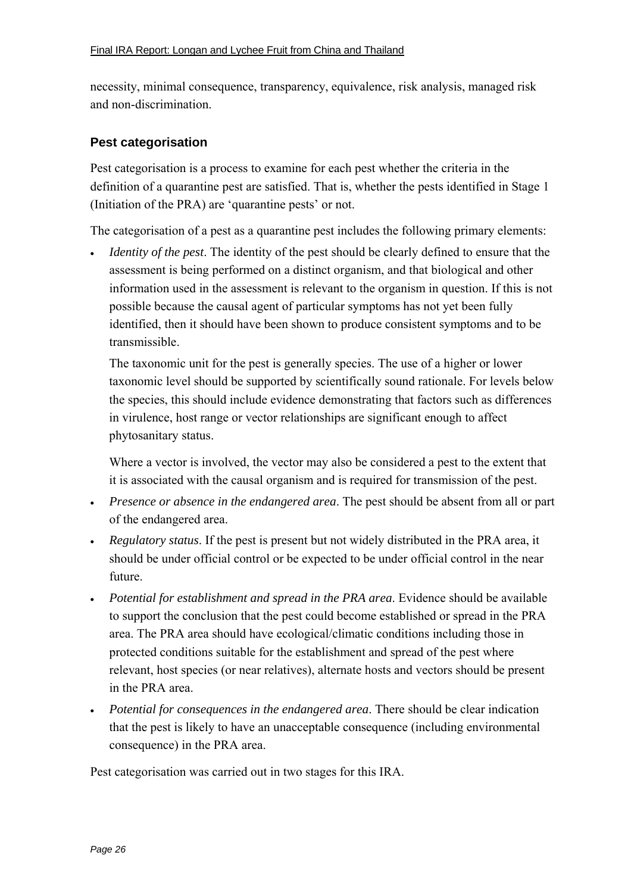necessity, minimal consequence, transparency, equivalence, risk analysis, managed risk and non-discrimination.

### Pest categorisation

Pest categorisation is a process to examine for each pest whether the criteria in the definition of a quarantine pest are satisfied. That is, whether the pests identified in Stage 1 (Initiation of the PRA) are 'quarantine pests' or not.

The categorisation of a pest as a quarantine pest includes the following primary elements:

- *Identity of the pest*. The identity of the pest should be clearly defined to ensure that the assessment is being performed on a distinct organism, and that biological and other information used in the assessment is relevant to the organism in question. If this is not possible because the causal agent of particular symptoms has not yet been fully identified, then it should have been shown to produce consistent symptoms and to be transmissible.

  The taxonomic unit for the pest is generally species. The use of a higher or lower taxonomic level should be supported by scientifically sound rationale. For levels below the species, this should include evidence demonstrating that factors such as differences in virulence, host range or vector relationships are significant enough to affect phytosanitary status.

  Where a vector is involved, the vector may also be considered a pest to the extent that it is associated with the causal organism and is required for transmission of the pest.
- *Presence or absence in the endangered area*. The pest should be absent from all or part of the endangered area.
- *Regulatory status*. If the pest is present but not widely distributed in the PRA area, it should be under official control or be expected to be under official control in the near future.
- *Potential for establishment and spread in the PRA area*. Evidence should be available to support the conclusion that the pest could become established or spread in the PRA area. The PRA area should have ecological/climatic conditions including those in protected conditions suitable for the establishment and spread of the pest where relevant, host species (or near relatives), alternate hosts and vectors should be present in the PRA area.
- *Potential for consequences in the endangered area*. There should be clear indication that the pest is likely to have an unacceptable consequence (including environmental consequence) in the PRA area.

Pest categorisation was carried out in two stages for this IRA.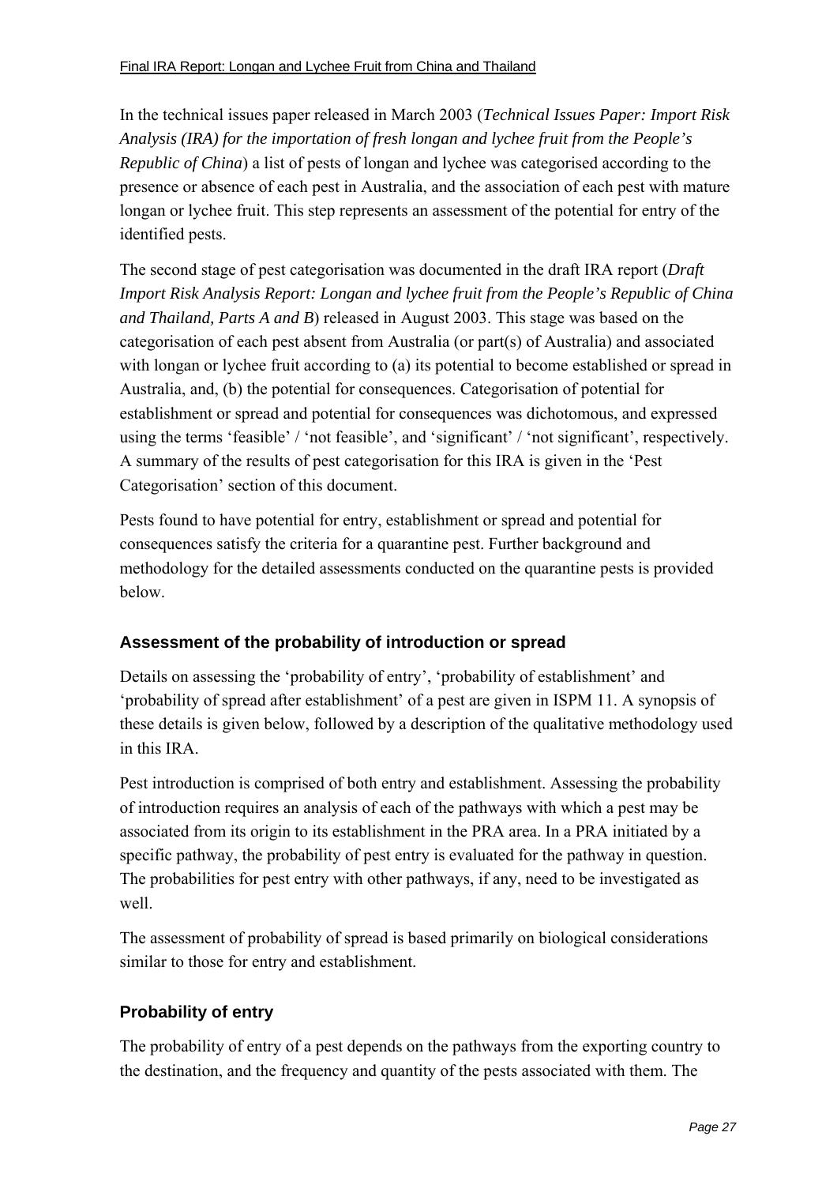In the technical issues paper released in March 2003 (*Technical Issues Paper: Import Risk Analysis (IRA) for the importation of fresh longan and lychee fruit from the People's Republic of China*) a list of pests of longan and lychee was categorised according to the presence or absence of each pest in Australia, and the association of each pest with mature longan or lychee fruit. This step represents an assessment of the potential for entry of the identified pests.

The second stage of pest categorisation was documented in the draft IRA report (*Draft Import Risk Analysis Report: Longan and lychee fruit from the People's Republic of China and Thailand, Parts A and B*) released in August 2003. This stage was based on the categorisation of each pest absent from Australia (or part(s) of Australia) and associated with longan or lychee fruit according to (a) its potential to become established or spread in Australia, and, (b) the potential for consequences. Categorisation of potential for establishment or spread and potential for consequences was dichotomous, and expressed using the terms 'feasible' / 'not feasible', and 'significant' / 'not significant', respectively. A summary of the results of pest categorisation for this IRA is given in the 'Pest Categorisation' section of this document.

Pests found to have potential for entry, establishment or spread and potential for consequences satisfy the criteria for a quarantine pest. Further background and methodology for the detailed assessments conducted on the quarantine pests is provided below.

## Assessment of the probability of introduction or spread

Details on assessing the 'probability of entry', 'probability of establishment' and 'probability of spread after establishment' of a pest are given in ISPM 11. A synopsis of these details is given below, followed by a description of the qualitative methodology used in this IRA.

Pest introduction is comprised of both entry and establishment. Assessing the probability of introduction requires an analysis of each of the pathways with which a pest may be associated from its origin to its establishment in the PRA area. In a PRA initiated by a specific pathway, the probability of pest entry is evaluated for the pathway in question. The probabilities for pest entry with other pathways, if any, need to be investigated as well.

The assessment of probability of spread is based primarily on biological considerations similar to those for entry and establishment.

## Probability of entry

The probability of entry of a pest depends on the pathways from the exporting country to the destination, and the frequency and quantity of the pests associated with them. The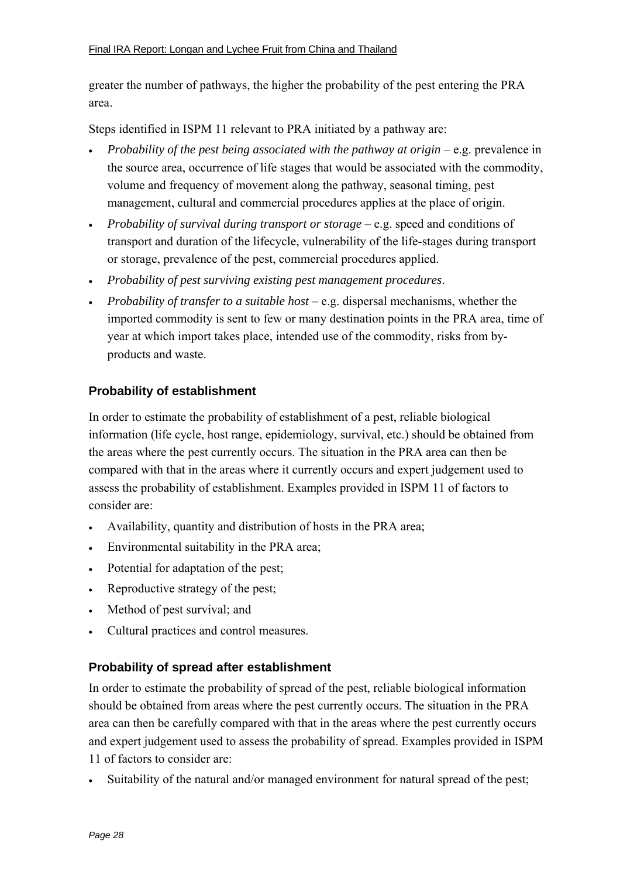greater the number of pathways, the higher the probability of the pest entering the PRA area.

Steps identified in ISPM 11 relevant to PRA initiated by a pathway are:

- *Probability of the pest being associated with the pathway at origin* – e.g. prevalence in the source area, occurrence of life stages that would be associated with the commodity, volume and frequency of movement along the pathway, seasonal timing, pest management, cultural and commercial procedures applies at the place of origin.
- *Probability of survival during transport or storage* – e.g. speed and conditions of transport and duration of the lifecycle, vulnerability of the life-stages during transport or storage, prevalence of the pest, commercial procedures applied.
- *Probability of pest surviving existing pest management procedures*.
- *Probability of transfer to a suitable host* – e.g. dispersal mechanisms, whether the imported commodity is sent to few or many destination points in the PRA area, time of year at which import takes place, intended use of the commodity, risks from by-products and waste.

### Probability of establishment

In order to estimate the probability of establishment of a pest, reliable biological information (life cycle, host range, epidemiology, survival, etc.) should be obtained from the areas where the pest currently occurs. The situation in the PRA area can then be compared with that in the areas where it currently occurs and expert judgement used to assess the probability of establishment. Examples provided in ISPM 11 of factors to consider are:

- Availability, quantity and distribution of hosts in the PRA area;
- Environmental suitability in the PRA area;
- Potential for adaptation of the pest;
- Reproductive strategy of the pest;
- Method of pest survival; and
- Cultural practices and control measures.

### Probability of spread after establishment

In order to estimate the probability of spread of the pest, reliable biological information should be obtained from areas where the pest currently occurs. The situation in the PRA area can then be carefully compared with that in the areas where the pest currently occurs and expert judgement used to assess the probability of spread. Examples provided in ISPM 11 of factors to consider are:

- Suitability of the natural and/or managed environment for natural spread of the pest;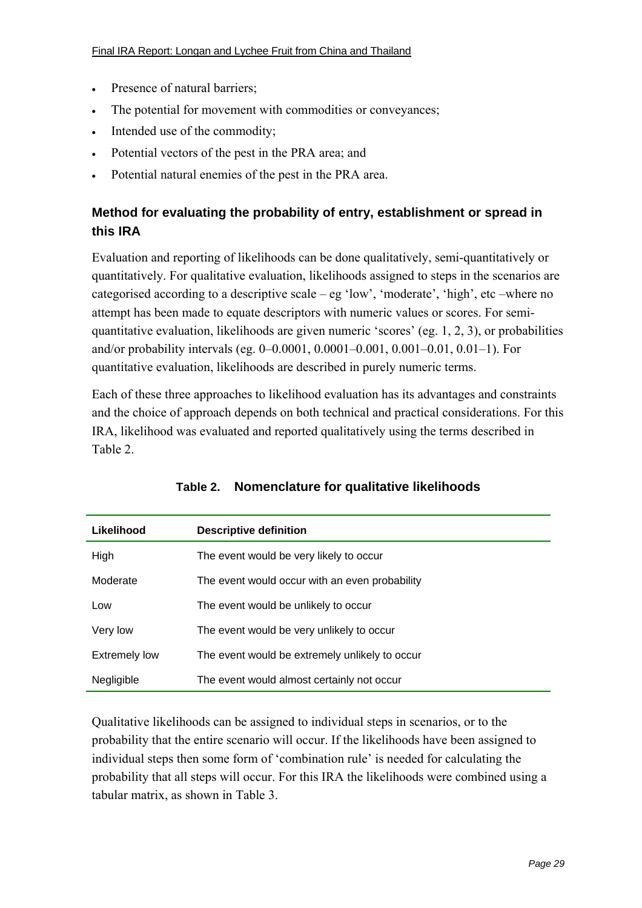- Presence of natural barriers;
- The potential for movement with commodities or conveyances;
- Intended use of the commodity;
- Potential vectors of the pest in the PRA area; and
- Potential natural enemies of the pest in the PRA area.

### Method for evaluating the probability of entry, establishment or spread in this IRA

Evaluation and reporting of likelihoods can be done qualitatively, semi-quantitatively or quantitatively. For qualitative evaluation, likelihoods assigned to steps in the scenarios are categorised according to a descriptive scale – eg 'low', 'moderate', 'high', etc –where no attempt has been made to equate descriptors with numeric values or scores. For semi-quantitative evaluation, likelihoods are given numeric 'scores' (eg. 1, 2, 3), or probabilities and/or probability intervals (eg. 0–0.0001, 0.0001–0.001, 0.001–0.01, 0.01–1). For quantitative evaluation, likelihoods are described in purely numeric terms.

Each of these three approaches to likelihood evaluation has its advantages and constraints and the choice of approach depends on both technical and practical considerations. For this IRA, likelihood was evaluated and reported qualitatively using the terms described in Table 2.

**Table 2. Nomenclature for qualitative likelihoods**

| Likelihood | Descriptive definition |
|---|---|
| High | The event would be very likely to occur |
| Moderate | The event would occur with an even probability |
| Low | The event would be unlikely to occur |
| Very low | The event would be very unlikely to occur |
| Extremely low | The event would be extremely unlikely to occur |
| Negligible | The event would almost certainly not occur |

Qualitative likelihoods can be assigned to individual steps in scenarios, or to the probability that the entire scenario will occur. If the likelihoods have been assigned to individual steps then some form of 'combination rule' is needed for calculating the probability that all steps will occur. For this IRA the likelihoods were combined using a tabular matrix, as shown in Table 3.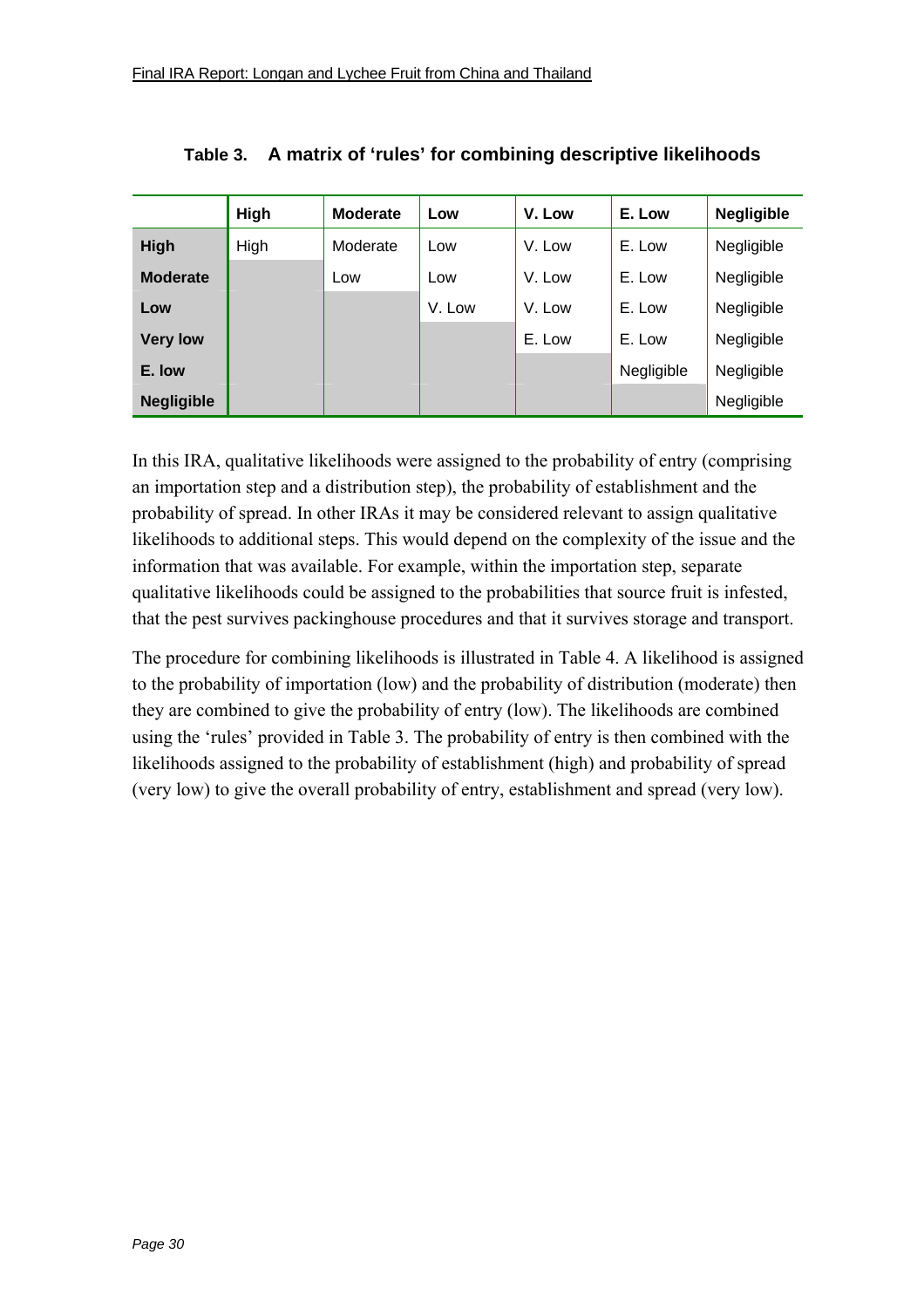**Table 3. A matrix of 'rules' for combining descriptive likelihoods**

| | High | Moderate | Low | V. Low | E. Low | Negligible |
|---|---|---|---|---|---|---|
| **High** | High | Moderate | Low | V. Low | E. Low | Negligible |
| **Moderate** | | Low | Low | V. Low | E. Low | Negligible |
| **Low** | | | V. Low | V. Low | E. Low | Negligible |
| **Very low** | | | | E. Low | E. Low | Negligible |
| **E. low** | | | | | Negligible | Negligible |
| **Negligible** | | | | | | Negligible |

In this IRA, qualitative likelihoods were assigned to the probability of entry (comprising an importation step and a distribution step), the probability of establishment and the probability of spread. In other IRAs it may be considered relevant to assign qualitative likelihoods to additional steps. This would depend on the complexity of the issue and the information that was available. For example, within the importation step, separate qualitative likelihoods could be assigned to the probabilities that source fruit is infested, that the pest survives packinghouse procedures and that it survives storage and transport.

The procedure for combining likelihoods is illustrated in Table 4. A likelihood is assigned to the probability of importation (low) and the probability of distribution (moderate) then they are combined to give the probability of entry (low). The likelihoods are combined using the 'rules' provided in Table 3. The probability of entry is then combined with the likelihoods assigned to the probability of establishment (high) and probability of spread (very low) to give the overall probability of entry, establishment and spread (very low).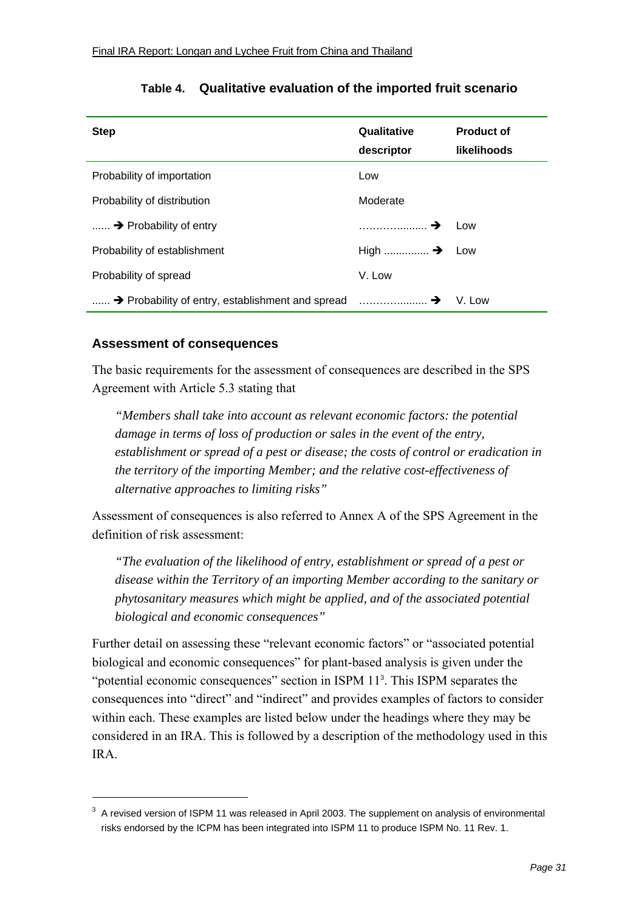**Table 4. Qualitative evaluation of the imported fruit scenario**

| Step | Qualitative descriptor | Product of likelihoods |
|---|---|---|
| Probability of importation | Low | |
| Probability of distribution | Moderate | |
| ...... ➔ Probability of entry | ……….......... ➔ | Low |
| Probability of establishment | High ............... ➔ | Low |
| Probability of spread | V. Low | |
| ...... ➔ Probability of entry, establishment and spread | ……….......... ➔ | V. Low |

### Assessment of consequences

The basic requirements for the assessment of consequences are described in the SPS Agreement with Article 5.3 stating that

> *"Members shall take into account as relevant economic factors: the potential damage in terms of loss of production or sales in the event of the entry, establishment or spread of a pest or disease; the costs of control or eradication in the territory of the importing Member; and the relative cost-effectiveness of alternative approaches to limiting risks"*

Assessment of consequences is also referred to Annex A of the SPS Agreement in the definition of risk assessment:

> *"The evaluation of the likelihood of entry, establishment or spread of a pest or disease within the Territory of an importing Member according to the sanitary or phytosanitary measures which might be applied, and of the associated potential biological and economic consequences"*

Further detail on assessing these "relevant economic factors" or "associated potential biological and economic consequences" for plant-based analysis is given under the "potential economic consequences" section in ISPM 11[3]. This ISPM separates the consequences into "direct" and "indirect" and provides examples of factors to consider within each. These examples are listed below under the headings where they may be considered in an IRA. This is followed by a description of the methodology used in this IRA.

[3] A revised version of ISPM 11 was released in April 2003. The supplement on analysis of environmental risks endorsed by the ICPM has been integrated into ISPM 11 to produce ISPM No. 11 Rev. 1.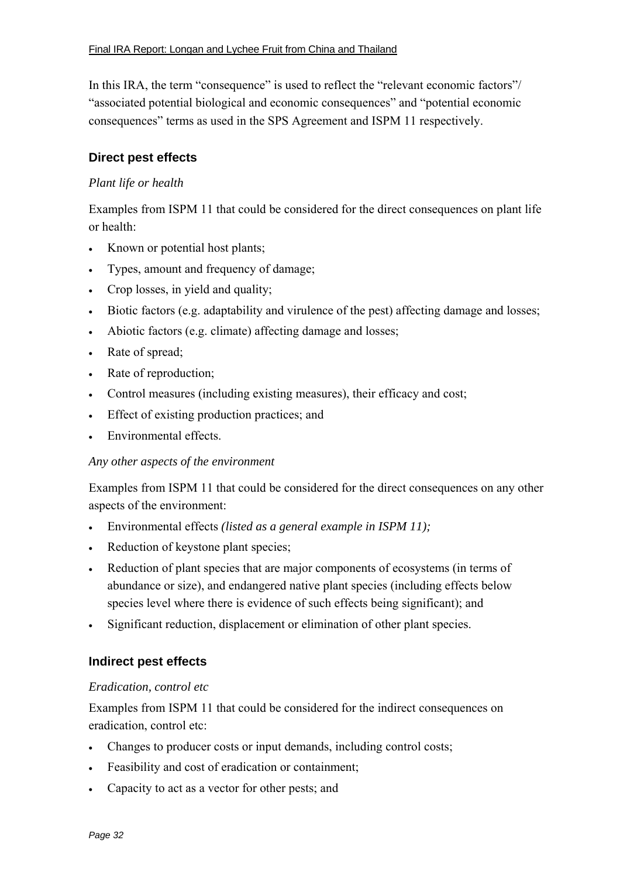In this IRA, the term "consequence" is used to reflect the "relevant economic factors"/ "associated potential biological and economic consequences" and "potential economic consequences" terms as used in the SPS Agreement and ISPM 11 respectively.

### Direct pest effects

*Plant life or health*

Examples from ISPM 11 that could be considered for the direct consequences on plant life or health:

- Known or potential host plants;
- Types, amount and frequency of damage;
- Crop losses, in yield and quality;
- Biotic factors (e.g. adaptability and virulence of the pest) affecting damage and losses;
- Abiotic factors (e.g. climate) affecting damage and losses;
- Rate of spread;
- Rate of reproduction;
- Control measures (including existing measures), their efficacy and cost;
- Effect of existing production practices; and
- Environmental effects.

*Any other aspects of the environment*

Examples from ISPM 11 that could be considered for the direct consequences on any other aspects of the environment:

- Environmental effects *(listed as a general example in ISPM 11);*
- Reduction of keystone plant species;
- Reduction of plant species that are major components of ecosystems (in terms of abundance or size), and endangered native plant species (including effects below species level where there is evidence of such effects being significant); and
- Significant reduction, displacement or elimination of other plant species.

### Indirect pest effects

*Eradication, control etc*

Examples from ISPM 11 that could be considered for the indirect consequences on eradication, control etc:

- Changes to producer costs or input demands, including control costs;
- Feasibility and cost of eradication or containment;
- Capacity to act as a vector for other pests; and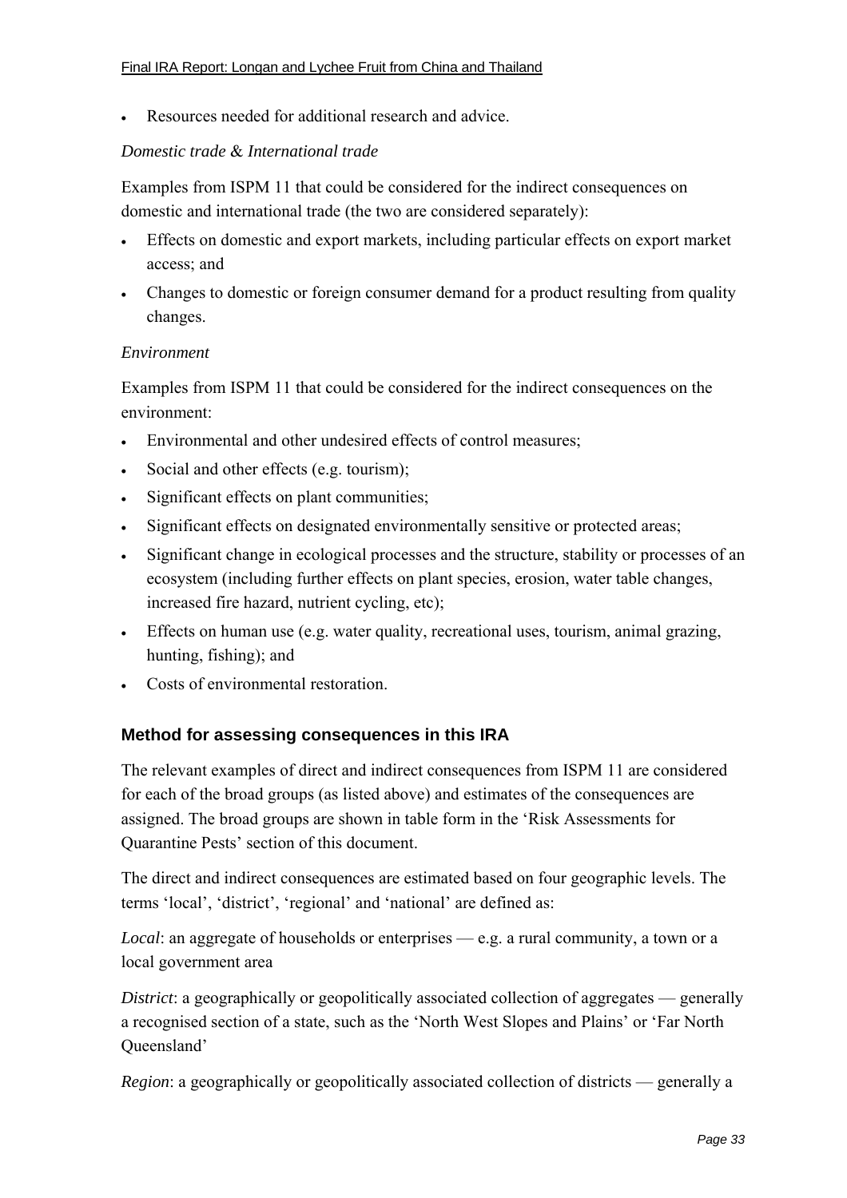- Resources needed for additional research and advice.

*Domestic trade & International trade*

Examples from ISPM 11 that could be considered for the indirect consequences on domestic and international trade (the two are considered separately):

- Effects on domestic and export markets, including particular effects on export market access; and
- Changes to domestic or foreign consumer demand for a product resulting from quality changes.

*Environment*

Examples from ISPM 11 that could be considered for the indirect consequences on the environment:

- Environmental and other undesired effects of control measures;
- Social and other effects (e.g. tourism);
- Significant effects on plant communities;
- Significant effects on designated environmentally sensitive or protected areas;
- Significant change in ecological processes and the structure, stability or processes of an ecosystem (including further effects on plant species, erosion, water table changes, increased fire hazard, nutrient cycling, etc);
- Effects on human use (e.g. water quality, recreational uses, tourism, animal grazing, hunting, fishing); and
- Costs of environmental restoration.

### Method for assessing consequences in this IRA

The relevant examples of direct and indirect consequences from ISPM 11 are considered for each of the broad groups (as listed above) and estimates of the consequences are assigned. The broad groups are shown in table form in the 'Risk Assessments for Quarantine Pests' section of this document.

The direct and indirect consequences are estimated based on four geographic levels. The terms 'local', 'district', 'regional' and 'national' are defined as:

*Local*: an aggregate of households or enterprises — e.g. a rural community, a town or a local government area

*District*: a geographically or geopolitically associated collection of aggregates — generally a recognised section of a state, such as the 'North West Slopes and Plains' or 'Far North Queensland'

*Region*: a geographically or geopolitically associated collection of districts — generally a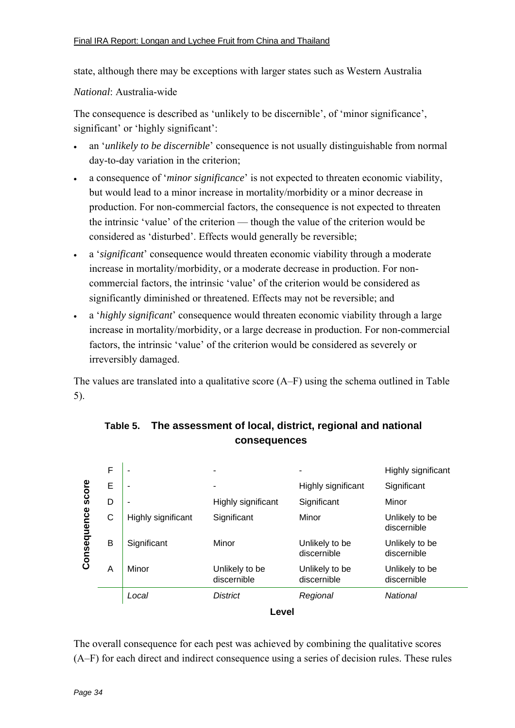state, although there may be exceptions with larger states such as Western Australia

*National*: Australia-wide

The consequence is described as 'unlikely to be discernible', of 'minor significance', significant' or 'highly significant':

- an '*unlikely to be discernible*' consequence is not usually distinguishable from normal day-to-day variation in the criterion;
- a consequence of '*minor significance*' is not expected to threaten economic viability, but would lead to a minor increase in mortality/morbidity or a minor decrease in production. For non-commercial factors, the consequence is not expected to threaten the intrinsic 'value' of the criterion — though the value of the criterion would be considered as 'disturbed'. Effects would generally be reversible;
- a '*significant*' consequence would threaten economic viability through a moderate increase in mortality/morbidity, or a moderate decrease in production. For non-commercial factors, the intrinsic 'value' of the criterion would be considered as significantly diminished or threatened. Effects may not be reversible; and
- a '*highly significant*' consequence would threaten economic viability through a large increase in mortality/morbidity, or a large decrease in production. For non-commercial factors, the intrinsic 'value' of the criterion would be considered as severely or irreversibly damaged.

The values are translated into a qualitative score (A–F) using the schema outlined in Table 5).

**Table 5. The assessment of local, district, regional and national consequences**

| Consequence score | *Local* | *District* | *Regional* | *National* |
|---|---|---|---|---|
| F | - | - | - | Highly significant |
| E | - | - | Highly significant | Significant |
| D | - | Highly significant | Significant | Minor |
| C | Highly significant | Significant | Minor | Unlikely to be discernible |
| B | Significant | Minor | Unlikely to be discernible | Unlikely to be discernible |
| A | Minor | Unlikely to be discernible | Unlikely to be discernible | Unlikely to be discernible |

**Level**

The overall consequence for each pest was achieved by combining the qualitative scores (A–F) for each direct and indirect consequence using a series of decision rules. These rules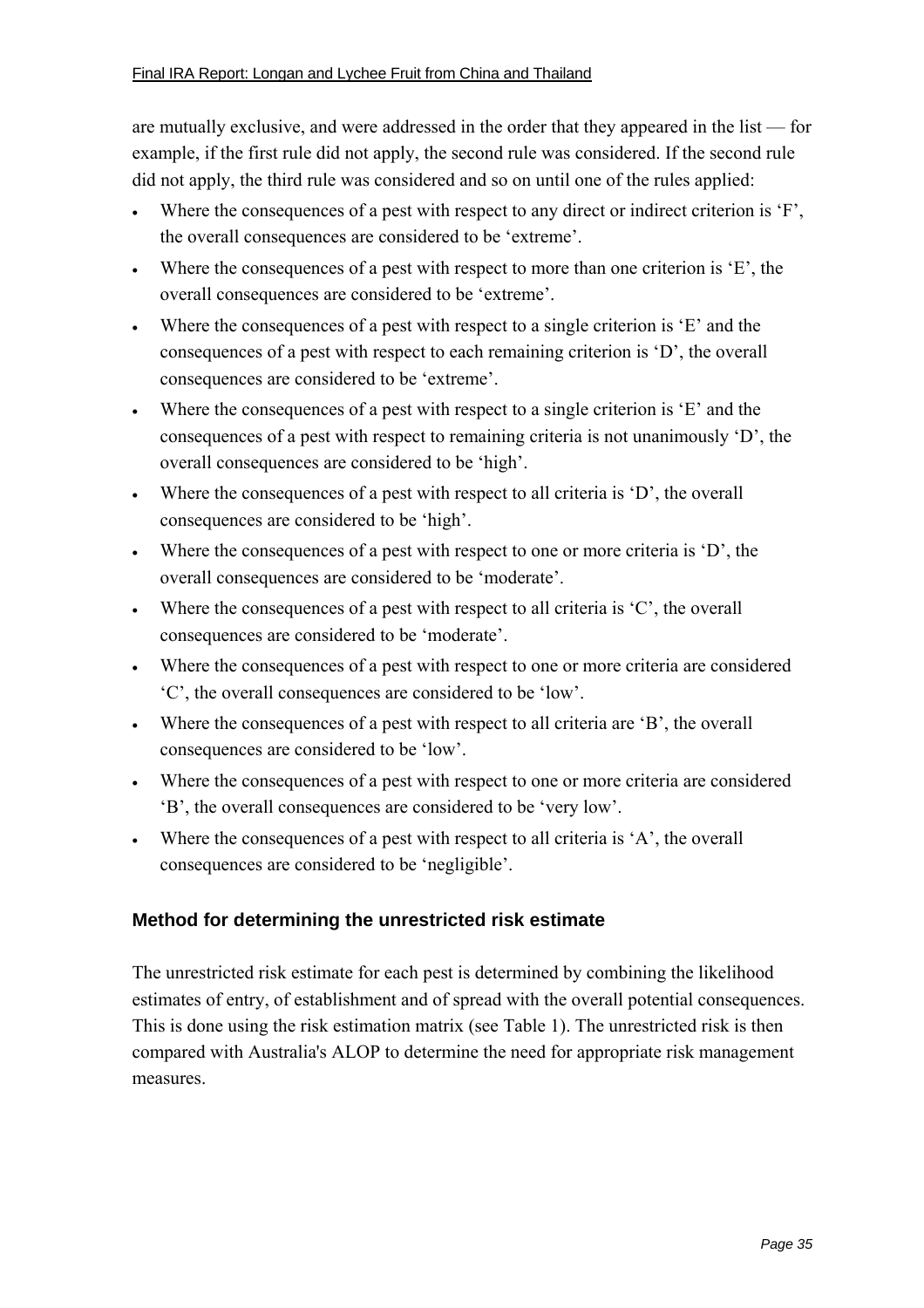are mutually exclusive, and were addressed in the order that they appeared in the list — for example, if the first rule did not apply, the second rule was considered. If the second rule did not apply, the third rule was considered and so on until one of the rules applied:

- Where the consequences of a pest with respect to any direct or indirect criterion is 'F', the overall consequences are considered to be 'extreme'.
- Where the consequences of a pest with respect to more than one criterion is 'E', the overall consequences are considered to be 'extreme'.
- Where the consequences of a pest with respect to a single criterion is 'E' and the consequences of a pest with respect to each remaining criterion is 'D', the overall consequences are considered to be 'extreme'.
- Where the consequences of a pest with respect to a single criterion is 'E' and the consequences of a pest with respect to remaining criteria is not unanimously 'D', the overall consequences are considered to be 'high'.
- Where the consequences of a pest with respect to all criteria is 'D', the overall consequences are considered to be 'high'.
- Where the consequences of a pest with respect to one or more criteria is 'D', the overall consequences are considered to be 'moderate'.
- Where the consequences of a pest with respect to all criteria is 'C', the overall consequences are considered to be 'moderate'.
- Where the consequences of a pest with respect to one or more criteria are considered 'C', the overall consequences are considered to be 'low'.
- Where the consequences of a pest with respect to all criteria are 'B', the overall consequences are considered to be 'low'.
- Where the consequences of a pest with respect to one or more criteria are considered 'B', the overall consequences are considered to be 'very low'.
- Where the consequences of a pest with respect to all criteria is 'A', the overall consequences are considered to be 'negligible'.

## Method for determining the unrestricted risk estimate

The unrestricted risk estimate for each pest is determined by combining the likelihood estimates of entry, of establishment and of spread with the overall potential consequences. This is done using the risk estimation matrix (see Table 1). The unrestricted risk is then compared with Australia's ALOP to determine the need for appropriate risk management measures.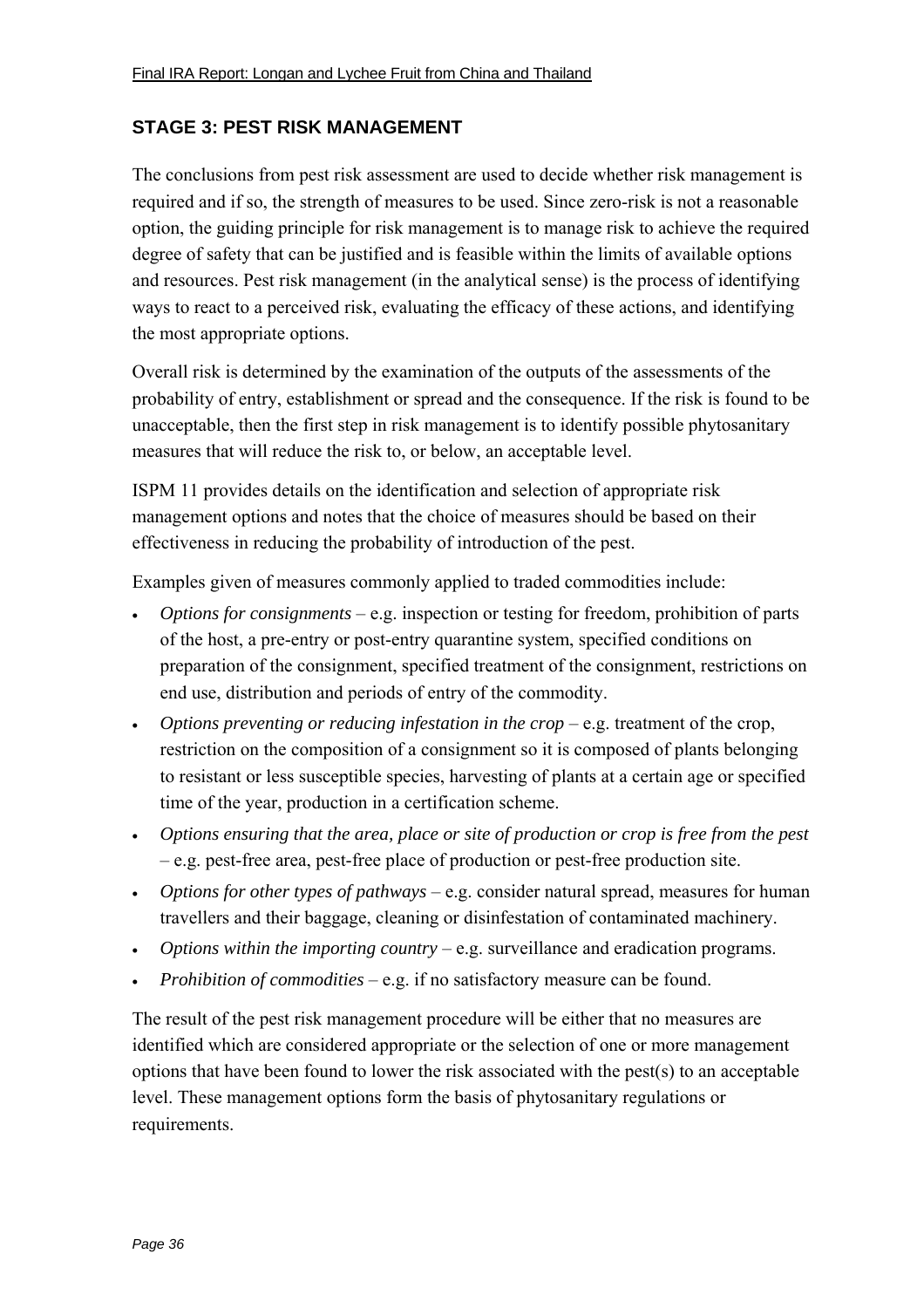## STAGE 3: PEST RISK MANAGEMENT

The conclusions from pest risk assessment are used to decide whether risk management is required and if so, the strength of measures to be used. Since zero-risk is not a reasonable option, the guiding principle for risk management is to manage risk to achieve the required degree of safety that can be justified and is feasible within the limits of available options and resources. Pest risk management (in the analytical sense) is the process of identifying ways to react to a perceived risk, evaluating the efficacy of these actions, and identifying the most appropriate options.

Overall risk is determined by the examination of the outputs of the assessments of the probability of entry, establishment or spread and the consequence. If the risk is found to be unacceptable, then the first step in risk management is to identify possible phytosanitary measures that will reduce the risk to, or below, an acceptable level.

ISPM 11 provides details on the identification and selection of appropriate risk management options and notes that the choice of measures should be based on their effectiveness in reducing the probability of introduction of the pest.

Examples given of measures commonly applied to traded commodities include:

- *Options for consignments* – e.g. inspection or testing for freedom, prohibition of parts of the host, a pre-entry or post-entry quarantine system, specified conditions on preparation of the consignment, specified treatment of the consignment, restrictions on end use, distribution and periods of entry of the commodity.
- *Options preventing or reducing infestation in the crop* – e.g. treatment of the crop, restriction on the composition of a consignment so it is composed of plants belonging to resistant or less susceptible species, harvesting of plants at a certain age or specified time of the year, production in a certification scheme.
- *Options ensuring that the area, place or site of production or crop is free from the pest* – e.g. pest-free area, pest-free place of production or pest-free production site.
- *Options for other types of pathways* – e.g. consider natural spread, measures for human travellers and their baggage, cleaning or disinfestation of contaminated machinery.
- *Options within the importing country* – e.g. surveillance and eradication programs.
- *Prohibition of commodities* – e.g. if no satisfactory measure can be found.

The result of the pest risk management procedure will be either that no measures are identified which are considered appropriate or the selection of one or more management options that have been found to lower the risk associated with the pest(s) to an acceptable level. These management options form the basis of phytosanitary regulations or requirements.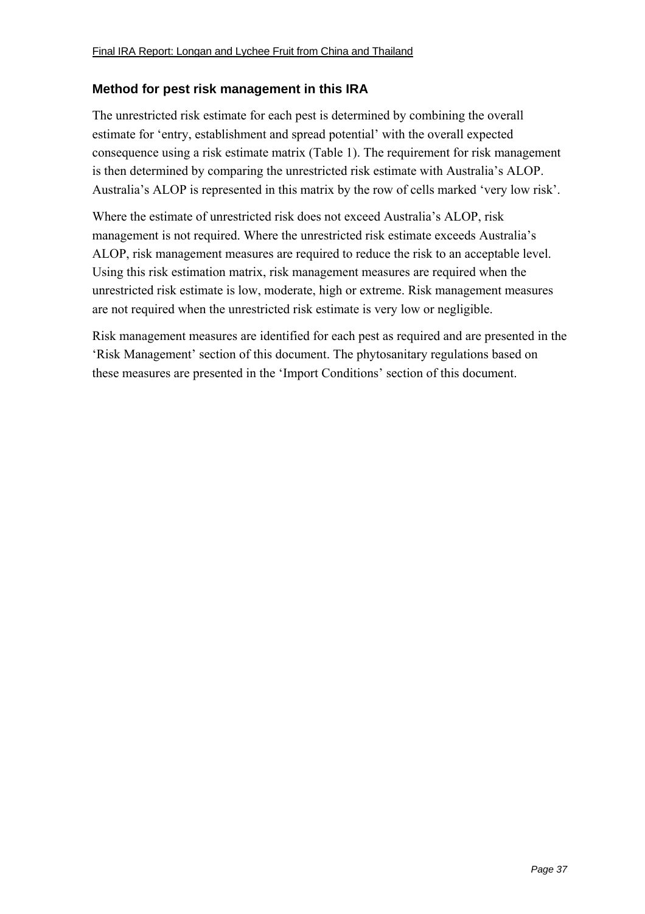### Method for pest risk management in this IRA

The unrestricted risk estimate for each pest is determined by combining the overall estimate for 'entry, establishment and spread potential' with the overall expected consequence using a risk estimate matrix (Table 1). The requirement for risk management is then determined by comparing the unrestricted risk estimate with Australia's ALOP. Australia's ALOP is represented in this matrix by the row of cells marked 'very low risk'.

Where the estimate of unrestricted risk does not exceed Australia's ALOP, risk management is not required. Where the unrestricted risk estimate exceeds Australia's ALOP, risk management measures are required to reduce the risk to an acceptable level. Using this risk estimation matrix, risk management measures are required when the unrestricted risk estimate is low, moderate, high or extreme. Risk management measures are not required when the unrestricted risk estimate is very low or negligible.

Risk management measures are identified for each pest as required and are presented in the 'Risk Management' section of this document. The phytosanitary regulations based on these measures are presented in the 'Import Conditions' section of this document.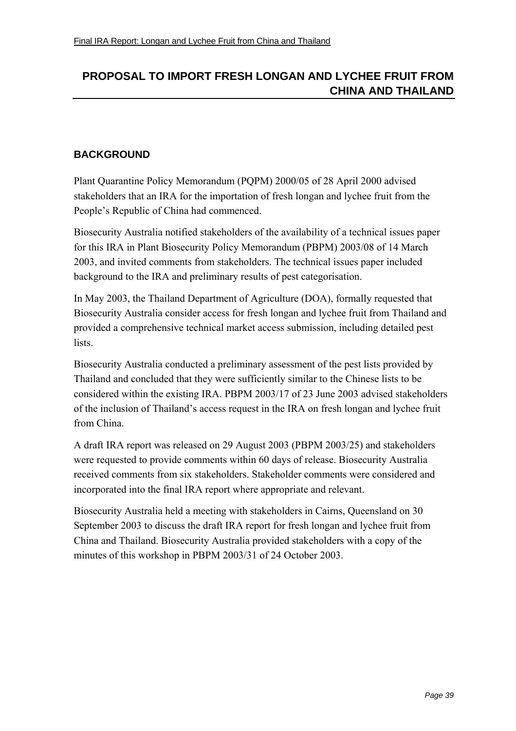# PROPOSAL TO IMPORT FRESH LONGAN AND LYCHEE FRUIT FROM CHINA AND THAILAND

## BACKGROUND

Plant Quarantine Policy Memorandum (PQPM) 2000/05 of 28 April 2000 advised stakeholders that an IRA for the importation of fresh longan and lychee fruit from the People's Republic of China had commenced.

Biosecurity Australia notified stakeholders of the availability of a technical issues paper for this IRA in Plant Biosecurity Policy Memorandum (PBPM) 2003/08 of 14 March 2003, and invited comments from stakeholders. The technical issues paper included background to the IRA and preliminary results of pest categorisation.

In May 2003, the Thailand Department of Agriculture (DOA), formally requested that Biosecurity Australia consider access for fresh longan and lychee fruit from Thailand and provided a comprehensive technical market access submission, including detailed pest lists.

Biosecurity Australia conducted a preliminary assessment of the pest lists provided by Thailand and concluded that they were sufficiently similar to the Chinese lists to be considered within the existing IRA. PBPM 2003/17 of 23 June 2003 advised stakeholders of the inclusion of Thailand's access request in the IRA on fresh longan and lychee fruit from China.

A draft IRA report was released on 29 August 2003 (PBPM 2003/25) and stakeholders were requested to provide comments within 60 days of release. Biosecurity Australia received comments from six stakeholders. Stakeholder comments were considered and incorporated into the final IRA report where appropriate and relevant.

Biosecurity Australia held a meeting with stakeholders in Cairns, Queensland on 30 September 2003 to discuss the draft IRA report for fresh longan and lychee fruit from China and Thailand. Biosecurity Australia provided stakeholders with a copy of the minutes of this workshop in PBPM 2003/31 of 24 October 2003.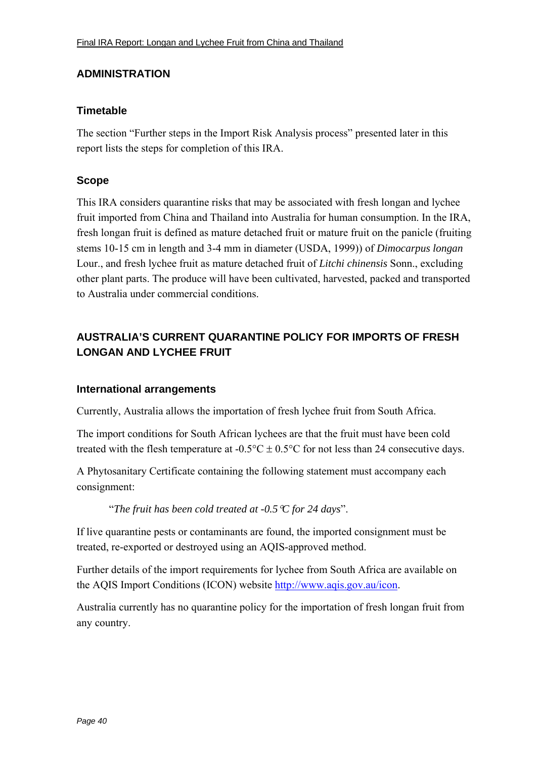## ADMINISTRATION

### Timetable

The section "Further steps in the Import Risk Analysis process" presented later in this report lists the steps for completion of this IRA.

### Scope

This IRA considers quarantine risks that may be associated with fresh longan and lychee fruit imported from China and Thailand into Australia for human consumption. In the IRA, fresh longan fruit is defined as mature detached fruit or mature fruit on the panicle (fruiting stems 10-15 cm in length and 3-4 mm in diameter (USDA, 1999)) of *Dimocarpus longan* Lour., and fresh lychee fruit as mature detached fruit of *Litchi chinensis* Sonn., excluding other plant parts. The produce will have been cultivated, harvested, packed and transported to Australia under commercial conditions.

## AUSTRALIA'S CURRENT QUARANTINE POLICY FOR IMPORTS OF FRESH LONGAN AND LYCHEE FRUIT

### International arrangements

Currently, Australia allows the importation of fresh lychee fruit from South Africa.

The import conditions for South African lychees are that the fruit must have been cold treated with the flesh temperature at -0.5°C ± 0.5°C for not less than 24 consecutive days.

A Phytosanitary Certificate containing the following statement must accompany each consignment:

> "*The fruit has been cold treated at -0.5°C for 24 days*".

If live quarantine pests or contaminants are found, the imported consignment must be treated, re-exported or destroyed using an AQIS-approved method.

Further details of the import requirements for lychee from South Africa are available on the AQIS Import Conditions (ICON) website http://www.aqis.gov.au/icon.

Australia currently has no quarantine policy for the importation of fresh longan fruit from any country.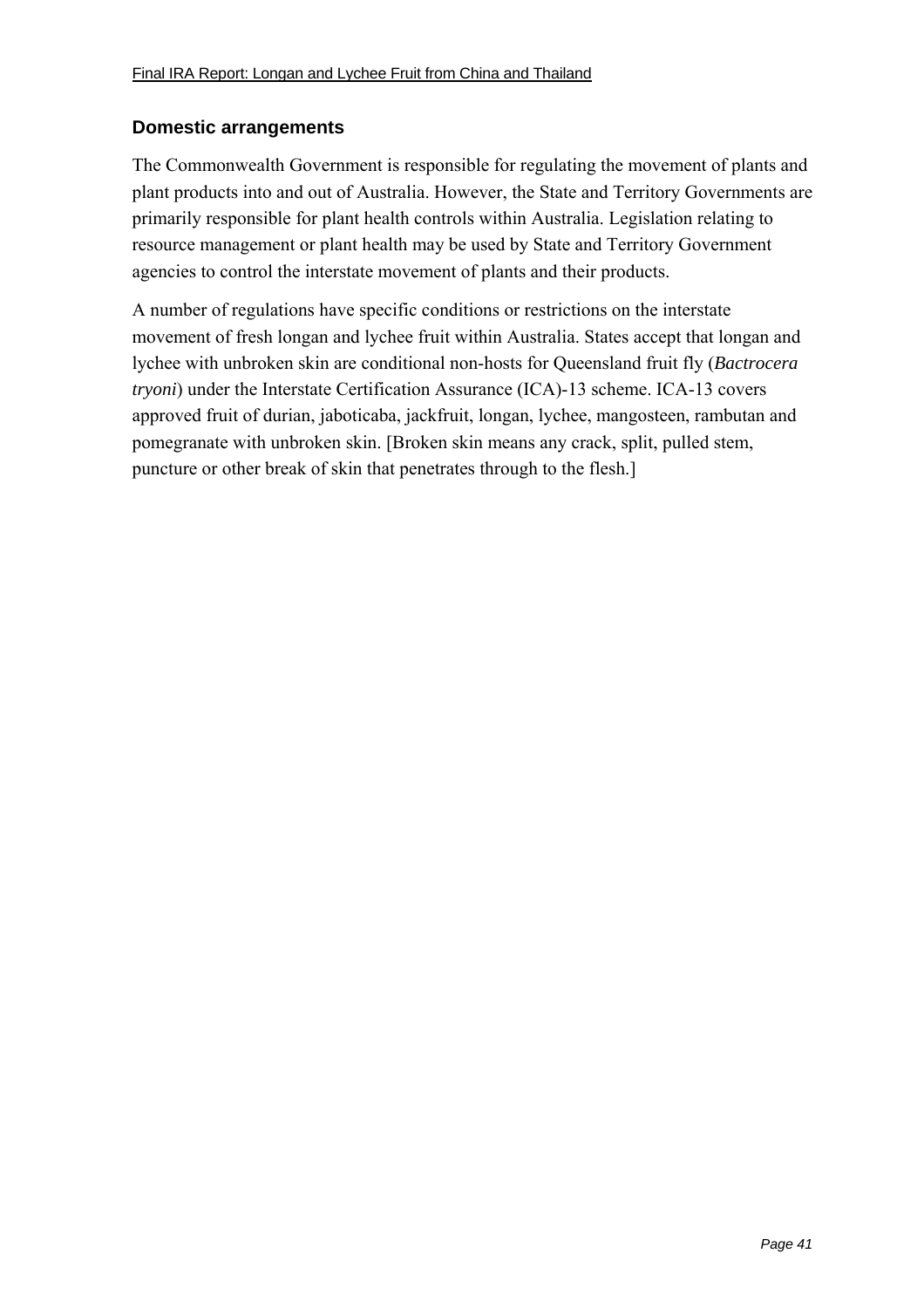### Domestic arrangements

The Commonwealth Government is responsible for regulating the movement of plants and plant products into and out of Australia. However, the State and Territory Governments are primarily responsible for plant health controls within Australia. Legislation relating to resource management or plant health may be used by State and Territory Government agencies to control the interstate movement of plants and their products.

A number of regulations have specific conditions or restrictions on the interstate movement of fresh longan and lychee fruit within Australia. States accept that longan and lychee with unbroken skin are conditional non-hosts for Queensland fruit fly (*Bactrocera tryoni*) under the Interstate Certification Assurance (ICA)-13 scheme. ICA-13 covers approved fruit of durian, jaboticaba, jackfruit, longan, lychee, mangosteen, rambutan and pomegranate with unbroken skin. [Broken skin means any crack, split, pulled stem, puncture or other break of skin that penetrates through to the flesh.]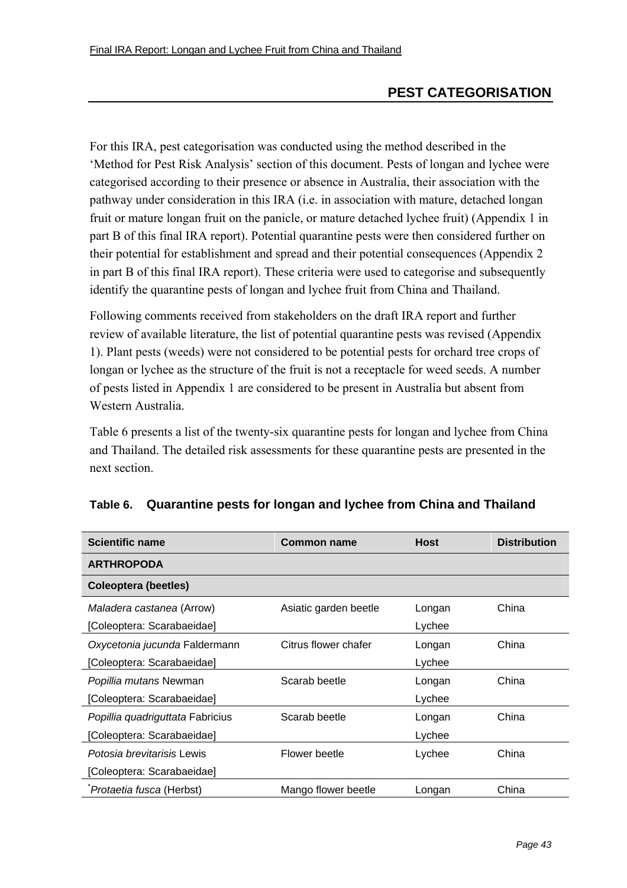## PEST CATEGORISATION

For this IRA, pest categorisation was conducted using the method described in the 'Method for Pest Risk Analysis' section of this document. Pests of longan and lychee were categorised according to their presence or absence in Australia, their association with the pathway under consideration in this IRA (i.e. in association with mature, detached longan fruit or mature longan fruit on the panicle, or mature detached lychee fruit) (Appendix 1 in part B of this final IRA report). Potential quarantine pests were then considered further on their potential for establishment and spread and their potential consequences (Appendix 2 in part B of this final IRA report). These criteria were used to categorise and subsequently identify the quarantine pests of longan and lychee fruit from China and Thailand.

Following comments received from stakeholders on the draft IRA report and further review of available literature, the list of potential quarantine pests was revised (Appendix 1). Plant pests (weeds) were not considered to be potential pests for orchard tree crops of longan or lychee as the structure of the fruit is not a receptacle for weed seeds. A number of pests listed in Appendix 1 are considered to be present in Australia but absent from Western Australia.

Table 6 presents a list of the twenty-six quarantine pests for longan and lychee from China and Thailand. The detailed risk assessments for these quarantine pests are presented in the next section.

**Table 6. Quarantine pests for longan and lychee from China and Thailand**

| Scientific name | Common name | Host | Distribution |
|---|---|---|---|
| **ARTHROPODA** | | | |
| **Coleoptera (beetles)** | | | |
| *Maladera castanea* (Arrow) [Coleoptera: Scarabaeidae] | Asiatic garden beetle | Longan Lychee | China |
| *Oxycetonia jucunda* Faldermann [Coleoptera: Scarabaeidae] | Citrus flower chafer | Longan Lychee | China |
| *Popillia mutans* Newman [Coleoptera: Scarabaeidae] | Scarab beetle | Longan Lychee | China |
| *Popillia quadriguttata* Fabricius [Coleoptera: Scarabaeidae] | Scarab beetle | Longan Lychee | China |
| *Potosia brevitarisis* Lewis [Coleoptera: Scarabaeidae] | Flower beetle | Lychee | China |
| *\*Protaetia fusca* (Herbst) | Mango flower beetle | Longan | China |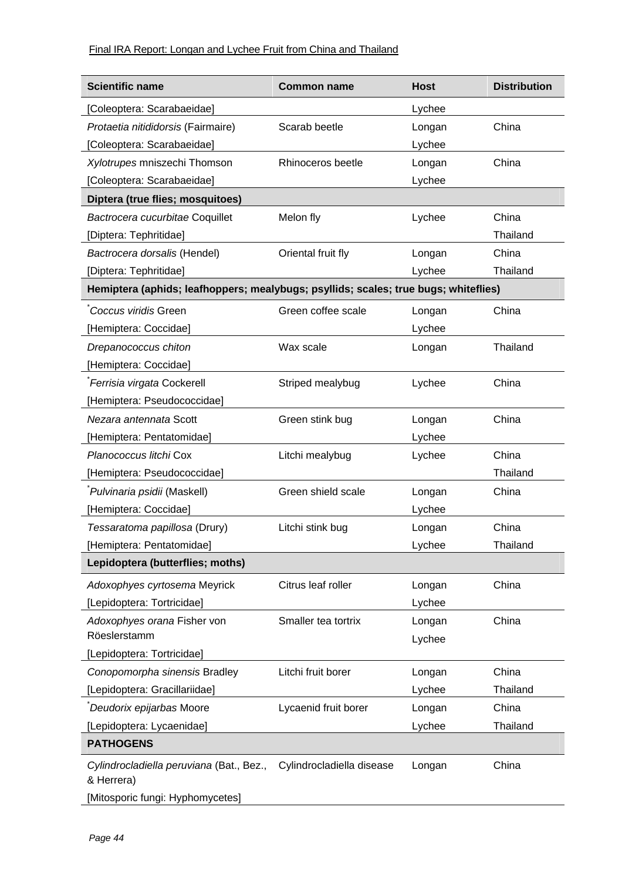| Scientific name | Common name | Host | Distribution |
|---|---|---|---|
| [Coleoptera: Scarabaeidae] | | Lychee | |
| *Protaetia nitididorsis* (Fairmaire) [Coleoptera: Scarabaeidae] | Scarab beetle | Longan Lychee | China |
| *Xylotrupes* mniszechi Thomson [Coleoptera: Scarabaeidae] | Rhinoceros beetle | Longan Lychee | China |
| **Diptera (true flies; mosquitoes)** | | | |
| *Bactrocera cucurbitae* Coquillet [Diptera: Tephritidae] | Melon fly | Lychee | China Thailand |
| *Bactrocera dorsalis* (Hendel) [Diptera: Tephritidae] | Oriental fruit fly | Longan Lychee | China Thailand |
| **Hemiptera (aphids; leafhoppers; mealybugs; psyllids; scales; true bugs; whiteflies)** | | | |
| *Coccus viridis* Green [Hemiptera: Coccidae] | Green coffee scale | Longan Lychee | China |
| *Drepanococcus chiton* [Hemiptera: Coccidae] | Wax scale | Longan | Thailand |
| *Ferrisia virgata* Cockerell [Hemiptera: Pseudococcidae] | Striped mealybug | Lychee | China |
| *Nezara antennata* Scott [Hemiptera: Pentatomidae] | Green stink bug | Longan Lychee | China |
| *Planococcus litchi* Cox [Hemiptera: Pseudococcidae] | Litchi mealybug | Lychee | China Thailand |
| *Pulvinaria psidii* (Maskell) [Hemiptera: Coccidae] | Green shield scale | Longan Lychee | China |
| *Tessaratoma papillosa* (Drury) [Hemiptera: Pentatomidae] | Litchi stink bug | Longan Lychee | China Thailand |
| **Lepidoptera (butterflies; moths)** | | | |
| *Adoxophyes cyrtosema* Meyrick [Lepidoptera: Tortricidae] | Citrus leaf roller | Longan Lychee | China |
| *Adoxophyes orana* Fisher von Röeslerstamm [Lepidoptera: Tortricidae] | Smaller tea tortrix | Longan Lychee | China |
| *Conopomorpha sinensis* Bradley [Lepidoptera: Gracillariidae] | Litchi fruit borer | Longan Lychee | China Thailand |
| *Deudorix epijarbas* Moore [Lepidoptera: Lycaenidae] | Lycaenid fruit borer | Longan Lychee | China Thailand |
| **PATHOGENS** | | | |
| *Cylindrocladiella peruviana* (Bat., Bez., & Herrera) [Mitosporic fungi: Hyphomycetes] | Cylindrocladiella disease | Longan | China |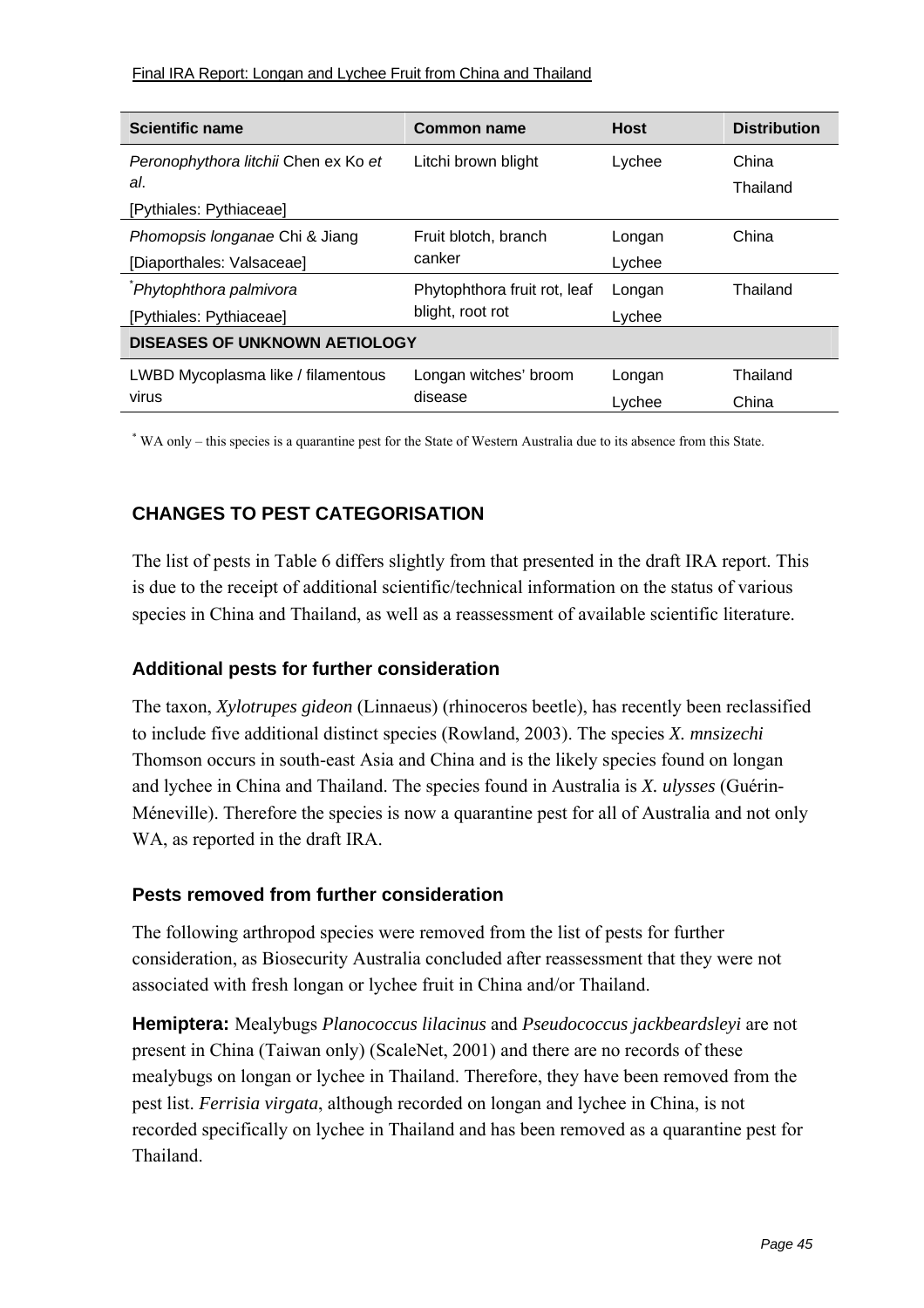| Scientific name | Common name | Host | Distribution |
| --- | --- | --- | --- |
| *Peronophythora litchii* Chen ex Ko *et al*.<br>[Pythiales: Pythiaceae] | Litchi brown blight | Lychee | China<br>Thailand |
| *Phomopsis longanae* Chi & Jiang<br>[Diaporthales: Valsaceae] | Fruit blotch, branch canker | Longan<br>Lychee | China |
| [*]*Phytophthora palmivora*<br>[Pythiales: Pythiaceae] | Phytophthora fruit rot, leaf blight, root rot | Longan<br>Lychee | Thailand |
| **DISEASES OF UNKNOWN AETIOLOGY** | | | |
| LWBD Mycoplasma like / filamentous virus | Longan witches' broom disease | Longan<br>Lychee | Thailand<br>China |

[*] WA only – this species is a quarantine pest for the State of Western Australia due to its absence from this State.

## CHANGES TO PEST CATEGORISATION

The list of pests in Table 6 differs slightly from that presented in the draft IRA report. This is due to the receipt of additional scientific/technical information on the status of various species in China and Thailand, as well as a reassessment of available scientific literature.

### Additional pests for further consideration

The taxon, *Xylotrupes gideon* (Linnaeus) (rhinoceros beetle), has recently been reclassified to include five additional distinct species (Rowland, 2003). The species *X. mnsizechi* Thomson occurs in south-east Asia and China and is the likely species found on longan and lychee in China and Thailand. The species found in Australia is *X. ulysses* (Guérin-Méneville). Therefore the species is now a quarantine pest for all of Australia and not only WA, as reported in the draft IRA.

### Pests removed from further consideration

The following arthropod species were removed from the list of pests for further consideration, as Biosecurity Australia concluded after reassessment that they were not associated with fresh longan or lychee fruit in China and/or Thailand.

**Hemiptera:** Mealybugs *Planococcus lilacinus* and *Pseudococcus jackbeardsleyi* are not present in China (Taiwan only) (ScaleNet, 2001) and there are no records of these mealybugs on longan or lychee in Thailand. Therefore, they have been removed from the pest list. *Ferrisia virgata*, although recorded on longan and lychee in China, is not recorded specifically on lychee in Thailand and has been removed as a quarantine pest for Thailand.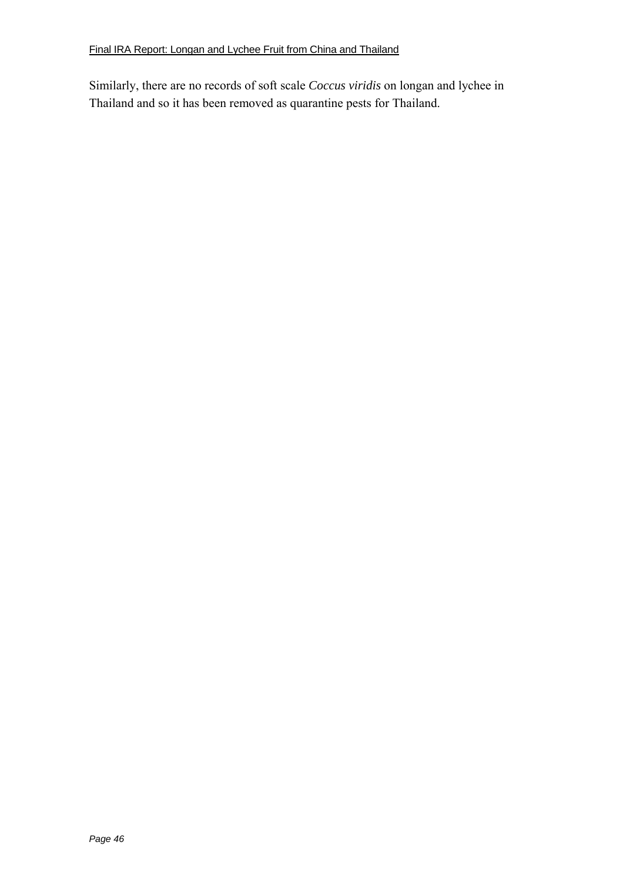Similarly, there are no records of soft scale *Coccus viridis* on longan and lychee in Thailand and so it has been removed as quarantine pests for Thailand.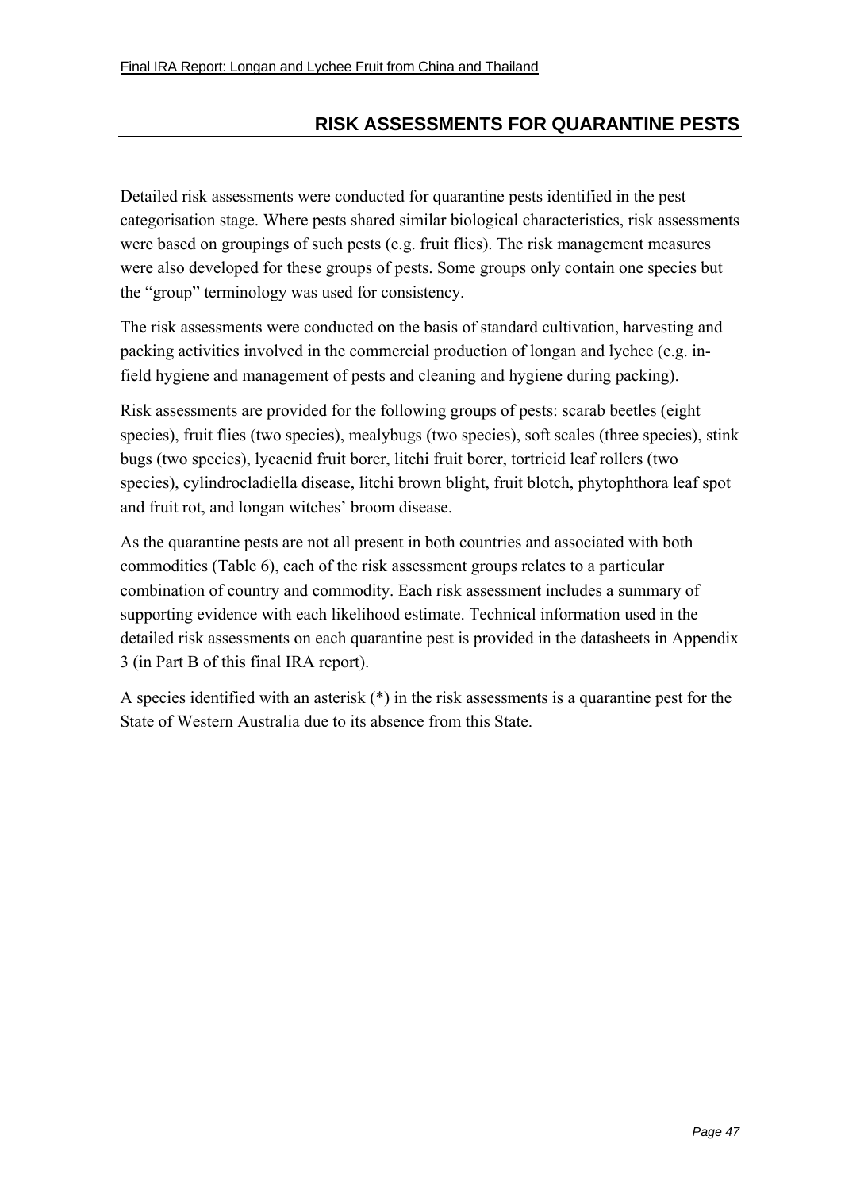# RISK ASSESSMENTS FOR QUARANTINE PESTS

Detailed risk assessments were conducted for quarantine pests identified in the pest categorisation stage. Where pests shared similar biological characteristics, risk assessments were based on groupings of such pests (e.g. fruit flies). The risk management measures were also developed for these groups of pests. Some groups only contain one species but the "group" terminology was used for consistency.

The risk assessments were conducted on the basis of standard cultivation, harvesting and packing activities involved in the commercial production of longan and lychee (e.g. in-field hygiene and management of pests and cleaning and hygiene during packing).

Risk assessments are provided for the following groups of pests: scarab beetles (eight species), fruit flies (two species), mealybugs (two species), soft scales (three species), stink bugs (two species), lycaenid fruit borer, litchi fruit borer, tortricid leaf rollers (two species), cylindrocladiella disease, litchi brown blight, fruit blotch, phytophthora leaf spot and fruit rot, and longan witches' broom disease.

As the quarantine pests are not all present in both countries and associated with both commodities (Table 6), each of the risk assessment groups relates to a particular combination of country and commodity. Each risk assessment includes a summary of supporting evidence with each likelihood estimate. Technical information used in the detailed risk assessments on each quarantine pest is provided in the datasheets in Appendix 3 (in Part B of this final IRA report).

A species identified with an asterisk (*) in the risk assessments is a quarantine pest for the State of Western Australia due to its absence from this State.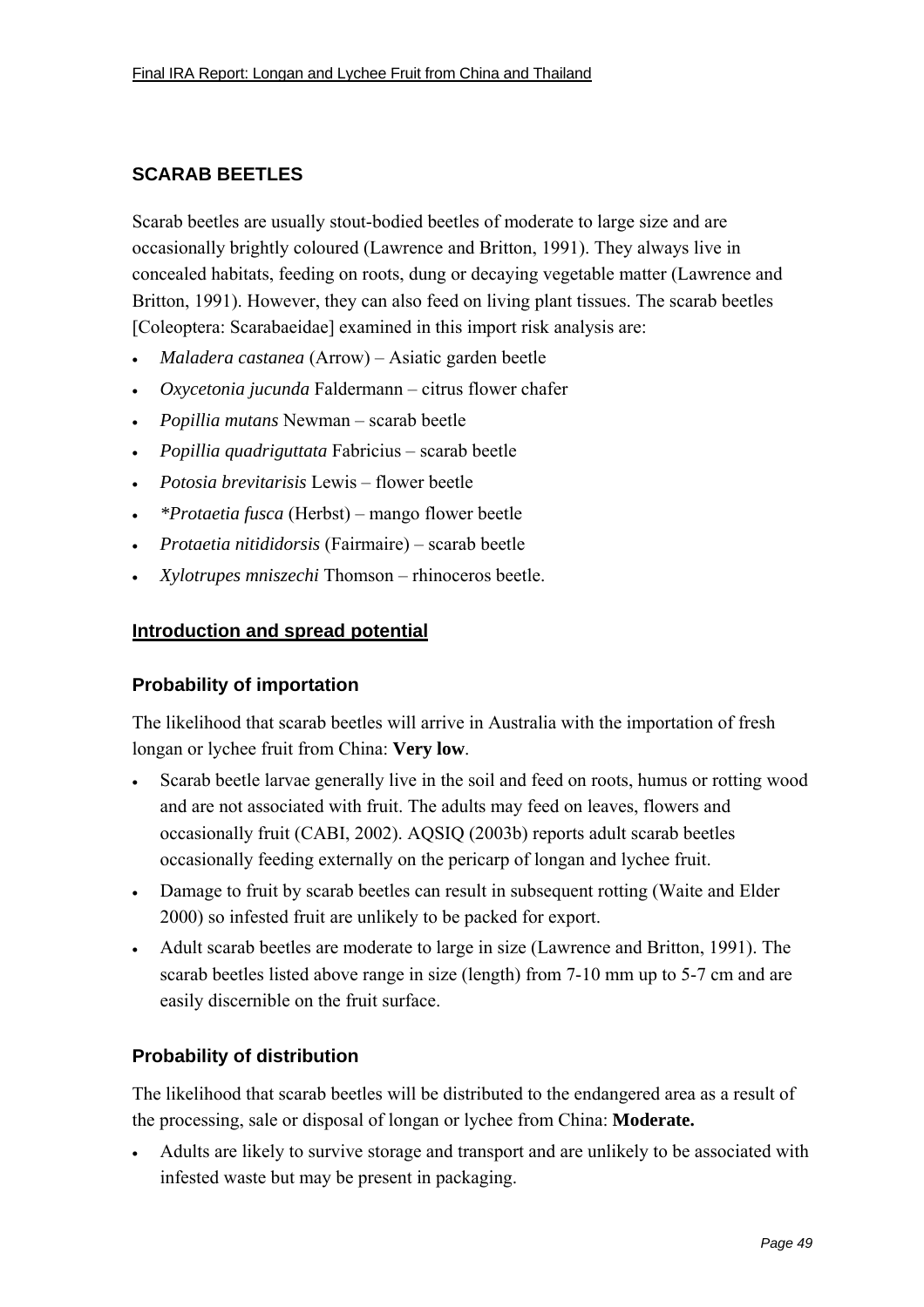## SCARAB BEETLES

Scarab beetles are usually stout-bodied beetles of moderate to large size and are occasionally brightly coloured (Lawrence and Britton, 1991). They always live in concealed habitats, feeding on roots, dung or decaying vegetable matter (Lawrence and Britton, 1991). However, they can also feed on living plant tissues. The scarab beetles [Coleoptera: Scarabaeidae] examined in this import risk analysis are:

- *Maladera castanea* (Arrow) – Asiatic garden beetle
- *Oxycetonia jucunda* Faldermann – citrus flower chafer
- *Popillia mutans* Newman – scarab beetle
- *Popillia quadriguttata* Fabricius – scarab beetle
- *Potosia brevitarisis* Lewis – flower beetle
- **Protaetia fusca* (Herbst) – mango flower beetle
- *Protaetia nitididorsis* (Fairmaire) – scarab beetle
- *Xylotrupes mniszechi* Thomson – rhinoceros beetle.

### Introduction and spread potential

#### Probability of importation

The likelihood that scarab beetles will arrive in Australia with the importation of fresh longan or lychee fruit from China: **Very low**.

- Scarab beetle larvae generally live in the soil and feed on roots, humus or rotting wood and are not associated with fruit. The adults may feed on leaves, flowers and occasionally fruit (CABI, 2002). AQSIQ (2003b) reports adult scarab beetles occasionally feeding externally on the pericarp of longan and lychee fruit.
- Damage to fruit by scarab beetles can result in subsequent rotting (Waite and Elder 2000) so infested fruit are unlikely to be packed for export.
- Adult scarab beetles are moderate to large in size (Lawrence and Britton, 1991). The scarab beetles listed above range in size (length) from 7-10 mm up to 5-7 cm and are easily discernible on the fruit surface.

#### Probability of distribution

The likelihood that scarab beetles will be distributed to the endangered area as a result of the processing, sale or disposal of longan or lychee from China: **Moderate.**

- Adults are likely to survive storage and transport and are unlikely to be associated with infested waste but may be present in packaging.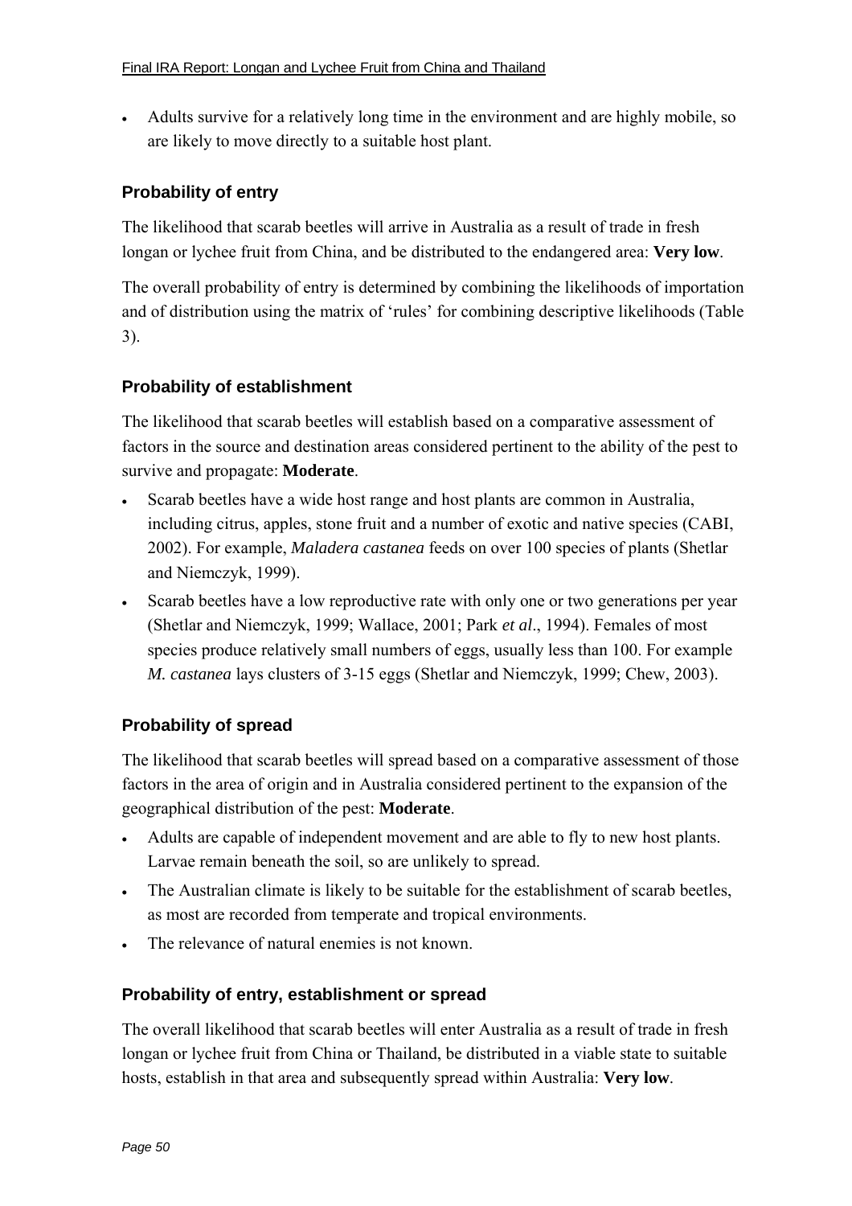- Adults survive for a relatively long time in the environment and are highly mobile, so are likely to move directly to a suitable host plant.

### Probability of entry

The likelihood that scarab beetles will arrive in Australia as a result of trade in fresh longan or lychee fruit from China, and be distributed to the endangered area: **Very low**.

The overall probability of entry is determined by combining the likelihoods of importation and of distribution using the matrix of 'rules' for combining descriptive likelihoods (Table 3).

### Probability of establishment

The likelihood that scarab beetles will establish based on a comparative assessment of factors in the source and destination areas considered pertinent to the ability of the pest to survive and propagate: **Moderate**.

- Scarab beetles have a wide host range and host plants are common in Australia, including citrus, apples, stone fruit and a number of exotic and native species (CABI, 2002). For example, *Maladera castanea* feeds on over 100 species of plants (Shetlar and Niemczyk, 1999).
- Scarab beetles have a low reproductive rate with only one or two generations per year (Shetlar and Niemczyk, 1999; Wallace, 2001; Park *et al*., 1994). Females of most species produce relatively small numbers of eggs, usually less than 100. For example *M. castanea* lays clusters of 3-15 eggs (Shetlar and Niemczyk, 1999; Chew, 2003).

### Probability of spread

The likelihood that scarab beetles will spread based on a comparative assessment of those factors in the area of origin and in Australia considered pertinent to the expansion of the geographical distribution of the pest: **Moderate**.

- Adults are capable of independent movement and are able to fly to new host plants. Larvae remain beneath the soil, so are unlikely to spread.
- The Australian climate is likely to be suitable for the establishment of scarab beetles, as most are recorded from temperate and tropical environments.
- The relevance of natural enemies is not known.

### Probability of entry, establishment or spread

The overall likelihood that scarab beetles will enter Australia as a result of trade in fresh longan or lychee fruit from China or Thailand, be distributed in a viable state to suitable hosts, establish in that area and subsequently spread within Australia: **Very low**.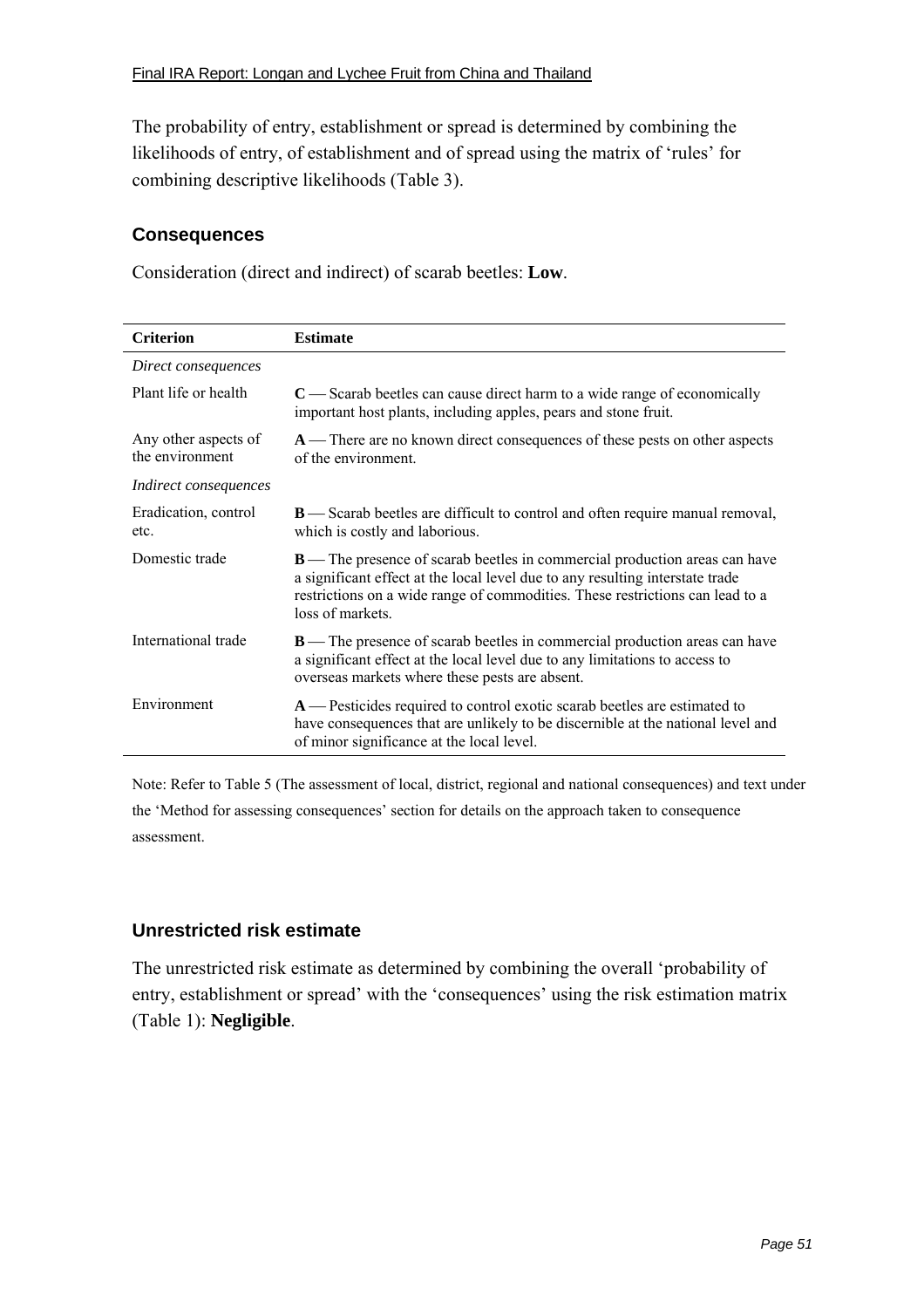The probability of entry, establishment or spread is determined by combining the likelihoods of entry, of establishment and of spread using the matrix of 'rules' for combining descriptive likelihoods (Table 3).

### Consequences

Consideration (direct and indirect) of scarab beetles: **Low**.

| Criterion | Estimate |
|---|---|
| *Direct consequences* | |
| Plant life or health | **C** — Scarab beetles can cause direct harm to a wide range of economically important host plants, including apples, pears and stone fruit. |
| Any other aspects of the environment | **A** — There are no known direct consequences of these pests on other aspects of the environment. |
| *Indirect consequences* | |
| Eradication, control etc. | **B** — Scarab beetles are difficult to control and often require manual removal, which is costly and laborious. |
| Domestic trade | **B** — The presence of scarab beetles in commercial production areas can have a significant effect at the local level due to any resulting interstate trade restrictions on a wide range of commodities. These restrictions can lead to a loss of markets. |
| International trade | **B** — The presence of scarab beetles in commercial production areas can have a significant effect at the local level due to any limitations to access to overseas markets where these pests are absent. |
| Environment | **A** — Pesticides required to control exotic scarab beetles are estimated to have consequences that are unlikely to be discernible at the national level and of minor significance at the local level. |

Note: Refer to Table 5 (The assessment of local, district, regional and national consequences) and text under the 'Method for assessing consequences' section for details on the approach taken to consequence assessment.

### Unrestricted risk estimate

The unrestricted risk estimate as determined by combining the overall 'probability of entry, establishment or spread' with the 'consequences' using the risk estimation matrix (Table 1): **Negligible**.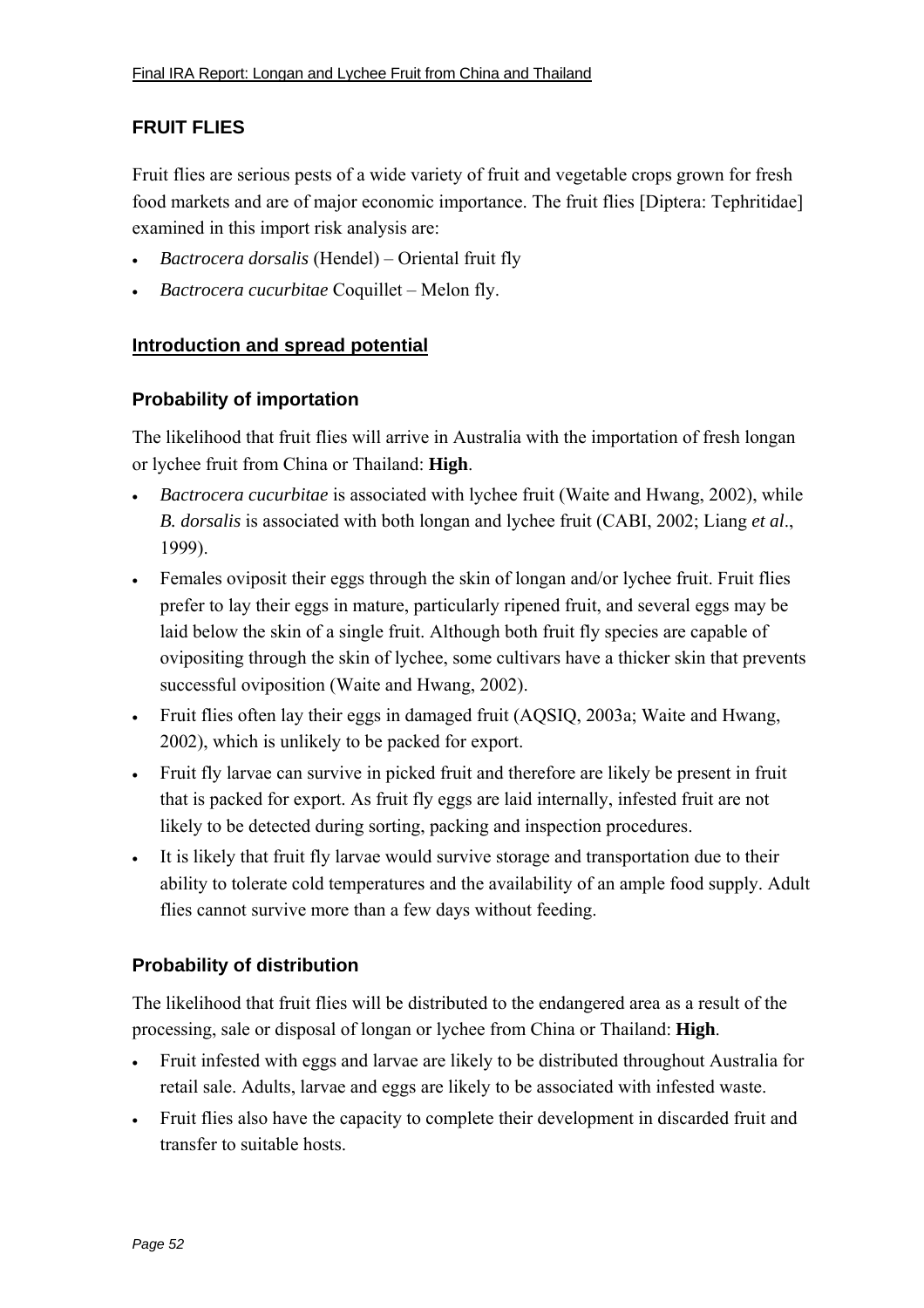## FRUIT FLIES

Fruit flies are serious pests of a wide variety of fruit and vegetable crops grown for fresh food markets and are of major economic importance. The fruit flies [Diptera: Tephritidae] examined in this import risk analysis are:

- *Bactrocera dorsalis* (Hendel) – Oriental fruit fly
- *Bactrocera cucurbitae* Coquillet – Melon fly.

### Introduction and spread potential

#### Probability of importation

The likelihood that fruit flies will arrive in Australia with the importation of fresh longan or lychee fruit from China or Thailand: **High**.

- *Bactrocera cucurbitae* is associated with lychee fruit (Waite and Hwang, 2002), while *B. dorsalis* is associated with both longan and lychee fruit (CABI, 2002; Liang *et al*., 1999).
- Females oviposit their eggs through the skin of longan and/or lychee fruit. Fruit flies prefer to lay their eggs in mature, particularly ripened fruit, and several eggs may be laid below the skin of a single fruit. Although both fruit fly species are capable of ovipositing through the skin of lychee, some cultivars have a thicker skin that prevents successful oviposition (Waite and Hwang, 2002).
- Fruit flies often lay their eggs in damaged fruit (AQSIQ, 2003a; Waite and Hwang, 2002), which is unlikely to be packed for export.
- Fruit fly larvae can survive in picked fruit and therefore are likely be present in fruit that is packed for export. As fruit fly eggs are laid internally, infested fruit are not likely to be detected during sorting, packing and inspection procedures.
- It is likely that fruit fly larvae would survive storage and transportation due to their ability to tolerate cold temperatures and the availability of an ample food supply. Adult flies cannot survive more than a few days without feeding.

#### Probability of distribution

The likelihood that fruit flies will be distributed to the endangered area as a result of the processing, sale or disposal of longan or lychee from China or Thailand: **High**.

- Fruit infested with eggs and larvae are likely to be distributed throughout Australia for retail sale. Adults, larvae and eggs are likely to be associated with infested waste.
- Fruit flies also have the capacity to complete their development in discarded fruit and transfer to suitable hosts.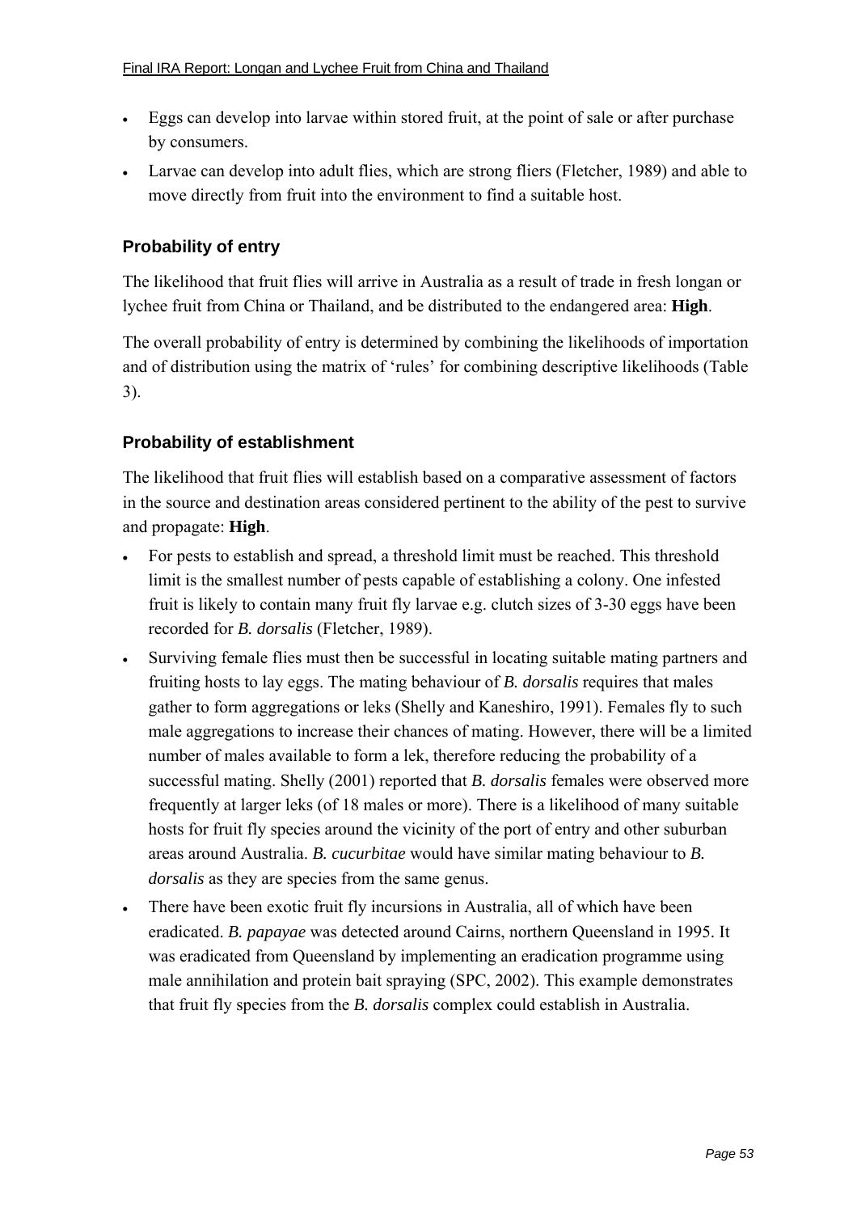- Eggs can develop into larvae within stored fruit, at the point of sale or after purchase by consumers.
- Larvae can develop into adult flies, which are strong fliers (Fletcher, 1989) and able to move directly from fruit into the environment to find a suitable host.

### Probability of entry

The likelihood that fruit flies will arrive in Australia as a result of trade in fresh longan or lychee fruit from China or Thailand, and be distributed to the endangered area: **High**.

The overall probability of entry is determined by combining the likelihoods of importation and of distribution using the matrix of 'rules' for combining descriptive likelihoods (Table 3).

### Probability of establishment

The likelihood that fruit flies will establish based on a comparative assessment of factors in the source and destination areas considered pertinent to the ability of the pest to survive and propagate: **High**.

- For pests to establish and spread, a threshold limit must be reached. This threshold limit is the smallest number of pests capable of establishing a colony. One infested fruit is likely to contain many fruit fly larvae e.g. clutch sizes of 3-30 eggs have been recorded for *B. dorsalis* (Fletcher, 1989).
- Surviving female flies must then be successful in locating suitable mating partners and fruiting hosts to lay eggs. The mating behaviour of *B. dorsalis* requires that males gather to form aggregations or leks (Shelly and Kaneshiro, 1991). Females fly to such male aggregations to increase their chances of mating. However, there will be a limited number of males available to form a lek, therefore reducing the probability of a successful mating. Shelly (2001) reported that *B. dorsalis* females were observed more frequently at larger leks (of 18 males or more). There is a likelihood of many suitable hosts for fruit fly species around the vicinity of the port of entry and other suburban areas around Australia. *B. cucurbitae* would have similar mating behaviour to *B. dorsalis* as they are species from the same genus.
- There have been exotic fruit fly incursions in Australia, all of which have been eradicated. *B. papayae* was detected around Cairns, northern Queensland in 1995. It was eradicated from Queensland by implementing an eradication programme using male annihilation and protein bait spraying (SPC, 2002). This example demonstrates that fruit fly species from the *B. dorsalis* complex could establish in Australia.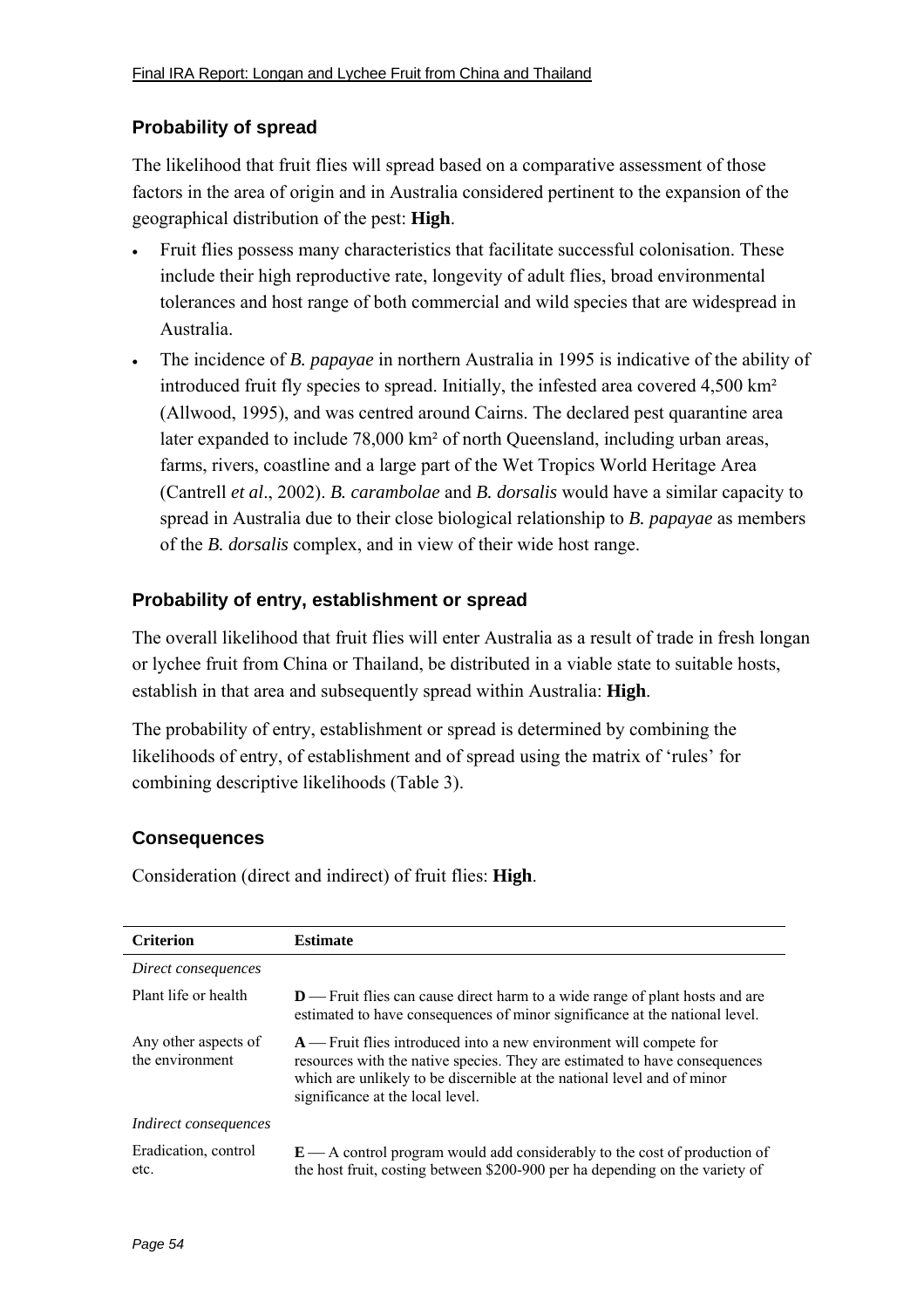### Probability of spread

The likelihood that fruit flies will spread based on a comparative assessment of those factors in the area of origin and in Australia considered pertinent to the expansion of the geographical distribution of the pest: **High**.

- Fruit flies possess many characteristics that facilitate successful colonisation. These include their high reproductive rate, longevity of adult flies, broad environmental tolerances and host range of both commercial and wild species that are widespread in Australia.
- The incidence of *B. papayae* in northern Australia in 1995 is indicative of the ability of introduced fruit fly species to spread. Initially, the infested area covered 4,500 km² (Allwood, 1995), and was centred around Cairns. The declared pest quarantine area later expanded to include 78,000 km² of north Queensland, including urban areas, farms, rivers, coastline and a large part of the Wet Tropics World Heritage Area (Cantrell *et al*., 2002). *B. carambolae* and *B. dorsalis* would have a similar capacity to spread in Australia due to their close biological relationship to *B. papayae* as members of the *B. dorsalis* complex, and in view of their wide host range.

### Probability of entry, establishment or spread

The overall likelihood that fruit flies will enter Australia as a result of trade in fresh longan or lychee fruit from China or Thailand, be distributed in a viable state to suitable hosts, establish in that area and subsequently spread within Australia: **High**.

The probability of entry, establishment or spread is determined by combining the likelihoods of entry, of establishment and of spread using the matrix of 'rules' for combining descriptive likelihoods (Table 3).

### Consequences

Consideration (direct and indirect) of fruit flies: **High**.

| Criterion | Estimate |
|---|---|
| *Direct consequences* | |
| Plant life or health | **D** — Fruit flies can cause direct harm to a wide range of plant hosts and are estimated to have consequences of minor significance at the national level. |
| Any other aspects of the environment | **A** — Fruit flies introduced into a new environment will compete for resources with the native species. They are estimated to have consequences which are unlikely to be discernible at the national level and of minor significance at the local level. |
| *Indirect consequences* | |
| Eradication, control etc. | **E** — A control program would add considerably to the cost of production of the host fruit, costing between $200-900 per ha depending on the variety of |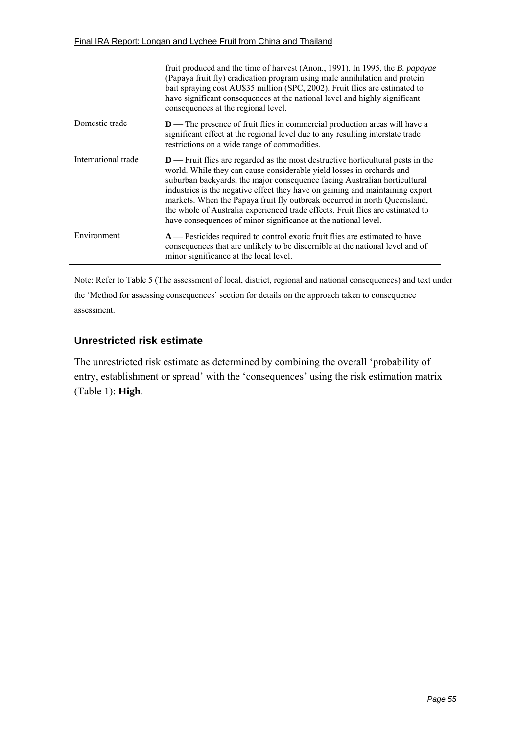| | |
|---|---|
| | fruit produced and the time of harvest (Anon., 1991). In 1995, the *B. papayae* (Papaya fruit fly) eradication program using male annihilation and protein bait spraying cost AU$35 million (SPC, 2002). Fruit flies are estimated to have significant consequences at the national level and highly significant consequences at the regional level. |
| Domestic trade | **D** — The presence of fruit flies in commercial production areas will have a significant effect at the regional level due to any resulting interstate trade restrictions on a wide range of commodities. |
| International trade | **D** — Fruit flies are regarded as the most destructive horticultural pests in the world. While they can cause considerable yield losses in orchards and suburban backyards, the major consequence facing Australian horticultural industries is the negative effect they have on gaining and maintaining export markets. When the Papaya fruit fly outbreak occurred in north Queensland, the whole of Australia experienced trade effects. Fruit flies are estimated to have consequences of minor significance at the national level. |
| Environment | **A** — Pesticides required to control exotic fruit flies are estimated to have consequences that are unlikely to be discernible at the national level and of minor significance at the local level. |

Note: Refer to Table 5 (The assessment of local, district, regional and national consequences) and text under the 'Method for assessing consequences' section for details on the approach taken to consequence assessment.

### Unrestricted risk estimate

The unrestricted risk estimate as determined by combining the overall 'probability of entry, establishment or spread' with the 'consequences' using the risk estimation matrix (Table 1): **High**.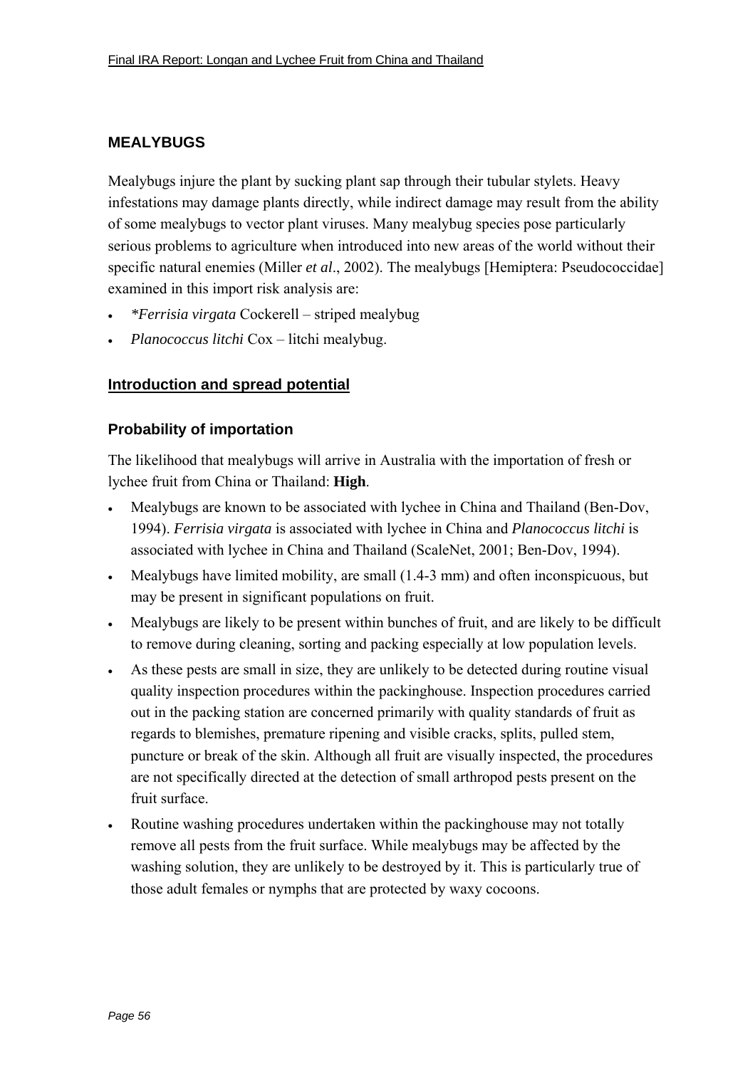## MEALYBUGS

Mealybugs injure the plant by sucking plant sap through their tubular stylets. Heavy infestations may damage plants directly, while indirect damage may result from the ability of some mealybugs to vector plant viruses. Many mealybug species pose particularly serious problems to agriculture when introduced into new areas of the world without their specific natural enemies (Miller *et al*., 2002). The mealybugs [Hemiptera: Pseudococcidae] examined in this import risk analysis are:

- **Ferrisia virgata* Cockerell – striped mealybug
- *Planococcus litchi* Cox – litchi mealybug.

### Introduction and spread potential

#### Probability of importation

The likelihood that mealybugs will arrive in Australia with the importation of fresh or lychee fruit from China or Thailand: **High**.

- Mealybugs are known to be associated with lychee in China and Thailand (Ben-Dov, 1994). *Ferrisia virgata* is associated with lychee in China and *Planococcus litchi* is associated with lychee in China and Thailand (ScaleNet, 2001; Ben-Dov, 1994).
- Mealybugs have limited mobility, are small (1.4-3 mm) and often inconspicuous, but may be present in significant populations on fruit.
- Mealybugs are likely to be present within bunches of fruit, and are likely to be difficult to remove during cleaning, sorting and packing especially at low population levels.
- As these pests are small in size, they are unlikely to be detected during routine visual quality inspection procedures within the packinghouse. Inspection procedures carried out in the packing station are concerned primarily with quality standards of fruit as regards to blemishes, premature ripening and visible cracks, splits, pulled stem, puncture or break of the skin. Although all fruit are visually inspected, the procedures are not specifically directed at the detection of small arthropod pests present on the fruit surface.
- Routine washing procedures undertaken within the packinghouse may not totally remove all pests from the fruit surface. While mealybugs may be affected by the washing solution, they are unlikely to be destroyed by it. This is particularly true of those adult females or nymphs that are protected by waxy cocoons.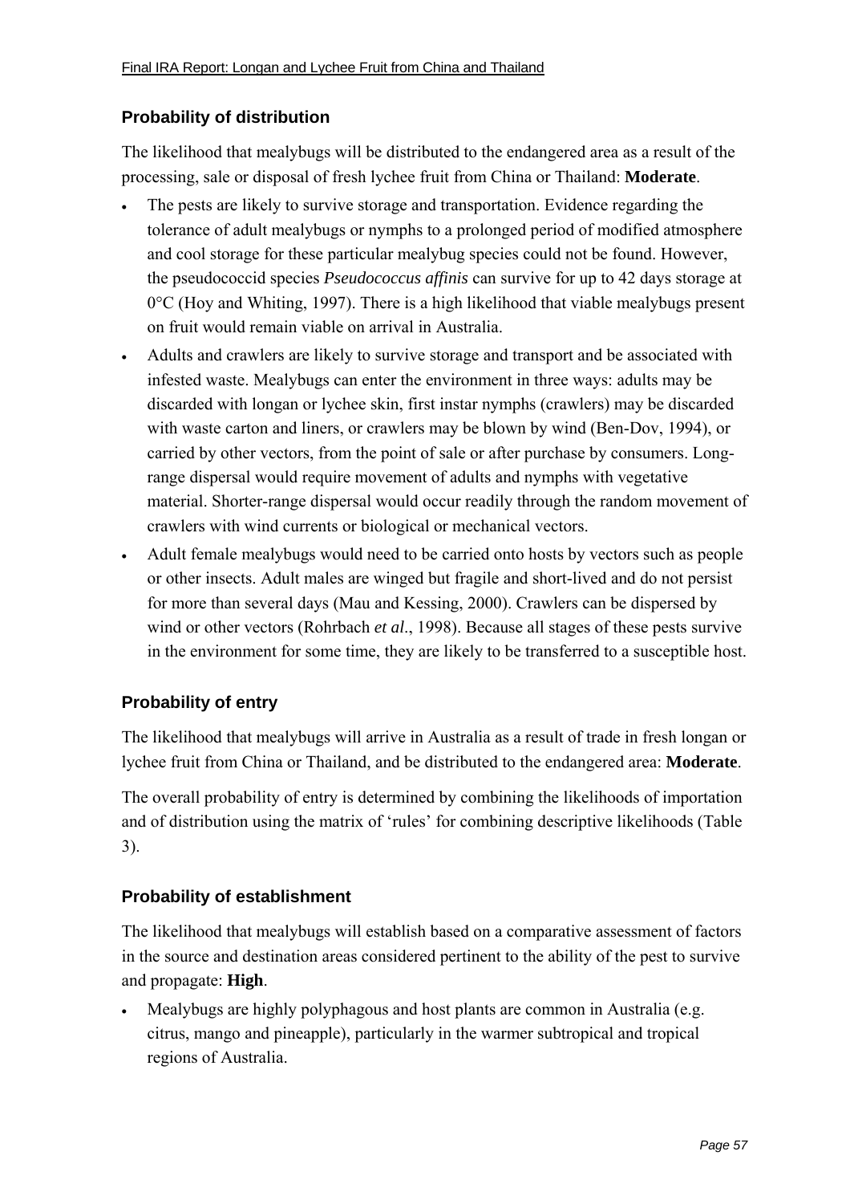### Probability of distribution

The likelihood that mealybugs will be distributed to the endangered area as a result of the processing, sale or disposal of fresh lychee fruit from China or Thailand: **Moderate**.

- The pests are likely to survive storage and transportation. Evidence regarding the tolerance of adult mealybugs or nymphs to a prolonged period of modified atmosphere and cool storage for these particular mealybug species could not be found. However, the pseudococcid species *Pseudococcus affinis* can survive for up to 42 days storage at 0°C (Hoy and Whiting, 1997). There is a high likelihood that viable mealybugs present on fruit would remain viable on arrival in Australia.
- Adults and crawlers are likely to survive storage and transport and be associated with infested waste. Mealybugs can enter the environment in three ways: adults may be discarded with longan or lychee skin, first instar nymphs (crawlers) may be discarded with waste carton and liners, or crawlers may be blown by wind (Ben-Dov, 1994), or carried by other vectors, from the point of sale or after purchase by consumers. Long-range dispersal would require movement of adults and nymphs with vegetative material. Shorter-range dispersal would occur readily through the random movement of crawlers with wind currents or biological or mechanical vectors.
- Adult female mealybugs would need to be carried onto hosts by vectors such as people or other insects. Adult males are winged but fragile and short-lived and do not persist for more than several days (Mau and Kessing, 2000). Crawlers can be dispersed by wind or other vectors (Rohrbach *et al*., 1998). Because all stages of these pests survive in the environment for some time, they are likely to be transferred to a susceptible host.

### Probability of entry

The likelihood that mealybugs will arrive in Australia as a result of trade in fresh longan or lychee fruit from China or Thailand, and be distributed to the endangered area: **Moderate**.

The overall probability of entry is determined by combining the likelihoods of importation and of distribution using the matrix of 'rules' for combining descriptive likelihoods (Table 3).

### Probability of establishment

The likelihood that mealybugs will establish based on a comparative assessment of factors in the source and destination areas considered pertinent to the ability of the pest to survive and propagate: **High**.

- Mealybugs are highly polyphagous and host plants are common in Australia (e.g. citrus, mango and pineapple), particularly in the warmer subtropical and tropical regions of Australia.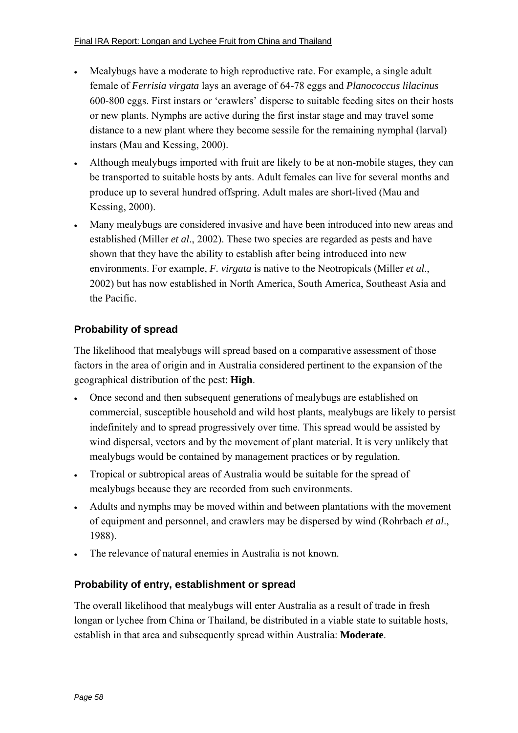- Mealybugs have a moderate to high reproductive rate. For example, a single adult female of *Ferrisia virgata* lays an average of 64-78 eggs and *Planococcus lilacinus* 600-800 eggs. First instars or 'crawlers' disperse to suitable feeding sites on their hosts or new plants. Nymphs are active during the first instar stage and may travel some distance to a new plant where they become sessile for the remaining nymphal (larval) instars (Mau and Kessing, 2000).
- Although mealybugs imported with fruit are likely to be at non-mobile stages, they can be transported to suitable hosts by ants. Adult females can live for several months and produce up to several hundred offspring. Adult males are short-lived (Mau and Kessing, 2000).
- Many mealybugs are considered invasive and have been introduced into new areas and established (Miller *et al*., 2002). These two species are regarded as pests and have shown that they have the ability to establish after being introduced into new environments. For example, *F. virgata* is native to the Neotropicals (Miller *et al*., 2002) but has now established in North America, South America, Southeast Asia and the Pacific.

### Probability of spread

The likelihood that mealybugs will spread based on a comparative assessment of those factors in the area of origin and in Australia considered pertinent to the expansion of the geographical distribution of the pest: **High**.

- Once second and then subsequent generations of mealybugs are established on commercial, susceptible household and wild host plants, mealybugs are likely to persist indefinitely and to spread progressively over time. This spread would be assisted by wind dispersal, vectors and by the movement of plant material. It is very unlikely that mealybugs would be contained by management practices or by regulation.
- Tropical or subtropical areas of Australia would be suitable for the spread of mealybugs because they are recorded from such environments.
- Adults and nymphs may be moved within and between plantations with the movement of equipment and personnel, and crawlers may be dispersed by wind (Rohrbach *et al*., 1988).
- The relevance of natural enemies in Australia is not known.

### Probability of entry, establishment or spread

The overall likelihood that mealybugs will enter Australia as a result of trade in fresh longan or lychee from China or Thailand, be distributed in a viable state to suitable hosts, establish in that area and subsequently spread within Australia: **Moderate**.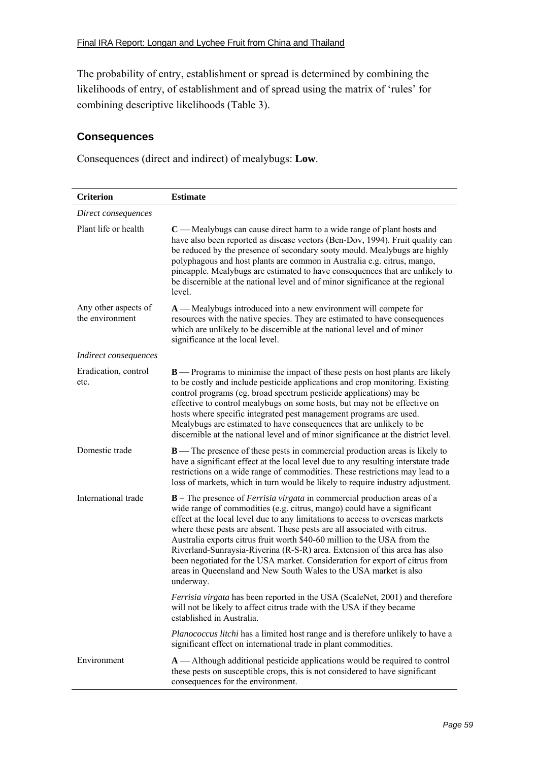The probability of entry, establishment or spread is determined by combining the likelihoods of entry, of establishment and of spread using the matrix of 'rules' for combining descriptive likelihoods (Table 3).

### Consequences

Consequences (direct and indirect) of mealybugs: **Low**.

| Criterion | Estimate |
|---|---|
| *Direct consequences* | |
| Plant life or health | **C** — Mealybugs can cause direct harm to a wide range of plant hosts and have also been reported as disease vectors (Ben-Dov, 1994). Fruit quality can be reduced by the presence of secondary sooty mould. Mealybugs are highly polyphagous and host plants are common in Australia e.g. citrus, mango, pineapple. Mealybugs are estimated to have consequences that are unlikely to be discernible at the national level and of minor significance at the regional level. |
| Any other aspects of the environment | **A** — Mealybugs introduced into a new environment will compete for resources with the native species. They are estimated to have consequences which are unlikely to be discernible at the national level and of minor significance at the local level. |
| *Indirect consequences* | |
| Eradication, control etc. | **B** — Programs to minimise the impact of these pests on host plants are likely to be costly and include pesticide applications and crop monitoring. Existing control programs (eg. broad spectrum pesticide applications) may be effective to control mealybugs on some hosts, but may not be effective on hosts where specific integrated pest management programs are used. Mealybugs are estimated to have consequences that are unlikely to be discernible at the national level and of minor significance at the district level. |
| Domestic trade | **B** — The presence of these pests in commercial production areas is likely to have a significant effect at the local level due to any resulting interstate trade restrictions on a wide range of commodities. These restrictions may lead to a loss of markets, which in turn would be likely to require industry adjustment. |
| International trade | **B** – The presence of *Ferrisia virgata* in commercial production areas of a wide range of commodities (e.g. citrus, mango) could have a significant effect at the local level due to any limitations to access to overseas markets where these pests are absent. These pests are all associated with citrus. Australia exports citrus fruit worth $40-60 million to the USA from the Riverland-Sunraysia-Riverina (R-S-R) area. Extension of this area has also been negotiated for the USA market. Consideration for export of citrus from areas in Queensland and New South Wales to the USA market is also underway.<br><br>*Ferrisia virgata* has been reported in the USA (ScaleNet, 2001) and therefore will not be likely to affect citrus trade with the USA if they became established in Australia.<br><br>*Planococcus litchi* has a limited host range and is therefore unlikely to have a significant effect on international trade in plant commodities. |
| Environment | **A** — Although additional pesticide applications would be required to control these pests on susceptible crops, this is not considered to have significant consequences for the environment. |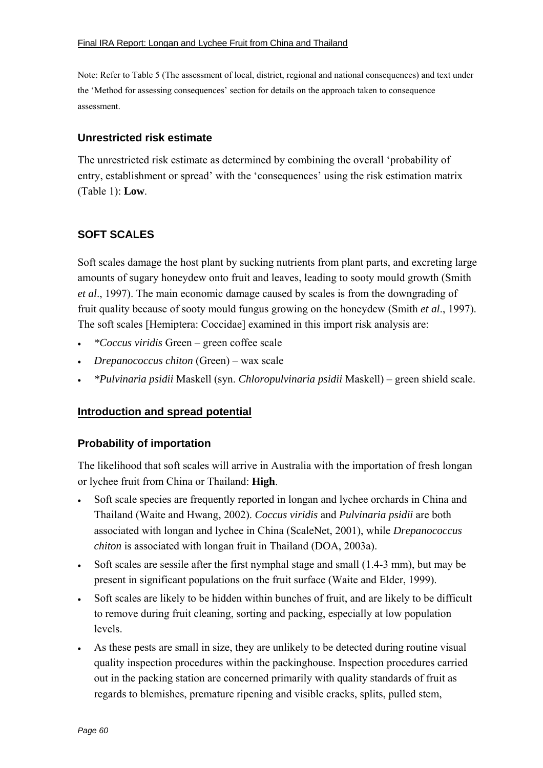Note: Refer to Table 5 (The assessment of local, district, regional and national consequences) and text under the 'Method for assessing consequences' section for details on the approach taken to consequence assessment.

### Unrestricted risk estimate

The unrestricted risk estimate as determined by combining the overall 'probability of entry, establishment or spread' with the 'consequences' using the risk estimation matrix (Table 1): **Low**.

## SOFT SCALES

Soft scales damage the host plant by sucking nutrients from plant parts, and excreting large amounts of sugary honeydew onto fruit and leaves, leading to sooty mould growth (Smith *et al*., 1997). The main economic damage caused by scales is from the downgrading of fruit quality because of sooty mould fungus growing on the honeydew (Smith *et al*., 1997). The soft scales [Hemiptera: Coccidae] examined in this import risk analysis are:

- **Coccus viridis* Green – green coffee scale
- *Drepanococcus chiton* (Green) – wax scale
- **Pulvinaria psidii* Maskell (syn. *Chloropulvinaria psidii* Maskell) – green shield scale.

### Introduction and spread potential

### Probability of importation

The likelihood that soft scales will arrive in Australia with the importation of fresh longan or lychee fruit from China or Thailand: **High**.

- Soft scale species are frequently reported in longan and lychee orchards in China and Thailand (Waite and Hwang, 2002). *Coccus viridis* and *Pulvinaria psidii* are both associated with longan and lychee in China (ScaleNet, 2001), while *Drepanococcus chiton* is associated with longan fruit in Thailand (DOA, 2003a).
- Soft scales are sessile after the first nymphal stage and small (1.4-3 mm), but may be present in significant populations on the fruit surface (Waite and Elder, 1999).
- Soft scales are likely to be hidden within bunches of fruit, and are likely to be difficult to remove during fruit cleaning, sorting and packing, especially at low population levels.
- As these pests are small in size, they are unlikely to be detected during routine visual quality inspection procedures within the packinghouse. Inspection procedures carried out in the packing station are concerned primarily with quality standards of fruit as regards to blemishes, premature ripening and visible cracks, splits, pulled stem,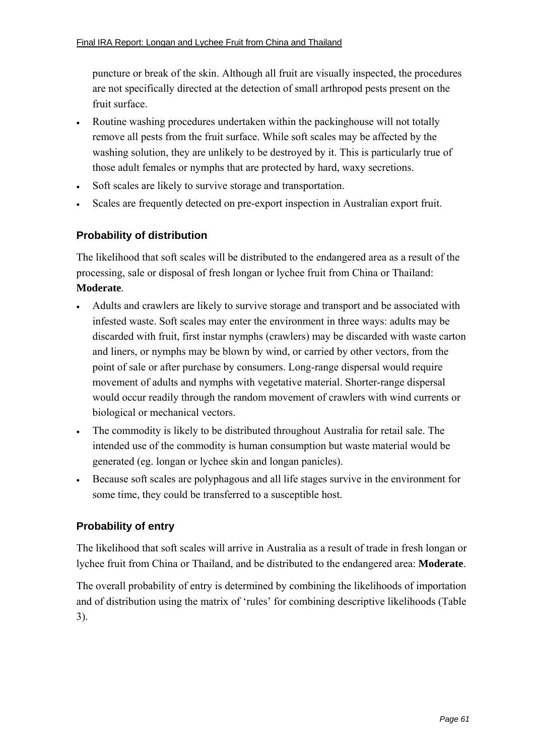puncture or break of the skin. Although all fruit are visually inspected, the procedures are not specifically directed at the detection of small arthropod pests present on the fruit surface.

- Routine washing procedures undertaken within the packinghouse will not totally remove all pests from the fruit surface. While soft scales may be affected by the washing solution, they are unlikely to be destroyed by it. This is particularly true of those adult females or nymphs that are protected by hard, waxy secretions.
- Soft scales are likely to survive storage and transportation.
- Scales are frequently detected on pre-export inspection in Australian export fruit.

### Probability of distribution

The likelihood that soft scales will be distributed to the endangered area as a result of the processing, sale or disposal of fresh longan or lychee fruit from China or Thailand: **Moderate**.

- Adults and crawlers are likely to survive storage and transport and be associated with infested waste. Soft scales may enter the environment in three ways: adults may be discarded with fruit, first instar nymphs (crawlers) may be discarded with waste carton and liners, or nymphs may be blown by wind, or carried by other vectors, from the point of sale or after purchase by consumers. Long-range dispersal would require movement of adults and nymphs with vegetative material. Shorter-range dispersal would occur readily through the random movement of crawlers with wind currents or biological or mechanical vectors.
- The commodity is likely to be distributed throughout Australia for retail sale. The intended use of the commodity is human consumption but waste material would be generated (eg. longan or lychee skin and longan panicles).
- Because soft scales are polyphagous and all life stages survive in the environment for some time, they could be transferred to a susceptible host.

### Probability of entry

The likelihood that soft scales will arrive in Australia as a result of trade in fresh longan or lychee fruit from China or Thailand, and be distributed to the endangered area: **Moderate**.

The overall probability of entry is determined by combining the likelihoods of importation and of distribution using the matrix of 'rules' for combining descriptive likelihoods (Table 3).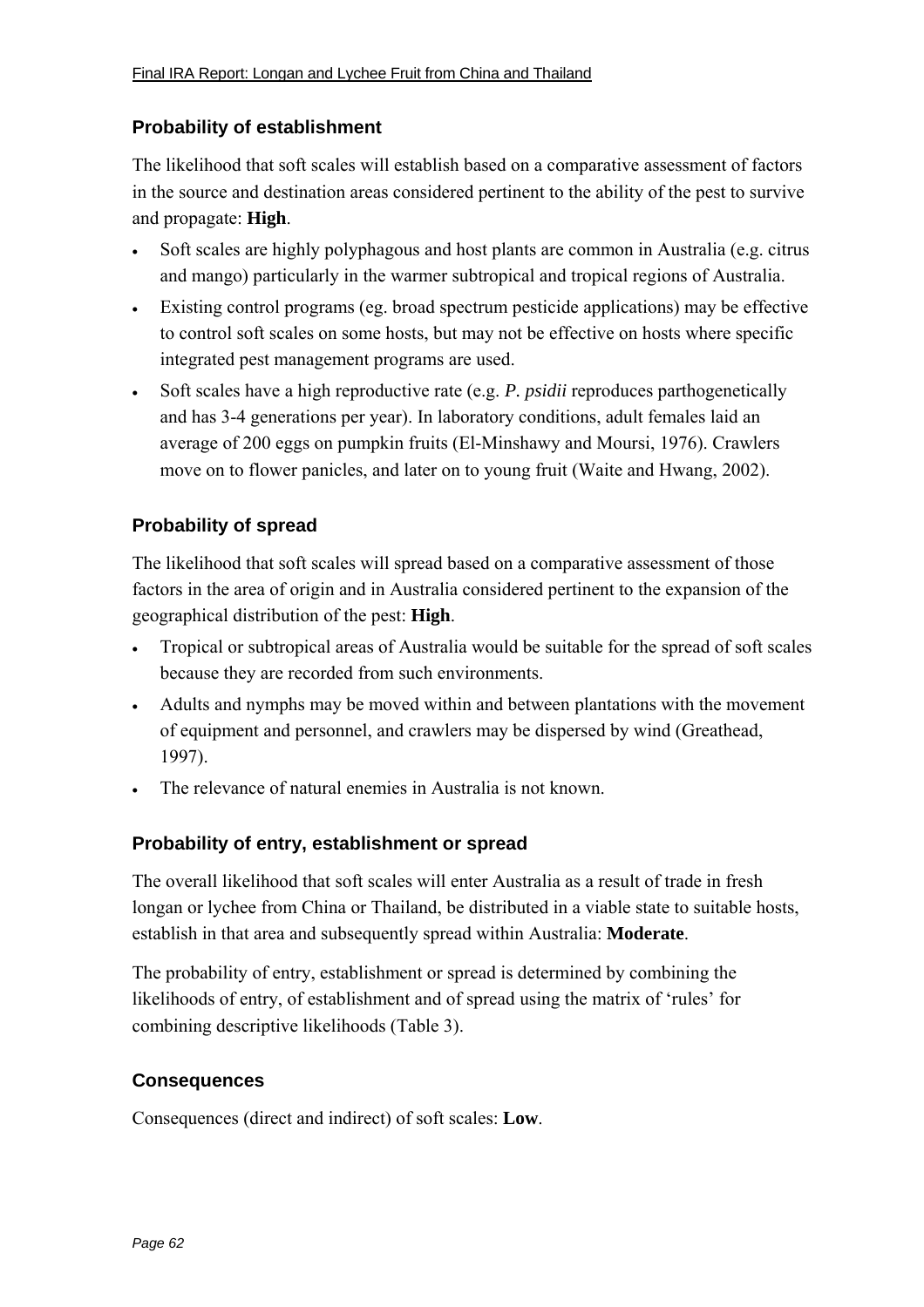### Probability of establishment

The likelihood that soft scales will establish based on a comparative assessment of factors in the source and destination areas considered pertinent to the ability of the pest to survive and propagate: **High**.

- Soft scales are highly polyphagous and host plants are common in Australia (e.g. citrus and mango) particularly in the warmer subtropical and tropical regions of Australia.
- Existing control programs (eg. broad spectrum pesticide applications) may be effective to control soft scales on some hosts, but may not be effective on hosts where specific integrated pest management programs are used.
- Soft scales have a high reproductive rate (e.g. *P. psidii* reproduces parthogenetically and has 3-4 generations per year). In laboratory conditions, adult females laid an average of 200 eggs on pumpkin fruits (El-Minshawy and Moursi, 1976). Crawlers move on to flower panicles, and later on to young fruit (Waite and Hwang, 2002).

### Probability of spread

The likelihood that soft scales will spread based on a comparative assessment of those factors in the area of origin and in Australia considered pertinent to the expansion of the geographical distribution of the pest: **High**.

- Tropical or subtropical areas of Australia would be suitable for the spread of soft scales because they are recorded from such environments.
- Adults and nymphs may be moved within and between plantations with the movement of equipment and personnel, and crawlers may be dispersed by wind (Greathead, 1997).
- The relevance of natural enemies in Australia is not known.

### Probability of entry, establishment or spread

The overall likelihood that soft scales will enter Australia as a result of trade in fresh longan or lychee from China or Thailand, be distributed in a viable state to suitable hosts, establish in that area and subsequently spread within Australia: **Moderate**.

The probability of entry, establishment or spread is determined by combining the likelihoods of entry, of establishment and of spread using the matrix of 'rules' for combining descriptive likelihoods (Table 3).

### Consequences

Consequences (direct and indirect) of soft scales: **Low**.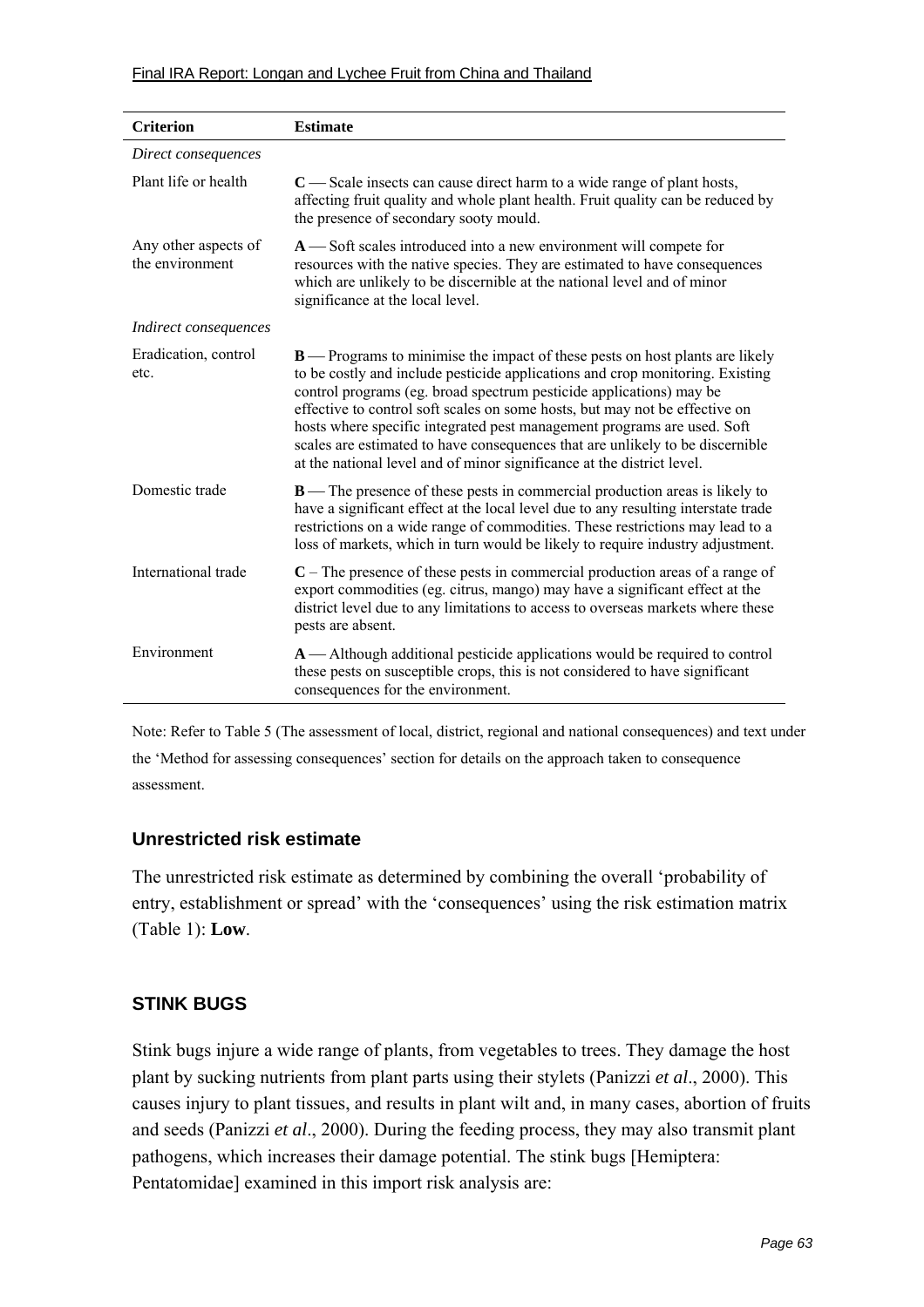| Criterion | Estimate |
|---|---|
| *Direct consequences* | |
| Plant life or health | **C** — Scale insects can cause direct harm to a wide range of plant hosts, affecting fruit quality and whole plant health. Fruit quality can be reduced by the presence of secondary sooty mould. |
| Any other aspects of the environment | **A** — Soft scales introduced into a new environment will compete for resources with the native species. They are estimated to have consequences which are unlikely to be discernible at the national level and of minor significance at the local level. |
| *Indirect consequences* | |
| Eradication, control etc. | **B** — Programs to minimise the impact of these pests on host plants are likely to be costly and include pesticide applications and crop monitoring. Existing control programs (eg. broad spectrum pesticide applications) may be effective to control soft scales on some hosts, but may not be effective on hosts where specific integrated pest management programs are used. Soft scales are estimated to have consequences that are unlikely to be discernible at the national level and of minor significance at the district level. |
| Domestic trade | **B** — The presence of these pests in commercial production areas is likely to have a significant effect at the local level due to any resulting interstate trade restrictions on a wide range of commodities. These restrictions may lead to a loss of markets, which in turn would be likely to require industry adjustment. |
| International trade | **C** – The presence of these pests in commercial production areas of a range of export commodities (eg. citrus, mango) may have a significant effect at the district level due to any limitations to access to overseas markets where these pests are absent. |
| Environment | **A** — Although additional pesticide applications would be required to control these pests on susceptible crops, this is not considered to have significant consequences for the environment. |

Note: Refer to Table 5 (The assessment of local, district, regional and national consequences) and text under the 'Method for assessing consequences' section for details on the approach taken to consequence assessment.

### Unrestricted risk estimate

The unrestricted risk estimate as determined by combining the overall 'probability of entry, establishment or spread' with the 'consequences' using the risk estimation matrix (Table 1): **Low**.

### STINK BUGS

Stink bugs injure a wide range of plants, from vegetables to trees. They damage the host plant by sucking nutrients from plant parts using their stylets (Panizzi *et al*., 2000). This causes injury to plant tissues, and results in plant wilt and, in many cases, abortion of fruits and seeds (Panizzi *et al*., 2000). During the feeding process, they may also transmit plant pathogens, which increases their damage potential. The stink bugs [Hemiptera: Pentatomidae] examined in this import risk analysis are: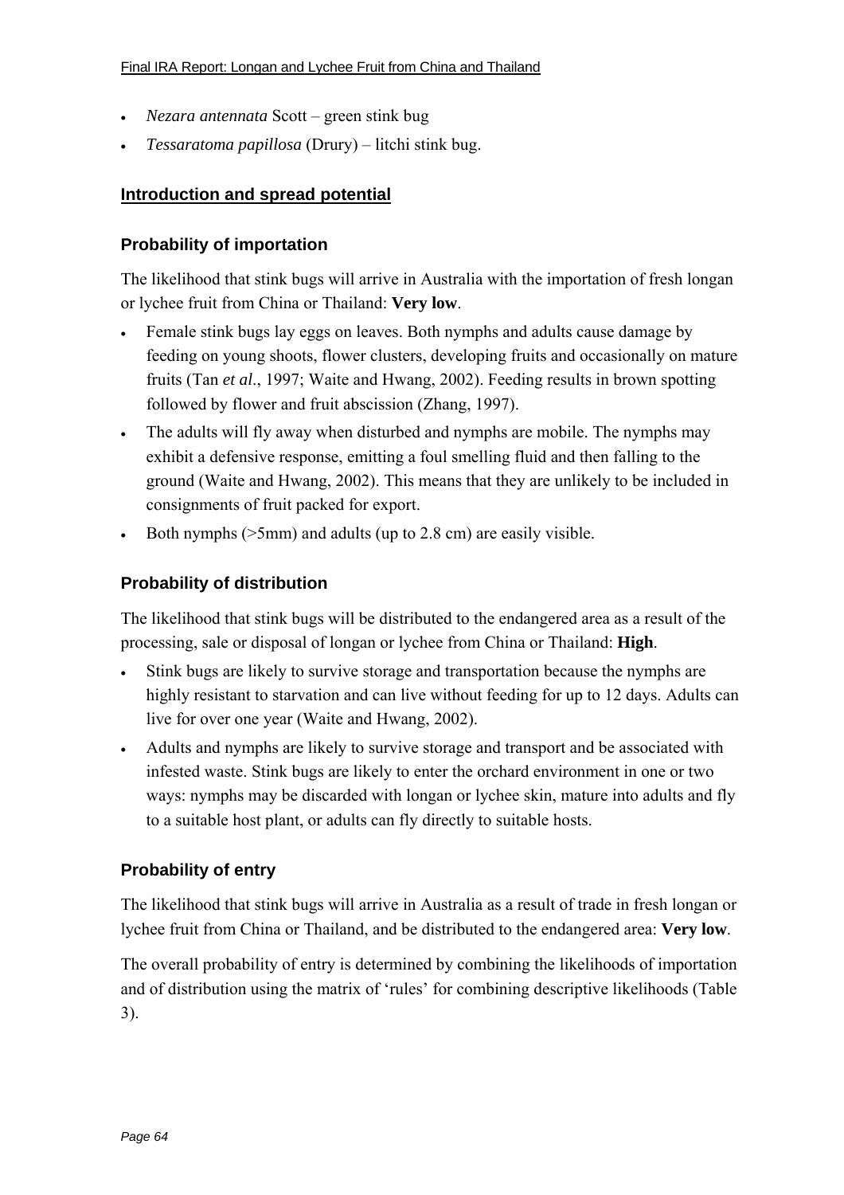- *Nezara antennata* Scott – green stink bug
- *Tessaratoma papillosa* (Drury) – litchi stink bug.

## Introduction and spread potential

### Probability of importation

The likelihood that stink bugs will arrive in Australia with the importation of fresh longan or lychee fruit from China or Thailand: **Very low**.

- Female stink bugs lay eggs on leaves. Both nymphs and adults cause damage by feeding on young shoots, flower clusters, developing fruits and occasionally on mature fruits (Tan *et al*., 1997; Waite and Hwang, 2002). Feeding results in brown spotting followed by flower and fruit abscission (Zhang, 1997).
- The adults will fly away when disturbed and nymphs are mobile. The nymphs may exhibit a defensive response, emitting a foul smelling fluid and then falling to the ground (Waite and Hwang, 2002). This means that they are unlikely to be included in consignments of fruit packed for export.
- Both nymphs (>5mm) and adults (up to 2.8 cm) are easily visible.

### Probability of distribution

The likelihood that stink bugs will be distributed to the endangered area as a result of the processing, sale or disposal of longan or lychee from China or Thailand: **High**.

- Stink bugs are likely to survive storage and transportation because the nymphs are highly resistant to starvation and can live without feeding for up to 12 days. Adults can live for over one year (Waite and Hwang, 2002).
- Adults and nymphs are likely to survive storage and transport and be associated with infested waste. Stink bugs are likely to enter the orchard environment in one or two ways: nymphs may be discarded with longan or lychee skin, mature into adults and fly to a suitable host plant, or adults can fly directly to suitable hosts.

### Probability of entry

The likelihood that stink bugs will arrive in Australia as a result of trade in fresh longan or lychee fruit from China or Thailand, and be distributed to the endangered area: **Very low**.

The overall probability of entry is determined by combining the likelihoods of importation and of distribution using the matrix of 'rules' for combining descriptive likelihoods (Table 3).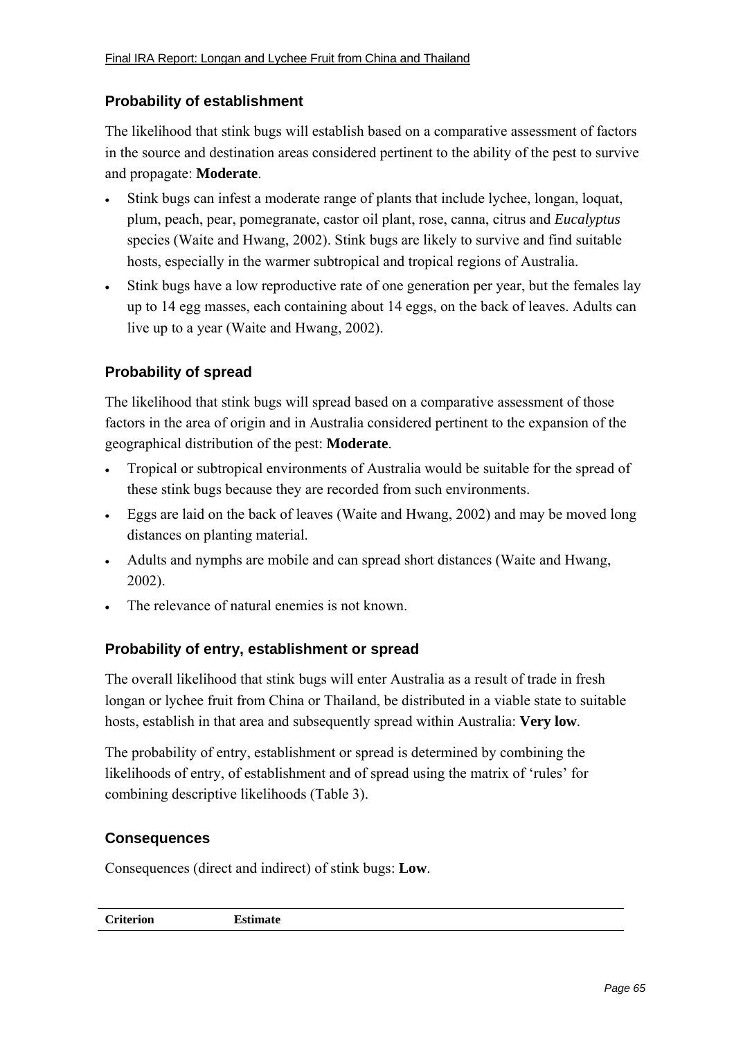### Probability of establishment

The likelihood that stink bugs will establish based on a comparative assessment of factors in the source and destination areas considered pertinent to the ability of the pest to survive and propagate: **Moderate**.

- Stink bugs can infest a moderate range of plants that include lychee, longan, loquat, plum, peach, pear, pomegranate, castor oil plant, rose, canna, citrus and *Eucalyptus* species (Waite and Hwang, 2002). Stink bugs are likely to survive and find suitable hosts, especially in the warmer subtropical and tropical regions of Australia.
- Stink bugs have a low reproductive rate of one generation per year, but the females lay up to 14 egg masses, each containing about 14 eggs, on the back of leaves. Adults can live up to a year (Waite and Hwang, 2002).

### Probability of spread

The likelihood that stink bugs will spread based on a comparative assessment of those factors in the area of origin and in Australia considered pertinent to the expansion of the geographical distribution of the pest: **Moderate**.

- Tropical or subtropical environments of Australia would be suitable for the spread of these stink bugs because they are recorded from such environments.
- Eggs are laid on the back of leaves (Waite and Hwang, 2002) and may be moved long distances on planting material.
- Adults and nymphs are mobile and can spread short distances (Waite and Hwang, 2002).
- The relevance of natural enemies is not known.

### Probability of entry, establishment or spread

The overall likelihood that stink bugs will enter Australia as a result of trade in fresh longan or lychee fruit from China or Thailand, be distributed in a viable state to suitable hosts, establish in that area and subsequently spread within Australia: **Very low**.

The probability of entry, establishment or spread is determined by combining the likelihoods of entry, of establishment and of spread using the matrix of 'rules' for combining descriptive likelihoods (Table 3).

### Consequences

Consequences (direct and indirect) of stink bugs: **Low**.

| Criterion | Estimate |
|---|---|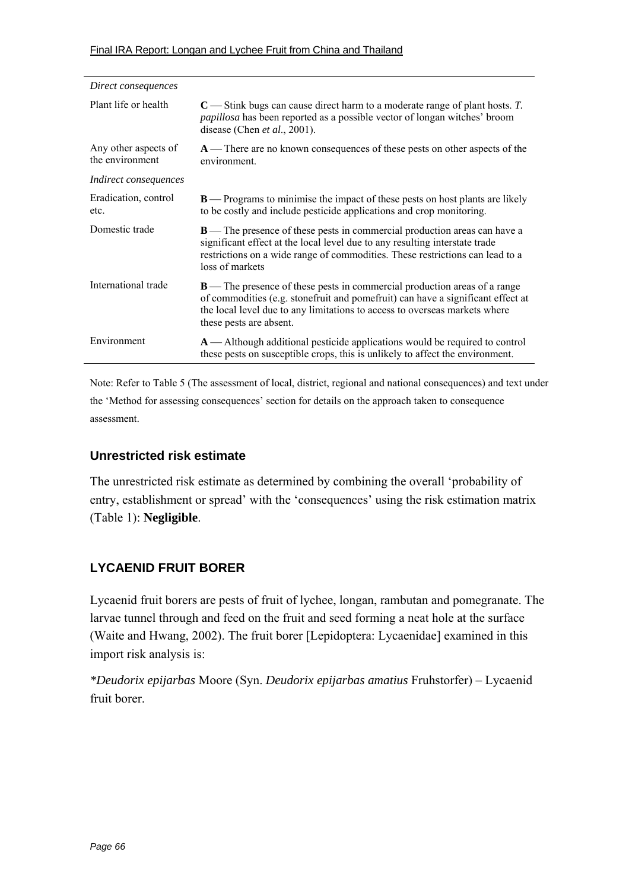| | |
|---|---|
| *Direct consequences* | |
| Plant life or health | **C** — Stink bugs can cause direct harm to a moderate range of plant hosts. *T. papillosa* has been reported as a possible vector of longan witches' broom disease (Chen *et al*., 2001). |
| Any other aspects of the environment | **A** — There are no known consequences of these pests on other aspects of the environment. |
| *Indirect consequences* | |
| Eradication, control etc. | **B** — Programs to minimise the impact of these pests on host plants are likely to be costly and include pesticide applications and crop monitoring. |
| Domestic trade | **B** — The presence of these pests in commercial production areas can have a significant effect at the local level due to any resulting interstate trade restrictions on a wide range of commodities. These restrictions can lead to a loss of markets |
| International trade | **B** — The presence of these pests in commercial production areas of a range of commodities (e.g. stonefruit and pomefruit) can have a significant effect at the local level due to any limitations to access to overseas markets where these pests are absent. |
| Environment | **A** — Although additional pesticide applications would be required to control these pests on susceptible crops, this is unlikely to affect the environment. |

Note: Refer to Table 5 (The assessment of local, district, regional and national consequences) and text under the 'Method for assessing consequences' section for details on the approach taken to consequence assessment.

### Unrestricted risk estimate

The unrestricted risk estimate as determined by combining the overall 'probability of entry, establishment or spread' with the 'consequences' using the risk estimation matrix (Table 1): **Negligible**.

## LYCAENID FRUIT BORER

Lycaenid fruit borers are pests of fruit of lychee, longan, rambutan and pomegranate. The larvae tunnel through and feed on the fruit and seed forming a neat hole at the surface (Waite and Hwang, 2002). The fruit borer [Lepidoptera: Lycaenidae] examined in this import risk analysis is:

*\*Deudorix epijarbas* Moore (Syn. *Deudorix epijarbas amatius* Fruhstorfer) – Lycaenid fruit borer.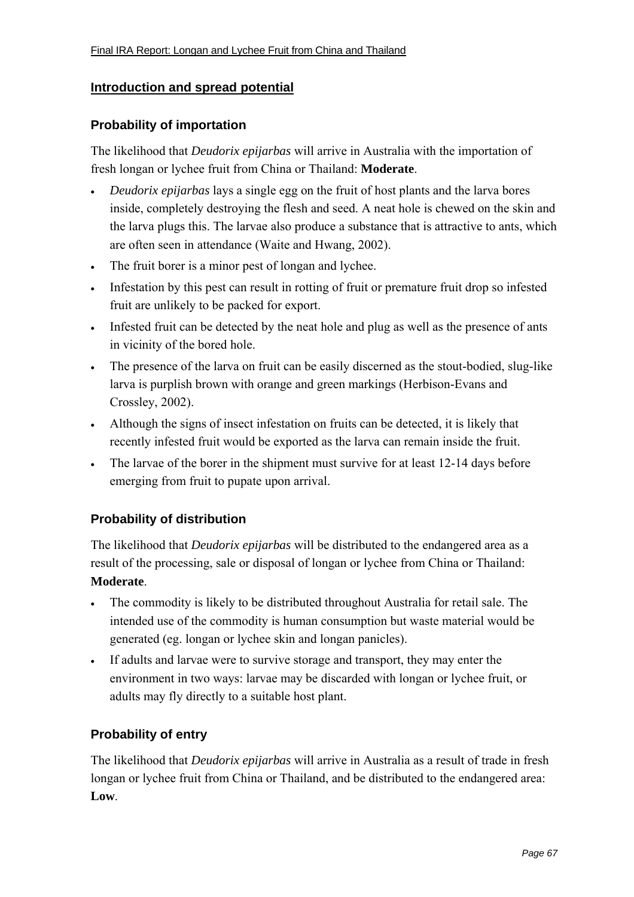## Introduction and spread potential

### Probability of importation

The likelihood that *Deudorix epijarbas* will arrive in Australia with the importation of fresh longan or lychee fruit from China or Thailand: **Moderate**.

- *Deudorix epijarbas* lays a single egg on the fruit of host plants and the larva bores inside, completely destroying the flesh and seed. A neat hole is chewed on the skin and the larva plugs this. The larvae also produce a substance that is attractive to ants, which are often seen in attendance (Waite and Hwang, 2002).
- The fruit borer is a minor pest of longan and lychee.
- Infestation by this pest can result in rotting of fruit or premature fruit drop so infested fruit are unlikely to be packed for export.
- Infested fruit can be detected by the neat hole and plug as well as the presence of ants in vicinity of the bored hole.
- The presence of the larva on fruit can be easily discerned as the stout-bodied, slug-like larva is purplish brown with orange and green markings (Herbison-Evans and Crossley, 2002).
- Although the signs of insect infestation on fruits can be detected, it is likely that recently infested fruit would be exported as the larva can remain inside the fruit.
- The larvae of the borer in the shipment must survive for at least 12-14 days before emerging from fruit to pupate upon arrival.

### Probability of distribution

The likelihood that *Deudorix epijarbas* will be distributed to the endangered area as a result of the processing, sale or disposal of longan or lychee from China or Thailand: **Moderate**.

- The commodity is likely to be distributed throughout Australia for retail sale. The intended use of the commodity is human consumption but waste material would be generated (eg. longan or lychee skin and longan panicles).
- If adults and larvae were to survive storage and transport, they may enter the environment in two ways: larvae may be discarded with longan or lychee fruit, or adults may fly directly to a suitable host plant.

### Probability of entry

The likelihood that *Deudorix epijarbas* will arrive in Australia as a result of trade in fresh longan or lychee fruit from China or Thailand, and be distributed to the endangered area: **Low**.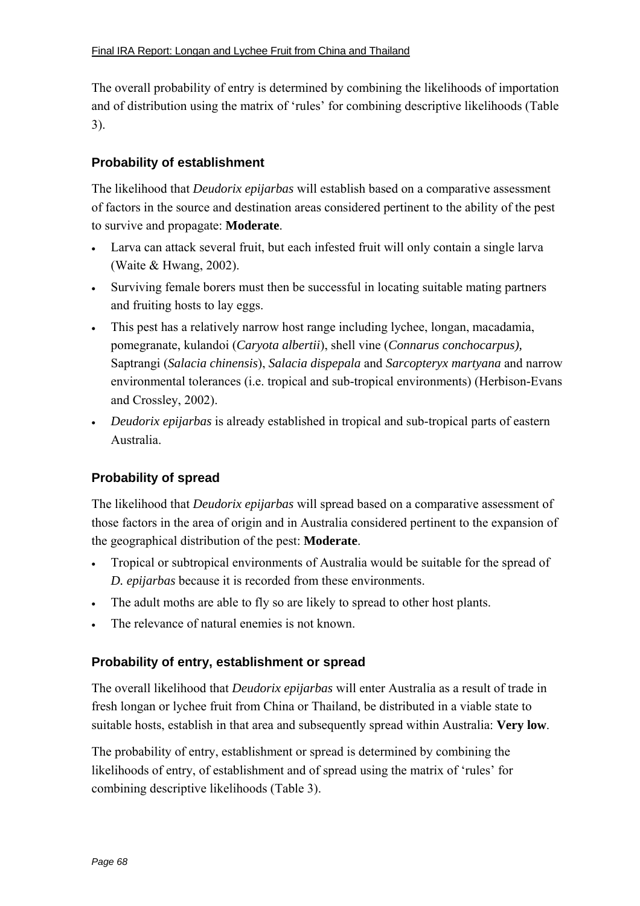The overall probability of entry is determined by combining the likelihoods of importation and of distribution using the matrix of 'rules' for combining descriptive likelihoods (Table 3).

### Probability of establishment

The likelihood that *Deudorix epijarbas* will establish based on a comparative assessment of factors in the source and destination areas considered pertinent to the ability of the pest to survive and propagate: **Moderate**.

- Larva can attack several fruit, but each infested fruit will only contain a single larva (Waite & Hwang, 2002).
- Surviving female borers must then be successful in locating suitable mating partners and fruiting hosts to lay eggs.
- This pest has a relatively narrow host range including lychee, longan, macadamia, pomegranate, kulandoi (*Caryota albertii*), shell vine (*Connarus conchocarpus),* Saptrangi (*Salacia chinensis*), *Salacia dispepala* and *Sarcopteryx martyana* and narrow environmental tolerances (i.e. tropical and sub-tropical environments) (Herbison-Evans and Crossley, 2002).
- *Deudorix epijarbas* is already established in tropical and sub-tropical parts of eastern Australia.

### Probability of spread

The likelihood that *Deudorix epijarbas* will spread based on a comparative assessment of those factors in the area of origin and in Australia considered pertinent to the expansion of the geographical distribution of the pest: **Moderate**.

- Tropical or subtropical environments of Australia would be suitable for the spread of *D. epijarbas* because it is recorded from these environments.
- The adult moths are able to fly so are likely to spread to other host plants.
- The relevance of natural enemies is not known.

### Probability of entry, establishment or spread

The overall likelihood that *Deudorix epijarbas* will enter Australia as a result of trade in fresh longan or lychee fruit from China or Thailand, be distributed in a viable state to suitable hosts, establish in that area and subsequently spread within Australia: **Very low**.

The probability of entry, establishment or spread is determined by combining the likelihoods of entry, of establishment and of spread using the matrix of 'rules' for combining descriptive likelihoods (Table 3).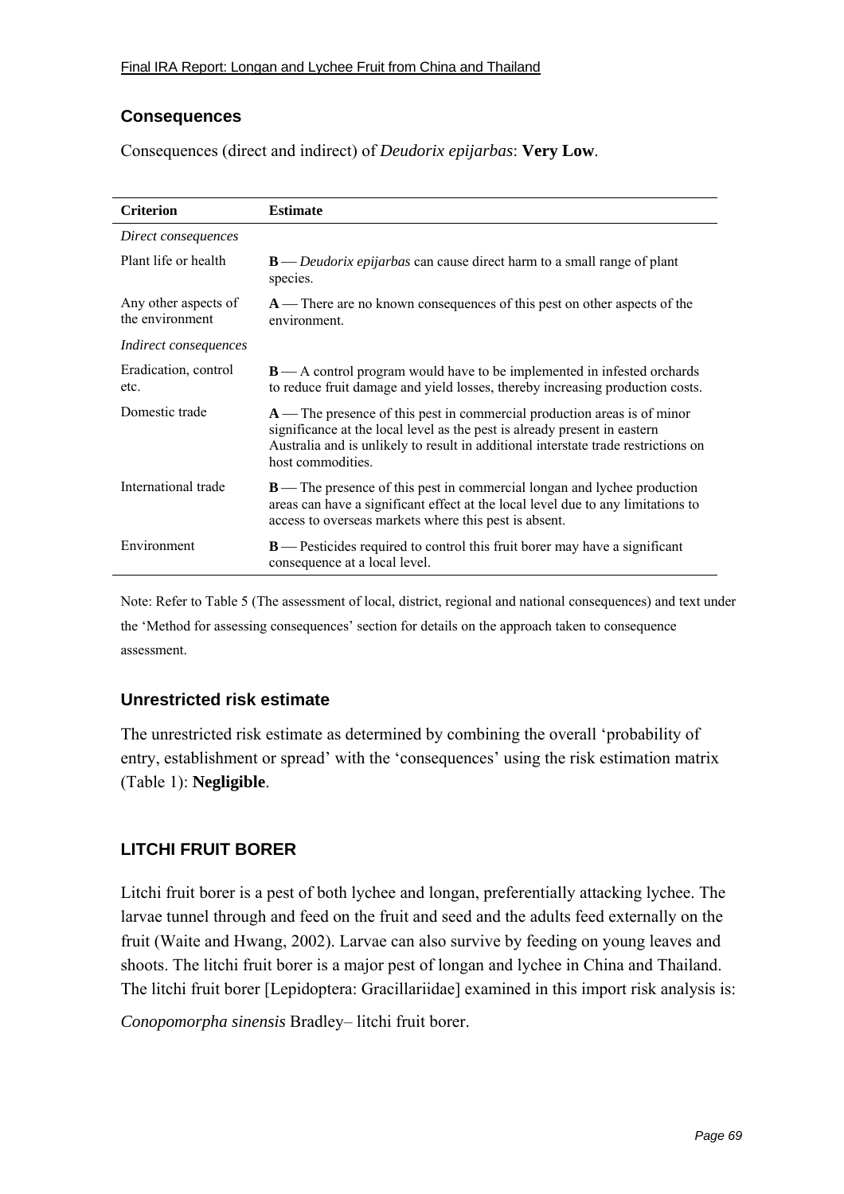## Consequences

Consequences (direct and indirect) of *Deudorix epijarbas*: **Very Low**.

| Criterion | Estimate |
|---|---|
| *Direct consequences* | |
| Plant life or health | **B** — *Deudorix epijarbas* can cause direct harm to a small range of plant species. |
| Any other aspects of the environment | **A** — There are no known consequences of this pest on other aspects of the environment. |
| *Indirect consequences* | |
| Eradication, control etc. | **B** — A control program would have to be implemented in infested orchards to reduce fruit damage and yield losses, thereby increasing production costs. |
| Domestic trade | **A** — The presence of this pest in commercial production areas is of minor significance at the local level as the pest is already present in eastern Australia and is unlikely to result in additional interstate trade restrictions on host commodities. |
| International trade | **B** — The presence of this pest in commercial longan and lychee production areas can have a significant effect at the local level due to any limitations to access to overseas markets where this pest is absent. |
| Environment | **B** — Pesticides required to control this fruit borer may have a significant consequence at a local level. |

Note: Refer to Table 5 (The assessment of local, district, regional and national consequences) and text under the 'Method for assessing consequences' section for details on the approach taken to consequence assessment.

## Unrestricted risk estimate

The unrestricted risk estimate as determined by combining the overall 'probability of entry, establishment or spread' with the 'consequences' using the risk estimation matrix (Table 1): **Negligible**.

## LITCHI FRUIT BORER

Litchi fruit borer is a pest of both lychee and longan, preferentially attacking lychee. The larvae tunnel through and feed on the fruit and seed and the adults feed externally on the fruit (Waite and Hwang, 2002). Larvae can also survive by feeding on young leaves and shoots. The litchi fruit borer is a major pest of longan and lychee in China and Thailand. The litchi fruit borer [Lepidoptera: Gracillariidae] examined in this import risk analysis is:

*Conopomorpha sinensis* Bradley– litchi fruit borer.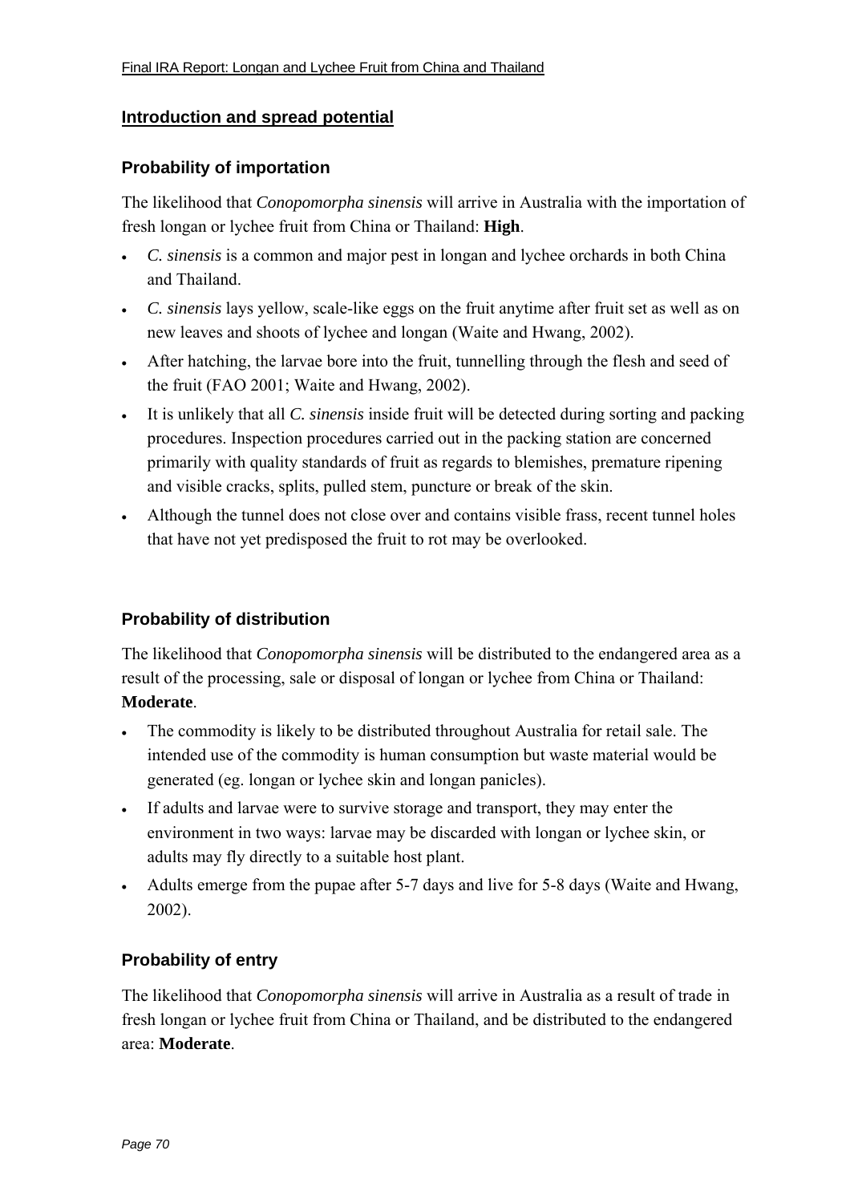## Introduction and spread potential

### Probability of importation

The likelihood that *Conopomorpha sinensis* will arrive in Australia with the importation of fresh longan or lychee fruit from China or Thailand: **High**.

- *C. sinensis* is a common and major pest in longan and lychee orchards in both China and Thailand.
- *C. sinensis* lays yellow, scale-like eggs on the fruit anytime after fruit set as well as on new leaves and shoots of lychee and longan (Waite and Hwang, 2002).
- After hatching, the larvae bore into the fruit, tunnelling through the flesh and seed of the fruit (FAO 2001; Waite and Hwang, 2002).
- It is unlikely that all *C. sinensis* inside fruit will be detected during sorting and packing procedures. Inspection procedures carried out in the packing station are concerned primarily with quality standards of fruit as regards to blemishes, premature ripening and visible cracks, splits, pulled stem, puncture or break of the skin.
- Although the tunnel does not close over and contains visible frass, recent tunnel holes that have not yet predisposed the fruit to rot may be overlooked.

### Probability of distribution

The likelihood that *Conopomorpha sinensis* will be distributed to the endangered area as a result of the processing, sale or disposal of longan or lychee from China or Thailand: **Moderate**.

- The commodity is likely to be distributed throughout Australia for retail sale. The intended use of the commodity is human consumption but waste material would be generated (eg. longan or lychee skin and longan panicles).
- If adults and larvae were to survive storage and transport, they may enter the environment in two ways: larvae may be discarded with longan or lychee skin, or adults may fly directly to a suitable host plant.
- Adults emerge from the pupae after 5-7 days and live for 5-8 days (Waite and Hwang, 2002).

### Probability of entry

The likelihood that *Conopomorpha sinensis* will arrive in Australia as a result of trade in fresh longan or lychee fruit from China or Thailand, and be distributed to the endangered area: **Moderate**.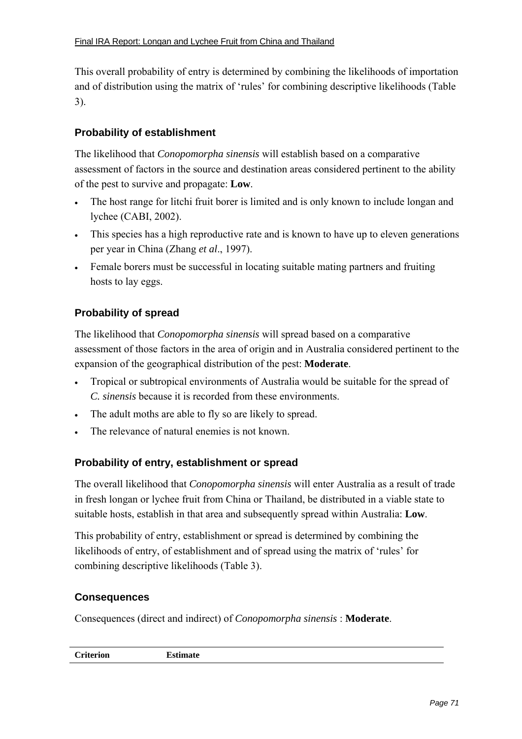This overall probability of entry is determined by combining the likelihoods of importation and of distribution using the matrix of 'rules' for combining descriptive likelihoods (Table 3).

### Probability of establishment

The likelihood that *Conopomorpha sinensis* will establish based on a comparative assessment of factors in the source and destination areas considered pertinent to the ability of the pest to survive and propagate: **Low**.

- The host range for litchi fruit borer is limited and is only known to include longan and lychee (CABI, 2002).
- This species has a high reproductive rate and is known to have up to eleven generations per year in China (Zhang *et al*., 1997).
- Female borers must be successful in locating suitable mating partners and fruiting hosts to lay eggs.

### Probability of spread

The likelihood that *Conopomorpha sinensis* will spread based on a comparative assessment of those factors in the area of origin and in Australia considered pertinent to the expansion of the geographical distribution of the pest: **Moderate**.

- Tropical or subtropical environments of Australia would be suitable for the spread of *C. sinensis* because it is recorded from these environments.
- The adult moths are able to fly so are likely to spread.
- The relevance of natural enemies is not known.

### Probability of entry, establishment or spread

The overall likelihood that *Conopomorpha sinensis* will enter Australia as a result of trade in fresh longan or lychee fruit from China or Thailand, be distributed in a viable state to suitable hosts, establish in that area and subsequently spread within Australia: **Low**.

This probability of entry, establishment or spread is determined by combining the likelihoods of entry, of establishment and of spread using the matrix of 'rules' for combining descriptive likelihoods (Table 3).

### Consequences

Consequences (direct and indirect) of *Conopomorpha sinensis* : **Moderate**.

| Criterion | Estimate |
| --- | --- |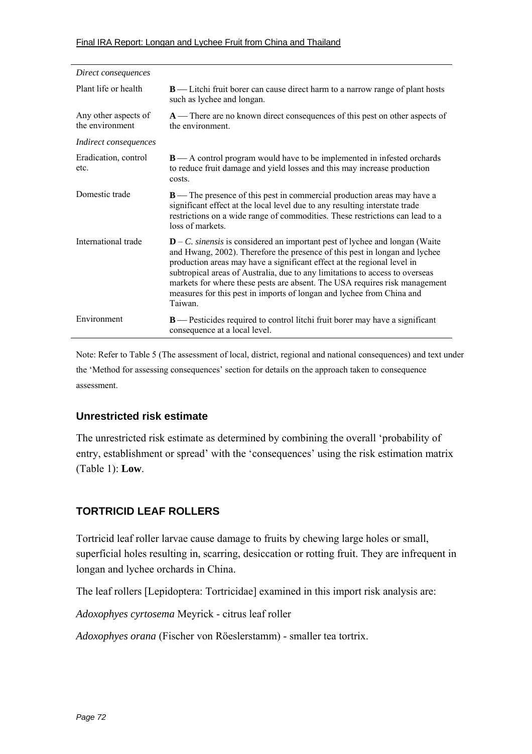| | |
|---|---|
| *Direct consequences* | |
| Plant life or health | **B** — Litchi fruit borer can cause direct harm to a narrow range of plant hosts such as lychee and longan. |
| Any other aspects of the environment | **A** — There are no known direct consequences of this pest on other aspects of the environment. |
| *Indirect consequences* | |
| Eradication, control etc. | **B** — A control program would have to be implemented in infested orchards to reduce fruit damage and yield losses and this may increase production costs. |
| Domestic trade | **B** — The presence of this pest in commercial production areas may have a significant effect at the local level due to any resulting interstate trade restrictions on a wide range of commodities. These restrictions can lead to a loss of markets. |
| International trade | **D** – *C. sinensis* is considered an important pest of lychee and longan (Waite and Hwang, 2002). Therefore the presence of this pest in longan and lychee production areas may have a significant effect at the regional level in subtropical areas of Australia, due to any limitations to access to overseas markets for where these pests are absent. The USA requires risk management measures for this pest in imports of longan and lychee from China and Taiwan. |
| Environment | **B** — Pesticides required to control litchi fruit borer may have a significant consequence at a local level. |

Note: Refer to Table 5 (The assessment of local, district, regional and national consequences) and text under the 'Method for assessing consequences' section for details on the approach taken to consequence assessment.

### Unrestricted risk estimate

The unrestricted risk estimate as determined by combining the overall 'probability of entry, establishment or spread' with the 'consequences' using the risk estimation matrix (Table 1): **Low**.

## TORTRICID LEAF ROLLERS

Tortricid leaf roller larvae cause damage to fruits by chewing large holes or small, superficial holes resulting in, scarring, desiccation or rotting fruit. They are infrequent in longan and lychee orchards in China.

The leaf rollers [Lepidoptera: Tortricidae] examined in this import risk analysis are:

*Adoxophyes cyrtosema* Meyrick - citrus leaf roller

*Adoxophyes orana* (Fischer von Röeslerstamm) - smaller tea tortrix.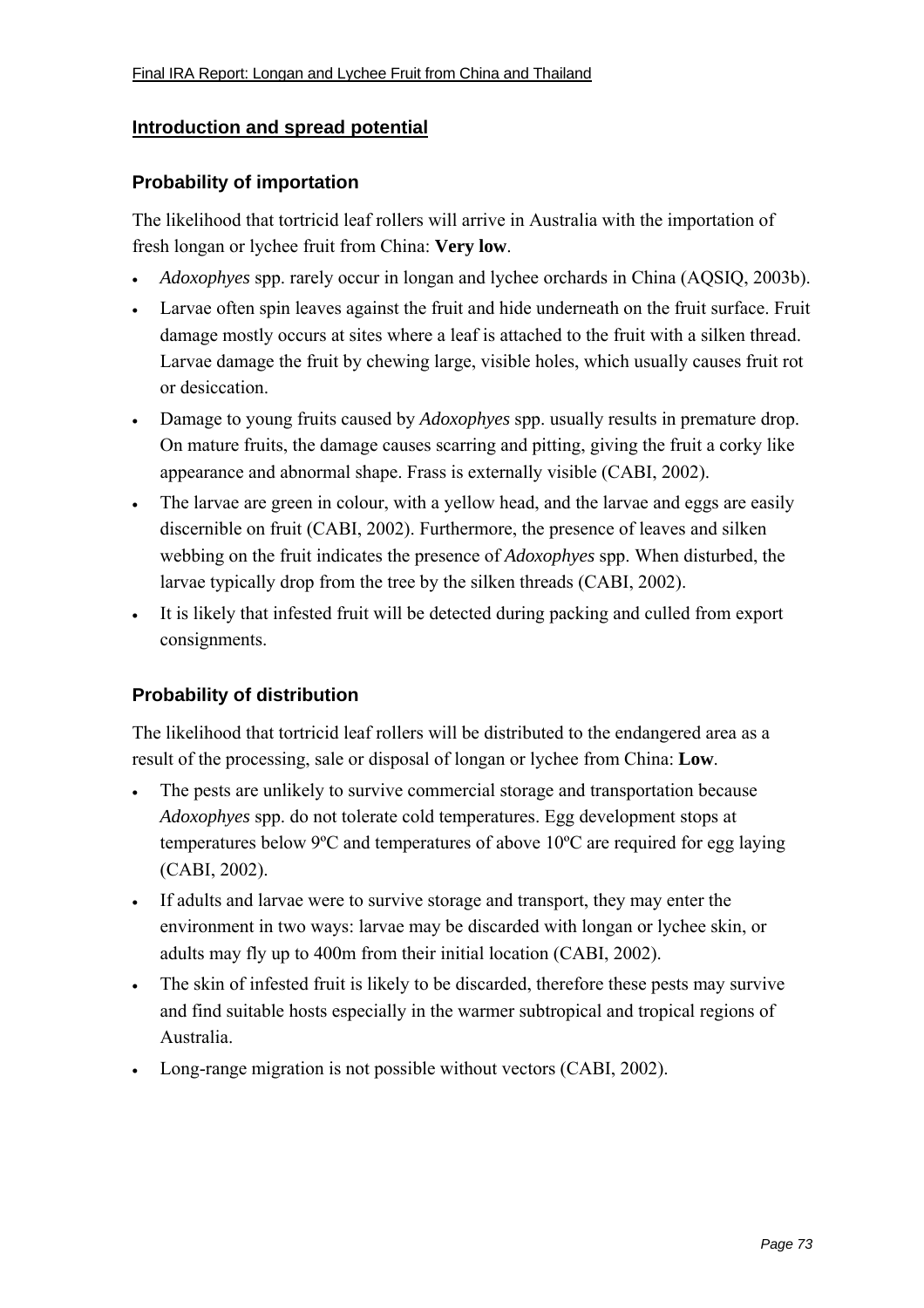## Introduction and spread potential

### Probability of importation

The likelihood that tortricid leaf rollers will arrive in Australia with the importation of fresh longan or lychee fruit from China: **Very low**.

- *Adoxophyes* spp. rarely occur in longan and lychee orchards in China (AQSIQ, 2003b).
- Larvae often spin leaves against the fruit and hide underneath on the fruit surface. Fruit damage mostly occurs at sites where a leaf is attached to the fruit with a silken thread. Larvae damage the fruit by chewing large, visible holes, which usually causes fruit rot or desiccation.
- Damage to young fruits caused by *Adoxophyes* spp. usually results in premature drop. On mature fruits, the damage causes scarring and pitting, giving the fruit a corky like appearance and abnormal shape. Frass is externally visible (CABI, 2002).
- The larvae are green in colour, with a yellow head, and the larvae and eggs are easily discernible on fruit (CABI, 2002). Furthermore, the presence of leaves and silken webbing on the fruit indicates the presence of *Adoxophyes* spp. When disturbed, the larvae typically drop from the tree by the silken threads (CABI, 2002).
- It is likely that infested fruit will be detected during packing and culled from export consignments.

### Probability of distribution

The likelihood that tortricid leaf rollers will be distributed to the endangered area as a result of the processing, sale or disposal of longan or lychee from China: **Low**.

- The pests are unlikely to survive commercial storage and transportation because *Adoxophyes* spp. do not tolerate cold temperatures. Egg development stops at temperatures below 9ºC and temperatures of above 10ºC are required for egg laying (CABI, 2002).
- If adults and larvae were to survive storage and transport, they may enter the environment in two ways: larvae may be discarded with longan or lychee skin, or adults may fly up to 400m from their initial location (CABI, 2002).
- The skin of infested fruit is likely to be discarded, therefore these pests may survive and find suitable hosts especially in the warmer subtropical and tropical regions of Australia.
- Long-range migration is not possible without vectors (CABI, 2002).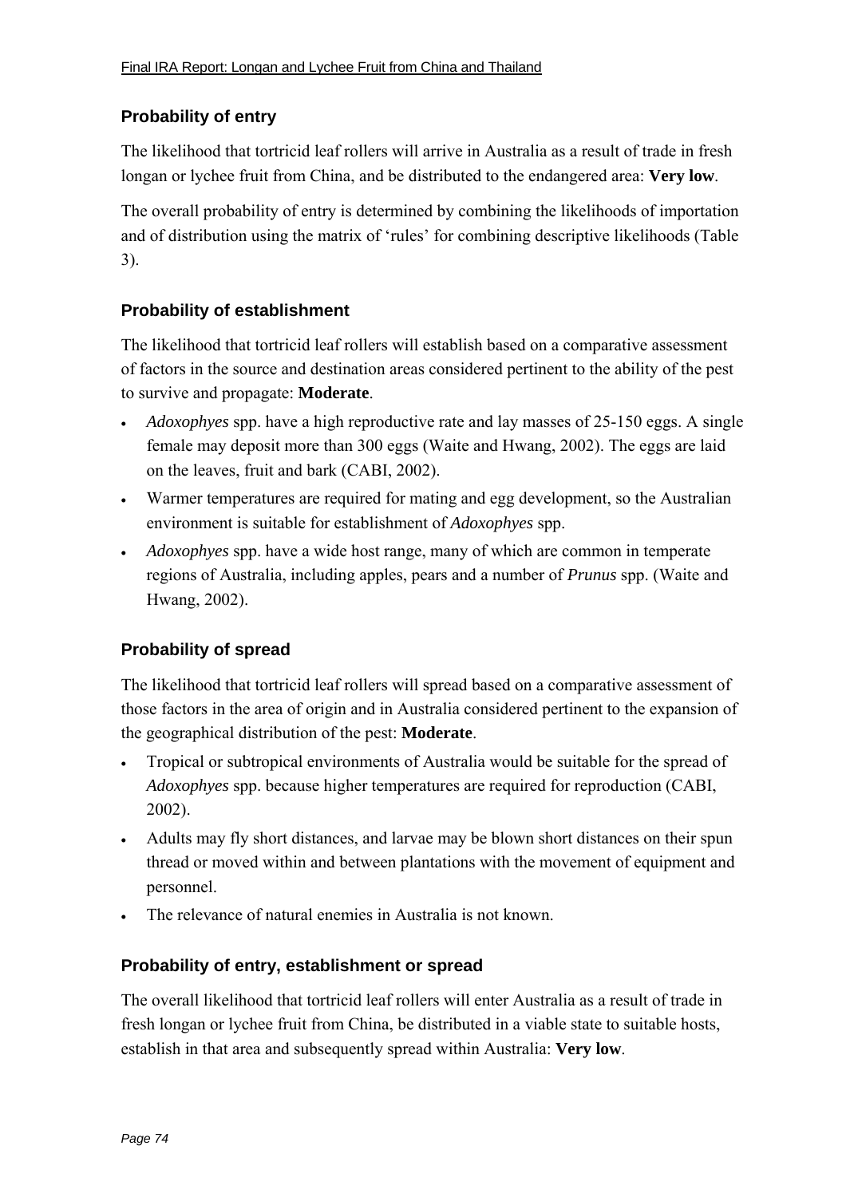### Probability of entry

The likelihood that tortricid leaf rollers will arrive in Australia as a result of trade in fresh longan or lychee fruit from China, and be distributed to the endangered area: **Very low**.

The overall probability of entry is determined by combining the likelihoods of importation and of distribution using the matrix of 'rules' for combining descriptive likelihoods (Table 3).

### Probability of establishment

The likelihood that tortricid leaf rollers will establish based on a comparative assessment of factors in the source and destination areas considered pertinent to the ability of the pest to survive and propagate: **Moderate**.

- *Adoxophyes* spp. have a high reproductive rate and lay masses of 25-150 eggs. A single female may deposit more than 300 eggs (Waite and Hwang, 2002). The eggs are laid on the leaves, fruit and bark (CABI, 2002).
- Warmer temperatures are required for mating and egg development, so the Australian environment is suitable for establishment of *Adoxophyes* spp.
- *Adoxophyes* spp. have a wide host range, many of which are common in temperate regions of Australia, including apples, pears and a number of *Prunus* spp. (Waite and Hwang, 2002).

### Probability of spread

The likelihood that tortricid leaf rollers will spread based on a comparative assessment of those factors in the area of origin and in Australia considered pertinent to the expansion of the geographical distribution of the pest: **Moderate**.

- Tropical or subtropical environments of Australia would be suitable for the spread of *Adoxophyes* spp. because higher temperatures are required for reproduction (CABI, 2002).
- Adults may fly short distances, and larvae may be blown short distances on their spun thread or moved within and between plantations with the movement of equipment and personnel.
- The relevance of natural enemies in Australia is not known.

### Probability of entry, establishment or spread

The overall likelihood that tortricid leaf rollers will enter Australia as a result of trade in fresh longan or lychee fruit from China, be distributed in a viable state to suitable hosts, establish in that area and subsequently spread within Australia: **Very low**.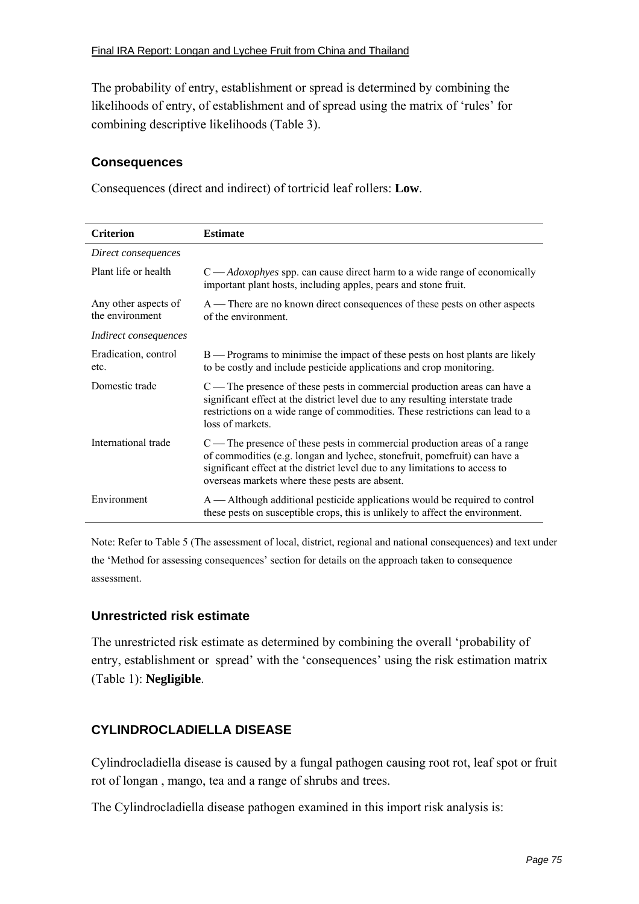The probability of entry, establishment or spread is determined by combining the likelihoods of entry, of establishment and of spread using the matrix of 'rules' for combining descriptive likelihoods (Table 3).

### Consequences

Consequences (direct and indirect) of tortricid leaf rollers: **Low**.

| Criterion | Estimate |
|---|---|
| *Direct consequences* | |
| Plant life or health | C — *Adoxophyes* spp. can cause direct harm to a wide range of economically important plant hosts, including apples, pears and stone fruit. |
| Any other aspects of the environment | A — There are no known direct consequences of these pests on other aspects of the environment. |
| *Indirect consequences* | |
| Eradication, control etc. | B — Programs to minimise the impact of these pests on host plants are likely to be costly and include pesticide applications and crop monitoring. |
| Domestic trade | C — The presence of these pests in commercial production areas can have a significant effect at the district level due to any resulting interstate trade restrictions on a wide range of commodities. These restrictions can lead to a loss of markets. |
| International trade | C — The presence of these pests in commercial production areas of a range of commodities (e.g. longan and lychee, stonefruit, pomefruit) can have a significant effect at the district level due to any limitations to access to overseas markets where these pests are absent. |
| Environment | A — Although additional pesticide applications would be required to control these pests on susceptible crops, this is unlikely to affect the environment. |

Note: Refer to Table 5 (The assessment of local, district, regional and national consequences) and text under the 'Method for assessing consequences' section for details on the approach taken to consequence assessment.

### Unrestricted risk estimate

The unrestricted risk estimate as determined by combining the overall 'probability of entry, establishment or spread' with the 'consequences' using the risk estimation matrix (Table 1): **Negligible**.

## CYLINDROCLADIELLA DISEASE

Cylindrocladiella disease is caused by a fungal pathogen causing root rot, leaf spot or fruit rot of longan , mango, tea and a range of shrubs and trees.

The Cylindrocladiella disease pathogen examined in this import risk analysis is: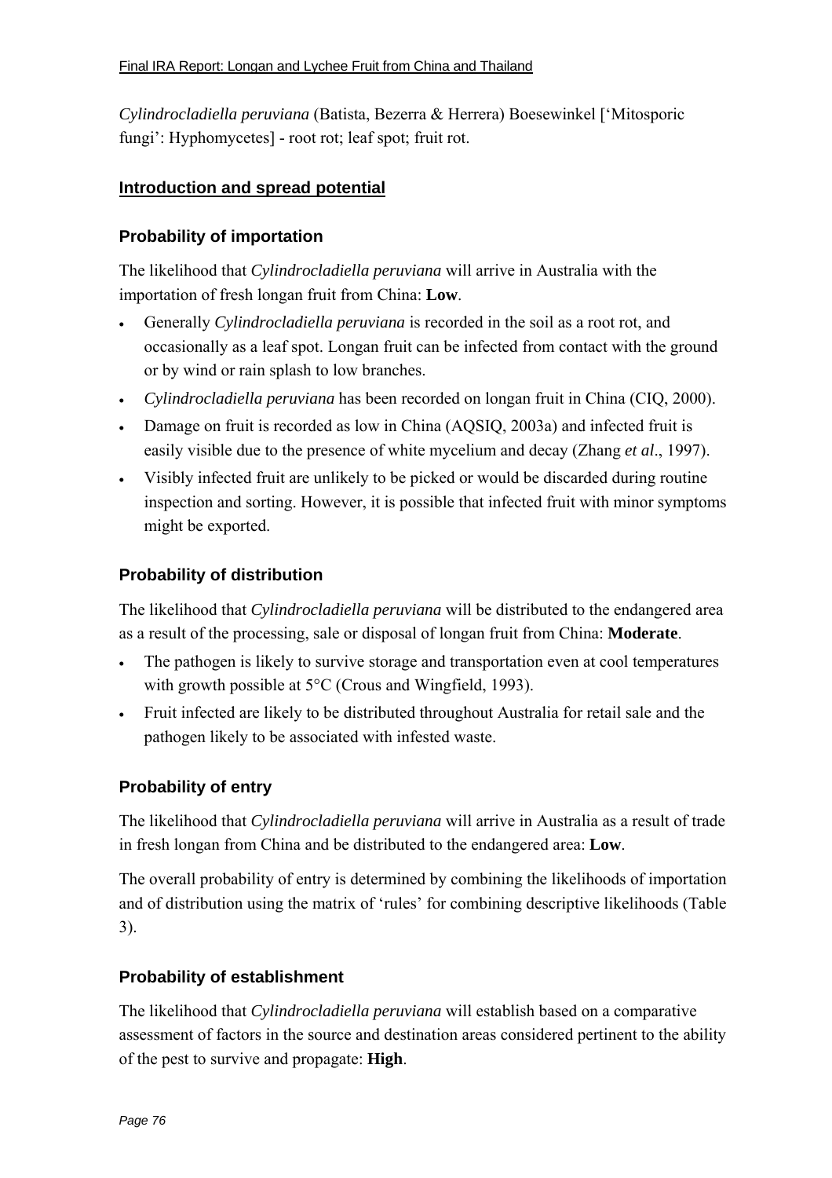*Cylindrocladiella peruviana* (Batista, Bezerra & Herrera) Boesewinkel ['Mitosporic fungi': Hyphomycetes] - root rot; leaf spot; fruit rot.

## Introduction and spread potential

### Probability of importation

The likelihood that *Cylindrocladiella peruviana* will arrive in Australia with the importation of fresh longan fruit from China: **Low**.

- Generally *Cylindrocladiella peruviana* is recorded in the soil as a root rot, and occasionally as a leaf spot. Longan fruit can be infected from contact with the ground or by wind or rain splash to low branches.
- *Cylindrocladiella peruviana* has been recorded on longan fruit in China (CIQ, 2000).
- Damage on fruit is recorded as low in China (AQSIQ, 2003a) and infected fruit is easily visible due to the presence of white mycelium and decay (Zhang *et al*., 1997).
- Visibly infected fruit are unlikely to be picked or would be discarded during routine inspection and sorting. However, it is possible that infected fruit with minor symptoms might be exported.

### Probability of distribution

The likelihood that *Cylindrocladiella peruviana* will be distributed to the endangered area as a result of the processing, sale or disposal of longan fruit from China: **Moderate**.

- The pathogen is likely to survive storage and transportation even at cool temperatures with growth possible at 5°C (Crous and Wingfield, 1993).
- Fruit infected are likely to be distributed throughout Australia for retail sale and the pathogen likely to be associated with infested waste.

### Probability of entry

The likelihood that *Cylindrocladiella peruviana* will arrive in Australia as a result of trade in fresh longan from China and be distributed to the endangered area: **Low**.

The overall probability of entry is determined by combining the likelihoods of importation and of distribution using the matrix of 'rules' for combining descriptive likelihoods (Table 3).

### Probability of establishment

The likelihood that *Cylindrocladiella peruviana* will establish based on a comparative assessment of factors in the source and destination areas considered pertinent to the ability of the pest to survive and propagate: **High**.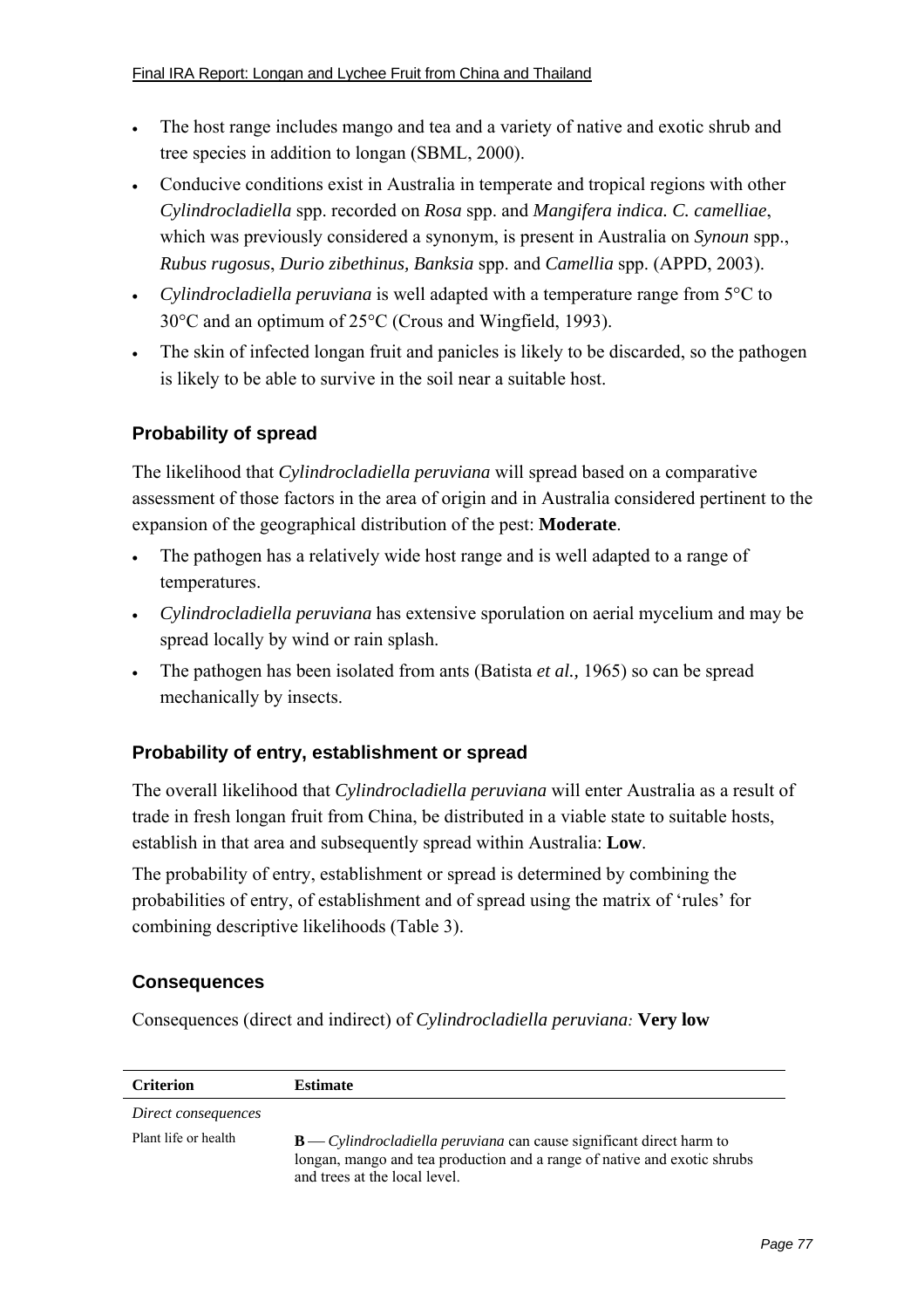- The host range includes mango and tea and a variety of native and exotic shrub and tree species in addition to longan (SBML, 2000).
- Conducive conditions exist in Australia in temperate and tropical regions with other *Cylindrocladiella* spp. recorded on *Rosa* spp. and *Mangifera indica. C. camelliae*, which was previously considered a synonym, is present in Australia on *Synoun* spp., *Rubus rugosus*, *Durio zibethinus, Banksia* spp. and *Camellia* spp. (APPD, 2003).
- *Cylindrocladiella peruviana* is well adapted with a temperature range from 5°C to 30°C and an optimum of 25°C (Crous and Wingfield, 1993).
- The skin of infected longan fruit and panicles is likely to be discarded, so the pathogen is likely to be able to survive in the soil near a suitable host.

### Probability of spread

The likelihood that *Cylindrocladiella peruviana* will spread based on a comparative assessment of those factors in the area of origin and in Australia considered pertinent to the expansion of the geographical distribution of the pest: **Moderate**.

- The pathogen has a relatively wide host range and is well adapted to a range of temperatures.
- *Cylindrocladiella peruviana* has extensive sporulation on aerial mycelium and may be spread locally by wind or rain splash.
- The pathogen has been isolated from ants (Batista *et al.,* 1965) so can be spread mechanically by insects.

### Probability of entry, establishment or spread

The overall likelihood that *Cylindrocladiella peruviana* will enter Australia as a result of trade in fresh longan fruit from China, be distributed in a viable state to suitable hosts, establish in that area and subsequently spread within Australia: **Low**.

The probability of entry, establishment or spread is determined by combining the probabilities of entry, of establishment and of spread using the matrix of 'rules' for combining descriptive likelihoods (Table 3).

### Consequences

Consequences (direct and indirect) of *Cylindrocladiella peruviana:* **Very low**

| Criterion | Estimate |
|---|---|
| *Direct consequences* | |
| Plant life or health | **B** — *Cylindrocladiella peruviana* can cause significant direct harm to longan, mango and tea production and a range of native and exotic shrubs and trees at the local level. |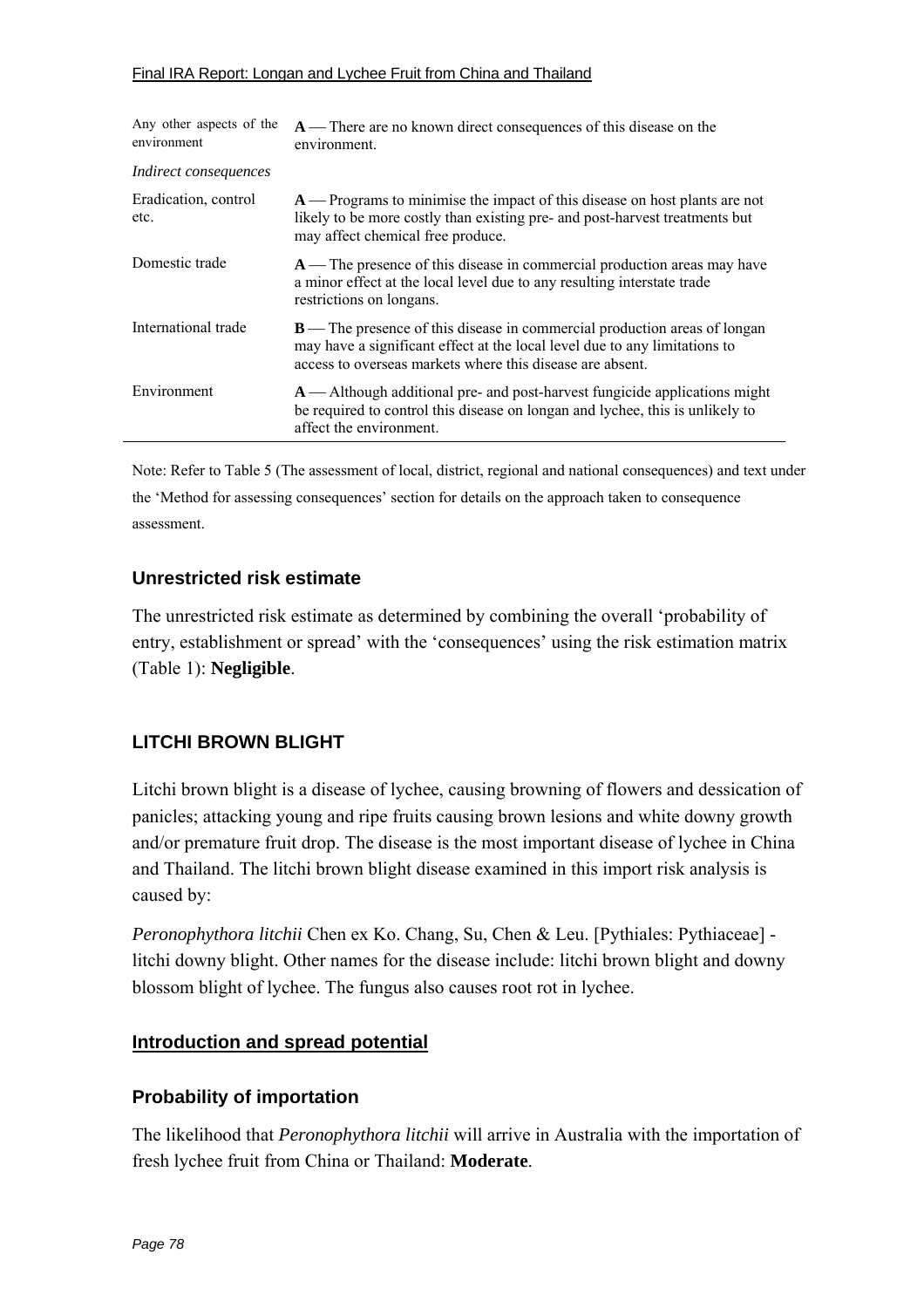| | |
|---|---|
| Any other aspects of the environment | **A** — There are no known direct consequences of this disease on the environment. |
| *Indirect consequences* | |
| Eradication, control etc. | **A** — Programs to minimise the impact of this disease on host plants are not likely to be more costly than existing pre- and post-harvest treatments but may affect chemical free produce. |
| Domestic trade | **A** — The presence of this disease in commercial production areas may have a minor effect at the local level due to any resulting interstate trade restrictions on longans. |
| International trade | **B** — The presence of this disease in commercial production areas of longan may have a significant effect at the local level due to any limitations to access to overseas markets where this disease are absent. |
| Environment | **A** — Although additional pre- and post-harvest fungicide applications might be required to control this disease on longan and lychee, this is unlikely to affect the environment. |

Note: Refer to Table 5 (The assessment of local, district, regional and national consequences) and text under the 'Method for assessing consequences' section for details on the approach taken to consequence assessment.

### Unrestricted risk estimate

The unrestricted risk estimate as determined by combining the overall 'probability of entry, establishment or spread' with the 'consequences' using the risk estimation matrix (Table 1): **Negligible**.

## LITCHI BROWN BLIGHT

Litchi brown blight is a disease of lychee, causing browning of flowers and dessication of panicles; attacking young and ripe fruits causing brown lesions and white downy growth and/or premature fruit drop. The disease is the most important disease of lychee in China and Thailand. The litchi brown blight disease examined in this import risk analysis is caused by:

*Peronophythora litchii* Chen ex Ko. Chang, Su, Chen & Leu. [Pythiales: Pythiaceae] - litchi downy blight. Other names for the disease include: litchi brown blight and downy blossom blight of lychee. The fungus also causes root rot in lychee.

### Introduction and spread potential

### Probability of importation

The likelihood that *Peronophythora litchii* will arrive in Australia with the importation of fresh lychee fruit from China or Thailand: **Moderate**.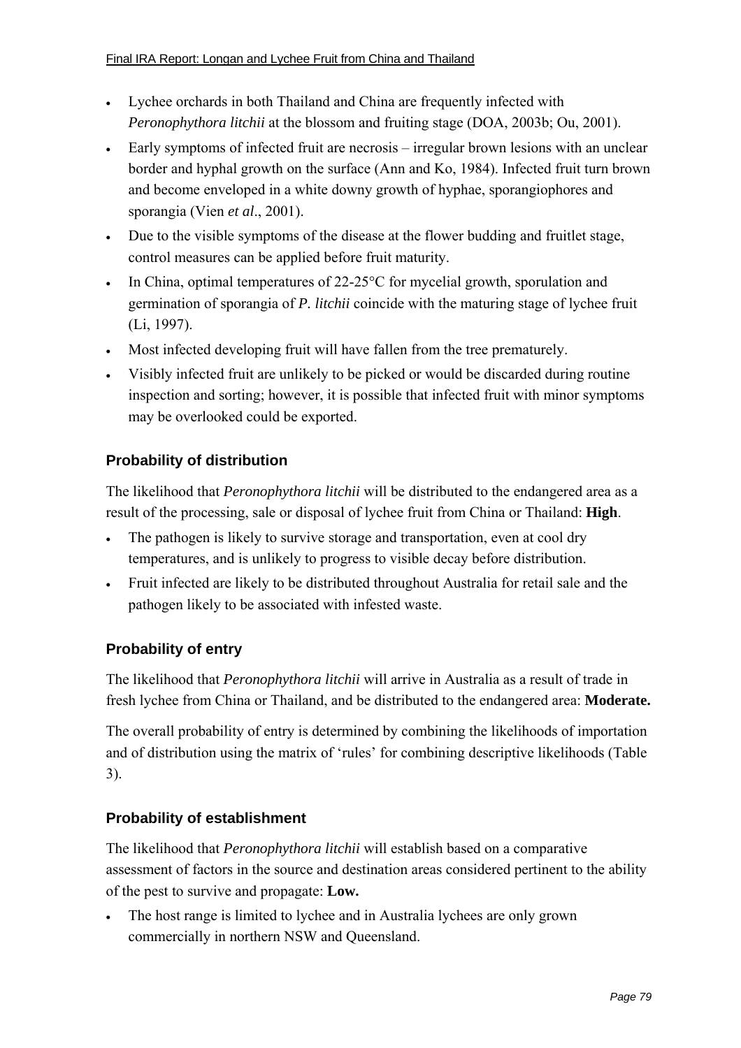- Lychee orchards in both Thailand and China are frequently infected with *Peronophythora litchii* at the blossom and fruiting stage (DOA, 2003b; Ou, 2001).
- Early symptoms of infected fruit are necrosis – irregular brown lesions with an unclear border and hyphal growth on the surface (Ann and Ko, 1984). Infected fruit turn brown and become enveloped in a white downy growth of hyphae, sporangiophores and sporangia (Vien *et al*., 2001).
- Due to the visible symptoms of the disease at the flower budding and fruitlet stage, control measures can be applied before fruit maturity.
- In China, optimal temperatures of 22-25°C for mycelial growth, sporulation and germination of sporangia of *P. litchii* coincide with the maturing stage of lychee fruit (Li, 1997).
- Most infected developing fruit will have fallen from the tree prematurely.
- Visibly infected fruit are unlikely to be picked or would be discarded during routine inspection and sorting; however, it is possible that infected fruit with minor symptoms may be overlooked could be exported.

### Probability of distribution

The likelihood that *Peronophythora litchii* will be distributed to the endangered area as a result of the processing, sale or disposal of lychee fruit from China or Thailand: **High**.

- The pathogen is likely to survive storage and transportation, even at cool dry temperatures, and is unlikely to progress to visible decay before distribution.
- Fruit infected are likely to be distributed throughout Australia for retail sale and the pathogen likely to be associated with infested waste.

### Probability of entry

The likelihood that *Peronophythora litchii* will arrive in Australia as a result of trade in fresh lychee from China or Thailand, and be distributed to the endangered area: **Moderate.**

The overall probability of entry is determined by combining the likelihoods of importation and of distribution using the matrix of 'rules' for combining descriptive likelihoods (Table 3).

### Probability of establishment

The likelihood that *Peronophythora litchii* will establish based on a comparative assessment of factors in the source and destination areas considered pertinent to the ability of the pest to survive and propagate: **Low.**

- The host range is limited to lychee and in Australia lychees are only grown commercially in northern NSW and Queensland.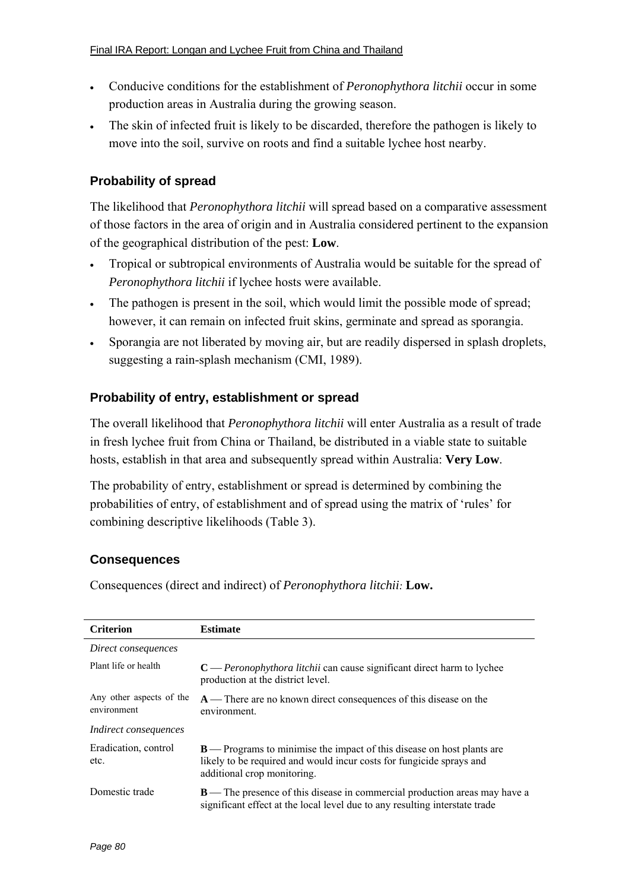- Conducive conditions for the establishment of *Peronophythora litchii* occur in some production areas in Australia during the growing season.
- The skin of infected fruit is likely to be discarded, therefore the pathogen is likely to move into the soil, survive on roots and find a suitable lychee host nearby.

### Probability of spread

The likelihood that *Peronophythora litchii* will spread based on a comparative assessment of those factors in the area of origin and in Australia considered pertinent to the expansion of the geographical distribution of the pest: **Low**.

- Tropical or subtropical environments of Australia would be suitable for the spread of *Peronophythora litchii* if lychee hosts were available.
- The pathogen is present in the soil, which would limit the possible mode of spread; however, it can remain on infected fruit skins, germinate and spread as sporangia.
- Sporangia are not liberated by moving air, but are readily dispersed in splash droplets, suggesting a rain-splash mechanism (CMI, 1989).

### Probability of entry, establishment or spread

The overall likelihood that *Peronophythora litchii* will enter Australia as a result of trade in fresh lychee fruit from China or Thailand, be distributed in a viable state to suitable hosts, establish in that area and subsequently spread within Australia: **Very Low**.

The probability of entry, establishment or spread is determined by combining the probabilities of entry, of establishment and of spread using the matrix of 'rules' for combining descriptive likelihoods (Table 3).

### Consequences

Consequences (direct and indirect) of *Peronophythora litchii:* **Low.**

| Criterion | Estimate |
|---|---|
| *Direct consequences* | |
| Plant life or health | **C** — *Peronophythora litchii* can cause significant direct harm to lychee production at the district level. |
| Any other aspects of the environment | **A** — There are no known direct consequences of this disease on the environment. |
| *Indirect consequences* | |
| Eradication, control etc. | **B** — Programs to minimise the impact of this disease on host plants are likely to be required and would incur costs for fungicide sprays and additional crop monitoring. |
| Domestic trade | **B** — The presence of this disease in commercial production areas may have a significant effect at the local level due to any resulting interstate trade |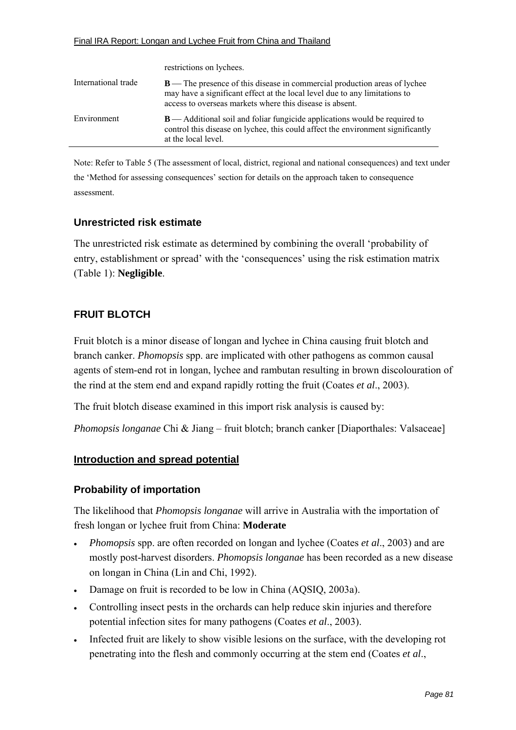| | |
|---|---|
| | restrictions on lychees. |
| International trade | **B** — The presence of this disease in commercial production areas of lychee may have a significant effect at the local level due to any limitations to access to overseas markets where this disease is absent. |
| Environment | **B** — Additional soil and foliar fungicide applications would be required to control this disease on lychee, this could affect the environment significantly at the local level. |

Note: Refer to Table 5 (The assessment of local, district, regional and national consequences) and text under the 'Method for assessing consequences' section for details on the approach taken to consequence assessment.

### Unrestricted risk estimate

The unrestricted risk estimate as determined by combining the overall 'probability of entry, establishment or spread' with the 'consequences' using the risk estimation matrix (Table 1): **Negligible**.

## FRUIT BLOTCH

Fruit blotch is a minor disease of longan and lychee in China causing fruit blotch and branch canker. *Phomopsis* spp. are implicated with other pathogens as common causal agents of stem-end rot in longan, lychee and rambutan resulting in brown discolouration of the rind at the stem end and expand rapidly rotting the fruit (Coates *et al*., 2003).

The fruit blotch disease examined in this import risk analysis is caused by:

*Phomopsis longanae* Chi & Jiang – fruit blotch; branch canker [Diaporthales: Valsaceae]

### Introduction and spread potential

### Probability of importation

The likelihood that *Phomopsis longanae* will arrive in Australia with the importation of fresh longan or lychee fruit from China: **Moderate**

- *Phomopsis* spp. are often recorded on longan and lychee (Coates *et al*., 2003) and are mostly post-harvest disorders. *Phomopsis longanae* has been recorded as a new disease on longan in China (Lin and Chi, 1992).
- Damage on fruit is recorded to be low in China (AQSIQ, 2003a).
- Controlling insect pests in the orchards can help reduce skin injuries and therefore potential infection sites for many pathogens (Coates *et al*., 2003).
- Infected fruit are likely to show visible lesions on the surface, with the developing rot penetrating into the flesh and commonly occurring at the stem end (Coates *et al*.,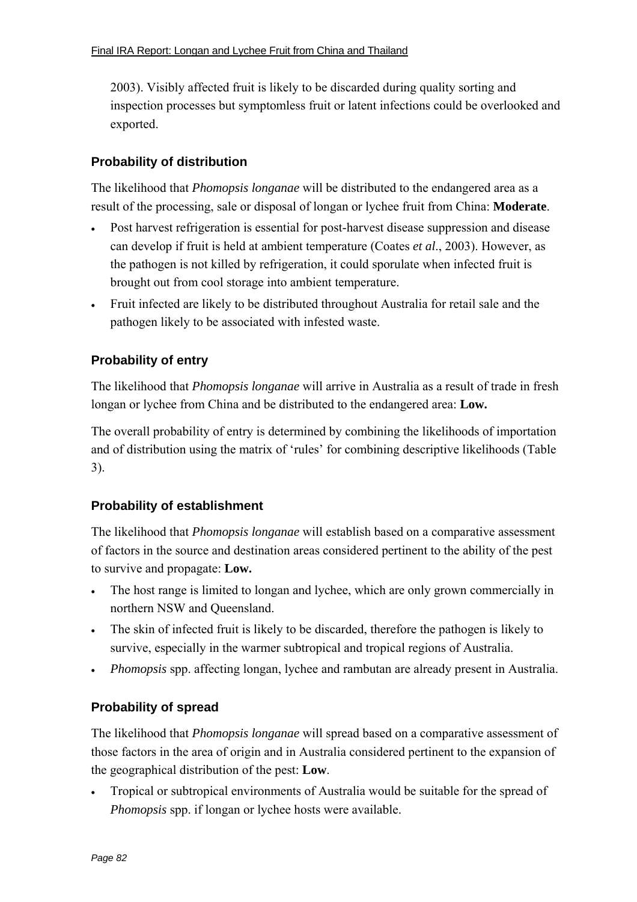2003). Visibly affected fruit is likely to be discarded during quality sorting and inspection processes but symptomless fruit or latent infections could be overlooked and exported.

### Probability of distribution

The likelihood that *Phomopsis longanae* will be distributed to the endangered area as a result of the processing, sale or disposal of longan or lychee fruit from China: **Moderate**.

- Post harvest refrigeration is essential for post-harvest disease suppression and disease can develop if fruit is held at ambient temperature (Coates *et al*., 2003). However, as the pathogen is not killed by refrigeration, it could sporulate when infected fruit is brought out from cool storage into ambient temperature.
- Fruit infected are likely to be distributed throughout Australia for retail sale and the pathogen likely to be associated with infested waste.

### Probability of entry

The likelihood that *Phomopsis longanae* will arrive in Australia as a result of trade in fresh longan or lychee from China and be distributed to the endangered area: **Low.**

The overall probability of entry is determined by combining the likelihoods of importation and of distribution using the matrix of 'rules' for combining descriptive likelihoods (Table 3).

### Probability of establishment

The likelihood that *Phomopsis longanae* will establish based on a comparative assessment of factors in the source and destination areas considered pertinent to the ability of the pest to survive and propagate: **Low.**

- The host range is limited to longan and lychee, which are only grown commercially in northern NSW and Queensland.
- The skin of infected fruit is likely to be discarded, therefore the pathogen is likely to survive, especially in the warmer subtropical and tropical regions of Australia.
- *Phomopsis* spp. affecting longan, lychee and rambutan are already present in Australia.

### Probability of spread

The likelihood that *Phomopsis longanae* will spread based on a comparative assessment of those factors in the area of origin and in Australia considered pertinent to the expansion of the geographical distribution of the pest: **Low**.

- Tropical or subtropical environments of Australia would be suitable for the spread of *Phomopsis* spp. if longan or lychee hosts were available.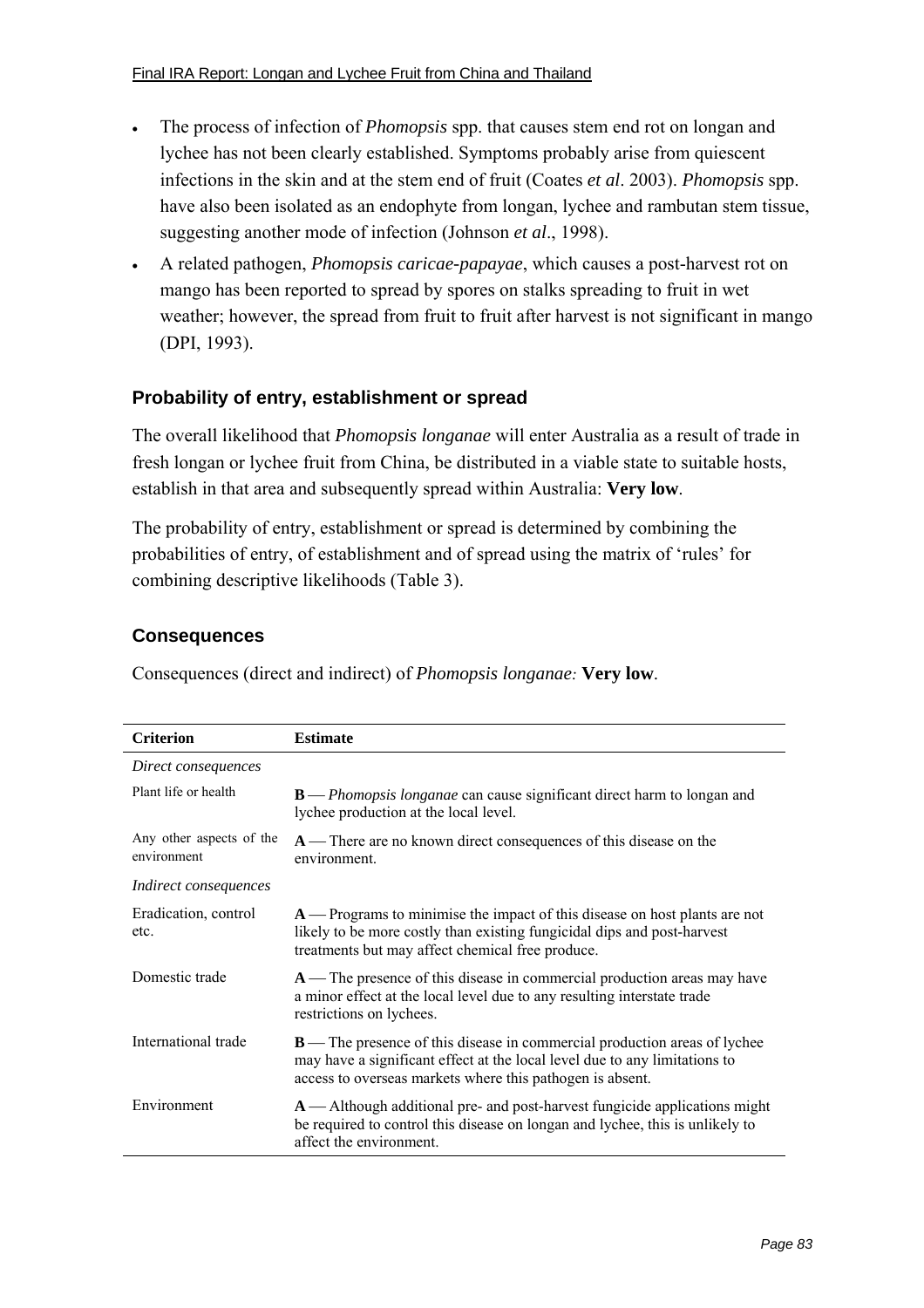- The process of infection of *Phomopsis* spp. that causes stem end rot on longan and lychee has not been clearly established. Symptoms probably arise from quiescent infections in the skin and at the stem end of fruit (Coates *et al*. 2003). *Phomopsis* spp. have also been isolated as an endophyte from longan, lychee and rambutan stem tissue, suggesting another mode of infection (Johnson *et al*., 1998).
- A related pathogen, *Phomopsis caricae-papayae*, which causes a post-harvest rot on mango has been reported to spread by spores on stalks spreading to fruit in wet weather; however, the spread from fruit to fruit after harvest is not significant in mango (DPI, 1993).

### Probability of entry, establishment or spread

The overall likelihood that *Phomopsis longanae* will enter Australia as a result of trade in fresh longan or lychee fruit from China, be distributed in a viable state to suitable hosts, establish in that area and subsequently spread within Australia: **Very low**.

The probability of entry, establishment or spread is determined by combining the probabilities of entry, of establishment and of spread using the matrix of 'rules' for combining descriptive likelihoods (Table 3).

### Consequences

Consequences (direct and indirect) of *Phomopsis longanae:* **Very low**.

| Criterion | Estimate |
|---|---|
| *Direct consequences* | |
| Plant life or health | **B** — *Phomopsis longanae* can cause significant direct harm to longan and lychee production at the local level. |
| Any other aspects of the environment | **A** — There are no known direct consequences of this disease on the environment. |
| *Indirect consequences* | |
| Eradication, control etc. | **A** — Programs to minimise the impact of this disease on host plants are not likely to be more costly than existing fungicidal dips and post-harvest treatments but may affect chemical free produce. |
| Domestic trade | **A** — The presence of this disease in commercial production areas may have a minor effect at the local level due to any resulting interstate trade restrictions on lychees. |
| International trade | **B** — The presence of this disease in commercial production areas of lychee may have a significant effect at the local level due to any limitations to access to overseas markets where this pathogen is absent. |
| Environment | **A** — Although additional pre- and post-harvest fungicide applications might be required to control this disease on longan and lychee, this is unlikely to affect the environment. |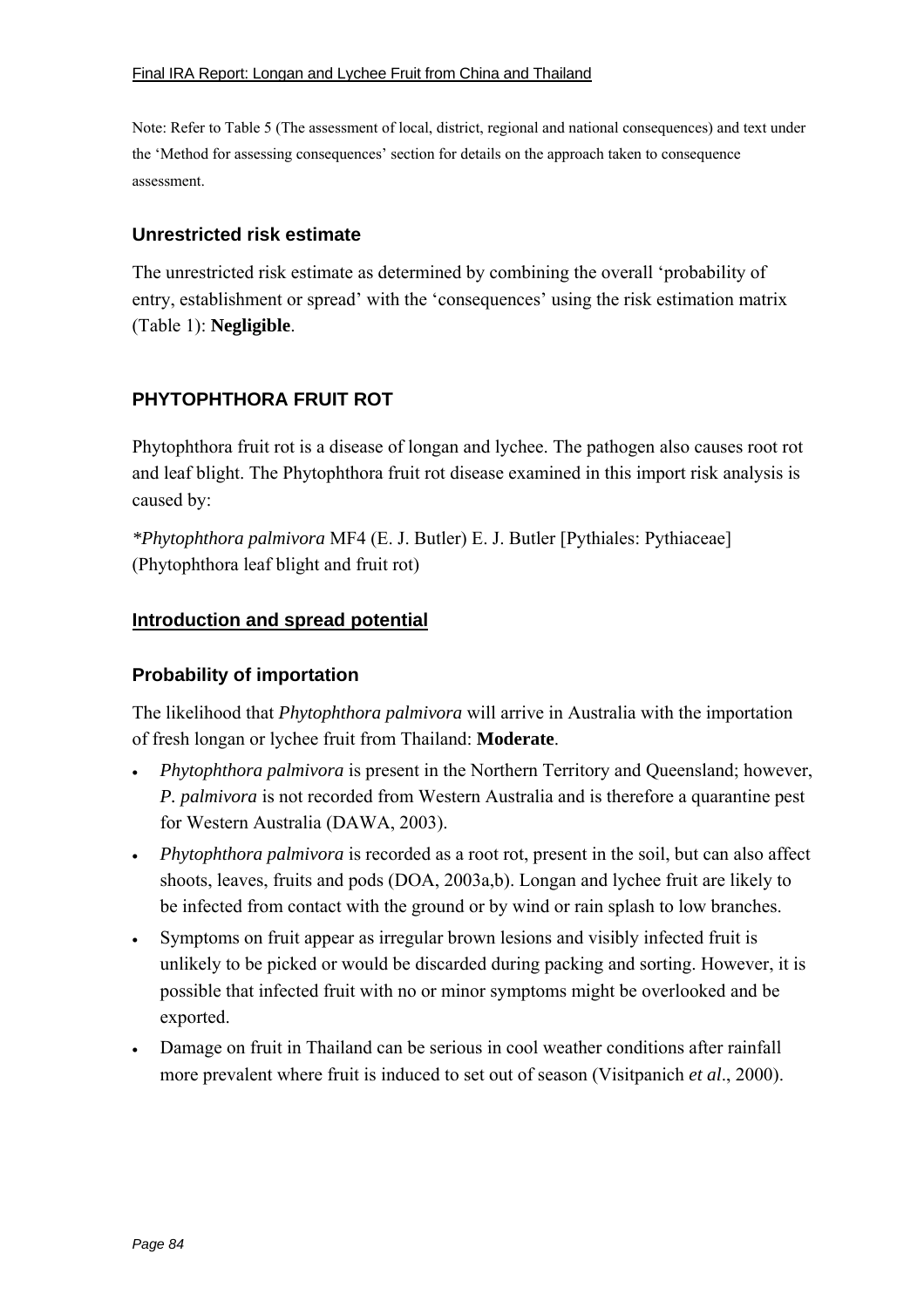Note: Refer to Table 5 (The assessment of local, district, regional and national consequences) and text under the 'Method for assessing consequences' section for details on the approach taken to consequence assessment.

### Unrestricted risk estimate

The unrestricted risk estimate as determined by combining the overall 'probability of entry, establishment or spread' with the 'consequences' using the risk estimation matrix (Table 1): **Negligible**.

## PHYTOPHTHORA FRUIT ROT

Phytophthora fruit rot is a disease of longan and lychee. The pathogen also causes root rot and leaf blight. The Phytophthora fruit rot disease examined in this import risk analysis is caused by:

**Phytophthora palmivora* MF4 (E. J. Butler) E. J. Butler [Pythiales: Pythiaceae] (Phytophthora leaf blight and fruit rot)

### Introduction and spread potential

### Probability of importation

The likelihood that *Phytophthora palmivora* will arrive in Australia with the importation of fresh longan or lychee fruit from Thailand: **Moderate**.

- *Phytophthora palmivora* is present in the Northern Territory and Queensland; however, *P. palmivora* is not recorded from Western Australia and is therefore a quarantine pest for Western Australia (DAWA, 2003).
- *Phytophthora palmivora* is recorded as a root rot, present in the soil, but can also affect shoots, leaves, fruits and pods (DOA, 2003a,b). Longan and lychee fruit are likely to be infected from contact with the ground or by wind or rain splash to low branches.
- Symptoms on fruit appear as irregular brown lesions and visibly infected fruit is unlikely to be picked or would be discarded during packing and sorting. However, it is possible that infected fruit with no or minor symptoms might be overlooked and be exported.
- Damage on fruit in Thailand can be serious in cool weather conditions after rainfall more prevalent where fruit is induced to set out of season (Visitpanich *et al*., 2000).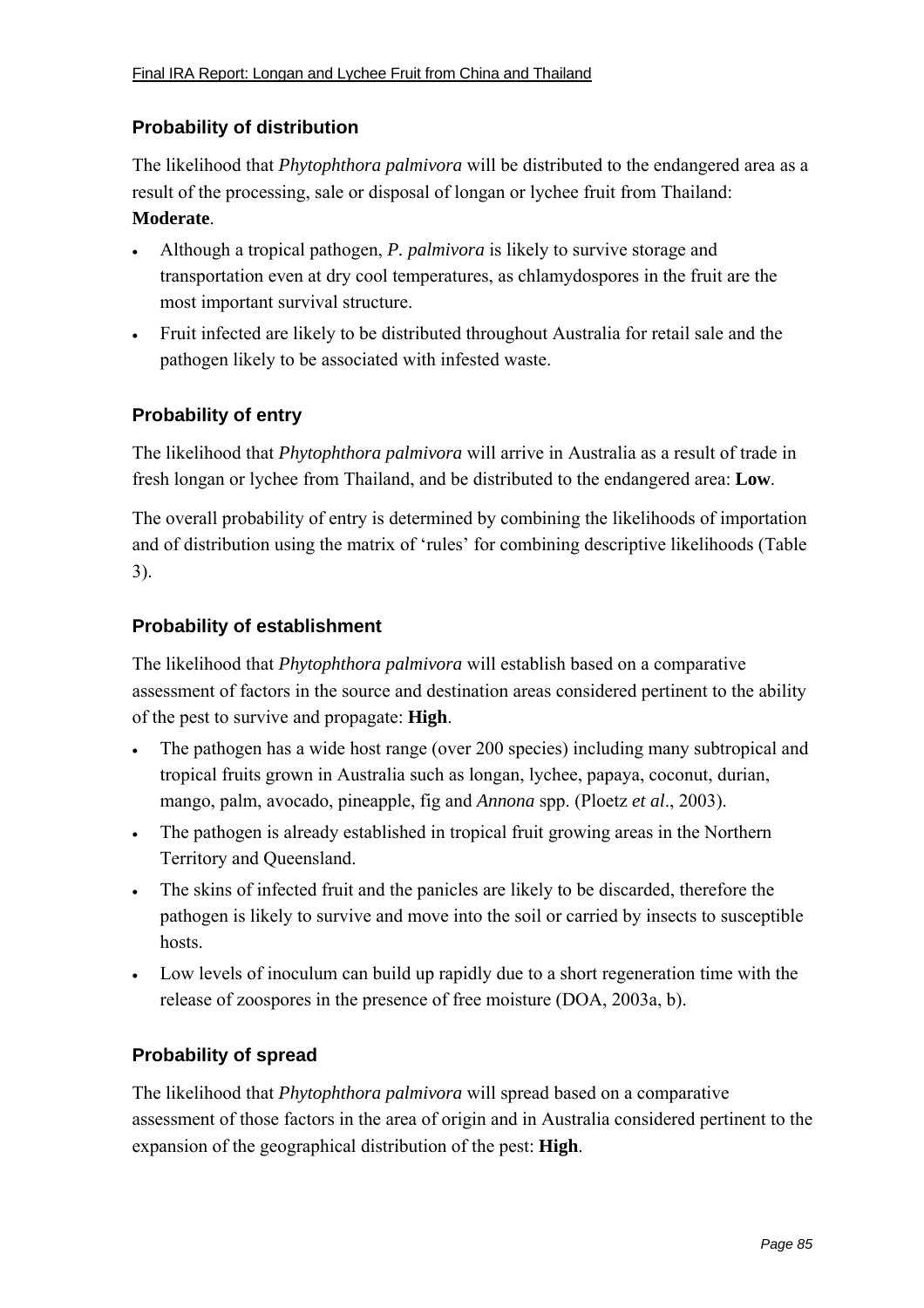### Probability of distribution

The likelihood that *Phytophthora palmivora* will be distributed to the endangered area as a result of the processing, sale or disposal of longan or lychee fruit from Thailand: **Moderate**.

- Although a tropical pathogen, *P. palmivora* is likely to survive storage and transportation even at dry cool temperatures, as chlamydospores in the fruit are the most important survival structure.
- Fruit infected are likely to be distributed throughout Australia for retail sale and the pathogen likely to be associated with infested waste.

### Probability of entry

The likelihood that *Phytophthora palmivora* will arrive in Australia as a result of trade in fresh longan or lychee from Thailand, and be distributed to the endangered area: **Low**.

The overall probability of entry is determined by combining the likelihoods of importation and of distribution using the matrix of 'rules' for combining descriptive likelihoods (Table 3).

### Probability of establishment

The likelihood that *Phytophthora palmivora* will establish based on a comparative assessment of factors in the source and destination areas considered pertinent to the ability of the pest to survive and propagate: **High**.

- The pathogen has a wide host range (over 200 species) including many subtropical and tropical fruits grown in Australia such as longan, lychee, papaya, coconut, durian, mango, palm, avocado, pineapple, fig and *Annona* spp. (Ploetz *et al*., 2003).
- The pathogen is already established in tropical fruit growing areas in the Northern Territory and Queensland.
- The skins of infected fruit and the panicles are likely to be discarded, therefore the pathogen is likely to survive and move into the soil or carried by insects to susceptible hosts.
- Low levels of inoculum can build up rapidly due to a short regeneration time with the release of zoospores in the presence of free moisture (DOA, 2003a, b).

### Probability of spread

The likelihood that *Phytophthora palmivora* will spread based on a comparative assessment of those factors in the area of origin and in Australia considered pertinent to the expansion of the geographical distribution of the pest: **High**.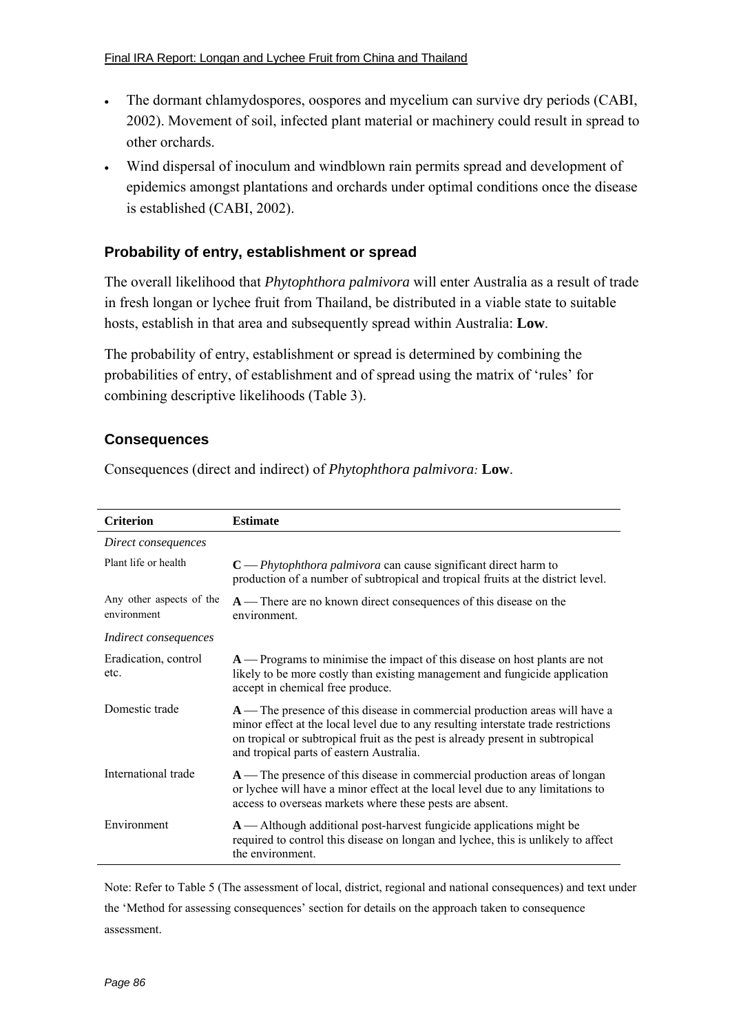- The dormant chlamydospores, oospores and mycelium can survive dry periods (CABI, 2002). Movement of soil, infected plant material or machinery could result in spread to other orchards.
- Wind dispersal of inoculum and windblown rain permits spread and development of epidemics amongst plantations and orchards under optimal conditions once the disease is established (CABI, 2002).

### Probability of entry, establishment or spread

The overall likelihood that *Phytophthora palmivora* will enter Australia as a result of trade in fresh longan or lychee fruit from Thailand, be distributed in a viable state to suitable hosts, establish in that area and subsequently spread within Australia: **Low**.

The probability of entry, establishment or spread is determined by combining the probabilities of entry, of establishment and of spread using the matrix of 'rules' for combining descriptive likelihoods (Table 3).

### Consequences

Consequences (direct and indirect) of *Phytophthora palmivora:* **Low**.

| Criterion | Estimate |
|---|---|
| *Direct consequences* | |
| Plant life or health | **C** — *Phytophthora palmivora* can cause significant direct harm to production of a number of subtropical and tropical fruits at the district level. |
| Any other aspects of the environment | **A** — There are no known direct consequences of this disease on the environment. |
| *Indirect consequences* | |
| Eradication, control etc. | **A** — Programs to minimise the impact of this disease on host plants are not likely to be more costly than existing management and fungicide application accept in chemical free produce. |
| Domestic trade | **A** — The presence of this disease in commercial production areas will have a minor effect at the local level due to any resulting interstate trade restrictions on tropical or subtropical fruit as the pest is already present in subtropical and tropical parts of eastern Australia. |
| International trade | **A** — The presence of this disease in commercial production areas of longan or lychee will have a minor effect at the local level due to any limitations to access to overseas markets where these pests are absent. |
| Environment | **A** — Although additional post-harvest fungicide applications might be required to control this disease on longan and lychee, this is unlikely to affect the environment. |

Note: Refer to Table 5 (The assessment of local, district, regional and national consequences) and text under the 'Method for assessing consequences' section for details on the approach taken to consequence assessment.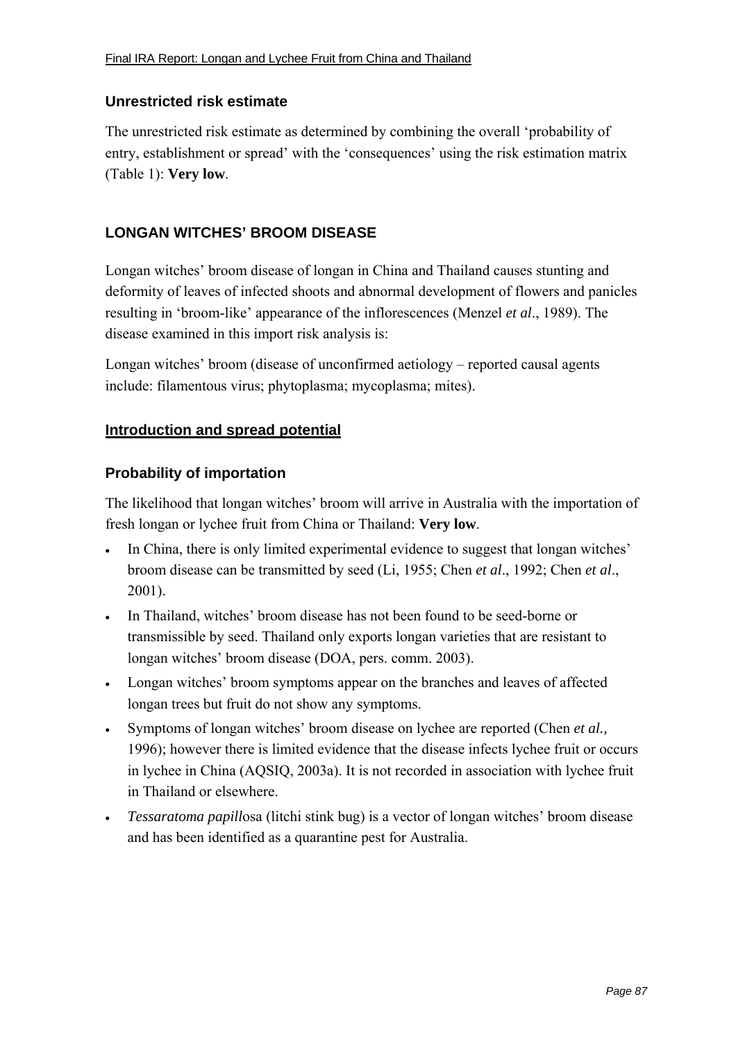### Unrestricted risk estimate

The unrestricted risk estimate as determined by combining the overall 'probability of entry, establishment or spread' with the 'consequences' using the risk estimation matrix (Table 1): **Very low**.

## LONGAN WITCHES' BROOM DISEASE

Longan witches' broom disease of longan in China and Thailand causes stunting and deformity of leaves of infected shoots and abnormal development of flowers and panicles resulting in 'broom-like' appearance of the inflorescences (Menzel *et al*., 1989). The disease examined in this import risk analysis is:

Longan witches' broom (disease of unconfirmed aetiology – reported causal agents include: filamentous virus; phytoplasma; mycoplasma; mites).

### Introduction and spread potential

### Probability of importation

The likelihood that longan witches' broom will arrive in Australia with the importation of fresh longan or lychee fruit from China or Thailand: **Very low**.

- In China, there is only limited experimental evidence to suggest that longan witches' broom disease can be transmitted by seed (Li, 1955; Chen *et al*., 1992; Chen *et al*., 2001).
- In Thailand, witches' broom disease has not been found to be seed-borne or transmissible by seed. Thailand only exports longan varieties that are resistant to longan witches' broom disease (DOA, pers. comm. 2003).
- Longan witches' broom symptoms appear on the branches and leaves of affected longan trees but fruit do not show any symptoms.
- Symptoms of longan witches' broom disease on lychee are reported (Chen *et al.,* 1996); however there is limited evidence that the disease infects lychee fruit or occurs in lychee in China (AQSIQ, 2003a). It is not recorded in association with lychee fruit in Thailand or elsewhere.
- *Tessaratoma papill*osa (litchi stink bug) is a vector of longan witches' broom disease and has been identified as a quarantine pest for Australia.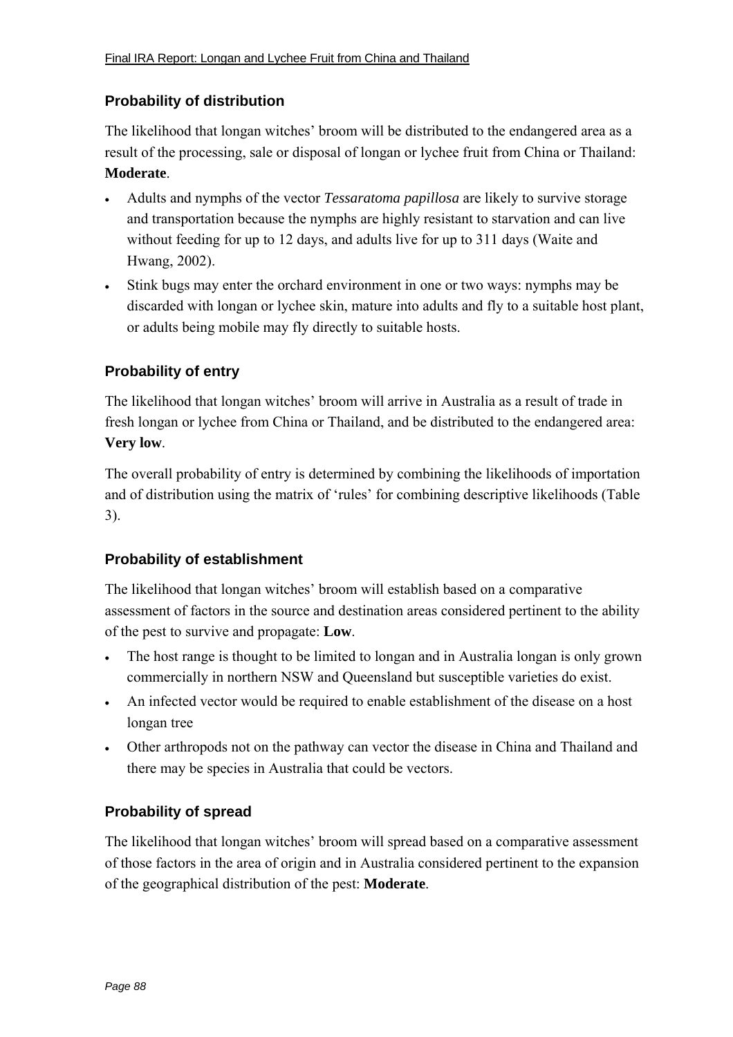### Probability of distribution

The likelihood that longan witches' broom will be distributed to the endangered area as a result of the processing, sale or disposal of longan or lychee fruit from China or Thailand: **Moderate**.

- Adults and nymphs of the vector *Tessaratoma papillosa* are likely to survive storage and transportation because the nymphs are highly resistant to starvation and can live without feeding for up to 12 days, and adults live for up to 311 days (Waite and Hwang, 2002).
- Stink bugs may enter the orchard environment in one or two ways: nymphs may be discarded with longan or lychee skin, mature into adults and fly to a suitable host plant, or adults being mobile may fly directly to suitable hosts.

### Probability of entry

The likelihood that longan witches' broom will arrive in Australia as a result of trade in fresh longan or lychee from China or Thailand, and be distributed to the endangered area: **Very low**.

The overall probability of entry is determined by combining the likelihoods of importation and of distribution using the matrix of 'rules' for combining descriptive likelihoods (Table 3).

### Probability of establishment

The likelihood that longan witches' broom will establish based on a comparative assessment of factors in the source and destination areas considered pertinent to the ability of the pest to survive and propagate: **Low**.

- The host range is thought to be limited to longan and in Australia longan is only grown commercially in northern NSW and Queensland but susceptible varieties do exist.
- An infected vector would be required to enable establishment of the disease on a host longan tree
- Other arthropods not on the pathway can vector the disease in China and Thailand and there may be species in Australia that could be vectors.

### Probability of spread

The likelihood that longan witches' broom will spread based on a comparative assessment of those factors in the area of origin and in Australia considered pertinent to the expansion of the geographical distribution of the pest: **Moderate**.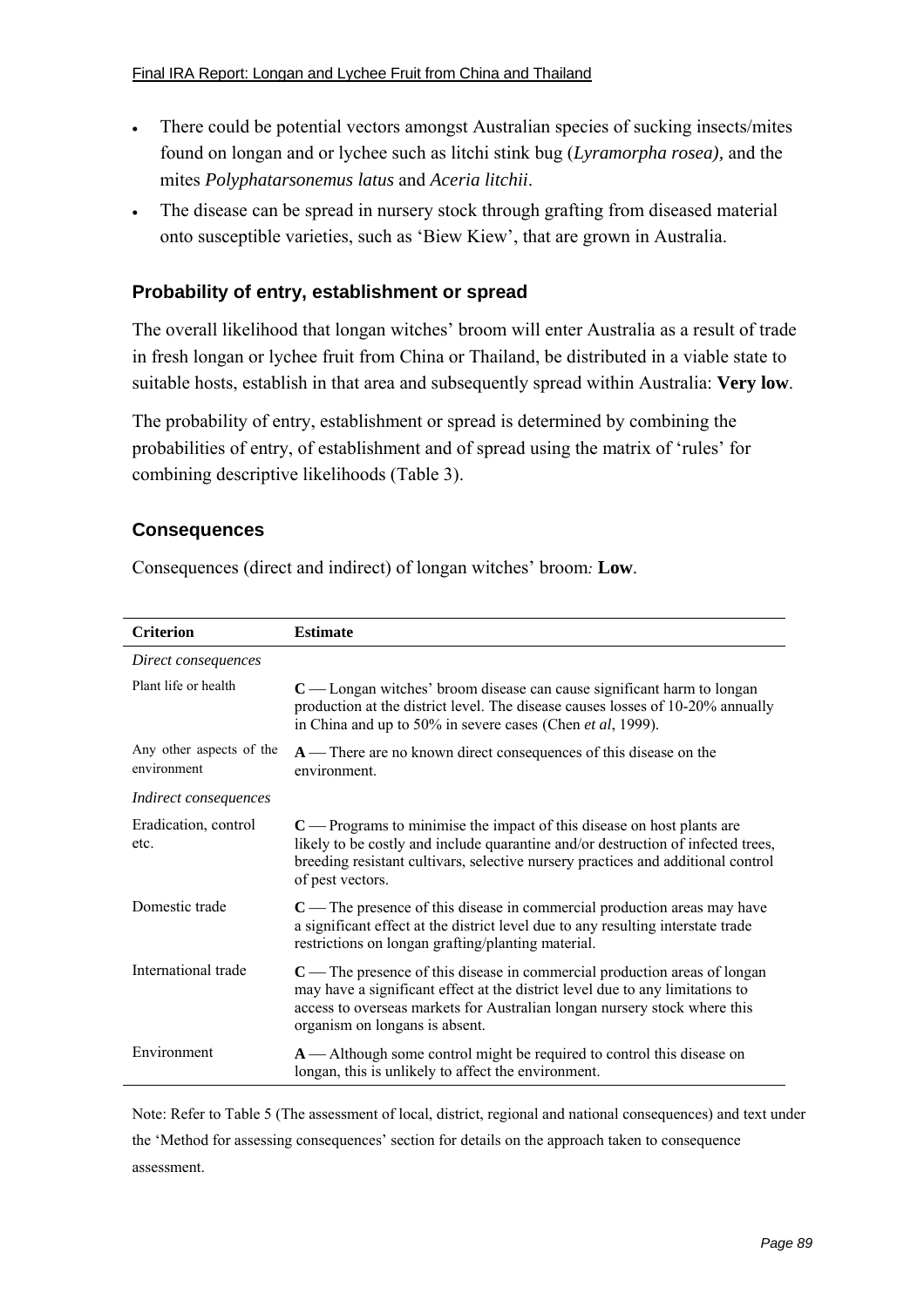- There could be potential vectors amongst Australian species of sucking insects/mites found on longan and or lychee such as litchi stink bug (*Lyramorpha rosea),* and the mites *Polyphatarsonemus latus* and *Aceria litchii*.
- The disease can be spread in nursery stock through grafting from diseased material onto susceptible varieties, such as 'Biew Kiew', that are grown in Australia.

### Probability of entry, establishment or spread

The overall likelihood that longan witches' broom will enter Australia as a result of trade in fresh longan or lychee fruit from China or Thailand, be distributed in a viable state to suitable hosts, establish in that area and subsequently spread within Australia: **Very low**.

The probability of entry, establishment or spread is determined by combining the probabilities of entry, of establishment and of spread using the matrix of 'rules' for combining descriptive likelihoods (Table 3).

### Consequences

Consequences (direct and indirect) of longan witches' broom*:* **Low**.

| Criterion | Estimate |
|---|---|
| *Direct consequences* | |
| Plant life or health | **C** — Longan witches' broom disease can cause significant harm to longan production at the district level. The disease causes losses of 10-20% annually in China and up to 50% in severe cases (Chen *et al*, 1999). |
| Any other aspects of the environment | **A** — There are no known direct consequences of this disease on the environment. |
| *Indirect consequences* | |
| Eradication, control etc. | **C** — Programs to minimise the impact of this disease on host plants are likely to be costly and include quarantine and/or destruction of infected trees, breeding resistant cultivars, selective nursery practices and additional control of pest vectors. |
| Domestic trade | **C** — The presence of this disease in commercial production areas may have a significant effect at the district level due to any resulting interstate trade restrictions on longan grafting/planting material. |
| International trade | **C** — The presence of this disease in commercial production areas of longan may have a significant effect at the district level due to any limitations to access to overseas markets for Australian longan nursery stock where this organism on longans is absent. |
| Environment | **A** — Although some control might be required to control this disease on longan, this is unlikely to affect the environment. |

Note: Refer to Table 5 (The assessment of local, district, regional and national consequences) and text under the 'Method for assessing consequences' section for details on the approach taken to consequence assessment.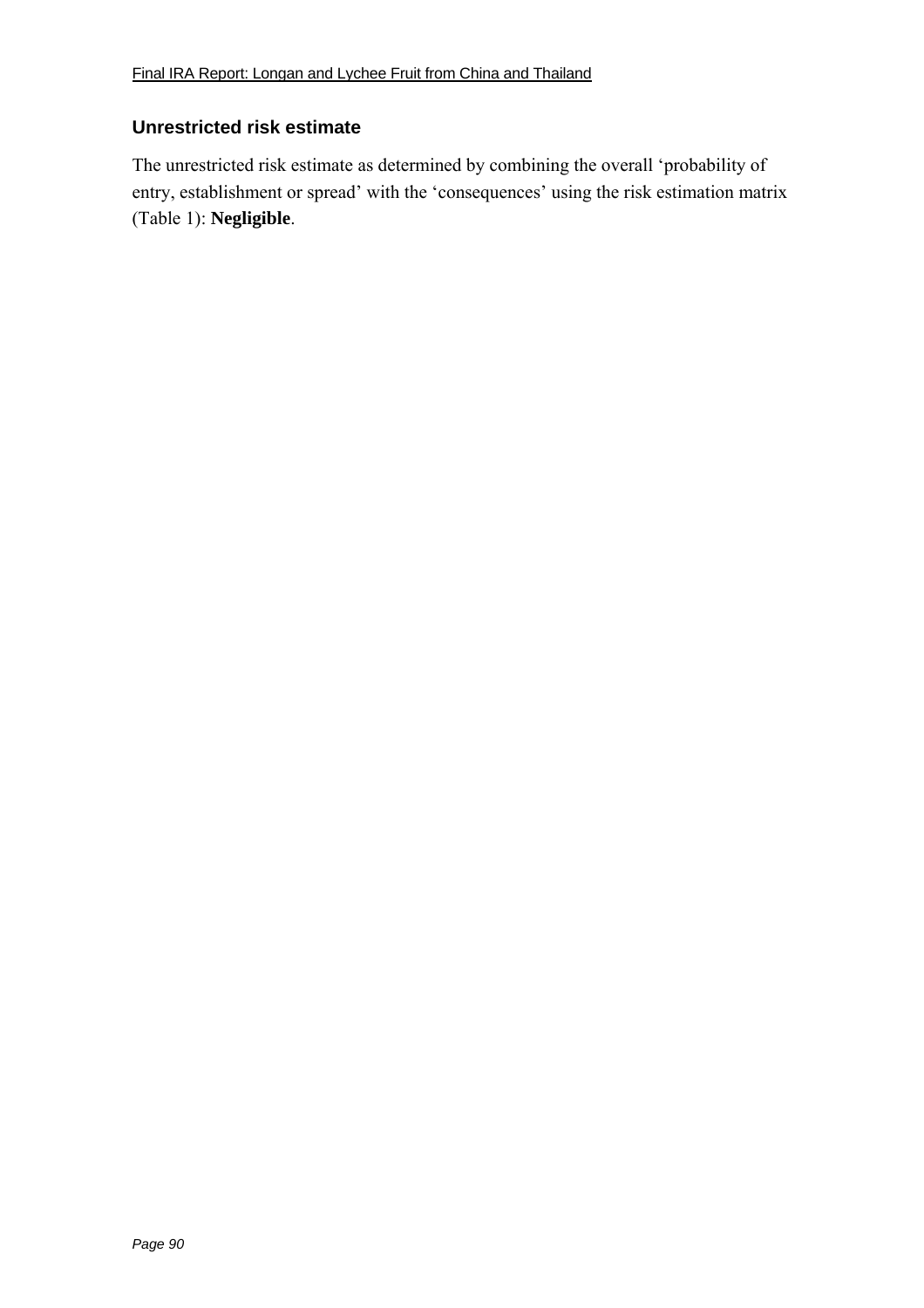### Unrestricted risk estimate

The unrestricted risk estimate as determined by combining the overall ‘probability of entry, establishment or spread’ with the ‘consequences’ using the risk estimation matrix (Table 1): **Negligible**.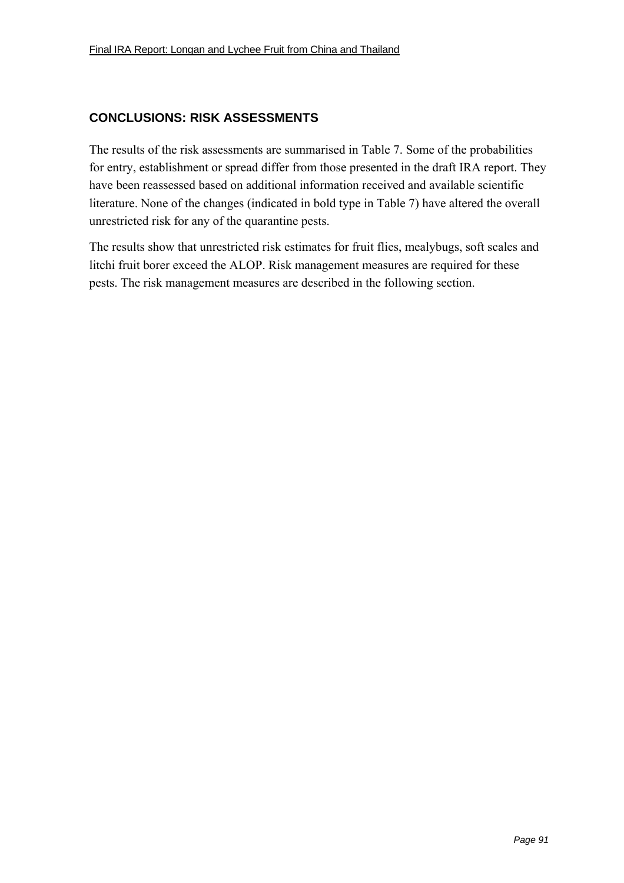## CONCLUSIONS: RISK ASSESSMENTS

The results of the risk assessments are summarised in Table 7. Some of the probabilities for entry, establishment or spread differ from those presented in the draft IRA report. They have been reassessed based on additional information received and available scientific literature. None of the changes (indicated in bold type in Table 7) have altered the overall unrestricted risk for any of the quarantine pests.

The results show that unrestricted risk estimates for fruit flies, mealybugs, soft scales and litchi fruit borer exceed the ALOP. Risk management measures are required for these pests. The risk management measures are described in the following section.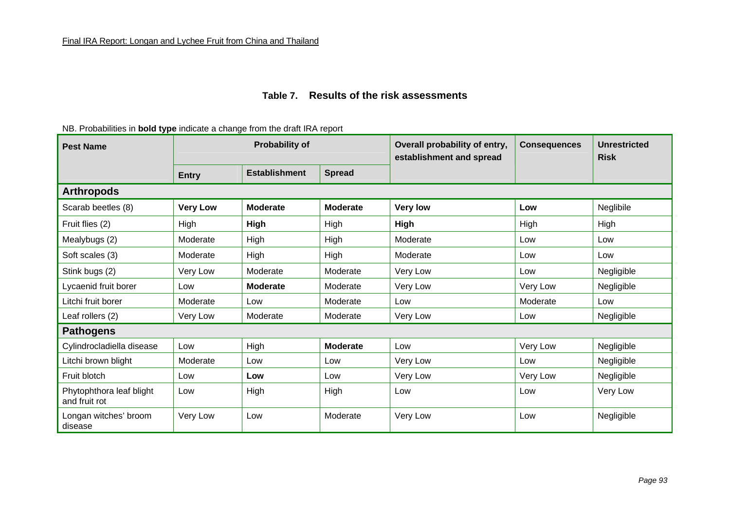## Table 7. Results of the risk assessments

NB. Probabilities in **bold type** indicate a change from the draft IRA report

| Pest Name | Probability of | | | Overall probability of entry, establishment and spread | Consequences | Unrestricted Risk |
|---|---|---|---|---|---|---|
| | Entry | Establishment | Spread | | | |
| **Arthropods** | | | | | | |
| Scarab beetles (8) | **Very Low** | **Moderate** | **Moderate** | **Very low** | **Low** | Neglibile |
| Fruit flies (2) | High | **High** | High | **High** | High | High |
| Mealybugs (2) | Moderate | High | High | Moderate | Low | Low |
| Soft scales (3) | Moderate | High | High | Moderate | Low | Low |
| Stink bugs (2) | Very Low | Moderate | Moderate | Very Low | Low | Negligible |
| Lycaenid fruit borer | Low | **Moderate** | Moderate | Very Low | Very Low | Negligible |
| Litchi fruit borer | Moderate | Low | Moderate | Low | Moderate | Low |
| Leaf rollers (2) | Very Low | Moderate | Moderate | Very Low | Low | Negligible |
| **Pathogens** | | | | | | |
| Cylindrocladiella disease | Low | High | **Moderate** | Low | Very Low | Negligible |
| Litchi brown blight | Moderate | Low | Low | Very Low | Low | Negligible |
| Fruit blotch | Low | **Low** | Low | Very Low | Very Low | Negligible |
| Phytophthora leaf blight and fruit rot | Low | High | High | Low | Low | Very Low |
| Longan witches' broom disease | Very Low | Low | Moderate | Very Low | Low | Negligible |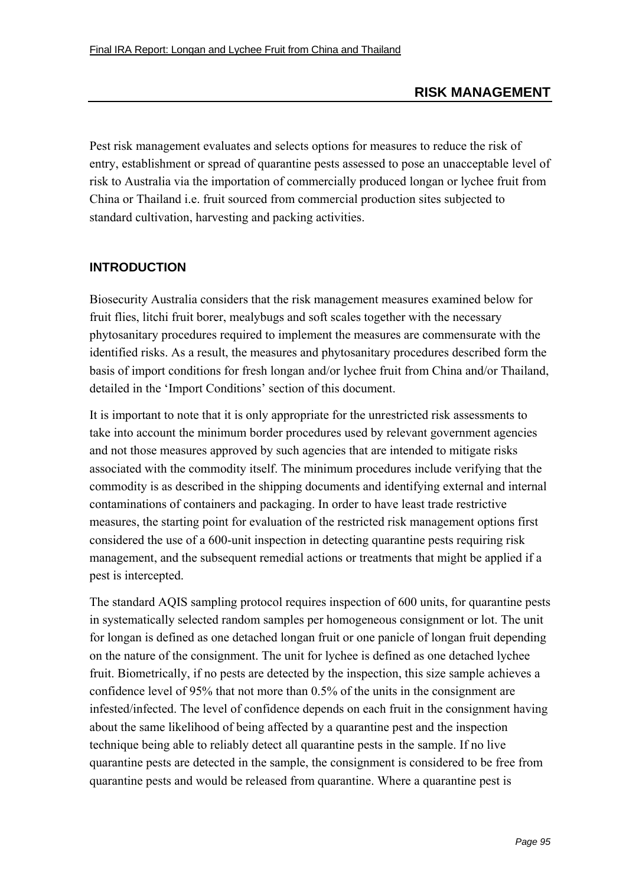# RISK MANAGEMENT

Pest risk management evaluates and selects options for measures to reduce the risk of entry, establishment or spread of quarantine pests assessed to pose an unacceptable level of risk to Australia via the importation of commercially produced longan or lychee fruit from China or Thailand i.e. fruit sourced from commercial production sites subjected to standard cultivation, harvesting and packing activities.

## INTRODUCTION

Biosecurity Australia considers that the risk management measures examined below for fruit flies, litchi fruit borer, mealybugs and soft scales together with the necessary phytosanitary procedures required to implement the measures are commensurate with the identified risks. As a result, the measures and phytosanitary procedures described form the basis of import conditions for fresh longan and/or lychee fruit from China and/or Thailand, detailed in the 'Import Conditions' section of this document.

It is important to note that it is only appropriate for the unrestricted risk assessments to take into account the minimum border procedures used by relevant government agencies and not those measures approved by such agencies that are intended to mitigate risks associated with the commodity itself. The minimum procedures include verifying that the commodity is as described in the shipping documents and identifying external and internal contaminations of containers and packaging. In order to have least trade restrictive measures, the starting point for evaluation of the restricted risk management options first considered the use of a 600-unit inspection in detecting quarantine pests requiring risk management, and the subsequent remedial actions or treatments that might be applied if a pest is intercepted.

The standard AQIS sampling protocol requires inspection of 600 units, for quarantine pests in systematically selected random samples per homogeneous consignment or lot. The unit for longan is defined as one detached longan fruit or one panicle of longan fruit depending on the nature of the consignment. The unit for lychee is defined as one detached lychee fruit. Biometrically, if no pests are detected by the inspection, this size sample achieves a confidence level of 95% that not more than 0.5% of the units in the consignment are infested/infected. The level of confidence depends on each fruit in the consignment having about the same likelihood of being affected by a quarantine pest and the inspection technique being able to reliably detect all quarantine pests in the sample. If no live quarantine pests are detected in the sample, the consignment is considered to be free from quarantine pests and would be released from quarantine. Where a quarantine pest is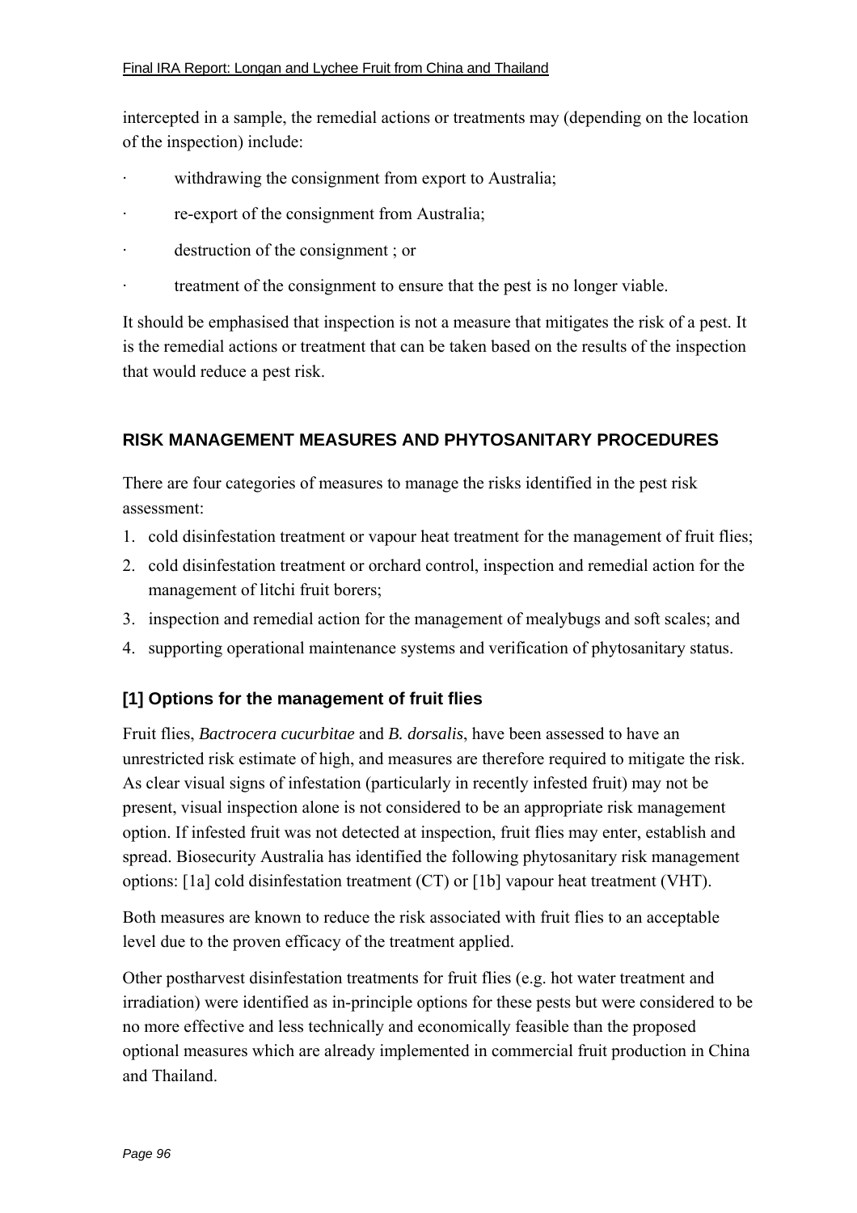intercepted in a sample, the remedial actions or treatments may (depending on the location of the inspection) include:

- withdrawing the consignment from export to Australia;
- re-export of the consignment from Australia;
- destruction of the consignment ; or
- treatment of the consignment to ensure that the pest is no longer viable.

It should be emphasised that inspection is not a measure that mitigates the risk of a pest. It is the remedial actions or treatment that can be taken based on the results of the inspection that would reduce a pest risk.

## RISK MANAGEMENT MEASURES AND PHYTOSANITARY PROCEDURES

There are four categories of measures to manage the risks identified in the pest risk assessment:

1. cold disinfestation treatment or vapour heat treatment for the management of fruit flies;
2. cold disinfestation treatment or orchard control, inspection and remedial action for the management of litchi fruit borers;
3. inspection and remedial action for the management of mealybugs and soft scales; and
4. supporting operational maintenance systems and verification of phytosanitary status.

### [1] Options for the management of fruit flies

Fruit flies, *Bactrocera cucurbitae* and *B. dorsalis*, have been assessed to have an unrestricted risk estimate of high, and measures are therefore required to mitigate the risk. As clear visual signs of infestation (particularly in recently infested fruit) may not be present, visual inspection alone is not considered to be an appropriate risk management option. If infested fruit was not detected at inspection, fruit flies may enter, establish and spread. Biosecurity Australia has identified the following phytosanitary risk management options: [1a] cold disinfestation treatment (CT) or [1b] vapour heat treatment (VHT).

Both measures are known to reduce the risk associated with fruit flies to an acceptable level due to the proven efficacy of the treatment applied.

Other postharvest disinfestation treatments for fruit flies (e.g. hot water treatment and irradiation) were identified as in-principle options for these pests but were considered to be no more effective and less technically and economically feasible than the proposed optional measures which are already implemented in commercial fruit production in China and Thailand.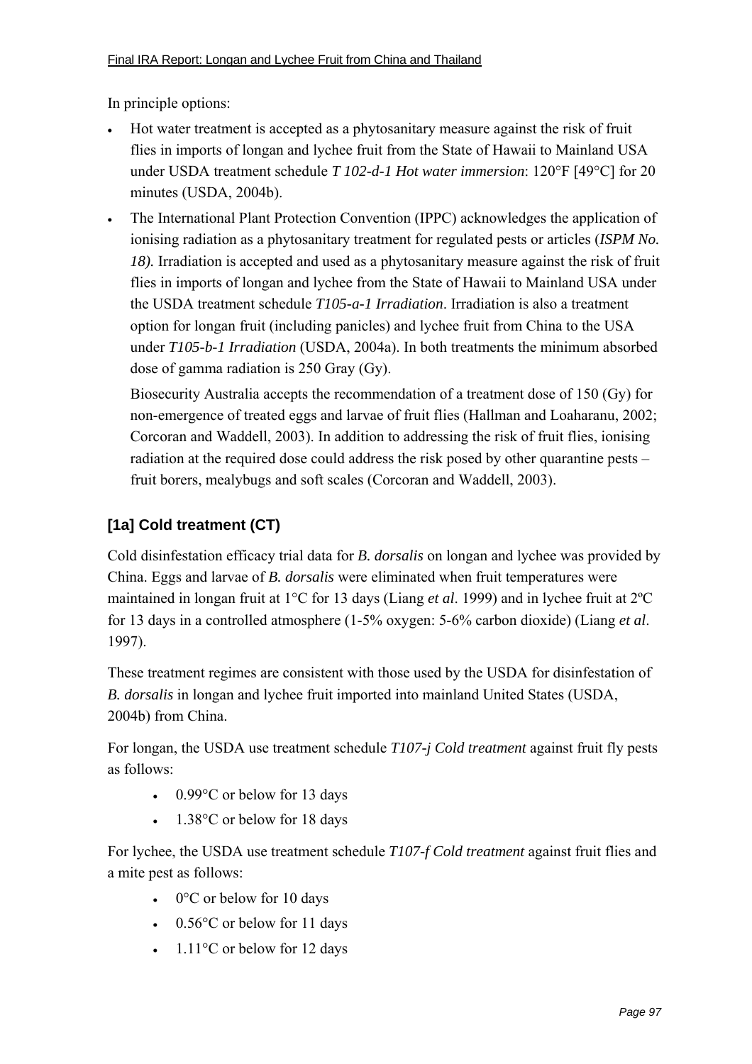In principle options:

- Hot water treatment is accepted as a phytosanitary measure against the risk of fruit flies in imports of longan and lychee fruit from the State of Hawaii to Mainland USA under USDA treatment schedule *T 102-d-1 Hot water immersion*: 120°F [49°C] for 20 minutes (USDA, 2004b).
- The International Plant Protection Convention (IPPC) acknowledges the application of ionising radiation as a phytosanitary treatment for regulated pests or articles (*ISPM No. 18).* Irradiation is accepted and used as a phytosanitary measure against the risk of fruit flies in imports of longan and lychee from the State of Hawaii to Mainland USA under the USDA treatment schedule *T105-a-1 Irradiation*. Irradiation is also a treatment option for longan fruit (including panicles) and lychee fruit from China to the USA under *T105-b-1 Irradiation* (USDA, 2004a). In both treatments the minimum absorbed dose of gamma radiation is 250 Gray (Gy).

  Biosecurity Australia accepts the recommendation of a treatment dose of 150 (Gy) for non-emergence of treated eggs and larvae of fruit flies (Hallman and Loaharanu, 2002; Corcoran and Waddell, 2003). In addition to addressing the risk of fruit flies, ionising radiation at the required dose could address the risk posed by other quarantine pests – fruit borers, mealybugs and soft scales (Corcoran and Waddell, 2003).

### [1a] Cold treatment (CT)

Cold disinfestation efficacy trial data for *B. dorsalis* on longan and lychee was provided by China. Eggs and larvae of *B. dorsalis* were eliminated when fruit temperatures were maintained in longan fruit at 1°C for 13 days (Liang *et al*. 1999) and in lychee fruit at 2ºC for 13 days in a controlled atmosphere (1-5% oxygen: 5-6% carbon dioxide) (Liang *et al*. 1997).

These treatment regimes are consistent with those used by the USDA for disinfestation of *B. dorsalis* in longan and lychee fruit imported into mainland United States (USDA, 2004b) from China.

For longan, the USDA use treatment schedule *T107-j Cold treatment* against fruit fly pests as follows:

- 0.99°C or below for 13 days
- 1.38°C or below for 18 days

For lychee, the USDA use treatment schedule *T107-f Cold treatment* against fruit flies and a mite pest as follows:

- 0°C or below for 10 days
- 0.56°C or below for 11 days
- 1.11°C or below for 12 days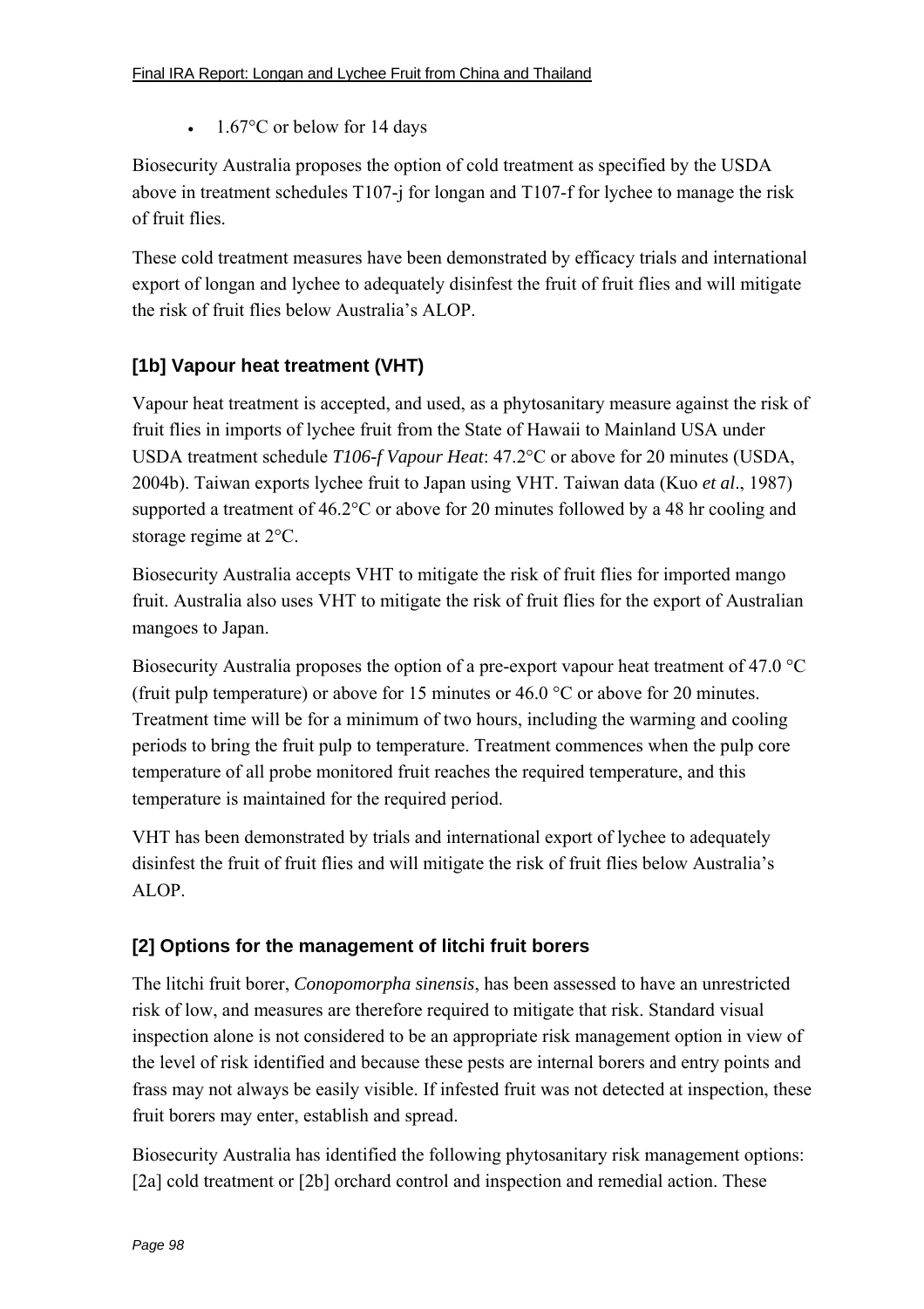- 1.67°C or below for 14 days

Biosecurity Australia proposes the option of cold treatment as specified by the USDA above in treatment schedules T107-j for longan and T107-f for lychee to manage the risk of fruit flies.

These cold treatment measures have been demonstrated by efficacy trials and international export of longan and lychee to adequately disinfest the fruit of fruit flies and will mitigate the risk of fruit flies below Australia's ALOP.

### [1b] Vapour heat treatment (VHT)

Vapour heat treatment is accepted, and used, as a phytosanitary measure against the risk of fruit flies in imports of lychee fruit from the State of Hawaii to Mainland USA under USDA treatment schedule *T106-f Vapour Heat*: 47.2°C or above for 20 minutes (USDA, 2004b). Taiwan exports lychee fruit to Japan using VHT. Taiwan data (Kuo *et al*., 1987) supported a treatment of 46.2°C or above for 20 minutes followed by a 48 hr cooling and storage regime at 2°C.

Biosecurity Australia accepts VHT to mitigate the risk of fruit flies for imported mango fruit. Australia also uses VHT to mitigate the risk of fruit flies for the export of Australian mangoes to Japan.

Biosecurity Australia proposes the option of a pre-export vapour heat treatment of 47.0 °C (fruit pulp temperature) or above for 15 minutes or 46.0 °C or above for 20 minutes. Treatment time will be for a minimum of two hours, including the warming and cooling periods to bring the fruit pulp to temperature. Treatment commences when the pulp core temperature of all probe monitored fruit reaches the required temperature, and this temperature is maintained for the required period.

VHT has been demonstrated by trials and international export of lychee to adequately disinfest the fruit of fruit flies and will mitigate the risk of fruit flies below Australia's ALOP.

### [2] Options for the management of litchi fruit borers

The litchi fruit borer, *Conopomorpha sinensis*, has been assessed to have an unrestricted risk of low, and measures are therefore required to mitigate that risk. Standard visual inspection alone is not considered to be an appropriate risk management option in view of the level of risk identified and because these pests are internal borers and entry points and frass may not always be easily visible. If infested fruit was not detected at inspection, these fruit borers may enter, establish and spread.

Biosecurity Australia has identified the following phytosanitary risk management options: [2a] cold treatment or [2b] orchard control and inspection and remedial action. These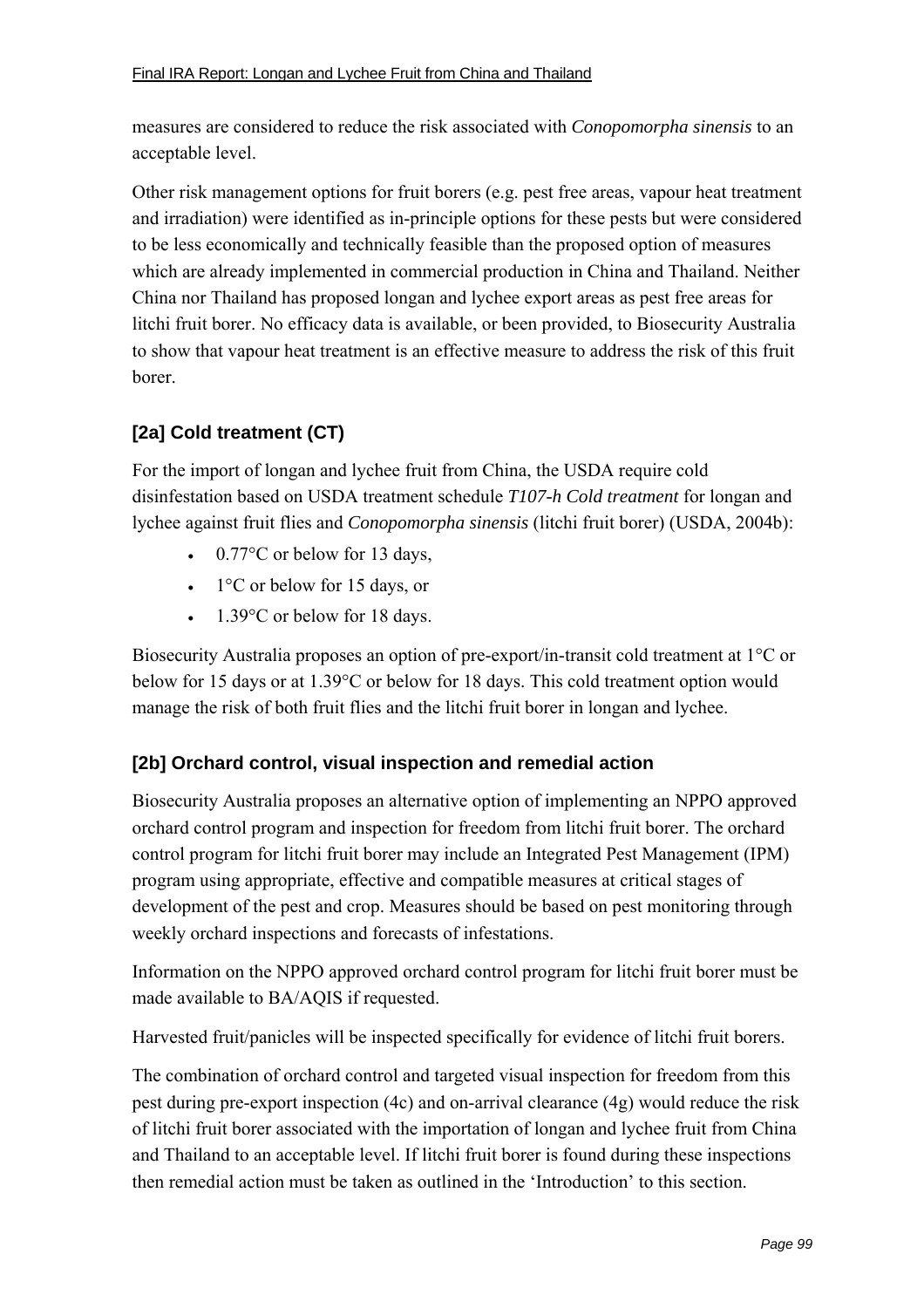measures are considered to reduce the risk associated with *Conopomorpha sinensis* to an acceptable level.

Other risk management options for fruit borers (e.g. pest free areas, vapour heat treatment and irradiation) were identified as in-principle options for these pests but were considered to be less economically and technically feasible than the proposed option of measures which are already implemented in commercial production in China and Thailand. Neither China nor Thailand has proposed longan and lychee export areas as pest free areas for litchi fruit borer. No efficacy data is available, or been provided, to Biosecurity Australia to show that vapour heat treatment is an effective measure to address the risk of this fruit borer.

### [2a] Cold treatment (CT)

For the import of longan and lychee fruit from China, the USDA require cold disinfestation based on USDA treatment schedule *T107-h Cold treatment* for longan and lychee against fruit flies and *Conopomorpha sinensis* (litchi fruit borer) (USDA, 2004b):

- 0.77°C or below for 13 days,
- 1°C or below for 15 days, or
- 1.39°C or below for 18 days.

Biosecurity Australia proposes an option of pre-export/in-transit cold treatment at 1°C or below for 15 days or at 1.39°C or below for 18 days. This cold treatment option would manage the risk of both fruit flies and the litchi fruit borer in longan and lychee.

### [2b] Orchard control, visual inspection and remedial action

Biosecurity Australia proposes an alternative option of implementing an NPPO approved orchard control program and inspection for freedom from litchi fruit borer. The orchard control program for litchi fruit borer may include an Integrated Pest Management (IPM) program using appropriate, effective and compatible measures at critical stages of development of the pest and crop. Measures should be based on pest monitoring through weekly orchard inspections and forecasts of infestations.

Information on the NPPO approved orchard control program for litchi fruit borer must be made available to BA/AQIS if requested.

Harvested fruit/panicles will be inspected specifically for evidence of litchi fruit borers.

The combination of orchard control and targeted visual inspection for freedom from this pest during pre-export inspection (4c) and on-arrival clearance (4g) would reduce the risk of litchi fruit borer associated with the importation of longan and lychee fruit from China and Thailand to an acceptable level. If litchi fruit borer is found during these inspections then remedial action must be taken as outlined in the 'Introduction' to this section.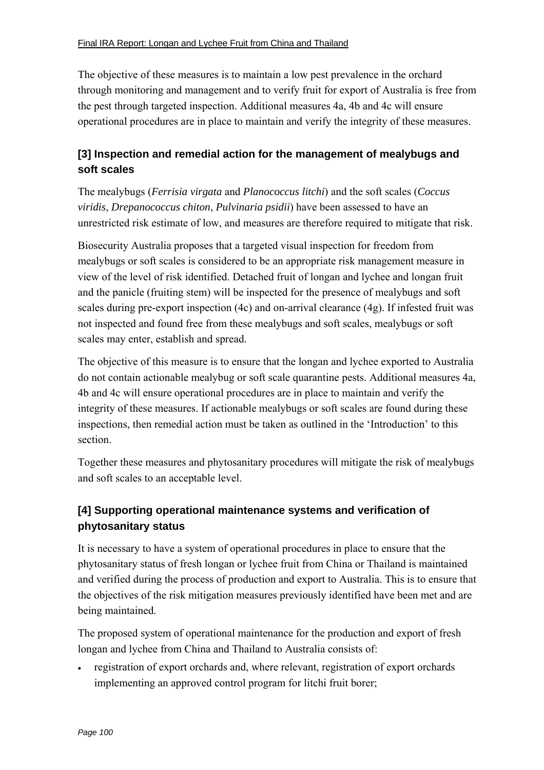The objective of these measures is to maintain a low pest prevalence in the orchard through monitoring and management and to verify fruit for export of Australia is free from the pest through targeted inspection. Additional measures 4a, 4b and 4c will ensure operational procedures are in place to maintain and verify the integrity of these measures.

### [3] Inspection and remedial action for the management of mealybugs and soft scales

The mealybugs (*Ferrisia virgata* and *Planococcus litchi*) and the soft scales (*Coccus viridis*, *Drepanococcus chiton*, *Pulvinaria psidii*) have been assessed to have an unrestricted risk estimate of low, and measures are therefore required to mitigate that risk.

Biosecurity Australia proposes that a targeted visual inspection for freedom from mealybugs or soft scales is considered to be an appropriate risk management measure in view of the level of risk identified. Detached fruit of longan and lychee and longan fruit and the panicle (fruiting stem) will be inspected for the presence of mealybugs and soft scales during pre-export inspection (4c) and on-arrival clearance (4g). If infested fruit was not inspected and found free from these mealybugs and soft scales, mealybugs or soft scales may enter, establish and spread.

The objective of this measure is to ensure that the longan and lychee exported to Australia do not contain actionable mealybug or soft scale quarantine pests. Additional measures 4a, 4b and 4c will ensure operational procedures are in place to maintain and verify the integrity of these measures. If actionable mealybugs or soft scales are found during these inspections, then remedial action must be taken as outlined in the 'Introduction' to this section.

Together these measures and phytosanitary procedures will mitigate the risk of mealybugs and soft scales to an acceptable level.

### [4] Supporting operational maintenance systems and verification of phytosanitary status

It is necessary to have a system of operational procedures in place to ensure that the phytosanitary status of fresh longan or lychee fruit from China or Thailand is maintained and verified during the process of production and export to Australia. This is to ensure that the objectives of the risk mitigation measures previously identified have been met and are being maintained.

The proposed system of operational maintenance for the production and export of fresh longan and lychee from China and Thailand to Australia consists of:

- registration of export orchards and, where relevant, registration of export orchards implementing an approved control program for litchi fruit borer;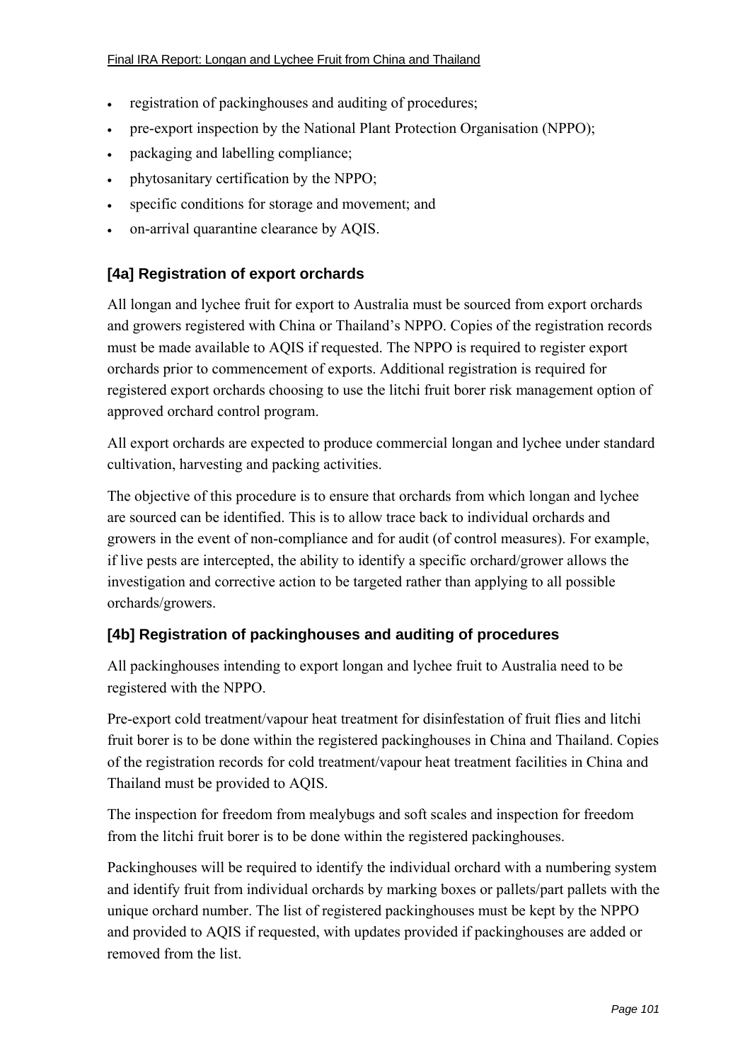- registration of packinghouses and auditing of procedures;
- pre-export inspection by the National Plant Protection Organisation (NPPO);
- packaging and labelling compliance;
- phytosanitary certification by the NPPO;
- specific conditions for storage and movement; and
- on-arrival quarantine clearance by AQIS.

### [4a] Registration of export orchards

All longan and lychee fruit for export to Australia must be sourced from export orchards and growers registered with China or Thailand's NPPO. Copies of the registration records must be made available to AQIS if requested. The NPPO is required to register export orchards prior to commencement of exports. Additional registration is required for registered export orchards choosing to use the litchi fruit borer risk management option of approved orchard control program.

All export orchards are expected to produce commercial longan and lychee under standard cultivation, harvesting and packing activities.

The objective of this procedure is to ensure that orchards from which longan and lychee are sourced can be identified. This is to allow trace back to individual orchards and growers in the event of non-compliance and for audit (of control measures). For example, if live pests are intercepted, the ability to identify a specific orchard/grower allows the investigation and corrective action to be targeted rather than applying to all possible orchards/growers.

### [4b] Registration of packinghouses and auditing of procedures

All packinghouses intending to export longan and lychee fruit to Australia need to be registered with the NPPO.

Pre-export cold treatment/vapour heat treatment for disinfestation of fruit flies and litchi fruit borer is to be done within the registered packinghouses in China and Thailand. Copies of the registration records for cold treatment/vapour heat treatment facilities in China and Thailand must be provided to AQIS.

The inspection for freedom from mealybugs and soft scales and inspection for freedom from the litchi fruit borer is to be done within the registered packinghouses.

Packinghouses will be required to identify the individual orchard with a numbering system and identify fruit from individual orchards by marking boxes or pallets/part pallets with the unique orchard number. The list of registered packinghouses must be kept by the NPPO and provided to AQIS if requested, with updates provided if packinghouses are added or removed from the list.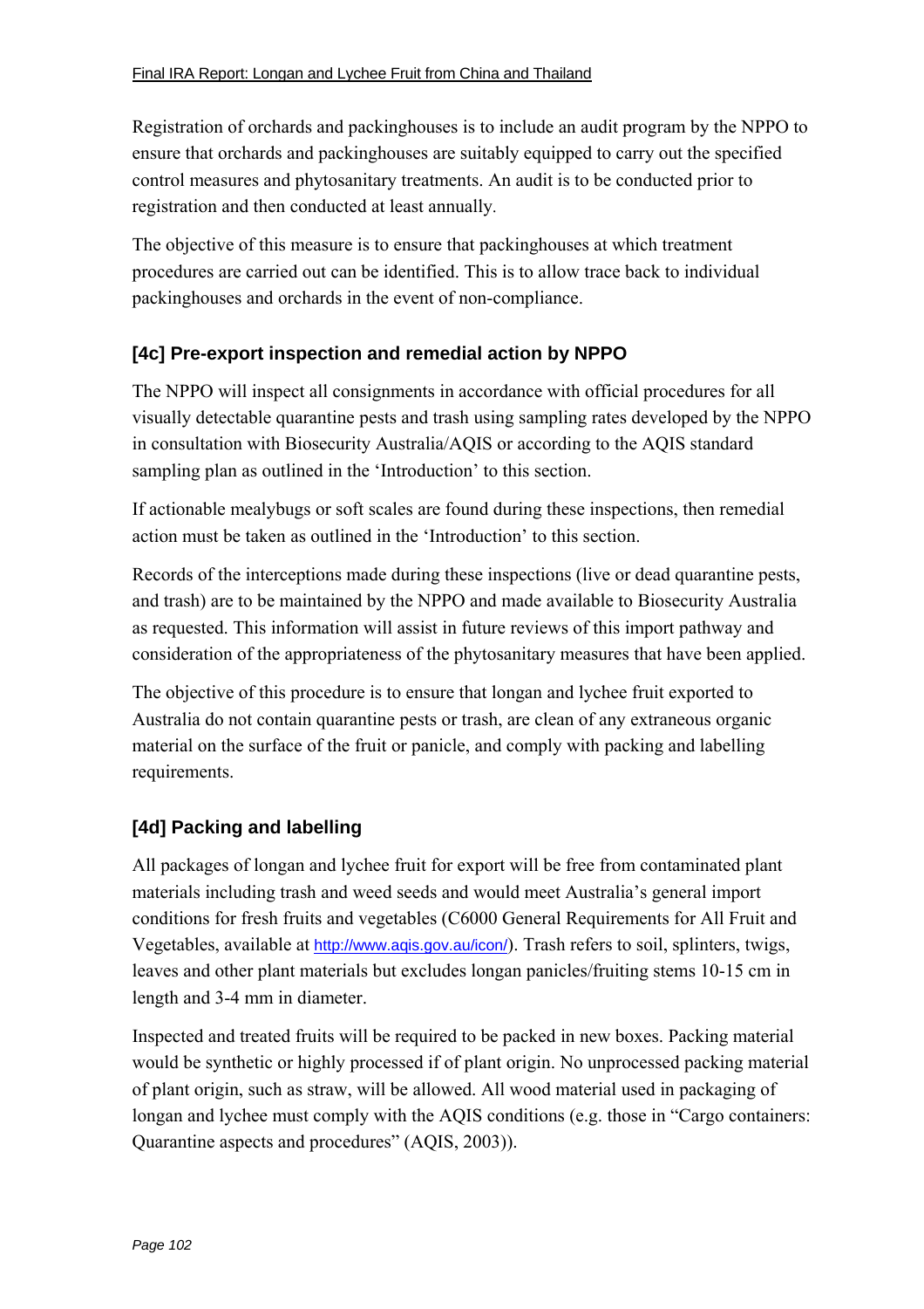Registration of orchards and packinghouses is to include an audit program by the NPPO to ensure that orchards and packinghouses are suitably equipped to carry out the specified control measures and phytosanitary treatments. An audit is to be conducted prior to registration and then conducted at least annually.

The objective of this measure is to ensure that packinghouses at which treatment procedures are carried out can be identified. This is to allow trace back to individual packinghouses and orchards in the event of non-compliance.

### [4c] Pre-export inspection and remedial action by NPPO

The NPPO will inspect all consignments in accordance with official procedures for all visually detectable quarantine pests and trash using sampling rates developed by the NPPO in consultation with Biosecurity Australia/AQIS or according to the AQIS standard sampling plan as outlined in the 'Introduction' to this section.

If actionable mealybugs or soft scales are found during these inspections, then remedial action must be taken as outlined in the 'Introduction' to this section.

Records of the interceptions made during these inspections (live or dead quarantine pests, and trash) are to be maintained by the NPPO and made available to Biosecurity Australia as requested. This information will assist in future reviews of this import pathway and consideration of the appropriateness of the phytosanitary measures that have been applied.

The objective of this procedure is to ensure that longan and lychee fruit exported to Australia do not contain quarantine pests or trash, are clean of any extraneous organic material on the surface of the fruit or panicle, and comply with packing and labelling requirements.

### [4d] Packing and labelling

All packages of longan and lychee fruit for export will be free from contaminated plant materials including trash and weed seeds and would meet Australia's general import conditions for fresh fruits and vegetables (C6000 General Requirements for All Fruit and Vegetables, available at http://www.aqis.gov.au/icon/). Trash refers to soil, splinters, twigs, leaves and other plant materials but excludes longan panicles/fruiting stems 10-15 cm in length and 3-4 mm in diameter.

Inspected and treated fruits will be required to be packed in new boxes. Packing material would be synthetic or highly processed if of plant origin. No unprocessed packing material of plant origin, such as straw, will be allowed. All wood material used in packaging of longan and lychee must comply with the AQIS conditions (e.g. those in "Cargo containers: Quarantine aspects and procedures" (AQIS, 2003)).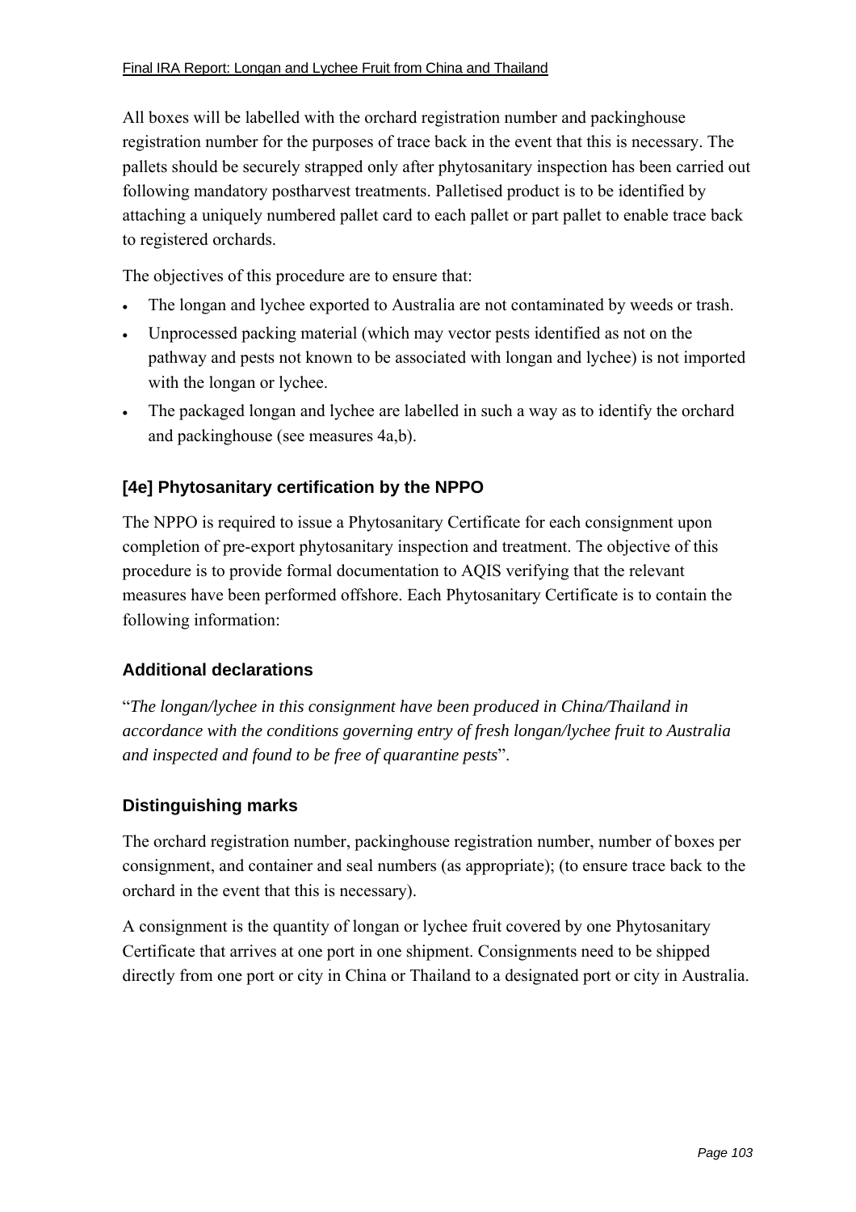All boxes will be labelled with the orchard registration number and packinghouse registration number for the purposes of trace back in the event that this is necessary. The pallets should be securely strapped only after phytosanitary inspection has been carried out following mandatory postharvest treatments. Palletised product is to be identified by attaching a uniquely numbered pallet card to each pallet or part pallet to enable trace back to registered orchards.

The objectives of this procedure are to ensure that:

- The longan and lychee exported to Australia are not contaminated by weeds or trash.
- Unprocessed packing material (which may vector pests identified as not on the pathway and pests not known to be associated with longan and lychee) is not imported with the longan or lychee.
- The packaged longan and lychee are labelled in such a way as to identify the orchard and packinghouse (see measures 4a,b).

### [4e] Phytosanitary certification by the NPPO

The NPPO is required to issue a Phytosanitary Certificate for each consignment upon completion of pre-export phytosanitary inspection and treatment. The objective of this procedure is to provide formal documentation to AQIS verifying that the relevant measures have been performed offshore. Each Phytosanitary Certificate is to contain the following information:

### Additional declarations

"*The longan/lychee in this consignment have been produced in China/Thailand in accordance with the conditions governing entry of fresh longan/lychee fruit to Australia and inspected and found to be free of quarantine pests*".

### Distinguishing marks

The orchard registration number, packinghouse registration number, number of boxes per consignment, and container and seal numbers (as appropriate); (to ensure trace back to the orchard in the event that this is necessary).

A consignment is the quantity of longan or lychee fruit covered by one Phytosanitary Certificate that arrives at one port in one shipment. Consignments need to be shipped directly from one port or city in China or Thailand to a designated port or city in Australia.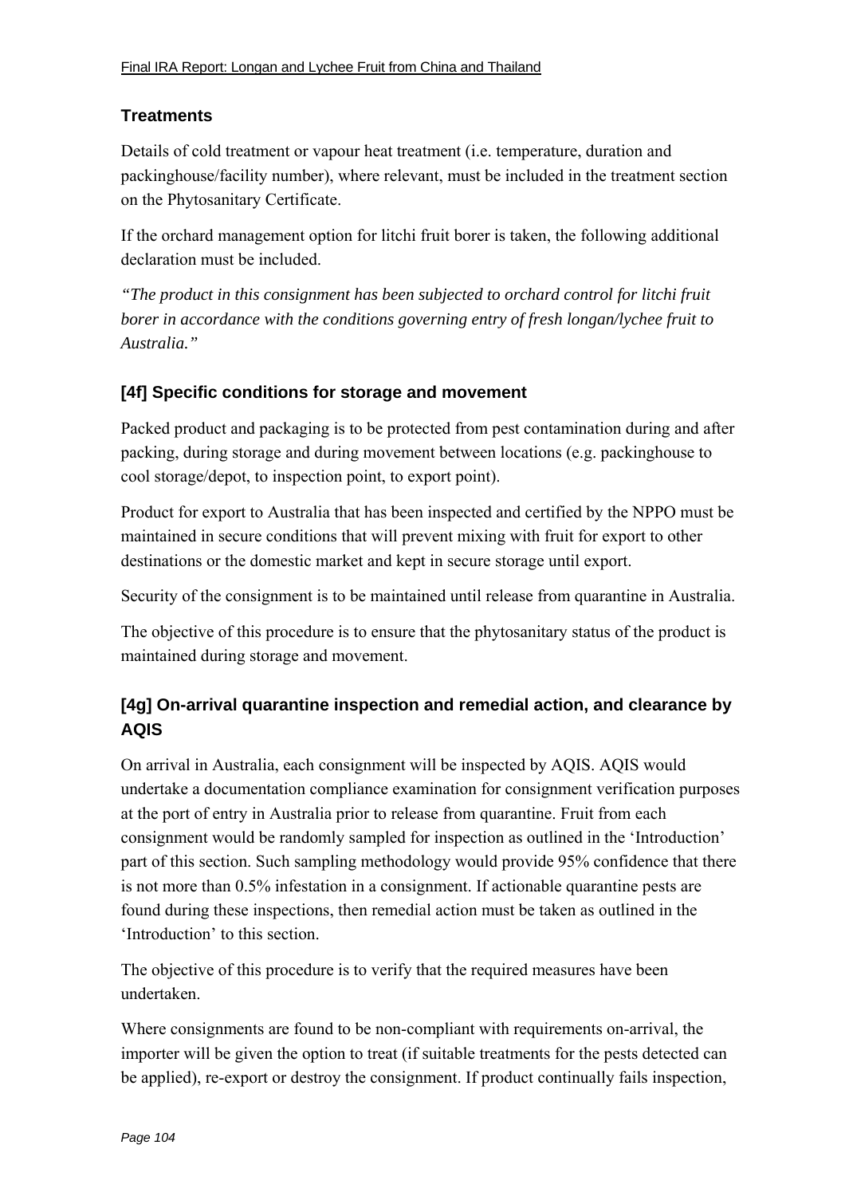### Treatments

Details of cold treatment or vapour heat treatment (i.e. temperature, duration and packinghouse/facility number), where relevant, must be included in the treatment section on the Phytosanitary Certificate.

If the orchard management option for litchi fruit borer is taken, the following additional declaration must be included.

*"The product in this consignment has been subjected to orchard control for litchi fruit borer in accordance with the conditions governing entry of fresh longan/lychee fruit to Australia."*

### [4f] Specific conditions for storage and movement

Packed product and packaging is to be protected from pest contamination during and after packing, during storage and during movement between locations (e.g. packinghouse to cool storage/depot, to inspection point, to export point).

Product for export to Australia that has been inspected and certified by the NPPO must be maintained in secure conditions that will prevent mixing with fruit for export to other destinations or the domestic market and kept in secure storage until export.

Security of the consignment is to be maintained until release from quarantine in Australia.

The objective of this procedure is to ensure that the phytosanitary status of the product is maintained during storage and movement.

### [4g] On-arrival quarantine inspection and remedial action, and clearance by AQIS

On arrival in Australia, each consignment will be inspected by AQIS. AQIS would undertake a documentation compliance examination for consignment verification purposes at the port of entry in Australia prior to release from quarantine. Fruit from each consignment would be randomly sampled for inspection as outlined in the 'Introduction' part of this section. Such sampling methodology would provide 95% confidence that there is not more than 0.5% infestation in a consignment. If actionable quarantine pests are found during these inspections, then remedial action must be taken as outlined in the 'Introduction' to this section.

The objective of this procedure is to verify that the required measures have been undertaken.

Where consignments are found to be non-compliant with requirements on-arrival, the importer will be given the option to treat (if suitable treatments for the pests detected can be applied), re-export or destroy the consignment. If product continually fails inspection,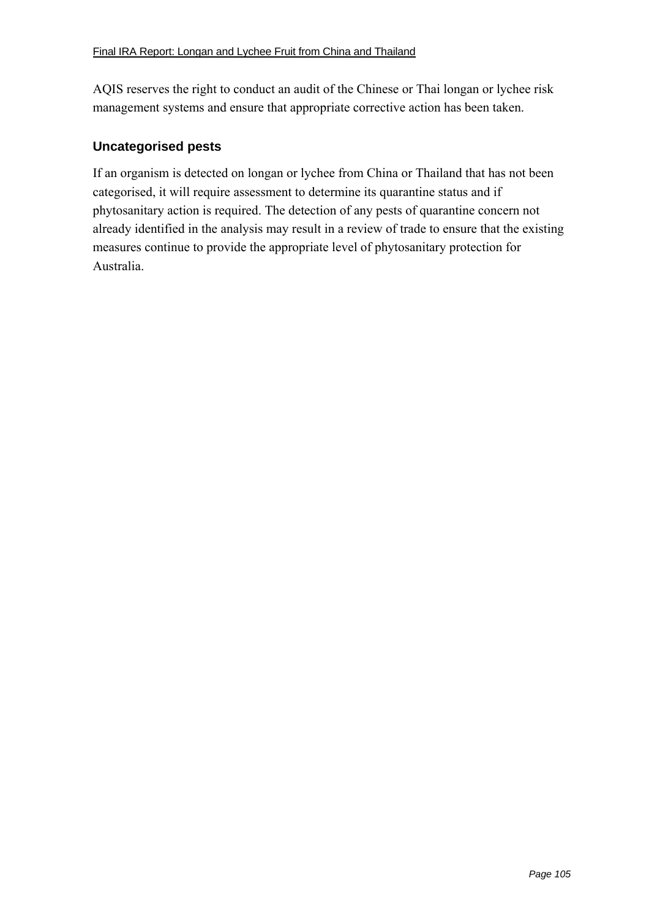AQIS reserves the right to conduct an audit of the Chinese or Thai longan or lychee risk management systems and ensure that appropriate corrective action has been taken.

### Uncategorised pests

If an organism is detected on longan or lychee from China or Thailand that has not been categorised, it will require assessment to determine its quarantine status and if phytosanitary action is required. The detection of any pests of quarantine concern not already identified in the analysis may result in a review of trade to ensure that the existing measures continue to provide the appropriate level of phytosanitary protection for Australia.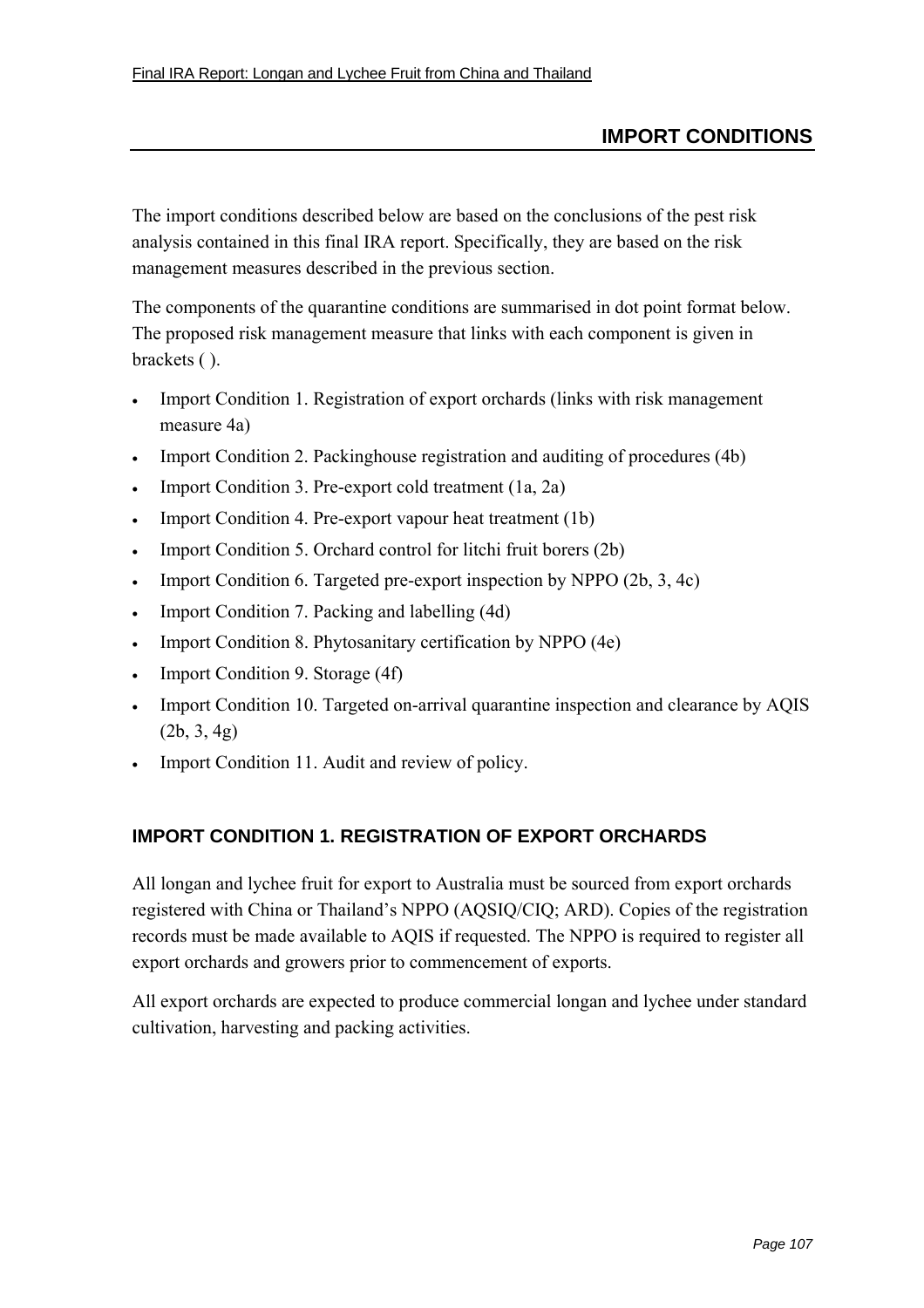# IMPORT CONDITIONS

The import conditions described below are based on the conclusions of the pest risk analysis contained in this final IRA report. Specifically, they are based on the risk management measures described in the previous section.

The components of the quarantine conditions are summarised in dot point format below. The proposed risk management measure that links with each component is given in brackets ( ).

- Import Condition 1. Registration of export orchards (links with risk management measure 4a)
- Import Condition 2. Packinghouse registration and auditing of procedures (4b)
- Import Condition 3. Pre-export cold treatment (1a, 2a)
- Import Condition 4. Pre-export vapour heat treatment (1b)
- Import Condition 5. Orchard control for litchi fruit borers (2b)
- Import Condition 6. Targeted pre-export inspection by NPPO (2b, 3, 4c)
- Import Condition 7. Packing and labelling (4d)
- Import Condition 8. Phytosanitary certification by NPPO (4e)
- Import Condition 9. Storage (4f)
- Import Condition 10. Targeted on-arrival quarantine inspection and clearance by AQIS (2b, 3, 4g)
- Import Condition 11. Audit and review of policy.

## IMPORT CONDITION 1. REGISTRATION OF EXPORT ORCHARDS

All longan and lychee fruit for export to Australia must be sourced from export orchards registered with China or Thailand's NPPO (AQSIQ/CIQ; ARD). Copies of the registration records must be made available to AQIS if requested. The NPPO is required to register all export orchards and growers prior to commencement of exports.

All export orchards are expected to produce commercial longan and lychee under standard cultivation, harvesting and packing activities.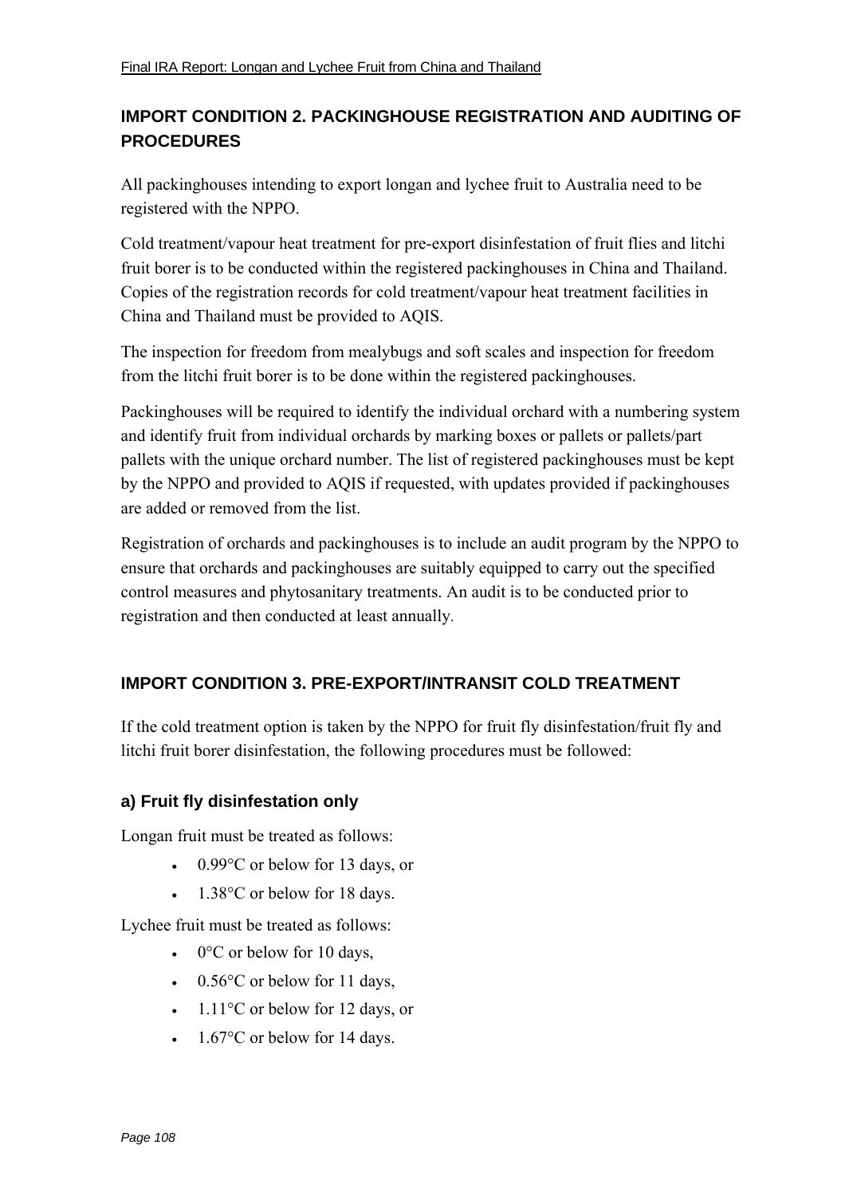## IMPORT CONDITION 2. PACKINGHOUSE REGISTRATION AND AUDITING OF PROCEDURES

All packinghouses intending to export longan and lychee fruit to Australia need to be registered with the NPPO.

Cold treatment/vapour heat treatment for pre-export disinfestation of fruit flies and litchi fruit borer is to be conducted within the registered packinghouses in China and Thailand. Copies of the registration records for cold treatment/vapour heat treatment facilities in China and Thailand must be provided to AQIS.

The inspection for freedom from mealybugs and soft scales and inspection for freedom from the litchi fruit borer is to be done within the registered packinghouses.

Packinghouses will be required to identify the individual orchard with a numbering system and identify fruit from individual orchards by marking boxes or pallets or pallets/part pallets with the unique orchard number. The list of registered packinghouses must be kept by the NPPO and provided to AQIS if requested, with updates provided if packinghouses are added or removed from the list.

Registration of orchards and packinghouses is to include an audit program by the NPPO to ensure that orchards and packinghouses are suitably equipped to carry out the specified control measures and phytosanitary treatments. An audit is to be conducted prior to registration and then conducted at least annually.

## IMPORT CONDITION 3. PRE-EXPORT/INTRANSIT COLD TREATMENT

If the cold treatment option is taken by the NPPO for fruit fly disinfestation/fruit fly and litchi fruit borer disinfestation, the following procedures must be followed:

### a) Fruit fly disinfestation only

Longan fruit must be treated as follows:

- 0.99°C or below for 13 days, or
- 1.38°C or below for 18 days.

Lychee fruit must be treated as follows:

- 0°C or below for 10 days,
- 0.56°C or below for 11 days,
- 1.11°C or below for 12 days, or
- 1.67°C or below for 14 days.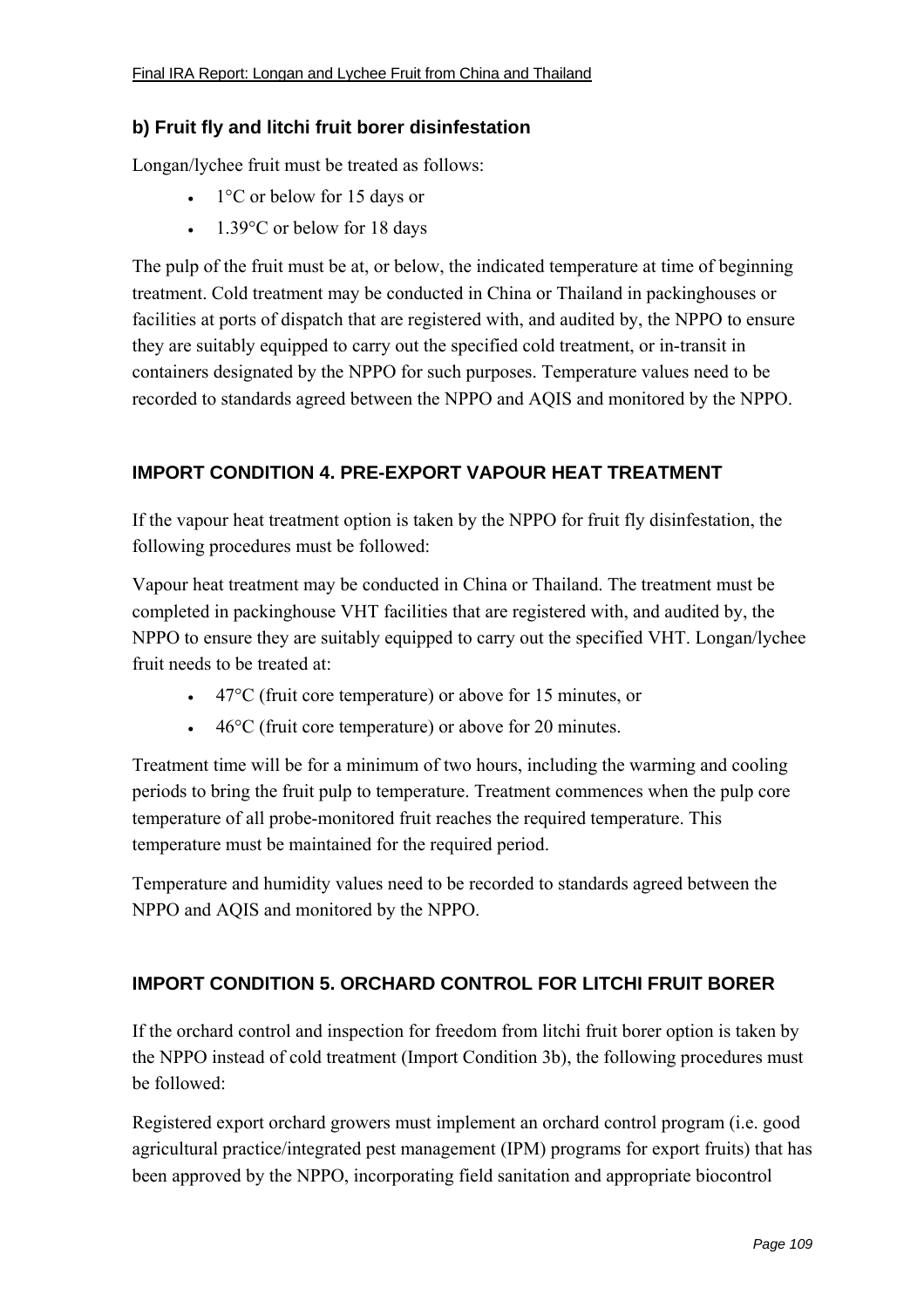### b) Fruit fly and litchi fruit borer disinfestation

Longan/lychee fruit must be treated as follows:

- 1°C or below for 15 days or
- 1.39°C or below for 18 days

The pulp of the fruit must be at, or below, the indicated temperature at time of beginning treatment. Cold treatment may be conducted in China or Thailand in packinghouses or facilities at ports of dispatch that are registered with, and audited by, the NPPO to ensure they are suitably equipped to carry out the specified cold treatment, or in-transit in containers designated by the NPPO for such purposes. Temperature values need to be recorded to standards agreed between the NPPO and AQIS and monitored by the NPPO.

## IMPORT CONDITION 4. PRE-EXPORT VAPOUR HEAT TREATMENT

If the vapour heat treatment option is taken by the NPPO for fruit fly disinfestation, the following procedures must be followed:

Vapour heat treatment may be conducted in China or Thailand. The treatment must be completed in packinghouse VHT facilities that are registered with, and audited by, the NPPO to ensure they are suitably equipped to carry out the specified VHT. Longan/lychee fruit needs to be treated at:

- 47°C (fruit core temperature) or above for 15 minutes, or
- 46°C (fruit core temperature) or above for 20 minutes.

Treatment time will be for a minimum of two hours, including the warming and cooling periods to bring the fruit pulp to temperature. Treatment commences when the pulp core temperature of all probe-monitored fruit reaches the required temperature. This temperature must be maintained for the required period.

Temperature and humidity values need to be recorded to standards agreed between the NPPO and AQIS and monitored by the NPPO.

## IMPORT CONDITION 5. ORCHARD CONTROL FOR LITCHI FRUIT BORER

If the orchard control and inspection for freedom from litchi fruit borer option is taken by the NPPO instead of cold treatment (Import Condition 3b), the following procedures must be followed:

Registered export orchard growers must implement an orchard control program (i.e. good agricultural practice/integrated pest management (IPM) programs for export fruits) that has been approved by the NPPO, incorporating field sanitation and appropriate biocontrol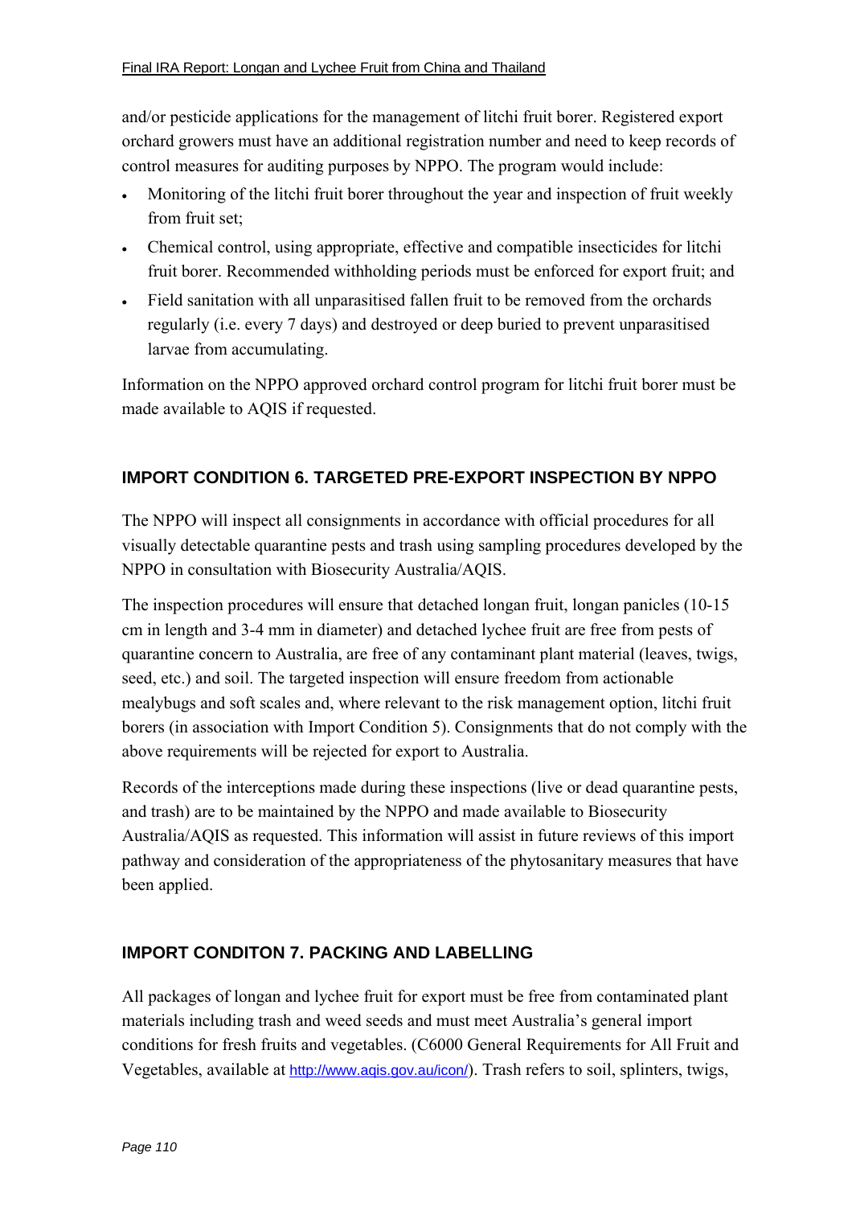and/or pesticide applications for the management of litchi fruit borer. Registered export orchard growers must have an additional registration number and need to keep records of control measures for auditing purposes by NPPO. The program would include:

- Monitoring of the litchi fruit borer throughout the year and inspection of fruit weekly from fruit set;
- Chemical control, using appropriate, effective and compatible insecticides for litchi fruit borer. Recommended withholding periods must be enforced for export fruit; and
- Field sanitation with all unparasitised fallen fruit to be removed from the orchards regularly (i.e. every 7 days) and destroyed or deep buried to prevent unparasitised larvae from accumulating.

Information on the NPPO approved orchard control program for litchi fruit borer must be made available to AQIS if requested.

## IMPORT CONDITION 6. TARGETED PRE-EXPORT INSPECTION BY NPPO

The NPPO will inspect all consignments in accordance with official procedures for all visually detectable quarantine pests and trash using sampling procedures developed by the NPPO in consultation with Biosecurity Australia/AQIS.

The inspection procedures will ensure that detached longan fruit, longan panicles (10-15 cm in length and 3-4 mm in diameter) and detached lychee fruit are free from pests of quarantine concern to Australia, are free of any contaminant plant material (leaves, twigs, seed, etc.) and soil. The targeted inspection will ensure freedom from actionable mealybugs and soft scales and, where relevant to the risk management option, litchi fruit borers (in association with Import Condition 5). Consignments that do not comply with the above requirements will be rejected for export to Australia.

Records of the interceptions made during these inspections (live or dead quarantine pests, and trash) are to be maintained by the NPPO and made available to Biosecurity Australia/AQIS as requested. This information will assist in future reviews of this import pathway and consideration of the appropriateness of the phytosanitary measures that have been applied.

## IMPORT CONDITON 7. PACKING AND LABELLING

All packages of longan and lychee fruit for export must be free from contaminated plant materials including trash and weed seeds and must meet Australia's general import conditions for fresh fruits and vegetables. (C6000 General Requirements for All Fruit and Vegetables, available at http://www.aqis.gov.au/icon/). Trash refers to soil, splinters, twigs,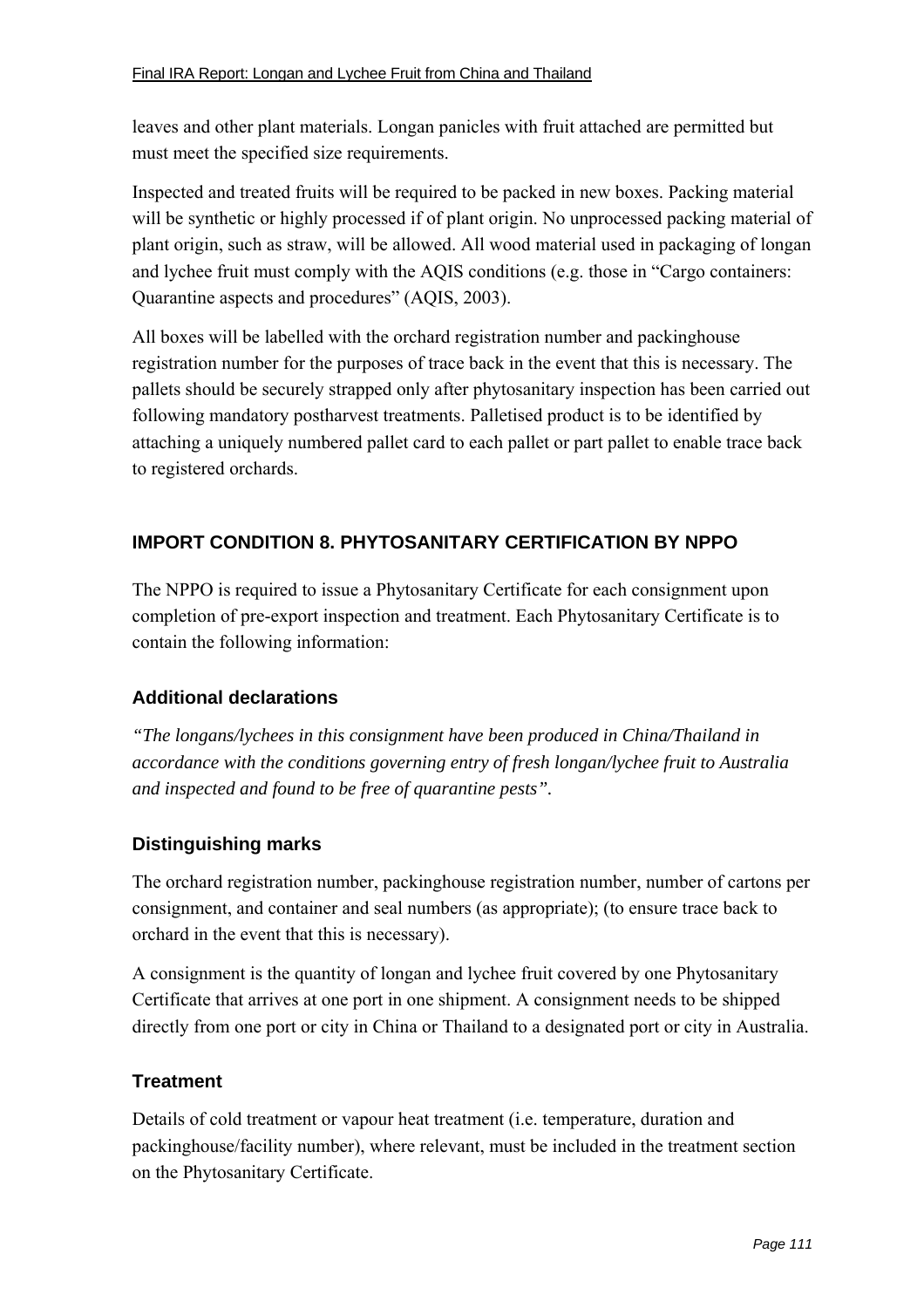leaves and other plant materials. Longan panicles with fruit attached are permitted but must meet the specified size requirements.

Inspected and treated fruits will be required to be packed in new boxes. Packing material will be synthetic or highly processed if of plant origin. No unprocessed packing material of plant origin, such as straw, will be allowed. All wood material used in packaging of longan and lychee fruit must comply with the AQIS conditions (e.g. those in "Cargo containers: Quarantine aspects and procedures" (AQIS, 2003).

All boxes will be labelled with the orchard registration number and packinghouse registration number for the purposes of trace back in the event that this is necessary. The pallets should be securely strapped only after phytosanitary inspection has been carried out following mandatory postharvest treatments. Palletised product is to be identified by attaching a uniquely numbered pallet card to each pallet or part pallet to enable trace back to registered orchards.

## IMPORT CONDITION 8. PHYTOSANITARY CERTIFICATION BY NPPO

The NPPO is required to issue a Phytosanitary Certificate for each consignment upon completion of pre-export inspection and treatment. Each Phytosanitary Certificate is to contain the following information:

### Additional declarations

*"The longans/lychees in this consignment have been produced in China/Thailand in accordance with the conditions governing entry of fresh longan/lychee fruit to Australia and inspected and found to be free of quarantine pests".*

### Distinguishing marks

The orchard registration number, packinghouse registration number, number of cartons per consignment, and container and seal numbers (as appropriate); (to ensure trace back to orchard in the event that this is necessary).

A consignment is the quantity of longan and lychee fruit covered by one Phytosanitary Certificate that arrives at one port in one shipment. A consignment needs to be shipped directly from one port or city in China or Thailand to a designated port or city in Australia.

### Treatment

Details of cold treatment or vapour heat treatment (i.e. temperature, duration and packinghouse/facility number), where relevant, must be included in the treatment section on the Phytosanitary Certificate.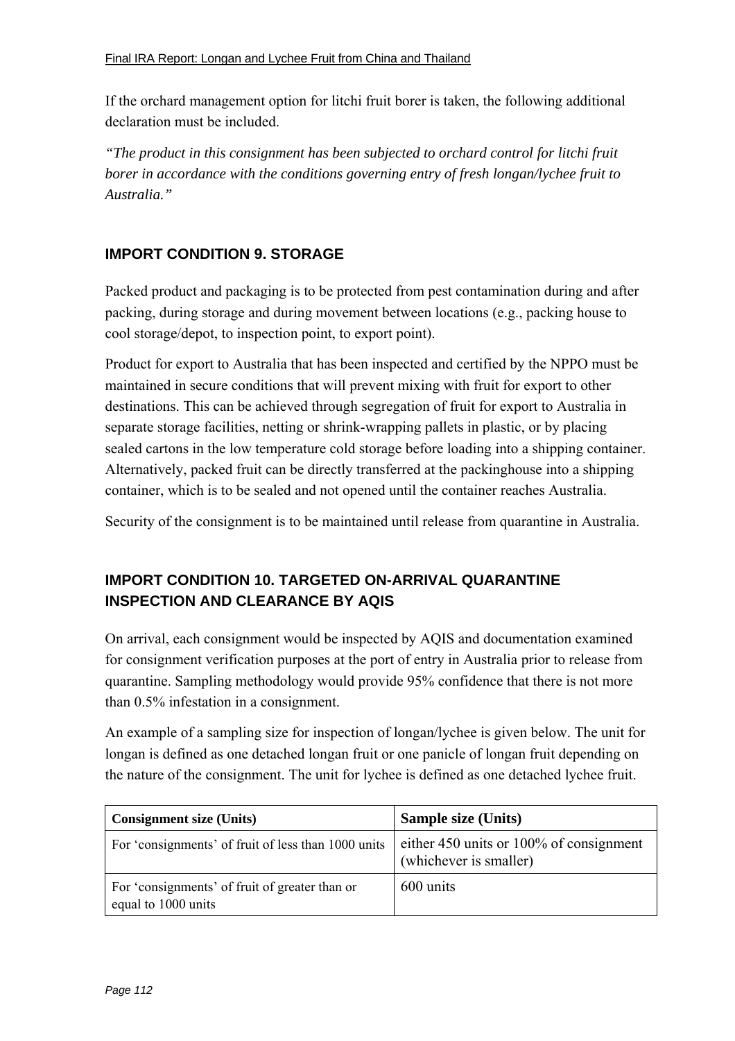If the orchard management option for litchi fruit borer is taken, the following additional declaration must be included.

*"The product in this consignment has been subjected to orchard control for litchi fruit borer in accordance with the conditions governing entry of fresh longan/lychee fruit to Australia."*

## IMPORT CONDITION 9. STORAGE

Packed product and packaging is to be protected from pest contamination during and after packing, during storage and during movement between locations (e.g., packing house to cool storage/depot, to inspection point, to export point).

Product for export to Australia that has been inspected and certified by the NPPO must be maintained in secure conditions that will prevent mixing with fruit for export to other destinations. This can be achieved through segregation of fruit for export to Australia in separate storage facilities, netting or shrink-wrapping pallets in plastic, or by placing sealed cartons in the low temperature cold storage before loading into a shipping container. Alternatively, packed fruit can be directly transferred at the packinghouse into a shipping container, which is to be sealed and not opened until the container reaches Australia.

Security of the consignment is to be maintained until release from quarantine in Australia.

## IMPORT CONDITION 10. TARGETED ON-ARRIVAL QUARANTINE INSPECTION AND CLEARANCE BY AQIS

On arrival, each consignment would be inspected by AQIS and documentation examined for consignment verification purposes at the port of entry in Australia prior to release from quarantine. Sampling methodology would provide 95% confidence that there is not more than 0.5% infestation in a consignment.

An example of a sampling size for inspection of longan/lychee is given below. The unit for longan is defined as one detached longan fruit or one panicle of longan fruit depending on the nature of the consignment. The unit for lychee is defined as one detached lychee fruit.

| Consignment size (Units) | Sample size (Units) |
|---|---|
| For 'consignments' of fruit of less than 1000 units | either 450 units or 100% of consignment (whichever is smaller) |
| For 'consignments' of fruit of greater than or equal to 1000 units | 600 units |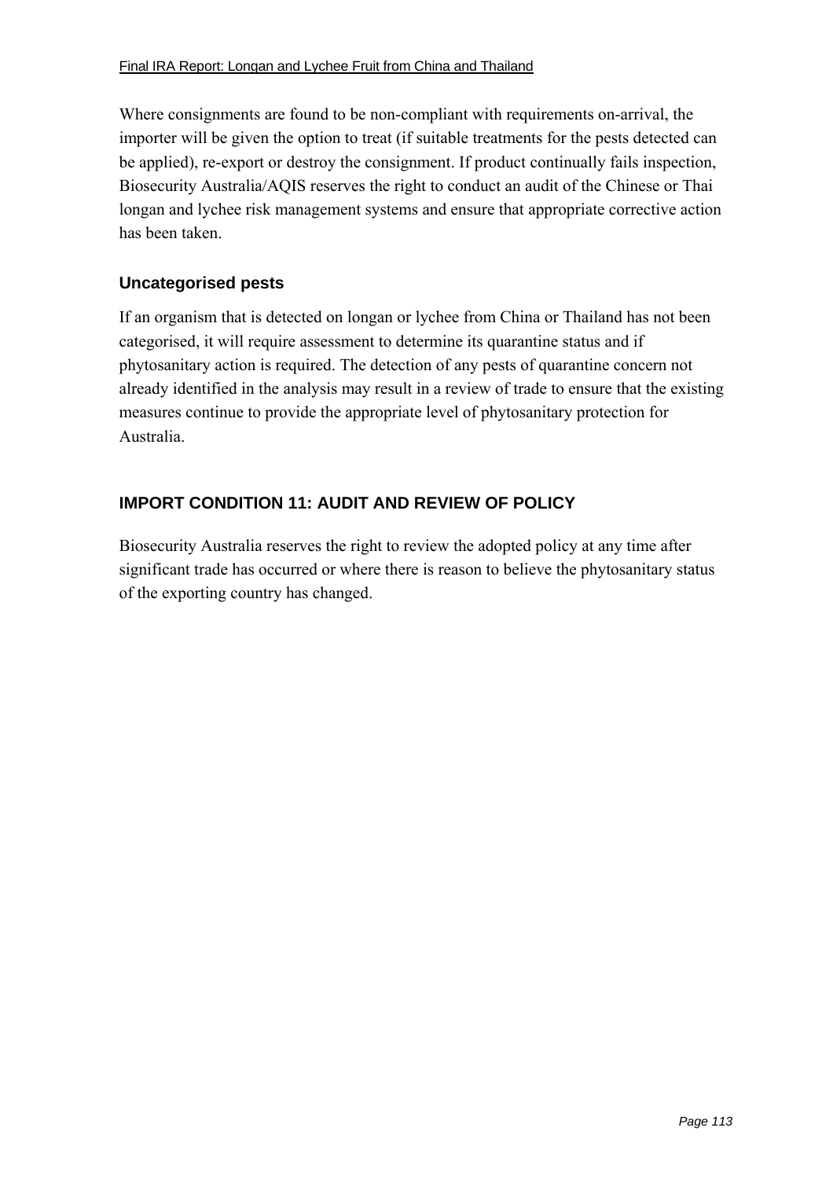Where consignments are found to be non-compliant with requirements on-arrival, the importer will be given the option to treat (if suitable treatments for the pests detected can be applied), re-export or destroy the consignment. If product continually fails inspection, Biosecurity Australia/AQIS reserves the right to conduct an audit of the Chinese or Thai longan and lychee risk management systems and ensure that appropriate corrective action has been taken.

### Uncategorised pests

If an organism that is detected on longan or lychee from China or Thailand has not been categorised, it will require assessment to determine its quarantine status and if phytosanitary action is required. The detection of any pests of quarantine concern not already identified in the analysis may result in a review of trade to ensure that the existing measures continue to provide the appropriate level of phytosanitary protection for Australia.

## IMPORT CONDITION 11: AUDIT AND REVIEW OF POLICY

Biosecurity Australia reserves the right to review the adopted policy at any time after significant trade has occurred or where there is reason to believe the phytosanitary status of the exporting country has changed.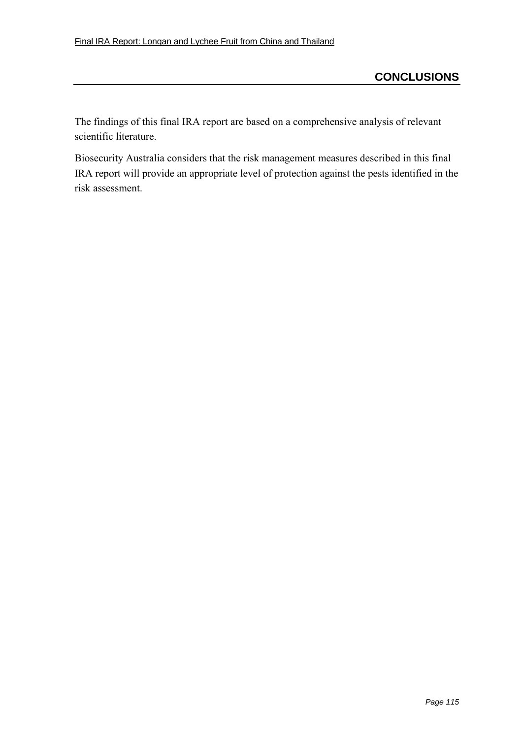# CONCLUSIONS

The findings of this final IRA report are based on a comprehensive analysis of relevant scientific literature.

Biosecurity Australia considers that the risk management measures described in this final IRA report will provide an appropriate level of protection against the pests identified in the risk assessment.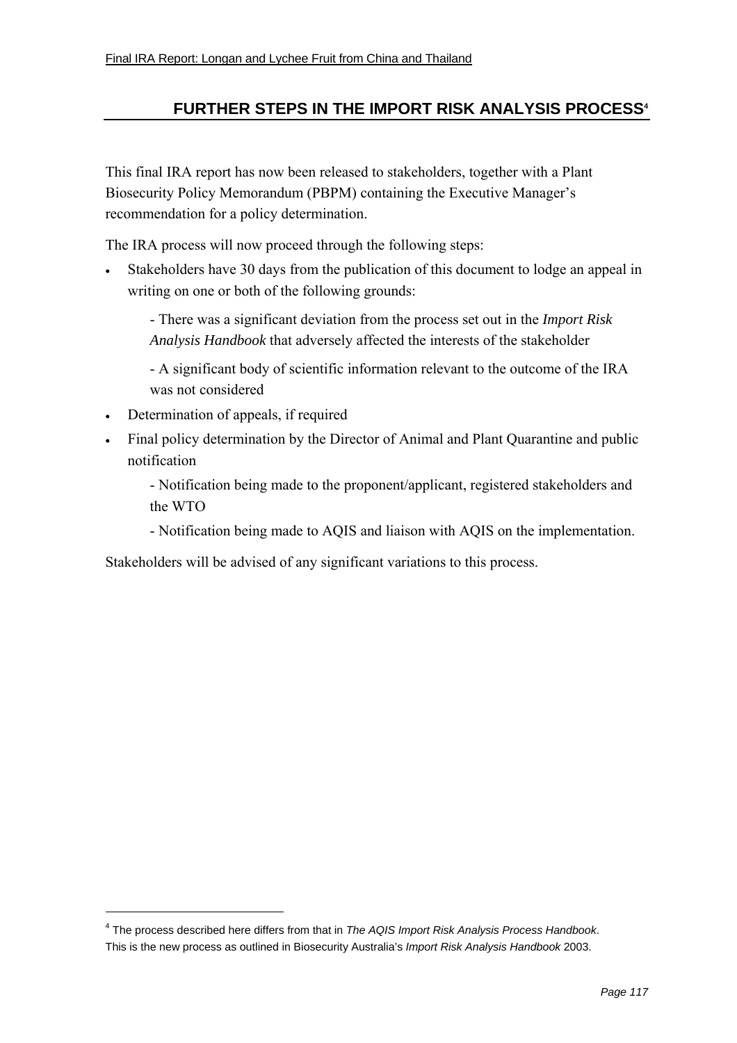## FURTHER STEPS IN THE IMPORT RISK ANALYSIS PROCESS[4]

This final IRA report has now been released to stakeholders, together with a Plant Biosecurity Policy Memorandum (PBPM) containing the Executive Manager's recommendation for a policy determination.

The IRA process will now proceed through the following steps:

- Stakeholders have 30 days from the publication of this document to lodge an appeal in writing on one or both of the following grounds:
  - There was a significant deviation from the process set out in the *Import Risk Analysis Handbook* that adversely affected the interests of the stakeholder
  - A significant body of scientific information relevant to the outcome of the IRA was not considered
- Determination of appeals, if required
- Final policy determination by the Director of Animal and Plant Quarantine and public notification
  - Notification being made to the proponent/applicant, registered stakeholders and the WTO
  - Notification being made to AQIS and liaison with AQIS on the implementation.

Stakeholders will be advised of any significant variations to this process.

[4] The process described here differs from that in *The AQIS Import Risk Analysis Process Handbook*. This is the new process as outlined in Biosecurity Australia's *Import Risk Analysis Handbook* 2003.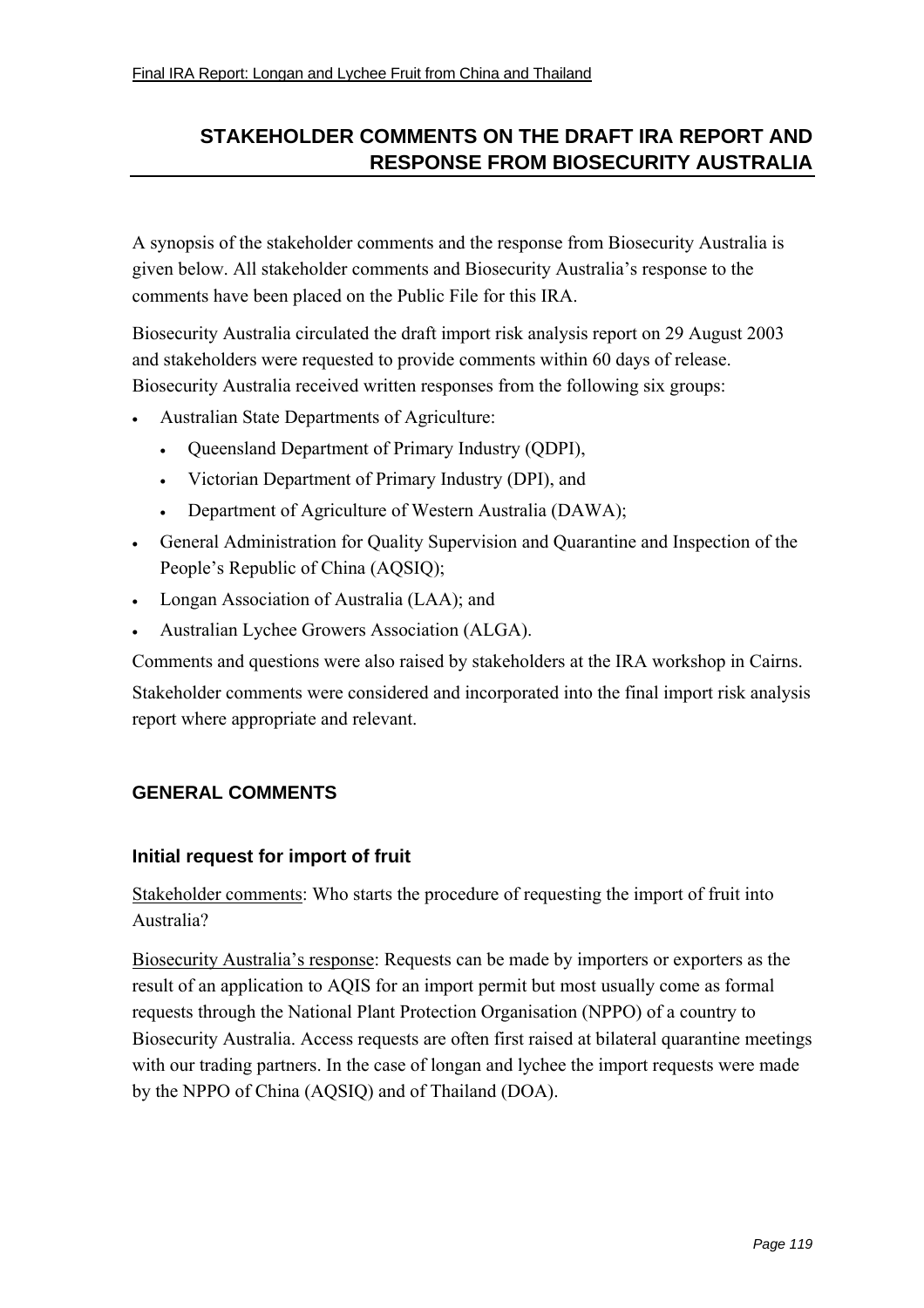## STAKEHOLDER COMMENTS ON THE DRAFT IRA REPORT AND RESPONSE FROM BIOSECURITY AUSTRALIA

A synopsis of the stakeholder comments and the response from Biosecurity Australia is given below. All stakeholder comments and Biosecurity Australia's response to the comments have been placed on the Public File for this IRA.

Biosecurity Australia circulated the draft import risk analysis report on 29 August 2003 and stakeholders were requested to provide comments within 60 days of release. Biosecurity Australia received written responses from the following six groups:

- Australian State Departments of Agriculture:
  - Queensland Department of Primary Industry (QDPI),
  - Victorian Department of Primary Industry (DPI), and
  - Department of Agriculture of Western Australia (DAWA);
- General Administration for Quality Supervision and Quarantine and Inspection of the People's Republic of China (AQSIQ);
- Longan Association of Australia (LAA); and
- Australian Lychee Growers Association (ALGA).

Comments and questions were also raised by stakeholders at the IRA workshop in Cairns.

Stakeholder comments were considered and incorporated into the final import risk analysis report where appropriate and relevant.

### GENERAL COMMENTS

#### Initial request for import of fruit

Stakeholder comments: Who starts the procedure of requesting the import of fruit into Australia?

Biosecurity Australia's response: Requests can be made by importers or exporters as the result of an application to AQIS for an import permit but most usually come as formal requests through the National Plant Protection Organisation (NPPO) of a country to Biosecurity Australia. Access requests are often first raised at bilateral quarantine meetings with our trading partners. In the case of longan and lychee the import requests were made by the NPPO of China (AQSIQ) and of Thailand (DOA).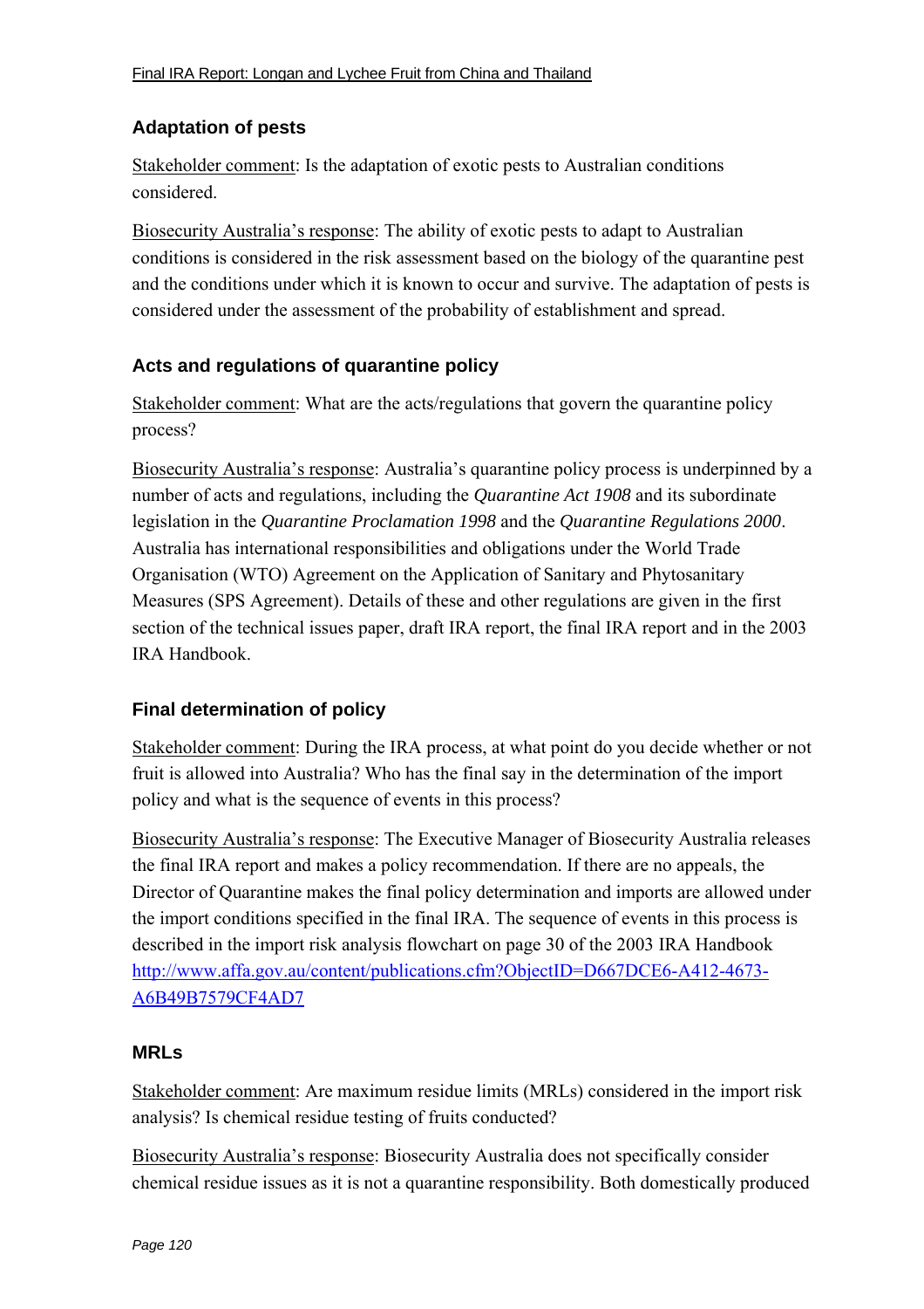### Adaptation of pests

Stakeholder comment: Is the adaptation of exotic pests to Australian conditions considered.

Biosecurity Australia's response: The ability of exotic pests to adapt to Australian conditions is considered in the risk assessment based on the biology of the quarantine pest and the conditions under which it is known to occur and survive. The adaptation of pests is considered under the assessment of the probability of establishment and spread.

### Acts and regulations of quarantine policy

Stakeholder comment: What are the acts/regulations that govern the quarantine policy process?

Biosecurity Australia's response: Australia's quarantine policy process is underpinned by a number of acts and regulations, including the *Quarantine Act 1908* and its subordinate legislation in the *Quarantine Proclamation 1998* and the *Quarantine Regulations 2000*. Australia has international responsibilities and obligations under the World Trade Organisation (WTO) Agreement on the Application of Sanitary and Phytosanitary Measures (SPS Agreement). Details of these and other regulations are given in the first section of the technical issues paper, draft IRA report, the final IRA report and in the 2003 IRA Handbook.

### Final determination of policy

Stakeholder comment: During the IRA process, at what point do you decide whether or not fruit is allowed into Australia? Who has the final say in the determination of the import policy and what is the sequence of events in this process?

Biosecurity Australia's response: The Executive Manager of Biosecurity Australia releases the final IRA report and makes a policy recommendation. If there are no appeals, the Director of Quarantine makes the final policy determination and imports are allowed under the import conditions specified in the final IRA. The sequence of events in this process is described in the import risk analysis flowchart on page 30 of the 2003 IRA Handbook http://www.affa.gov.au/content/publications.cfm?ObjectID=D667DCE6-A412-4673-A6B49B7579CF4AD7

### MRLs

Stakeholder comment: Are maximum residue limits (MRLs) considered in the import risk analysis? Is chemical residue testing of fruits conducted?

Biosecurity Australia's response: Biosecurity Australia does not specifically consider chemical residue issues as it is not a quarantine responsibility. Both domestically produced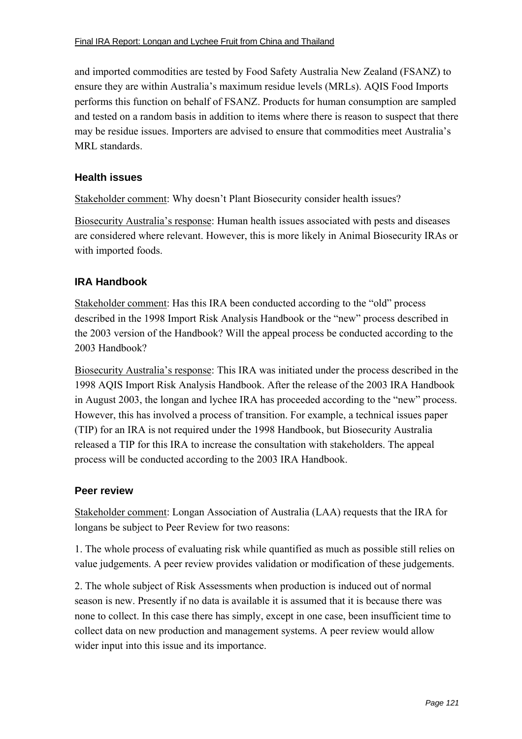and imported commodities are tested by Food Safety Australia New Zealand (FSANZ) to ensure they are within Australia's maximum residue levels (MRLs). AQIS Food Imports performs this function on behalf of FSANZ. Products for human consumption are sampled and tested on a random basis in addition to items where there is reason to suspect that there may be residue issues. Importers are advised to ensure that commodities meet Australia's MRL standards.

### Health issues

Stakeholder comment: Why doesn't Plant Biosecurity consider health issues?

Biosecurity Australia's response: Human health issues associated with pests and diseases are considered where relevant. However, this is more likely in Animal Biosecurity IRAs or with imported foods.

### IRA Handbook

Stakeholder comment: Has this IRA been conducted according to the "old" process described in the 1998 Import Risk Analysis Handbook or the "new" process described in the 2003 version of the Handbook? Will the appeal process be conducted according to the 2003 Handbook?

Biosecurity Australia's response: This IRA was initiated under the process described in the 1998 AQIS Import Risk Analysis Handbook. After the release of the 2003 IRA Handbook in August 2003, the longan and lychee IRA has proceeded according to the "new" process. However, this has involved a process of transition. For example, a technical issues paper (TIP) for an IRA is not required under the 1998 Handbook, but Biosecurity Australia released a TIP for this IRA to increase the consultation with stakeholders. The appeal process will be conducted according to the 2003 IRA Handbook.

### Peer review

Stakeholder comment: Longan Association of Australia (LAA) requests that the IRA for longans be subject to Peer Review for two reasons:

1. The whole process of evaluating risk while quantified as much as possible still relies on value judgements. A peer review provides validation or modification of these judgements.

2. The whole subject of Risk Assessments when production is induced out of normal season is new. Presently if no data is available it is assumed that it is because there was none to collect. In this case there has simply, except in one case, been insufficient time to collect data on new production and management systems. A peer review would allow wider input into this issue and its importance.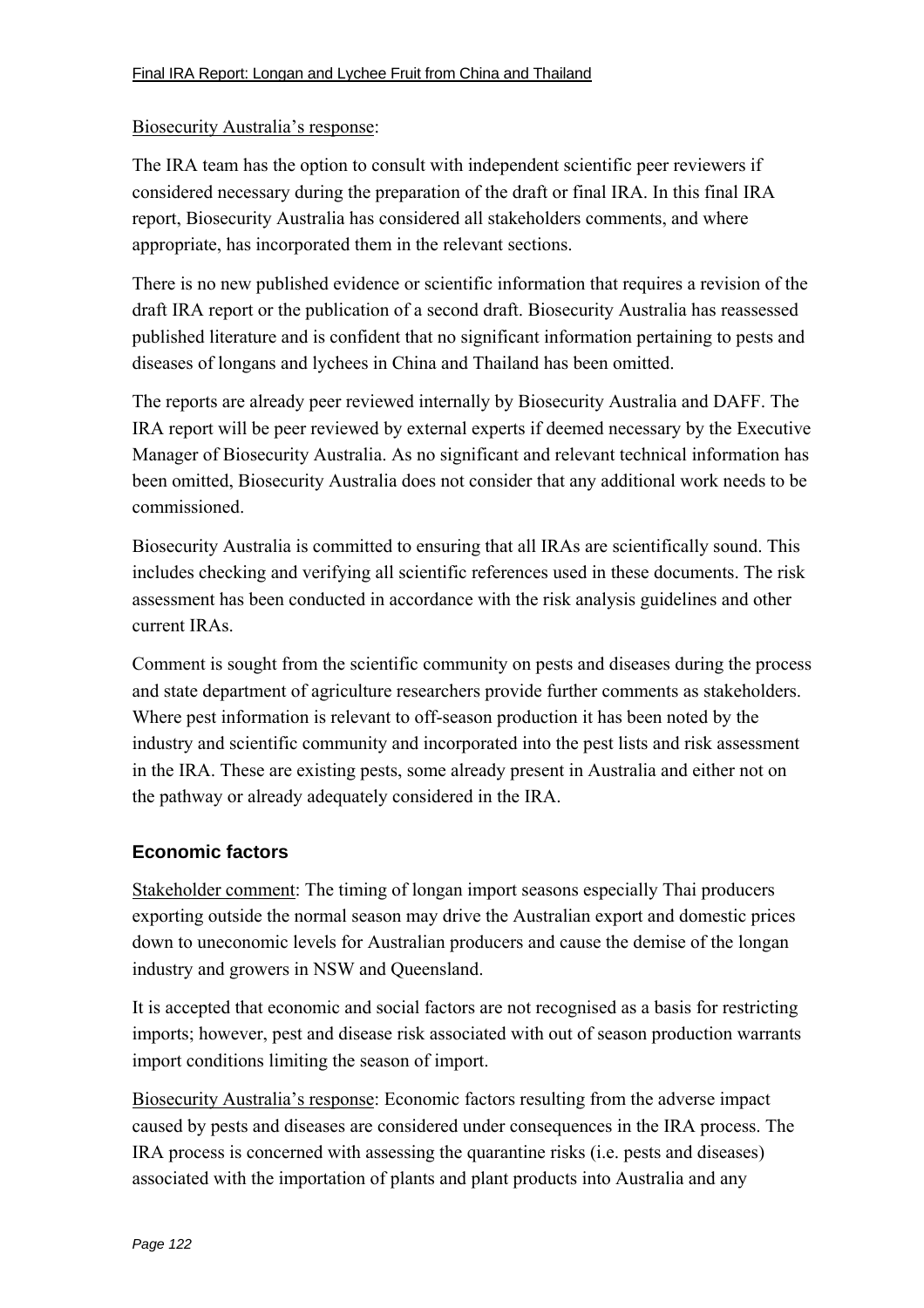Biosecurity Australia's response:

The IRA team has the option to consult with independent scientific peer reviewers if considered necessary during the preparation of the draft or final IRA. In this final IRA report, Biosecurity Australia has considered all stakeholders comments, and where appropriate, has incorporated them in the relevant sections.

There is no new published evidence or scientific information that requires a revision of the draft IRA report or the publication of a second draft. Biosecurity Australia has reassessed published literature and is confident that no significant information pertaining to pests and diseases of longans and lychees in China and Thailand has been omitted.

The reports are already peer reviewed internally by Biosecurity Australia and DAFF. The IRA report will be peer reviewed by external experts if deemed necessary by the Executive Manager of Biosecurity Australia. As no significant and relevant technical information has been omitted, Biosecurity Australia does not consider that any additional work needs to be commissioned.

Biosecurity Australia is committed to ensuring that all IRAs are scientifically sound. This includes checking and verifying all scientific references used in these documents. The risk assessment has been conducted in accordance with the risk analysis guidelines and other current IRAs.

Comment is sought from the scientific community on pests and diseases during the process and state department of agriculture researchers provide further comments as stakeholders. Where pest information is relevant to off-season production it has been noted by the industry and scientific community and incorporated into the pest lists and risk assessment in the IRA. These are existing pests, some already present in Australia and either not on the pathway or already adequately considered in the IRA.

### Economic factors

Stakeholder comment: The timing of longan import seasons especially Thai producers exporting outside the normal season may drive the Australian export and domestic prices down to uneconomic levels for Australian producers and cause the demise of the longan industry and growers in NSW and Queensland.

It is accepted that economic and social factors are not recognised as a basis for restricting imports; however, pest and disease risk associated with out of season production warrants import conditions limiting the season of import.

Biosecurity Australia's response: Economic factors resulting from the adverse impact caused by pests and diseases are considered under consequences in the IRA process. The IRA process is concerned with assessing the quarantine risks (i.e. pests and diseases) associated with the importation of plants and plant products into Australia and any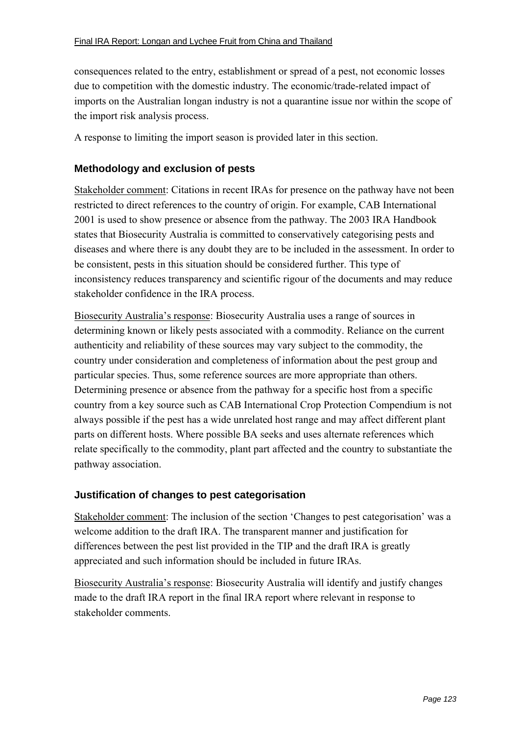consequences related to the entry, establishment or spread of a pest, not economic losses due to competition with the domestic industry. The economic/trade-related impact of imports on the Australian longan industry is not a quarantine issue nor within the scope of the import risk analysis process.

A response to limiting the import season is provided later in this section.

### Methodology and exclusion of pests

Stakeholder comment: Citations in recent IRAs for presence on the pathway have not been restricted to direct references to the country of origin. For example, CAB International 2001 is used to show presence or absence from the pathway. The 2003 IRA Handbook states that Biosecurity Australia is committed to conservatively categorising pests and diseases and where there is any doubt they are to be included in the assessment. In order to be consistent, pests in this situation should be considered further. This type of inconsistency reduces transparency and scientific rigour of the documents and may reduce stakeholder confidence in the IRA process.

Biosecurity Australia's response: Biosecurity Australia uses a range of sources in determining known or likely pests associated with a commodity. Reliance on the current authenticity and reliability of these sources may vary subject to the commodity, the country under consideration and completeness of information about the pest group and particular species. Thus, some reference sources are more appropriate than others. Determining presence or absence from the pathway for a specific host from a specific country from a key source such as CAB International Crop Protection Compendium is not always possible if the pest has a wide unrelated host range and may affect different plant parts on different hosts. Where possible BA seeks and uses alternate references which relate specifically to the commodity, plant part affected and the country to substantiate the pathway association.

### Justification of changes to pest categorisation

Stakeholder comment: The inclusion of the section 'Changes to pest categorisation' was a welcome addition to the draft IRA. The transparent manner and justification for differences between the pest list provided in the TIP and the draft IRA is greatly appreciated and such information should be included in future IRAs.

Biosecurity Australia's response: Biosecurity Australia will identify and justify changes made to the draft IRA report in the final IRA report where relevant in response to stakeholder comments.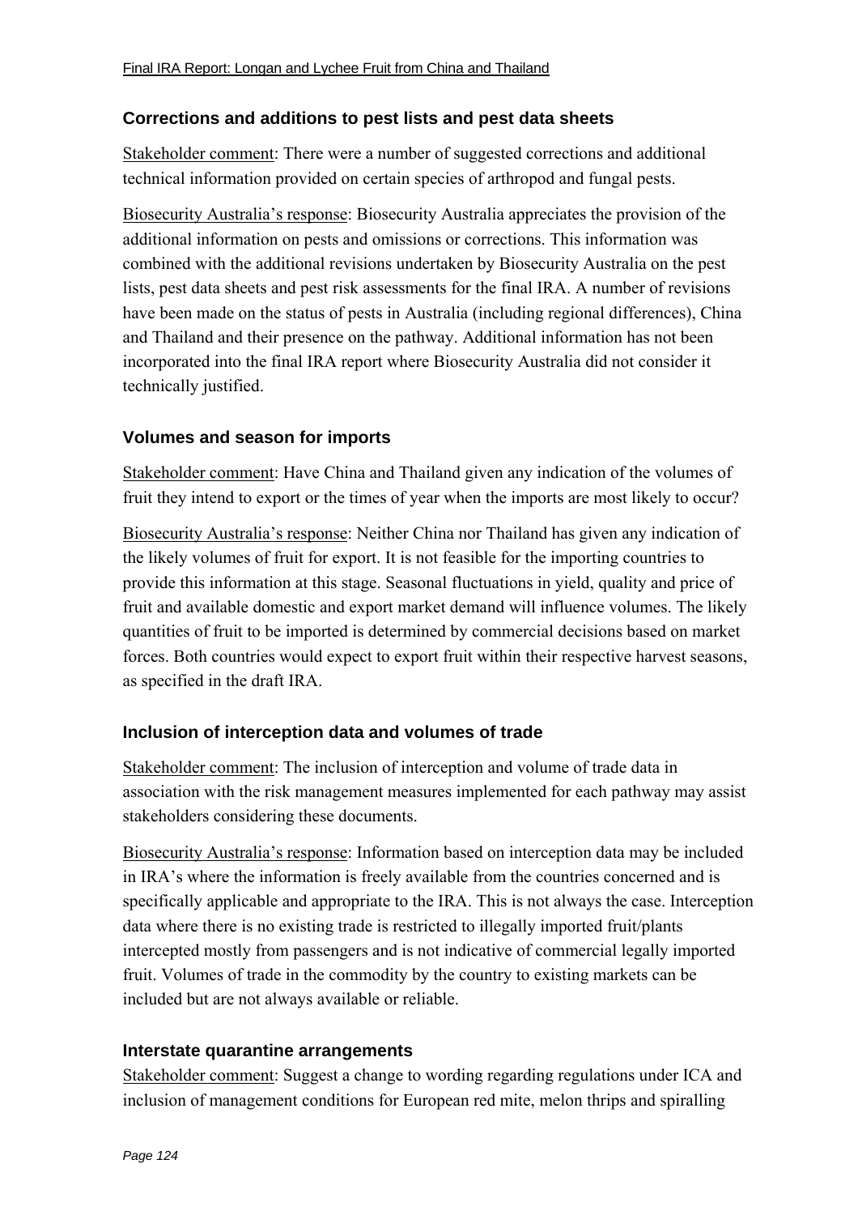### Corrections and additions to pest lists and pest data sheets

Stakeholder comment: There were a number of suggested corrections and additional technical information provided on certain species of arthropod and fungal pests.

Biosecurity Australia's response: Biosecurity Australia appreciates the provision of the additional information on pests and omissions or corrections. This information was combined with the additional revisions undertaken by Biosecurity Australia on the pest lists, pest data sheets and pest risk assessments for the final IRA. A number of revisions have been made on the status of pests in Australia (including regional differences), China and Thailand and their presence on the pathway. Additional information has not been incorporated into the final IRA report where Biosecurity Australia did not consider it technically justified.

### Volumes and season for imports

Stakeholder comment: Have China and Thailand given any indication of the volumes of fruit they intend to export or the times of year when the imports are most likely to occur?

Biosecurity Australia's response: Neither China nor Thailand has given any indication of the likely volumes of fruit for export. It is not feasible for the importing countries to provide this information at this stage. Seasonal fluctuations in yield, quality and price of fruit and available domestic and export market demand will influence volumes. The likely quantities of fruit to be imported is determined by commercial decisions based on market forces. Both countries would expect to export fruit within their respective harvest seasons, as specified in the draft IRA.

### Inclusion of interception data and volumes of trade

Stakeholder comment: The inclusion of interception and volume of trade data in association with the risk management measures implemented for each pathway may assist stakeholders considering these documents.

Biosecurity Australia's response: Information based on interception data may be included in IRA's where the information is freely available from the countries concerned and is specifically applicable and appropriate to the IRA. This is not always the case. Interception data where there is no existing trade is restricted to illegally imported fruit/plants intercepted mostly from passengers and is not indicative of commercial legally imported fruit. Volumes of trade in the commodity by the country to existing markets can be included but are not always available or reliable.

### Interstate quarantine arrangements

Stakeholder comment: Suggest a change to wording regarding regulations under ICA and inclusion of management conditions for European red mite, melon thrips and spiralling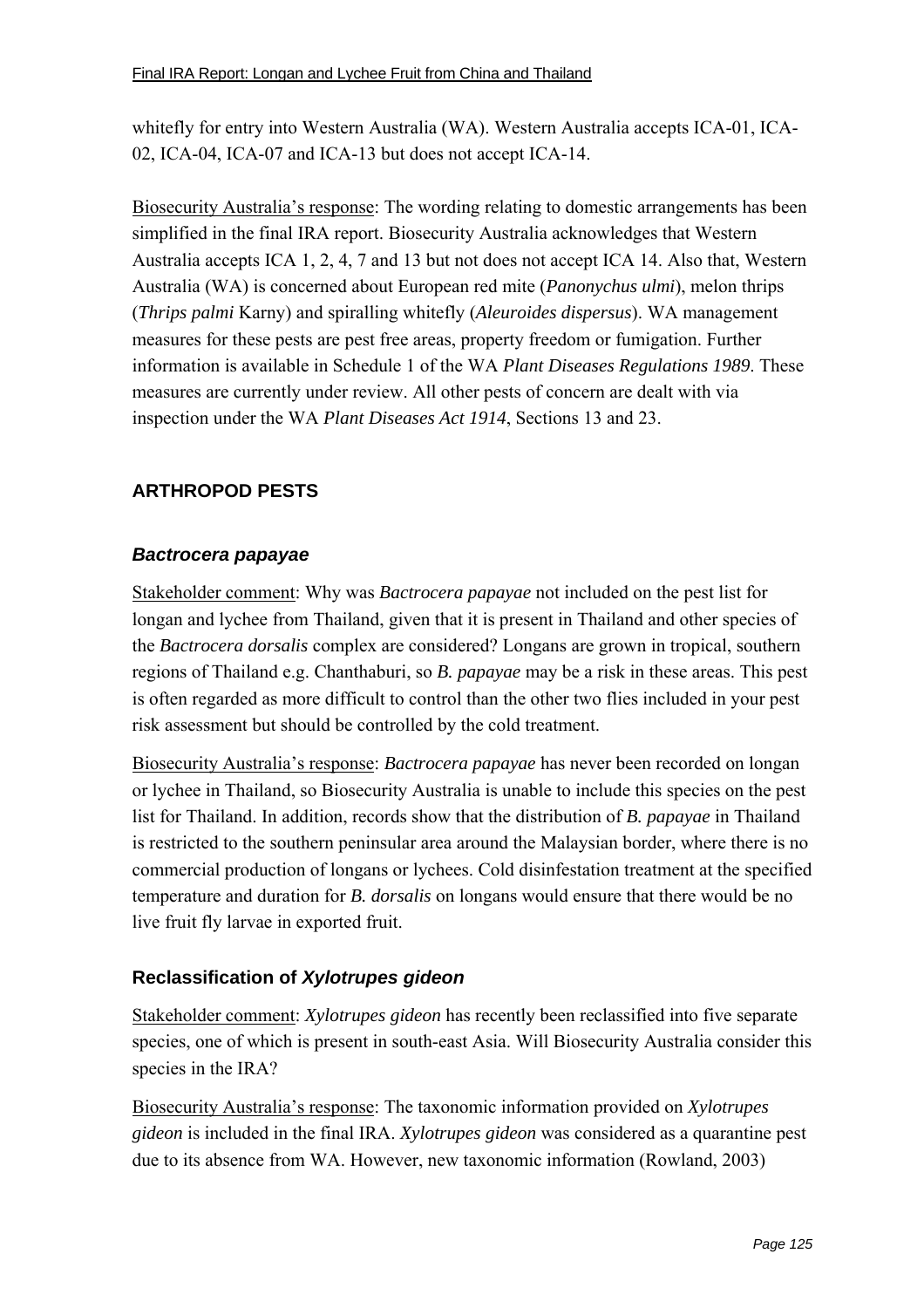whitefly for entry into Western Australia (WA). Western Australia accepts ICA-01, ICA-02, ICA-04, ICA-07 and ICA-13 but does not accept ICA-14.

Biosecurity Australia's response: The wording relating to domestic arrangements has been simplified in the final IRA report. Biosecurity Australia acknowledges that Western Australia accepts ICA 1, 2, 4, 7 and 13 but not does not accept ICA 14. Also that, Western Australia (WA) is concerned about European red mite (*Panonychus ulmi*), melon thrips (*Thrips palmi* Karny) and spiralling whitefly (*Aleuroides dispersus*). WA management measures for these pests are pest free areas, property freedom or fumigation. Further information is available in Schedule 1 of the WA *Plant Diseases Regulations 1989*. These measures are currently under review. All other pests of concern are dealt with via inspection under the WA *Plant Diseases Act 1914*, Sections 13 and 23.

## ARTHROPOD PESTS

### *Bactrocera papayae*

Stakeholder comment: Why was *Bactrocera papayae* not included on the pest list for longan and lychee from Thailand, given that it is present in Thailand and other species of the *Bactrocera dorsalis* complex are considered? Longans are grown in tropical, southern regions of Thailand e.g. Chanthaburi, so *B. papayae* may be a risk in these areas. This pest is often regarded as more difficult to control than the other two flies included in your pest risk assessment but should be controlled by the cold treatment.

Biosecurity Australia's response: *Bactrocera papayae* has never been recorded on longan or lychee in Thailand, so Biosecurity Australia is unable to include this species on the pest list for Thailand. In addition, records show that the distribution of *B. papayae* in Thailand is restricted to the southern peninsular area around the Malaysian border, where there is no commercial production of longans or lychees. Cold disinfestation treatment at the specified temperature and duration for *B. dorsalis* on longans would ensure that there would be no live fruit fly larvae in exported fruit.

### Reclassification of *Xylotrupes gideon*

Stakeholder comment: *Xylotrupes gideon* has recently been reclassified into five separate species, one of which is present in south-east Asia. Will Biosecurity Australia consider this species in the IRA?

Biosecurity Australia's response: The taxonomic information provided on *Xylotrupes gideon* is included in the final IRA. *Xylotrupes gideon* was considered as a quarantine pest due to its absence from WA. However, new taxonomic information (Rowland, 2003)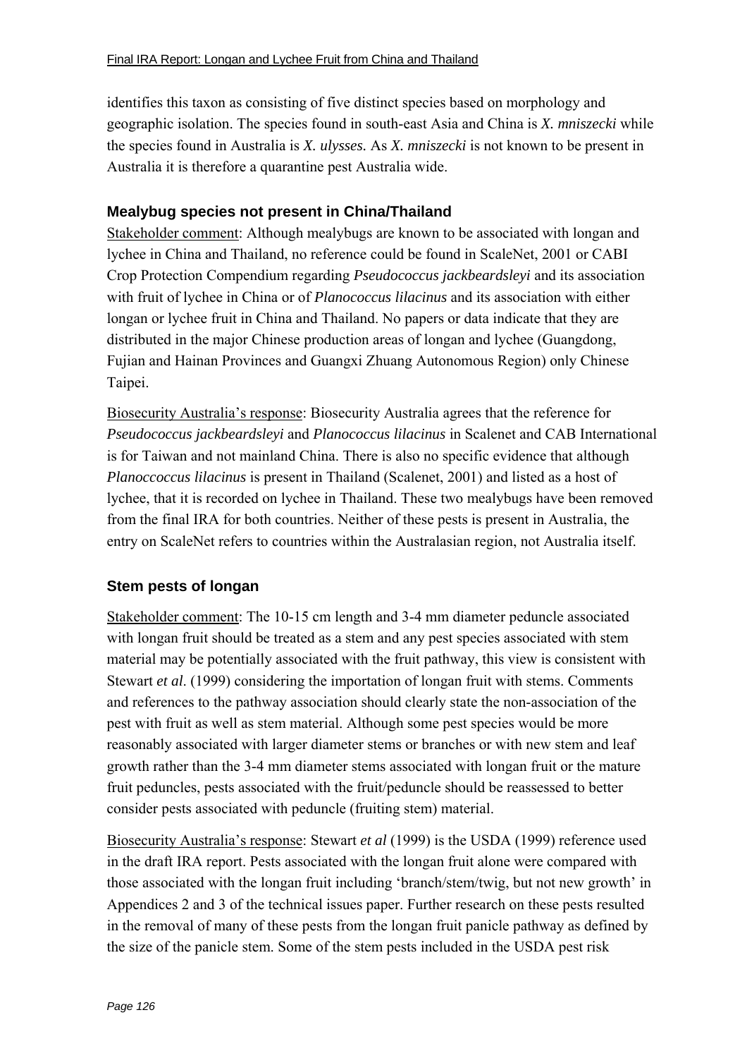identifies this taxon as consisting of five distinct species based on morphology and geographic isolation. The species found in south-east Asia and China is *X. mniszecki* while the species found in Australia is *X. ulysses.* As *X. mniszecki* is not known to be present in Australia it is therefore a quarantine pest Australia wide.

### Mealybug species not present in China/Thailand

Stakeholder comment: Although mealybugs are known to be associated with longan and lychee in China and Thailand, no reference could be found in ScaleNet, 2001 or CABI Crop Protection Compendium regarding *Pseudococcus jackbeardsleyi* and its association with fruit of lychee in China or of *Planococcus lilacinus* and its association with either longan or lychee fruit in China and Thailand. No papers or data indicate that they are distributed in the major Chinese production areas of longan and lychee (Guangdong, Fujian and Hainan Provinces and Guangxi Zhuang Autonomous Region) only Chinese Taipei.

Biosecurity Australia's response: Biosecurity Australia agrees that the reference for *Pseudococcus jackbeardsleyi* and *Planococcus lilacinus* in Scalenet and CAB International is for Taiwan and not mainland China. There is also no specific evidence that although *Planoccoccus lilacinus* is present in Thailand (Scalenet, 2001) and listed as a host of lychee, that it is recorded on lychee in Thailand. These two mealybugs have been removed from the final IRA for both countries. Neither of these pests is present in Australia, the entry on ScaleNet refers to countries within the Australasian region, not Australia itself.

### Stem pests of longan

Stakeholder comment: The 10-15 cm length and 3-4 mm diameter peduncle associated with longan fruit should be treated as a stem and any pest species associated with stem material may be potentially associated with the fruit pathway, this view is consistent with Stewart *et al*. (1999) considering the importation of longan fruit with stems. Comments and references to the pathway association should clearly state the non-association of the pest with fruit as well as stem material. Although some pest species would be more reasonably associated with larger diameter stems or branches or with new stem and leaf growth rather than the 3-4 mm diameter stems associated with longan fruit or the mature fruit peduncles, pests associated with the fruit/peduncle should be reassessed to better consider pests associated with peduncle (fruiting stem) material.

Biosecurity Australia's response: Stewart *et al* (1999) is the USDA (1999) reference used in the draft IRA report. Pests associated with the longan fruit alone were compared with those associated with the longan fruit including 'branch/stem/twig, but not new growth' in Appendices 2 and 3 of the technical issues paper. Further research on these pests resulted in the removal of many of these pests from the longan fruit panicle pathway as defined by the size of the panicle stem. Some of the stem pests included in the USDA pest risk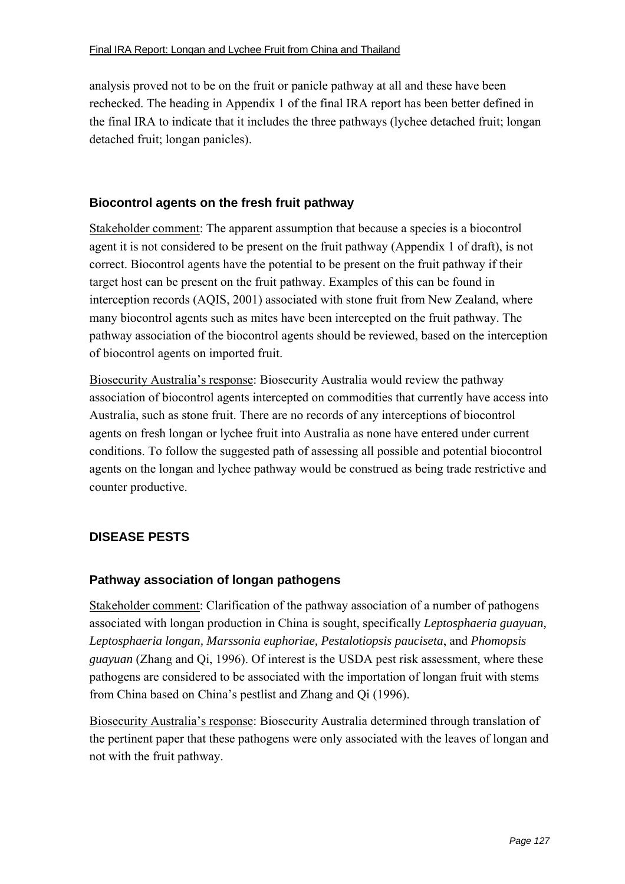analysis proved not to be on the fruit or panicle pathway at all and these have been rechecked. The heading in Appendix 1 of the final IRA report has been better defined in the final IRA to indicate that it includes the three pathways (lychee detached fruit; longan detached fruit; longan panicles).

### Biocontrol agents on the fresh fruit pathway

Stakeholder comment: The apparent assumption that because a species is a biocontrol agent it is not considered to be present on the fruit pathway (Appendix 1 of draft), is not correct. Biocontrol agents have the potential to be present on the fruit pathway if their target host can be present on the fruit pathway. Examples of this can be found in interception records (AQIS, 2001) associated with stone fruit from New Zealand, where many biocontrol agents such as mites have been intercepted on the fruit pathway. The pathway association of the biocontrol agents should be reviewed, based on the interception of biocontrol agents on imported fruit.

Biosecurity Australia's response: Biosecurity Australia would review the pathway association of biocontrol agents intercepted on commodities that currently have access into Australia, such as stone fruit. There are no records of any interceptions of biocontrol agents on fresh longan or lychee fruit into Australia as none have entered under current conditions. To follow the suggested path of assessing all possible and potential biocontrol agents on the longan and lychee pathway would be construed as being trade restrictive and counter productive.

## DISEASE PESTS

### Pathway association of longan pathogens

Stakeholder comment: Clarification of the pathway association of a number of pathogens associated with longan production in China is sought, specifically *Leptosphaeria guayuan, Leptosphaeria longan, Marssonia euphoriae, Pestalotiopsis pauciseta*, and *Phomopsis guayuan* (Zhang and Qi, 1996). Of interest is the USDA pest risk assessment, where these pathogens are considered to be associated with the importation of longan fruit with stems from China based on China's pestlist and Zhang and Qi (1996).

Biosecurity Australia's response: Biosecurity Australia determined through translation of the pertinent paper that these pathogens were only associated with the leaves of longan and not with the fruit pathway.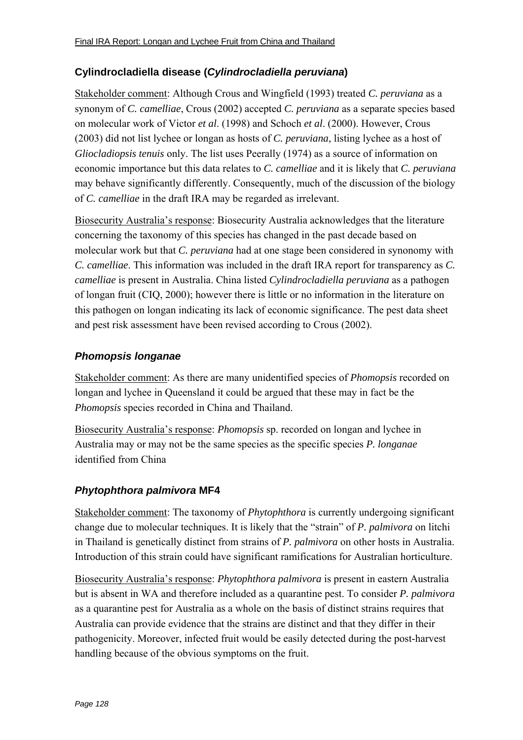### Cylindrocladiella disease (*Cylindrocladiella peruviana*)

Stakeholder comment: Although Crous and Wingfield (1993) treated *C. peruviana* as a synonym of *C. camelliae*, Crous (2002) accepted *C. peruviana* as a separate species based on molecular work of Victor *et al*. (1998) and Schoch *et al*. (2000). However, Crous (2003) did not list lychee or longan as hosts of *C. peruviana*, listing lychee as a host of *Gliocladiopsis tenuis* only. The list uses Peerally (1974) as a source of information on economic importance but this data relates to *C. camelliae* and it is likely that *C. peruviana* may behave significantly differently. Consequently, much of the discussion of the biology of *C. camelliae* in the draft IRA may be regarded as irrelevant.

Biosecurity Australia's response: Biosecurity Australia acknowledges that the literature concerning the taxonomy of this species has changed in the past decade based on molecular work but that *C. peruviana* had at one stage been considered in synonymy with *C. camelliae*. This information was included in the draft IRA report for transparency as *C. camelliae* is present in Australia. China listed *Cylindrocladiella peruviana* as a pathogen of longan fruit (CIQ, 2000); however there is little or no information in the literature on this pathogen on longan indicating its lack of economic significance. The pest data sheet and pest risk assessment have been revised according to Crous (2002).

### *Phomopsis longanae*

Stakeholder comment: As there are many unidentified species of *Phomopsis* recorded on longan and lychee in Queensland it could be argued that these may in fact be the *Phomopsis* species recorded in China and Thailand.

Biosecurity Australia's response: *Phomopsis* sp. recorded on longan and lychee in Australia may or may not be the same species as the specific species *P. longanae* identified from China

### *Phytophthora palmivora* MF4

Stakeholder comment: The taxonomy of *Phytophthora* is currently undergoing significant change due to molecular techniques. It is likely that the "strain" of *P. palmivora* on litchi in Thailand is genetically distinct from strains of *P. palmivora* on other hosts in Australia. Introduction of this strain could have significant ramifications for Australian horticulture.

Biosecurity Australia's response: *Phytophthora palmivora* is present in eastern Australia but is absent in WA and therefore included as a quarantine pest. To consider *P. palmivora* as a quarantine pest for Australia as a whole on the basis of distinct strains requires that Australia can provide evidence that the strains are distinct and that they differ in their pathogenicity. Moreover, infected fruit would be easily detected during the post-harvest handling because of the obvious symptoms on the fruit.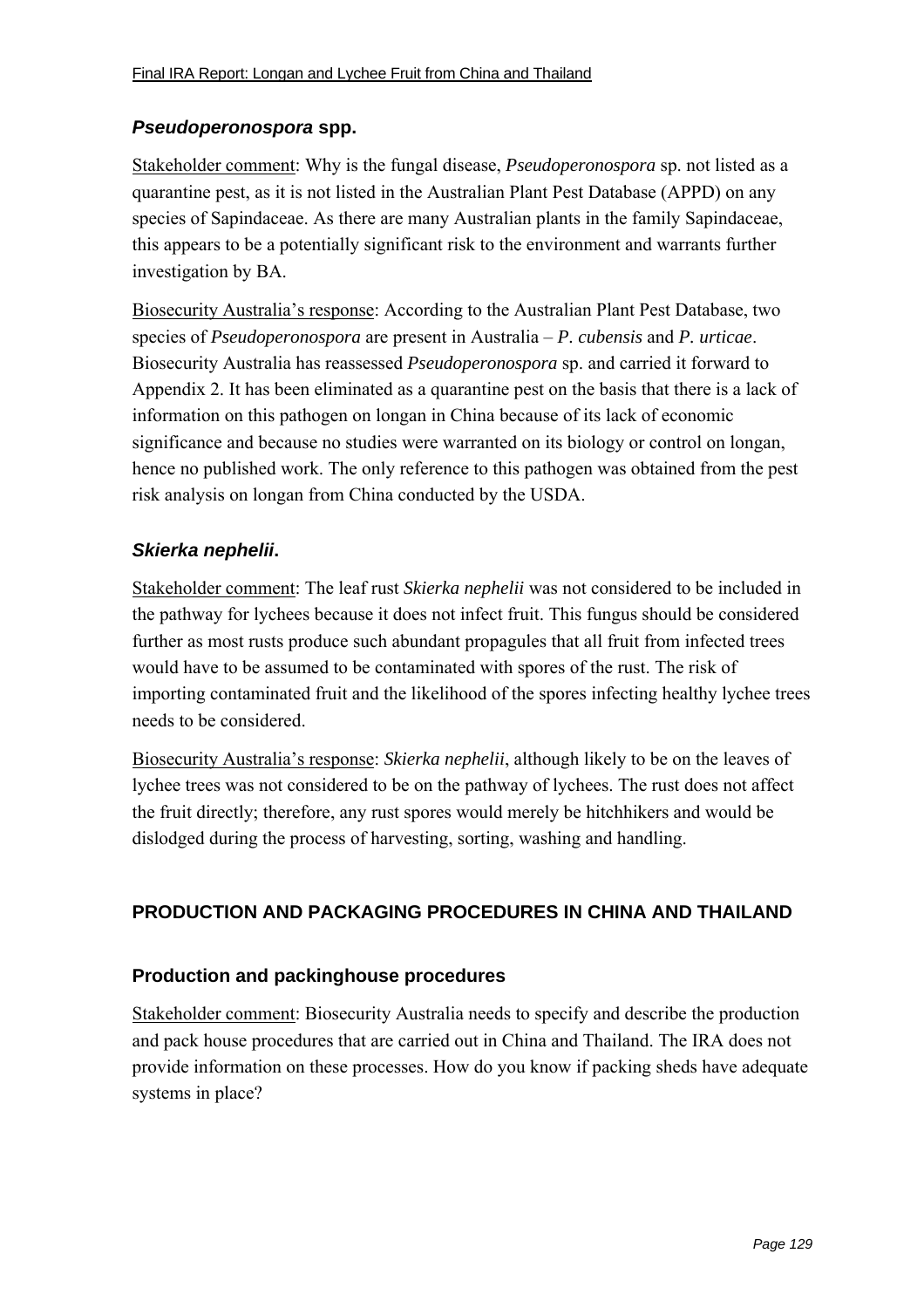### *Pseudoperonospora* spp.

Stakeholder comment: Why is the fungal disease, *Pseudoperonospora* sp. not listed as a quarantine pest, as it is not listed in the Australian Plant Pest Database (APPD) on any species of Sapindaceae. As there are many Australian plants in the family Sapindaceae, this appears to be a potentially significant risk to the environment and warrants further investigation by BA.

Biosecurity Australia's response: According to the Australian Plant Pest Database, two species of *Pseudoperonospora* are present in Australia – *P. cubensis* and *P. urticae*. Biosecurity Australia has reassessed *Pseudoperonospora* sp. and carried it forward to Appendix 2. It has been eliminated as a quarantine pest on the basis that there is a lack of information on this pathogen on longan in China because of its lack of economic significance and because no studies were warranted on its biology or control on longan, hence no published work. The only reference to this pathogen was obtained from the pest risk analysis on longan from China conducted by the USDA.

### *Skierka nephelii*.

Stakeholder comment: The leaf rust *Skierka nephelii* was not considered to be included in the pathway for lychees because it does not infect fruit. This fungus should be considered further as most rusts produce such abundant propagules that all fruit from infected trees would have to be assumed to be contaminated with spores of the rust. The risk of importing contaminated fruit and the likelihood of the spores infecting healthy lychee trees needs to be considered.

Biosecurity Australia's response: *Skierka nephelii*, although likely to be on the leaves of lychee trees was not considered to be on the pathway of lychees. The rust does not affect the fruit directly; therefore, any rust spores would merely be hitchhikers and would be dislodged during the process of harvesting, sorting, washing and handling.

## PRODUCTION AND PACKAGING PROCEDURES IN CHINA AND THAILAND

### Production and packinghouse procedures

Stakeholder comment: Biosecurity Australia needs to specify and describe the production and pack house procedures that are carried out in China and Thailand. The IRA does not provide information on these processes. How do you know if packing sheds have adequate systems in place?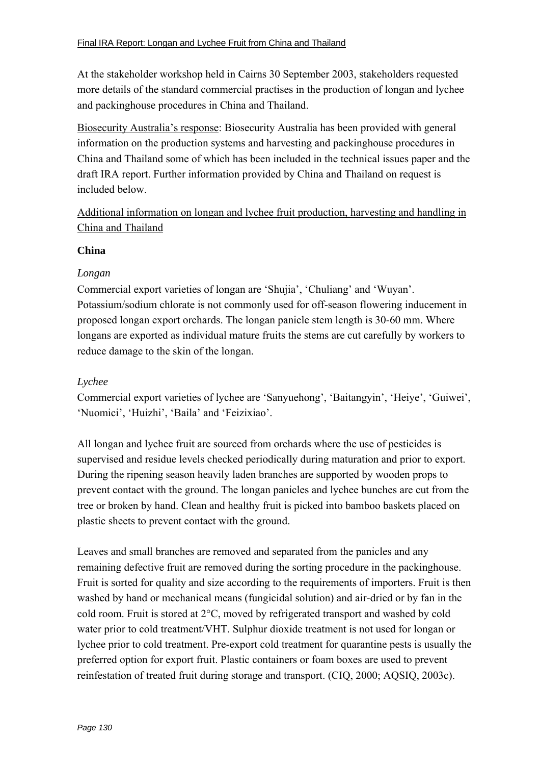At the stakeholder workshop held in Cairns 30 September 2003, stakeholders requested more details of the standard commercial practises in the production of longan and lychee and packinghouse procedures in China and Thailand.

Biosecurity Australia's response: Biosecurity Australia has been provided with general information on the production systems and harvesting and packinghouse procedures in China and Thailand some of which has been included in the technical issues paper and the draft IRA report. Further information provided by China and Thailand on request is included below.

Additional information on longan and lychee fruit production, harvesting and handling in China and Thailand

**China**

*Longan*

Commercial export varieties of longan are 'Shujia', 'Chuliang' and 'Wuyan'. Potassium/sodium chlorate is not commonly used for off-season flowering inducement in proposed longan export orchards. The longan panicle stem length is 30-60 mm. Where longans are exported as individual mature fruits the stems are cut carefully by workers to reduce damage to the skin of the longan.

*Lychee*

Commercial export varieties of lychee are 'Sanyuehong', 'Baitangyin', 'Heiye', 'Guiwei', 'Nuomici', 'Huizhi', 'Baila' and 'Feizixiao'.

All longan and lychee fruit are sourced from orchards where the use of pesticides is supervised and residue levels checked periodically during maturation and prior to export. During the ripening season heavily laden branches are supported by wooden props to prevent contact with the ground. The longan panicles and lychee bunches are cut from the tree or broken by hand. Clean and healthy fruit is picked into bamboo baskets placed on plastic sheets to prevent contact with the ground.

Leaves and small branches are removed and separated from the panicles and any remaining defective fruit are removed during the sorting procedure in the packinghouse. Fruit is sorted for quality and size according to the requirements of importers. Fruit is then washed by hand or mechanical means (fungicidal solution) and air-dried or by fan in the cold room. Fruit is stored at 2°C, moved by refrigerated transport and washed by cold water prior to cold treatment/VHT. Sulphur dioxide treatment is not used for longan or lychee prior to cold treatment. Pre-export cold treatment for quarantine pests is usually the preferred option for export fruit. Plastic containers or foam boxes are used to prevent reinfestation of treated fruit during storage and transport. (CIQ, 2000; AQSIQ, 2003c).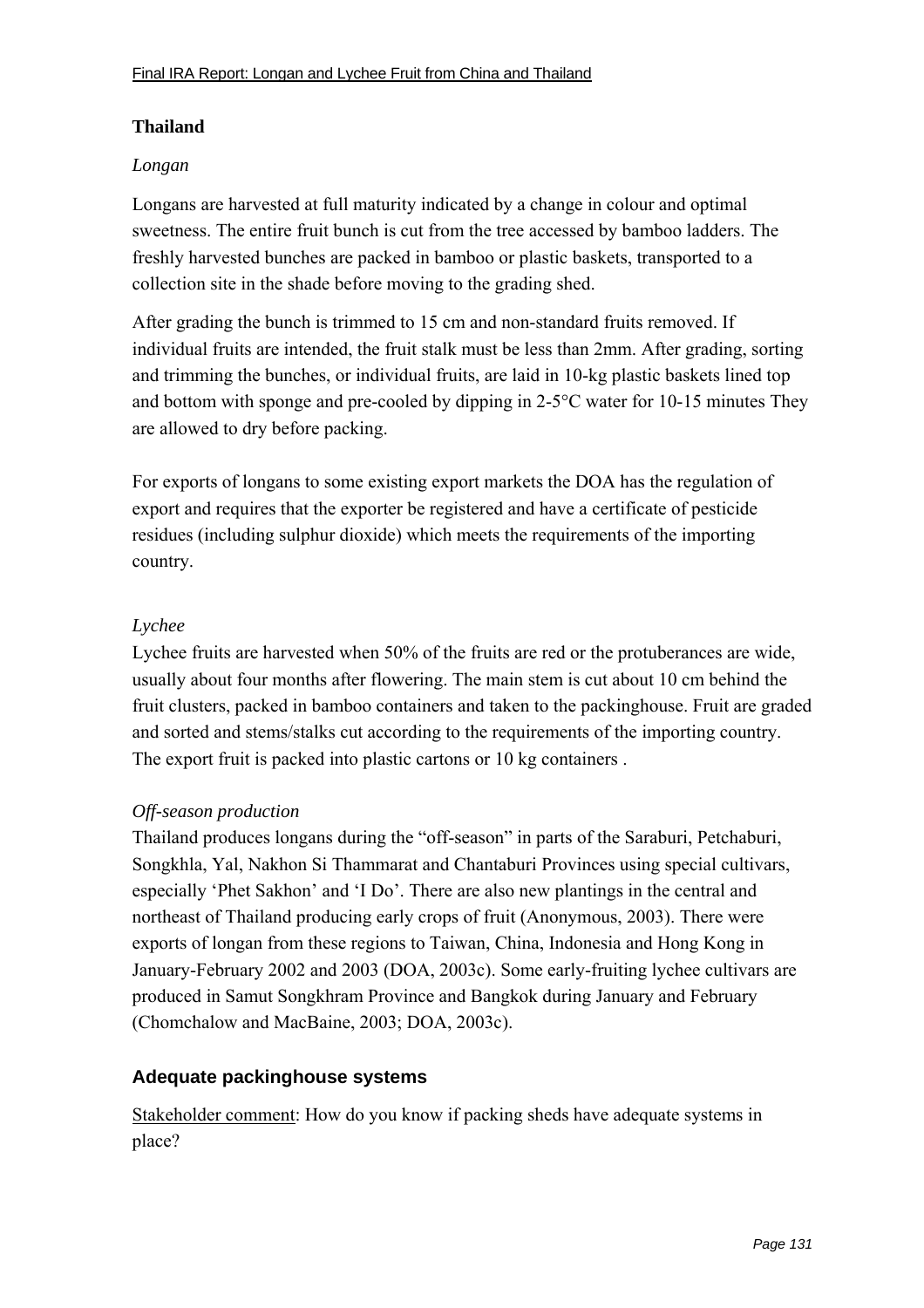**Thailand**

*Longan*

Longans are harvested at full maturity indicated by a change in colour and optimal sweetness. The entire fruit bunch is cut from the tree accessed by bamboo ladders. The freshly harvested bunches are packed in bamboo or plastic baskets, transported to a collection site in the shade before moving to the grading shed.

After grading the bunch is trimmed to 15 cm and non-standard fruits removed. If individual fruits are intended, the fruit stalk must be less than 2mm. After grading, sorting and trimming the bunches, or individual fruits, are laid in 10-kg plastic baskets lined top and bottom with sponge and pre-cooled by dipping in 2-5°C water for 10-15 minutes They are allowed to dry before packing.

For exports of longans to some existing export markets the DOA has the regulation of export and requires that the exporter be registered and have a certificate of pesticide residues (including sulphur dioxide) which meets the requirements of the importing country.

*Lychee*

Lychee fruits are harvested when 50% of the fruits are red or the protuberances are wide, usually about four months after flowering. The main stem is cut about 10 cm behind the fruit clusters, packed in bamboo containers and taken to the packinghouse. Fruit are graded and sorted and stems/stalks cut according to the requirements of the importing country. The export fruit is packed into plastic cartons or 10 kg containers .

*Off-season production*

Thailand produces longans during the "off-season" in parts of the Saraburi, Petchaburi, Songkhla, Yal, Nakhon Si Thammarat and Chantaburi Provinces using special cultivars, especially 'Phet Sakhon' and 'I Do'. There are also new plantings in the central and northeast of Thailand producing early crops of fruit (Anonymous, 2003). There were exports of longan from these regions to Taiwan, China, Indonesia and Hong Kong in January-February 2002 and 2003 (DOA, 2003c). Some early-fruiting lychee cultivars are produced in Samut Songkhram Province and Bangkok during January and February (Chomchalow and MacBaine, 2003; DOA, 2003c).

## Adequate packinghouse systems

<u>Stakeholder comment</u>: How do you know if packing sheds have adequate systems in place?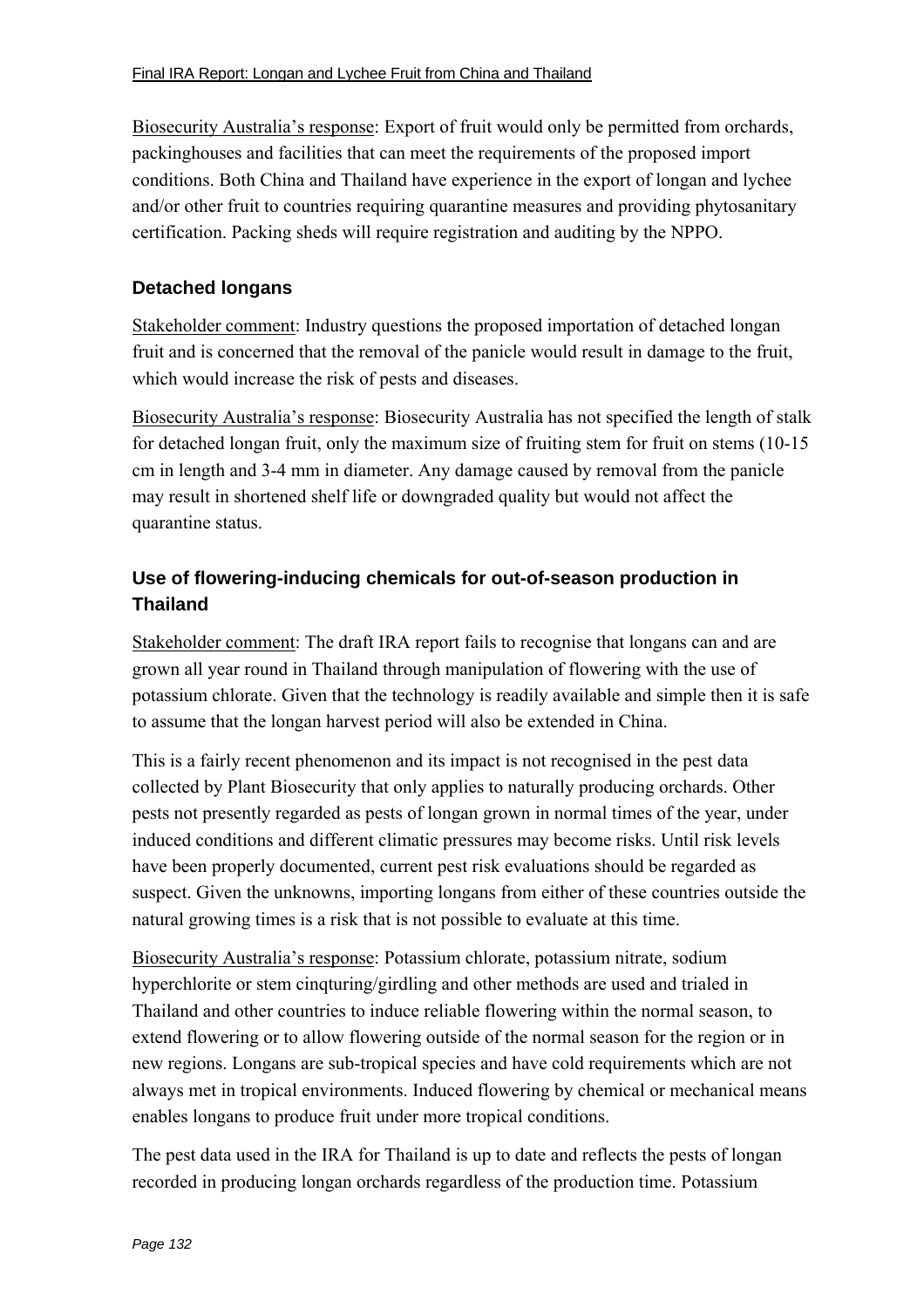Biosecurity Australia's response: Export of fruit would only be permitted from orchards, packinghouses and facilities that can meet the requirements of the proposed import conditions. Both China and Thailand have experience in the export of longan and lychee and/or other fruit to countries requiring quarantine measures and providing phytosanitary certification. Packing sheds will require registration and auditing by the NPPO.

### Detached longans

Stakeholder comment: Industry questions the proposed importation of detached longan fruit and is concerned that the removal of the panicle would result in damage to the fruit, which would increase the risk of pests and diseases.

Biosecurity Australia's response: Biosecurity Australia has not specified the length of stalk for detached longan fruit, only the maximum size of fruiting stem for fruit on stems (10-15 cm in length and 3-4 mm in diameter. Any damage caused by removal from the panicle may result in shortened shelf life or downgraded quality but would not affect the quarantine status.

### Use of flowering-inducing chemicals for out-of-season production in Thailand

Stakeholder comment: The draft IRA report fails to recognise that longans can and are grown all year round in Thailand through manipulation of flowering with the use of potassium chlorate. Given that the technology is readily available and simple then it is safe to assume that the longan harvest period will also be extended in China.

This is a fairly recent phenomenon and its impact is not recognised in the pest data collected by Plant Biosecurity that only applies to naturally producing orchards. Other pests not presently regarded as pests of longan grown in normal times of the year, under induced conditions and different climatic pressures may become risks. Until risk levels have been properly documented, current pest risk evaluations should be regarded as suspect. Given the unknowns, importing longans from either of these countries outside the natural growing times is a risk that is not possible to evaluate at this time.

Biosecurity Australia's response: Potassium chlorate, potassium nitrate, sodium hyperchlorite or stem cinqturing/girdling and other methods are used and trialed in Thailand and other countries to induce reliable flowering within the normal season, to extend flowering or to allow flowering outside of the normal season for the region or in new regions. Longans are sub-tropical species and have cold requirements which are not always met in tropical environments. Induced flowering by chemical or mechanical means enables longans to produce fruit under more tropical conditions.

The pest data used in the IRA for Thailand is up to date and reflects the pests of longan recorded in producing longan orchards regardless of the production time. Potassium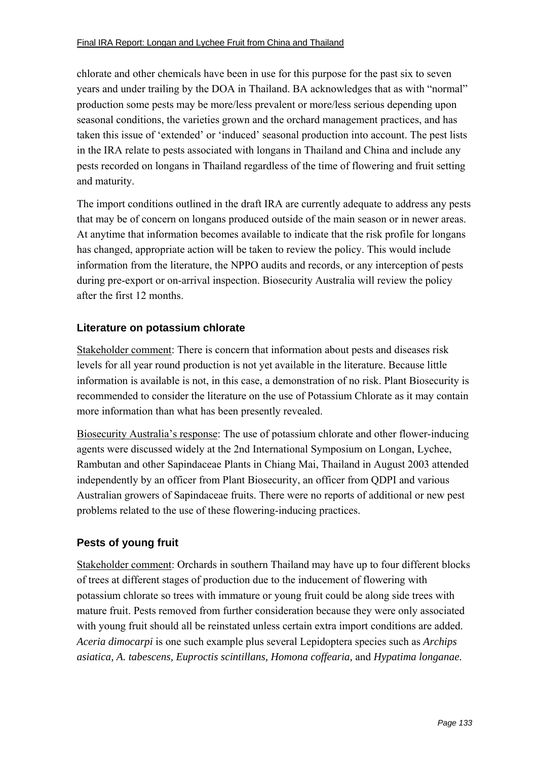chlorate and other chemicals have been in use for this purpose for the past six to seven years and under trailing by the DOA in Thailand. BA acknowledges that as with "normal" production some pests may be more/less prevalent or more/less serious depending upon seasonal conditions, the varieties grown and the orchard management practices, and has taken this issue of 'extended' or 'induced' seasonal production into account. The pest lists in the IRA relate to pests associated with longans in Thailand and China and include any pests recorded on longans in Thailand regardless of the time of flowering and fruit setting and maturity.

The import conditions outlined in the draft IRA are currently adequate to address any pests that may be of concern on longans produced outside of the main season or in newer areas. At anytime that information becomes available to indicate that the risk profile for longans has changed, appropriate action will be taken to review the policy. This would include information from the literature, the NPPO audits and records, or any interception of pests during pre-export or on-arrival inspection. Biosecurity Australia will review the policy after the first 12 months.

### Literature on potassium chlorate

Stakeholder comment: There is concern that information about pests and diseases risk levels for all year round production is not yet available in the literature. Because little information is available is not, in this case, a demonstration of no risk. Plant Biosecurity is recommended to consider the literature on the use of Potassium Chlorate as it may contain more information than what has been presently revealed.

Biosecurity Australia's response: The use of potassium chlorate and other flower-inducing agents were discussed widely at the 2nd International Symposium on Longan, Lychee, Rambutan and other Sapindaceae Plants in Chiang Mai, Thailand in August 2003 attended independently by an officer from Plant Biosecurity, an officer from QDPI and various Australian growers of Sapindaceae fruits. There were no reports of additional or new pest problems related to the use of these flowering-inducing practices.

### Pests of young fruit

Stakeholder comment: Orchards in southern Thailand may have up to four different blocks of trees at different stages of production due to the inducement of flowering with potassium chlorate so trees with immature or young fruit could be along side trees with mature fruit. Pests removed from further consideration because they were only associated with young fruit should all be reinstated unless certain extra import conditions are added. *Aceria dimocarpi* is one such example plus several Lepidoptera species such as *Archips asiatica, A. tabescens, Euproctis scintillans, Homona coffearia,* and *Hypatima longanae.*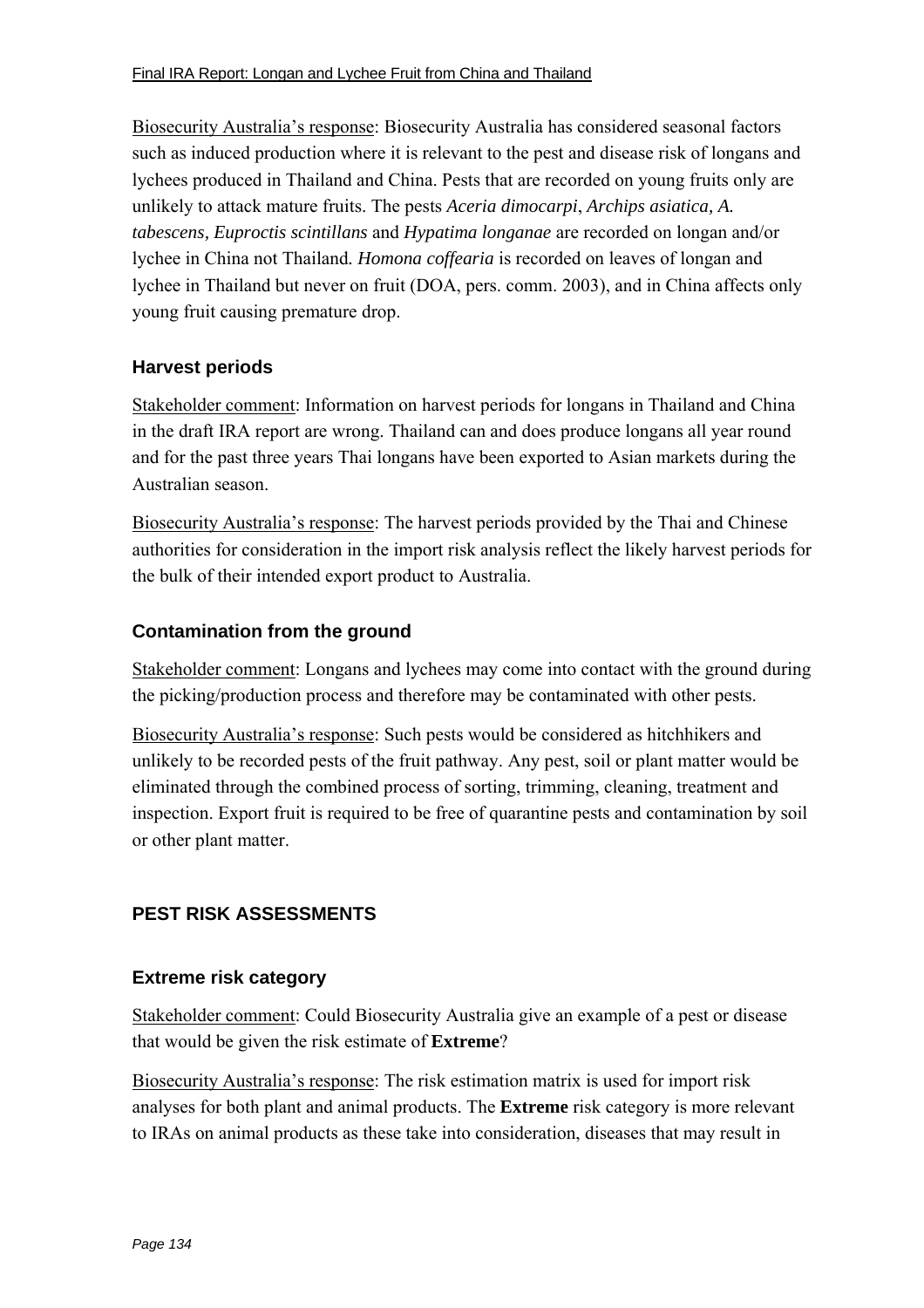Biosecurity Australia's response: Biosecurity Australia has considered seasonal factors such as induced production where it is relevant to the pest and disease risk of longans and lychees produced in Thailand and China. Pests that are recorded on young fruits only are unlikely to attack mature fruits. The pests *Aceria dimocarpi*, *Archips asiatica, A. tabescens, Euproctis scintillans* and *Hypatima longanae* are recorded on longan and/or lychee in China not Thailand. *Homona coffearia* is recorded on leaves of longan and lychee in Thailand but never on fruit (DOA, pers. comm. 2003), and in China affects only young fruit causing premature drop.

### Harvest periods

Stakeholder comment: Information on harvest periods for longans in Thailand and China in the draft IRA report are wrong. Thailand can and does produce longans all year round and for the past three years Thai longans have been exported to Asian markets during the Australian season.

Biosecurity Australia's response: The harvest periods provided by the Thai and Chinese authorities for consideration in the import risk analysis reflect the likely harvest periods for the bulk of their intended export product to Australia.

### Contamination from the ground

Stakeholder comment: Longans and lychees may come into contact with the ground during the picking/production process and therefore may be contaminated with other pests.

Biosecurity Australia's response: Such pests would be considered as hitchhikers and unlikely to be recorded pests of the fruit pathway. Any pest, soil or plant matter would be eliminated through the combined process of sorting, trimming, cleaning, treatment and inspection. Export fruit is required to be free of quarantine pests and contamination by soil or other plant matter.

## PEST RISK ASSESSMENTS

### Extreme risk category

Stakeholder comment: Could Biosecurity Australia give an example of a pest or disease that would be given the risk estimate of **Extreme**?

Biosecurity Australia's response: The risk estimation matrix is used for import risk analyses for both plant and animal products. The **Extreme** risk category is more relevant to IRAs on animal products as these take into consideration, diseases that may result in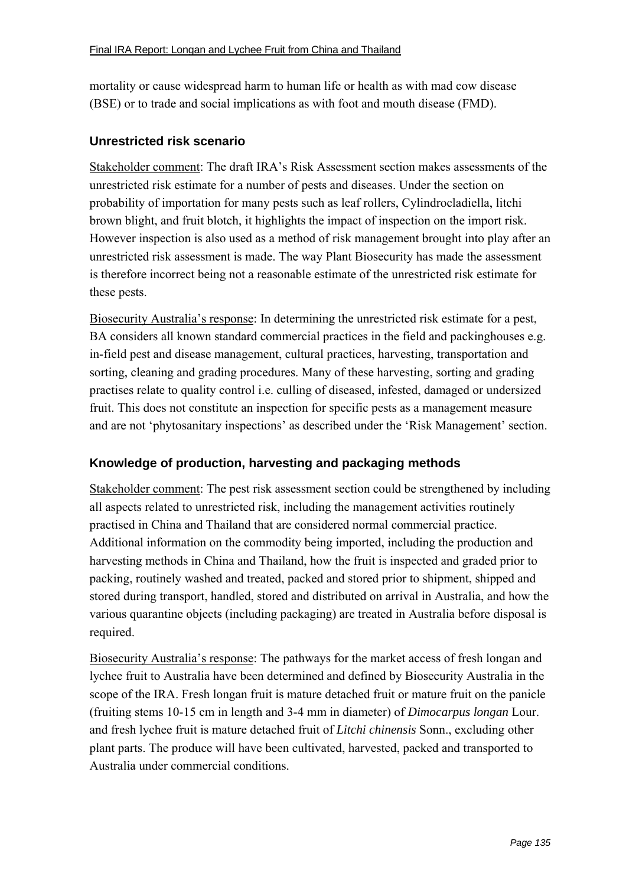mortality or cause widespread harm to human life or health as with mad cow disease (BSE) or to trade and social implications as with foot and mouth disease (FMD).

### Unrestricted risk scenario

Stakeholder comment: The draft IRA's Risk Assessment section makes assessments of the unrestricted risk estimate for a number of pests and diseases. Under the section on probability of importation for many pests such as leaf rollers, Cylindrocladiella, litchi brown blight, and fruit blotch, it highlights the impact of inspection on the import risk. However inspection is also used as a method of risk management brought into play after an unrestricted risk assessment is made. The way Plant Biosecurity has made the assessment is therefore incorrect being not a reasonable estimate of the unrestricted risk estimate for these pests.

Biosecurity Australia's response: In determining the unrestricted risk estimate for a pest, BA considers all known standard commercial practices in the field and packinghouses e.g. in-field pest and disease management, cultural practices, harvesting, transportation and sorting, cleaning and grading procedures. Many of these harvesting, sorting and grading practises relate to quality control i.e. culling of diseased, infested, damaged or undersized fruit. This does not constitute an inspection for specific pests as a management measure and are not 'phytosanitary inspections' as described under the 'Risk Management' section.

### Knowledge of production, harvesting and packaging methods

Stakeholder comment: The pest risk assessment section could be strengthened by including all aspects related to unrestricted risk, including the management activities routinely practised in China and Thailand that are considered normal commercial practice. Additional information on the commodity being imported, including the production and harvesting methods in China and Thailand, how the fruit is inspected and graded prior to packing, routinely washed and treated, packed and stored prior to shipment, shipped and stored during transport, handled, stored and distributed on arrival in Australia, and how the various quarantine objects (including packaging) are treated in Australia before disposal is required.

Biosecurity Australia's response: The pathways for the market access of fresh longan and lychee fruit to Australia have been determined and defined by Biosecurity Australia in the scope of the IRA. Fresh longan fruit is mature detached fruit or mature fruit on the panicle (fruiting stems 10-15 cm in length and 3-4 mm in diameter) of *Dimocarpus longan* Lour. and fresh lychee fruit is mature detached fruit of *Litchi chinensis* Sonn., excluding other plant parts. The produce will have been cultivated, harvested, packed and transported to Australia under commercial conditions.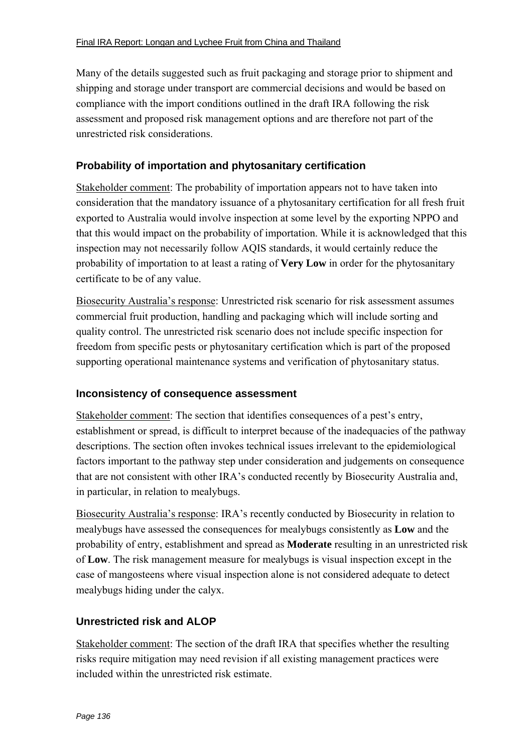Many of the details suggested such as fruit packaging and storage prior to shipment and shipping and storage under transport are commercial decisions and would be based on compliance with the import conditions outlined in the draft IRA following the risk assessment and proposed risk management options and are therefore not part of the unrestricted risk considerations.

### Probability of importation and phytosanitary certification

Stakeholder comment: The probability of importation appears not to have taken into consideration that the mandatory issuance of a phytosanitary certification for all fresh fruit exported to Australia would involve inspection at some level by the exporting NPPO and that this would impact on the probability of importation. While it is acknowledged that this inspection may not necessarily follow AQIS standards, it would certainly reduce the probability of importation to at least a rating of **Very Low** in order for the phytosanitary certificate to be of any value.

Biosecurity Australia's response: Unrestricted risk scenario for risk assessment assumes commercial fruit production, handling and packaging which will include sorting and quality control. The unrestricted risk scenario does not include specific inspection for freedom from specific pests or phytosanitary certification which is part of the proposed supporting operational maintenance systems and verification of phytosanitary status.

### Inconsistency of consequence assessment

Stakeholder comment: The section that identifies consequences of a pest's entry, establishment or spread, is difficult to interpret because of the inadequacies of the pathway descriptions. The section often invokes technical issues irrelevant to the epidemiological factors important to the pathway step under consideration and judgements on consequence that are not consistent with other IRA's conducted recently by Biosecurity Australia and, in particular, in relation to mealybugs.

Biosecurity Australia's response: IRA's recently conducted by Biosecurity in relation to mealybugs have assessed the consequences for mealybugs consistently as **Low** and the probability of entry, establishment and spread as **Moderate** resulting in an unrestricted risk of **Low**. The risk management measure for mealybugs is visual inspection except in the case of mangosteens where visual inspection alone is not considered adequate to detect mealybugs hiding under the calyx.

### Unrestricted risk and ALOP

Stakeholder comment: The section of the draft IRA that specifies whether the resulting risks require mitigation may need revision if all existing management practices were included within the unrestricted risk estimate.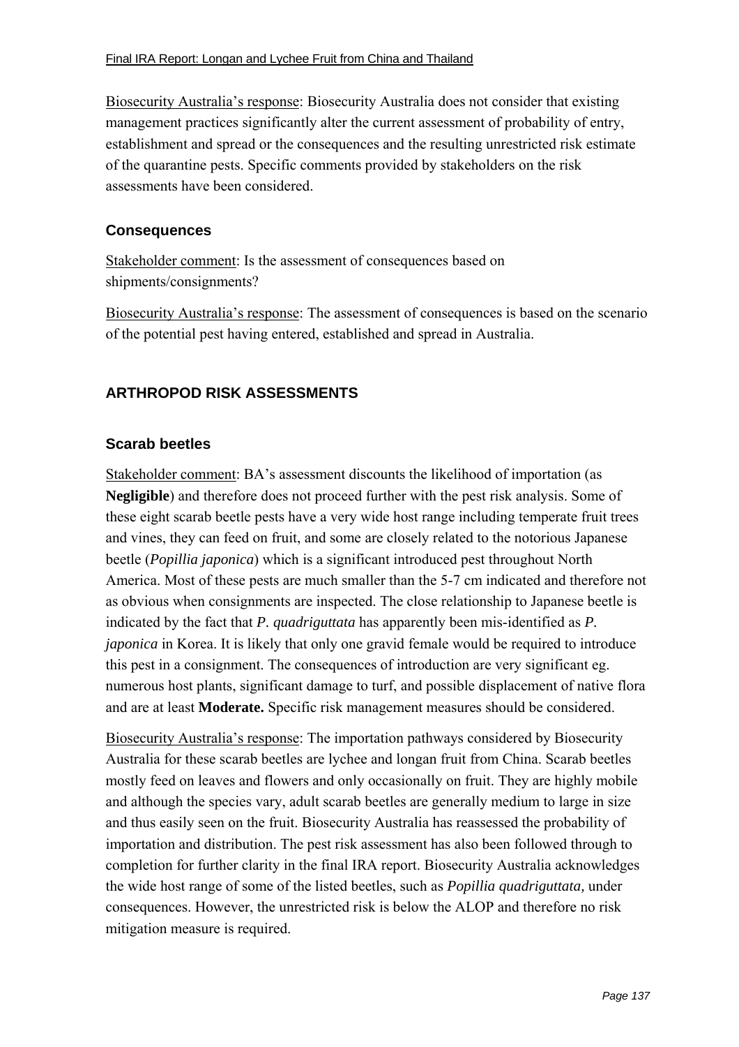Biosecurity Australia's response: Biosecurity Australia does not consider that existing management practices significantly alter the current assessment of probability of entry, establishment and spread or the consequences and the resulting unrestricted risk estimate of the quarantine pests. Specific comments provided by stakeholders on the risk assessments have been considered.

### Consequences

Stakeholder comment: Is the assessment of consequences based on shipments/consignments?

Biosecurity Australia's response: The assessment of consequences is based on the scenario of the potential pest having entered, established and spread in Australia.

## ARTHROPOD RISK ASSESSMENTS

### Scarab beetles

Stakeholder comment: BA's assessment discounts the likelihood of importation (as **Negligible**) and therefore does not proceed further with the pest risk analysis. Some of these eight scarab beetle pests have a very wide host range including temperate fruit trees and vines, they can feed on fruit, and some are closely related to the notorious Japanese beetle (*Popillia japonica*) which is a significant introduced pest throughout North America. Most of these pests are much smaller than the 5-7 cm indicated and therefore not as obvious when consignments are inspected. The close relationship to Japanese beetle is indicated by the fact that *P. quadriguttata* has apparently been mis-identified as *P. japonica* in Korea. It is likely that only one gravid female would be required to introduce this pest in a consignment. The consequences of introduction are very significant eg. numerous host plants, significant damage to turf, and possible displacement of native flora and are at least **Moderate.** Specific risk management measures should be considered.

Biosecurity Australia's response: The importation pathways considered by Biosecurity Australia for these scarab beetles are lychee and longan fruit from China. Scarab beetles mostly feed on leaves and flowers and only occasionally on fruit. They are highly mobile and although the species vary, adult scarab beetles are generally medium to large in size and thus easily seen on the fruit. Biosecurity Australia has reassessed the probability of importation and distribution. The pest risk assessment has also been followed through to completion for further clarity in the final IRA report. Biosecurity Australia acknowledges the wide host range of some of the listed beetles, such as *Popillia quadriguttata,* under consequences. However, the unrestricted risk is below the ALOP and therefore no risk mitigation measure is required.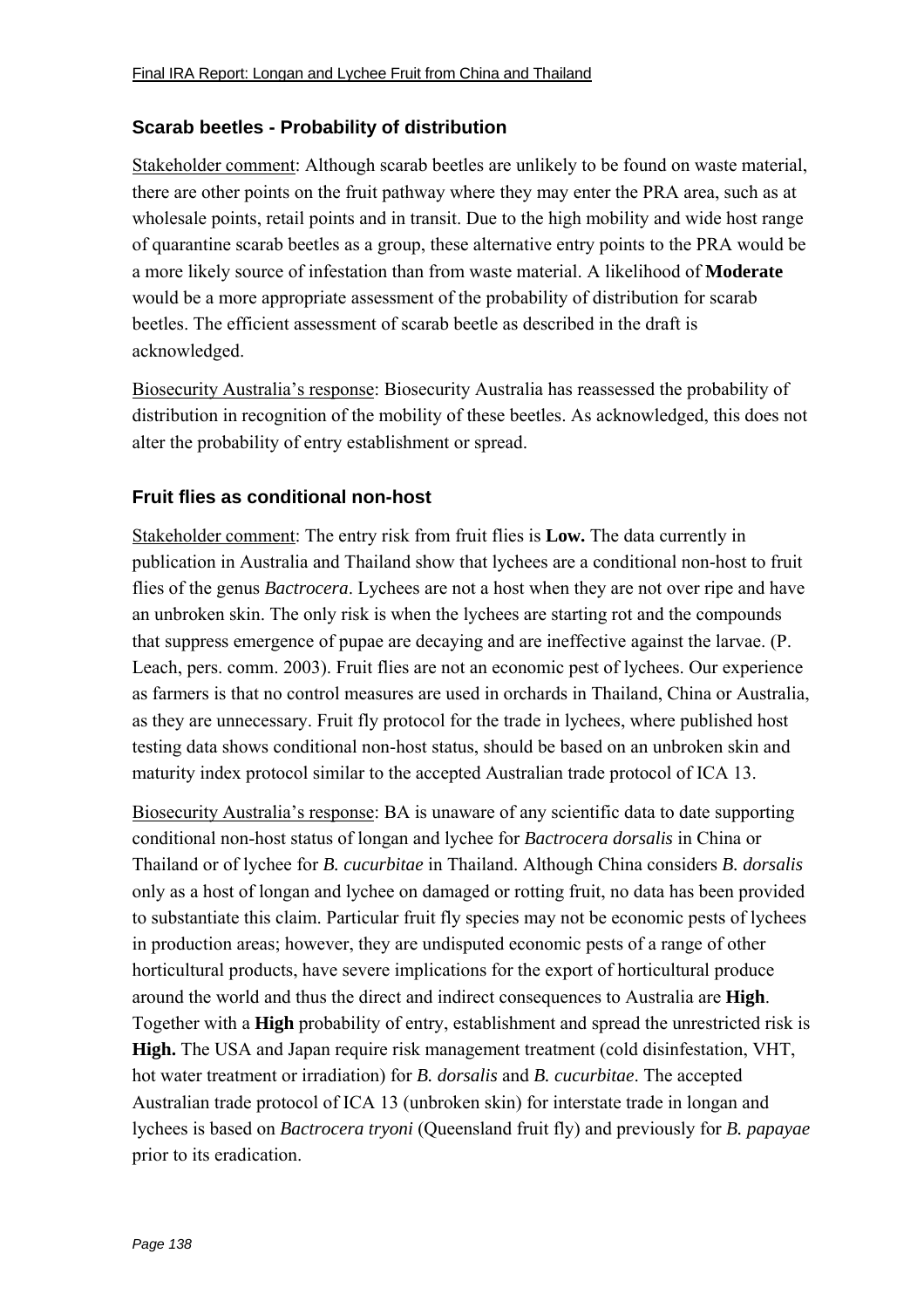### Scarab beetles - Probability of distribution

Stakeholder comment: Although scarab beetles are unlikely to be found on waste material, there are other points on the fruit pathway where they may enter the PRA area, such as at wholesale points, retail points and in transit. Due to the high mobility and wide host range of quarantine scarab beetles as a group, these alternative entry points to the PRA would be a more likely source of infestation than from waste material. A likelihood of **Moderate** would be a more appropriate assessment of the probability of distribution for scarab beetles. The efficient assessment of scarab beetle as described in the draft is acknowledged.

Biosecurity Australia's response: Biosecurity Australia has reassessed the probability of distribution in recognition of the mobility of these beetles. As acknowledged, this does not alter the probability of entry establishment or spread.

### Fruit flies as conditional non-host

Stakeholder comment: The entry risk from fruit flies is **Low.** The data currently in publication in Australia and Thailand show that lychees are a conditional non-host to fruit flies of the genus *Bactrocera*. Lychees are not a host when they are not over ripe and have an unbroken skin. The only risk is when the lychees are starting rot and the compounds that suppress emergence of pupae are decaying and are ineffective against the larvae. (P. Leach, pers. comm. 2003). Fruit flies are not an economic pest of lychees. Our experience as farmers is that no control measures are used in orchards in Thailand, China or Australia, as they are unnecessary. Fruit fly protocol for the trade in lychees, where published host testing data shows conditional non-host status, should be based on an unbroken skin and maturity index protocol similar to the accepted Australian trade protocol of ICA 13.

Biosecurity Australia's response: BA is unaware of any scientific data to date supporting conditional non-host status of longan and lychee for *Bactrocera dorsalis* in China or Thailand or of lychee for *B. cucurbitae* in Thailand. Although China considers *B. dorsalis* only as a host of longan and lychee on damaged or rotting fruit, no data has been provided to substantiate this claim. Particular fruit fly species may not be economic pests of lychees in production areas; however, they are undisputed economic pests of a range of other horticultural products, have severe implications for the export of horticultural produce around the world and thus the direct and indirect consequences to Australia are **High**. Together with a **High** probability of entry, establishment and spread the unrestricted risk is **High.** The USA and Japan require risk management treatment (cold disinfestation, VHT, hot water treatment or irradiation) for *B. dorsalis* and *B. cucurbitae*. The accepted Australian trade protocol of ICA 13 (unbroken skin) for interstate trade in longan and lychees is based on *Bactrocera tryoni* (Queensland fruit fly) and previously for *B. papayae* prior to its eradication.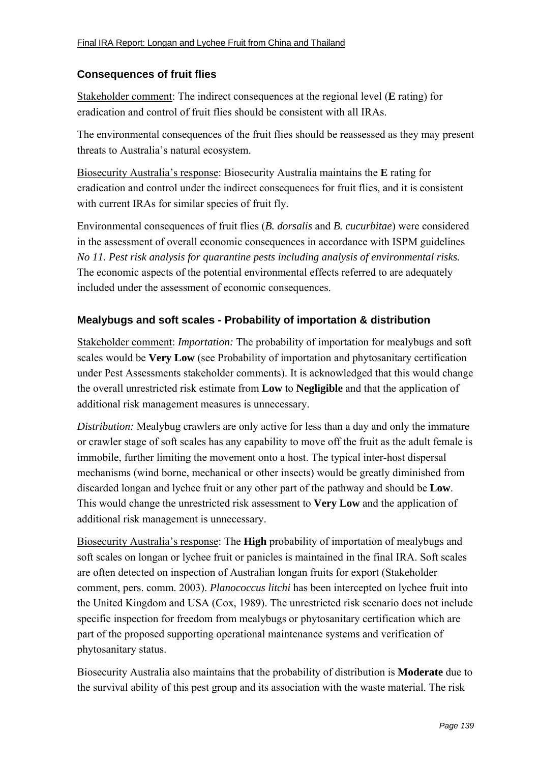### Consequences of fruit flies

Stakeholder comment: The indirect consequences at the regional level (**E** rating) for eradication and control of fruit flies should be consistent with all IRAs.

The environmental consequences of the fruit flies should be reassessed as they may present threats to Australia's natural ecosystem.

Biosecurity Australia's response: Biosecurity Australia maintains the **E** rating for eradication and control under the indirect consequences for fruit flies, and it is consistent with current IRAs for similar species of fruit fly.

Environmental consequences of fruit flies (*B. dorsalis* and *B. cucurbitae*) were considered in the assessment of overall economic consequences in accordance with ISPM guidelines *No 11. Pest risk analysis for quarantine pests including analysis of environmental risks.* The economic aspects of the potential environmental effects referred to are adequately included under the assessment of economic consequences.

### Mealybugs and soft scales - Probability of importation & distribution

Stakeholder comment: *Importation:* The probability of importation for mealybugs and soft scales would be **Very Low** (see Probability of importation and phytosanitary certification under Pest Assessments stakeholder comments). It is acknowledged that this would change the overall unrestricted risk estimate from **Low** to **Negligible** and that the application of additional risk management measures is unnecessary.

*Distribution:* Mealybug crawlers are only active for less than a day and only the immature or crawler stage of soft scales has any capability to move off the fruit as the adult female is immobile, further limiting the movement onto a host. The typical inter-host dispersal mechanisms (wind borne, mechanical or other insects) would be greatly diminished from discarded longan and lychee fruit or any other part of the pathway and should be **Low**. This would change the unrestricted risk assessment to **Very Low** and the application of additional risk management is unnecessary.

Biosecurity Australia's response: The **High** probability of importation of mealybugs and soft scales on longan or lychee fruit or panicles is maintained in the final IRA. Soft scales are often detected on inspection of Australian longan fruits for export (Stakeholder comment, pers. comm. 2003). *Planococcus litchi* has been intercepted on lychee fruit into the United Kingdom and USA (Cox, 1989). The unrestricted risk scenario does not include specific inspection for freedom from mealybugs or phytosanitary certification which are part of the proposed supporting operational maintenance systems and verification of phytosanitary status.

Biosecurity Australia also maintains that the probability of distribution is **Moderate** due to the survival ability of this pest group and its association with the waste material. The risk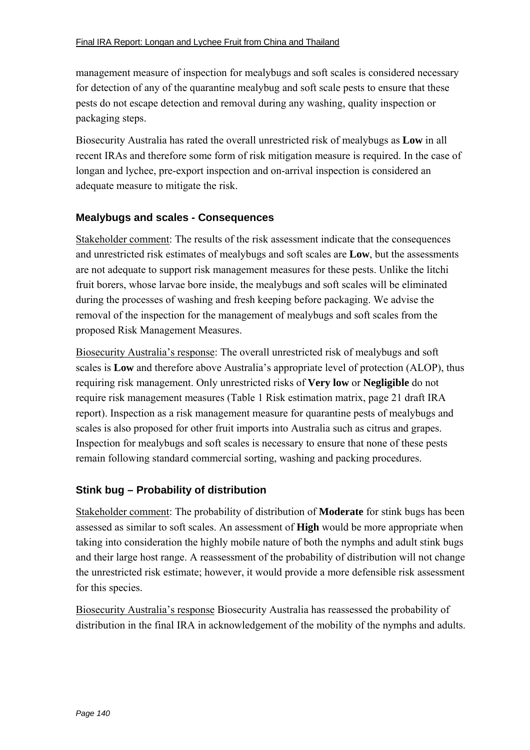management measure of inspection for mealybugs and soft scales is considered necessary for detection of any of the quarantine mealybug and soft scale pests to ensure that these pests do not escape detection and removal during any washing, quality inspection or packaging steps.

Biosecurity Australia has rated the overall unrestricted risk of mealybugs as **Low** in all recent IRAs and therefore some form of risk mitigation measure is required. In the case of longan and lychee, pre-export inspection and on-arrival inspection is considered an adequate measure to mitigate the risk.

### Mealybugs and scales - Consequences

Stakeholder comment: The results of the risk assessment indicate that the consequences and unrestricted risk estimates of mealybugs and soft scales are **Low**, but the assessments are not adequate to support risk management measures for these pests. Unlike the litchi fruit borers, whose larvae bore inside, the mealybugs and soft scales will be eliminated during the processes of washing and fresh keeping before packaging. We advise the removal of the inspection for the management of mealybugs and soft scales from the proposed Risk Management Measures.

Biosecurity Australia's response: The overall unrestricted risk of mealybugs and soft scales is **Low** and therefore above Australia's appropriate level of protection (ALOP), thus requiring risk management. Only unrestricted risks of **Very low** or **Negligible** do not require risk management measures (Table 1 Risk estimation matrix, page 21 draft IRA report). Inspection as a risk management measure for quarantine pests of mealybugs and scales is also proposed for other fruit imports into Australia such as citrus and grapes. Inspection for mealybugs and soft scales is necessary to ensure that none of these pests remain following standard commercial sorting, washing and packing procedures.

### Stink bug – Probability of distribution

Stakeholder comment: The probability of distribution of **Moderate** for stink bugs has been assessed as similar to soft scales. An assessment of **High** would be more appropriate when taking into consideration the highly mobile nature of both the nymphs and adult stink bugs and their large host range. A reassessment of the probability of distribution will not change the unrestricted risk estimate; however, it would provide a more defensible risk assessment for this species.

Biosecurity Australia's response Biosecurity Australia has reassessed the probability of distribution in the final IRA in acknowledgement of the mobility of the nymphs and adults.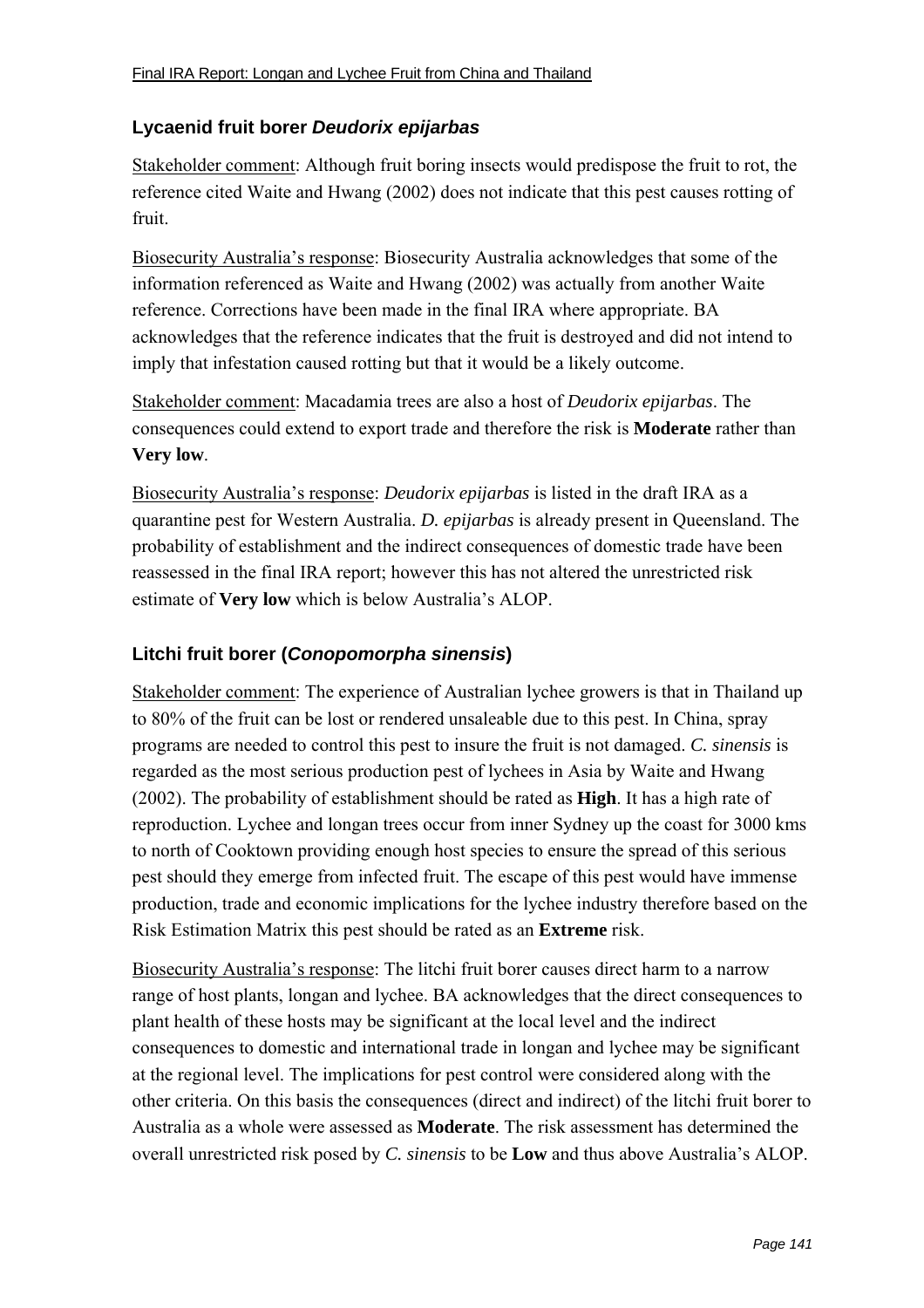### Lycaenid fruit borer *Deudorix epijarbas*

Stakeholder comment: Although fruit boring insects would predispose the fruit to rot, the reference cited Waite and Hwang (2002) does not indicate that this pest causes rotting of fruit.

Biosecurity Australia's response: Biosecurity Australia acknowledges that some of the information referenced as Waite and Hwang (2002) was actually from another Waite reference. Corrections have been made in the final IRA where appropriate. BA acknowledges that the reference indicates that the fruit is destroyed and did not intend to imply that infestation caused rotting but that it would be a likely outcome.

Stakeholder comment: Macadamia trees are also a host of *Deudorix epijarbas*. The consequences could extend to export trade and therefore the risk is **Moderate** rather than **Very low**.

Biosecurity Australia's response: *Deudorix epijarbas* is listed in the draft IRA as a quarantine pest for Western Australia. *D. epijarbas* is already present in Queensland. The probability of establishment and the indirect consequences of domestic trade have been reassessed in the final IRA report; however this has not altered the unrestricted risk estimate of **Very low** which is below Australia's ALOP.

### Litchi fruit borer (*Conopomorpha sinensis*)

Stakeholder comment: The experience of Australian lychee growers is that in Thailand up to 80% of the fruit can be lost or rendered unsaleable due to this pest. In China, spray programs are needed to control this pest to insure the fruit is not damaged. *C. sinensis* is regarded as the most serious production pest of lychees in Asia by Waite and Hwang (2002). The probability of establishment should be rated as **High**. It has a high rate of reproduction. Lychee and longan trees occur from inner Sydney up the coast for 3000 kms to north of Cooktown providing enough host species to ensure the spread of this serious pest should they emerge from infected fruit. The escape of this pest would have immense production, trade and economic implications for the lychee industry therefore based on the Risk Estimation Matrix this pest should be rated as an **Extreme** risk.

Biosecurity Australia's response: The litchi fruit borer causes direct harm to a narrow range of host plants, longan and lychee. BA acknowledges that the direct consequences to plant health of these hosts may be significant at the local level and the indirect consequences to domestic and international trade in longan and lychee may be significant at the regional level. The implications for pest control were considered along with the other criteria. On this basis the consequences (direct and indirect) of the litchi fruit borer to Australia as a whole were assessed as **Moderate**. The risk assessment has determined the overall unrestricted risk posed by *C. sinensis* to be **Low** and thus above Australia's ALOP.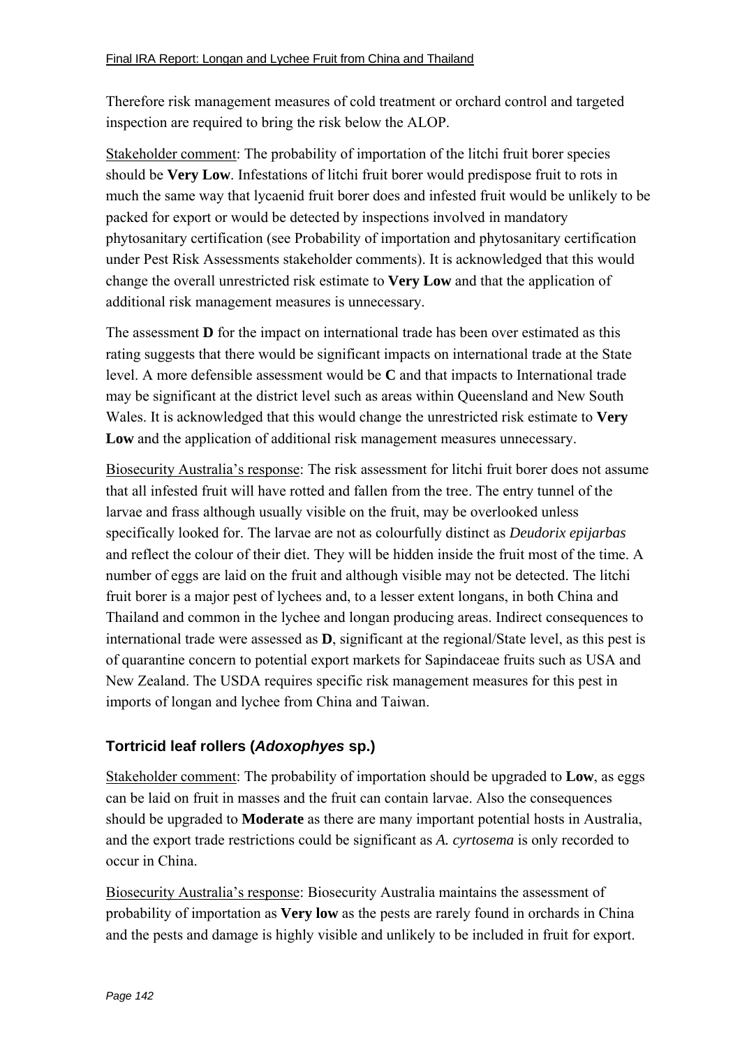Therefore risk management measures of cold treatment or orchard control and targeted inspection are required to bring the risk below the ALOP.

Stakeholder comment: The probability of importation of the litchi fruit borer species should be **Very Low**. Infestations of litchi fruit borer would predispose fruit to rots in much the same way that lycaenid fruit borer does and infested fruit would be unlikely to be packed for export or would be detected by inspections involved in mandatory phytosanitary certification (see Probability of importation and phytosanitary certification under Pest Risk Assessments stakeholder comments). It is acknowledged that this would change the overall unrestricted risk estimate to **Very Low** and that the application of additional risk management measures is unnecessary.

The assessment **D** for the impact on international trade has been over estimated as this rating suggests that there would be significant impacts on international trade at the State level. A more defensible assessment would be **C** and that impacts to International trade may be significant at the district level such as areas within Queensland and New South Wales. It is acknowledged that this would change the unrestricted risk estimate to **Very Low** and the application of additional risk management measures unnecessary.

Biosecurity Australia's response: The risk assessment for litchi fruit borer does not assume that all infested fruit will have rotted and fallen from the tree. The entry tunnel of the larvae and frass although usually visible on the fruit, may be overlooked unless specifically looked for. The larvae are not as colourfully distinct as *Deudorix epijarbas* and reflect the colour of their diet. They will be hidden inside the fruit most of the time. A number of eggs are laid on the fruit and although visible may not be detected. The litchi fruit borer is a major pest of lychees and, to a lesser extent longans, in both China and Thailand and common in the lychee and longan producing areas. Indirect consequences to international trade were assessed as **D**, significant at the regional/State level, as this pest is of quarantine concern to potential export markets for Sapindaceae fruits such as USA and New Zealand. The USDA requires specific risk management measures for this pest in imports of longan and lychee from China and Taiwan.

### Tortricid leaf rollers (*Adoxophyes* sp.)

Stakeholder comment: The probability of importation should be upgraded to **Low**, as eggs can be laid on fruit in masses and the fruit can contain larvae. Also the consequences should be upgraded to **Moderate** as there are many important potential hosts in Australia, and the export trade restrictions could be significant as *A. cyrtosema* is only recorded to occur in China.

Biosecurity Australia's response: Biosecurity Australia maintains the assessment of probability of importation as **Very low** as the pests are rarely found in orchards in China and the pests and damage is highly visible and unlikely to be included in fruit for export.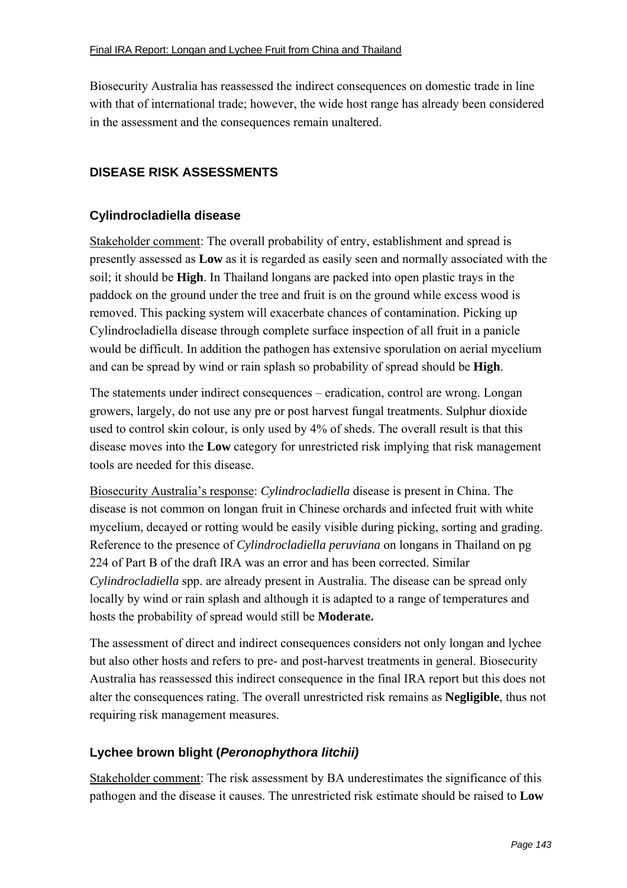Biosecurity Australia has reassessed the indirect consequences on domestic trade in line with that of international trade; however, the wide host range has already been considered in the assessment and the consequences remain unaltered.

## DISEASE RISK ASSESSMENTS

### Cylindrocladiella disease

Stakeholder comment: The overall probability of entry, establishment and spread is presently assessed as **Low** as it is regarded as easily seen and normally associated with the soil; it should be **High**. In Thailand longans are packed into open plastic trays in the paddock on the ground under the tree and fruit is on the ground while excess wood is removed. This packing system will exacerbate chances of contamination. Picking up Cylindrocladiella disease through complete surface inspection of all fruit in a panicle would be difficult. In addition the pathogen has extensive sporulation on aerial mycelium and can be spread by wind or rain splash so probability of spread should be **High**.

The statements under indirect consequences – eradication, control are wrong. Longan growers, largely, do not use any pre or post harvest fungal treatments. Sulphur dioxide used to control skin colour, is only used by 4% of sheds. The overall result is that this disease moves into the **Low** category for unrestricted risk implying that risk management tools are needed for this disease.

Biosecurity Australia's response: *Cylindrocladiella* disease is present in China. The disease is not common on longan fruit in Chinese orchards and infected fruit with white mycelium, decayed or rotting would be easily visible during picking, sorting and grading. Reference to the presence of *Cylindrocladiella peruviana* on longans in Thailand on pg 224 of Part B of the draft IRA was an error and has been corrected. Similar *Cylindrocladiella* spp. are already present in Australia. The disease can be spread only locally by wind or rain splash and although it is adapted to a range of temperatures and hosts the probability of spread would still be **Moderate.**

The assessment of direct and indirect consequences considers not only longan and lychee but also other hosts and refers to pre- and post-harvest treatments in general. Biosecurity Australia has reassessed this indirect consequence in the final IRA report but this does not alter the consequences rating. The overall unrestricted risk remains as **Negligible**, thus not requiring risk management measures.

### Lychee brown blight (*Peronophythora litchii)*

Stakeholder comment: The risk assessment by BA underestimates the significance of this pathogen and the disease it causes. The unrestricted risk estimate should be raised to **Low**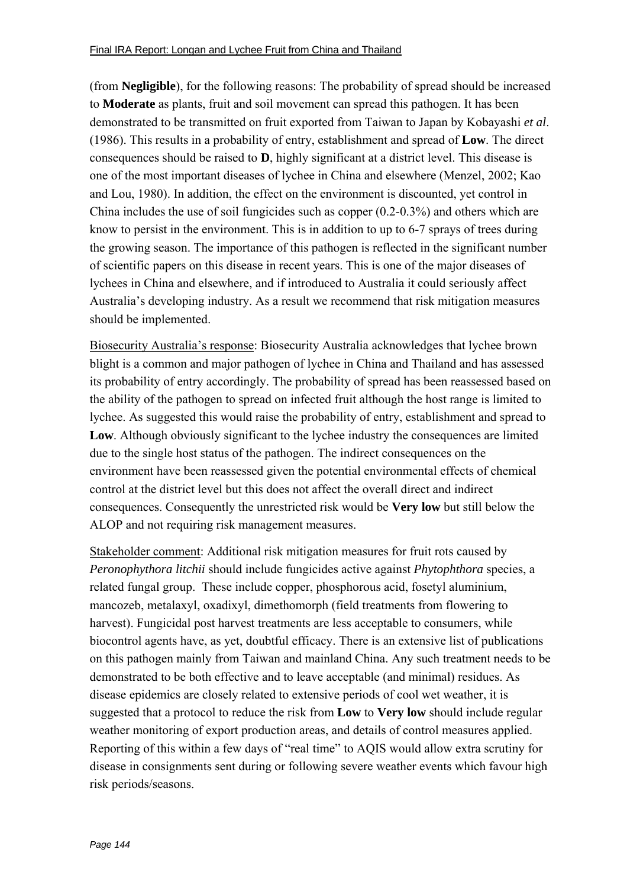(from **Negligible**), for the following reasons: The probability of spread should be increased to **Moderate** as plants, fruit and soil movement can spread this pathogen. It has been demonstrated to be transmitted on fruit exported from Taiwan to Japan by Kobayashi *et al*. (1986). This results in a probability of entry, establishment and spread of **Low**. The direct consequences should be raised to **D**, highly significant at a district level. This disease is one of the most important diseases of lychee in China and elsewhere (Menzel, 2002; Kao and Lou, 1980). In addition, the effect on the environment is discounted, yet control in China includes the use of soil fungicides such as copper (0.2-0.3%) and others which are know to persist in the environment. This is in addition to up to 6-7 sprays of trees during the growing season. The importance of this pathogen is reflected in the significant number of scientific papers on this disease in recent years. This is one of the major diseases of lychees in China and elsewhere, and if introduced to Australia it could seriously affect Australia's developing industry. As a result we recommend that risk mitigation measures should be implemented.

Biosecurity Australia's response: Biosecurity Australia acknowledges that lychee brown blight is a common and major pathogen of lychee in China and Thailand and has assessed its probability of entry accordingly. The probability of spread has been reassessed based on the ability of the pathogen to spread on infected fruit although the host range is limited to lychee. As suggested this would raise the probability of entry, establishment and spread to **Low**. Although obviously significant to the lychee industry the consequences are limited due to the single host status of the pathogen. The indirect consequences on the environment have been reassessed given the potential environmental effects of chemical control at the district level but this does not affect the overall direct and indirect consequences. Consequently the unrestricted risk would be **Very low** but still below the ALOP and not requiring risk management measures.

Stakeholder comment: Additional risk mitigation measures for fruit rots caused by *Peronophythora litchii* should include fungicides active against *Phytophthora* species, a related fungal group. These include copper, phosphorous acid, fosetyl aluminium, mancozeb, metalaxyl, oxadixyl, dimethomorph (field treatments from flowering to harvest). Fungicidal post harvest treatments are less acceptable to consumers, while biocontrol agents have, as yet, doubtful efficacy. There is an extensive list of publications on this pathogen mainly from Taiwan and mainland China. Any such treatment needs to be demonstrated to be both effective and to leave acceptable (and minimal) residues. As disease epidemics are closely related to extensive periods of cool wet weather, it is suggested that a protocol to reduce the risk from **Low** to **Very low** should include regular weather monitoring of export production areas, and details of control measures applied. Reporting of this within a few days of "real time" to AQIS would allow extra scrutiny for disease in consignments sent during or following severe weather events which favour high risk periods/seasons.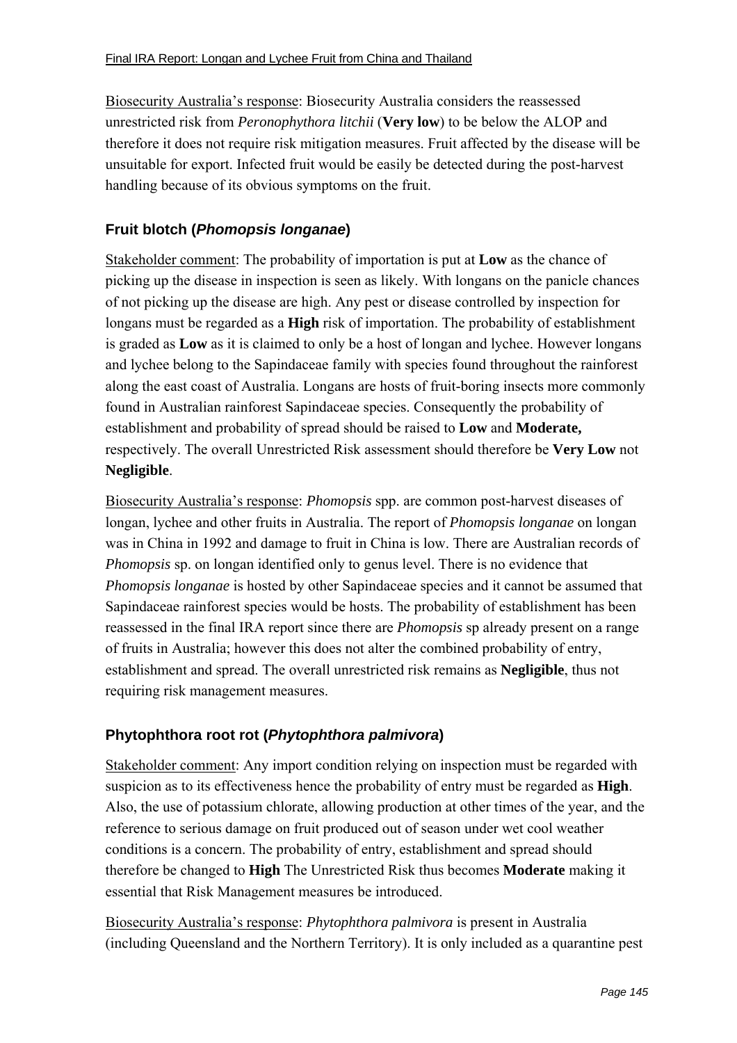Biosecurity Australia's response: Biosecurity Australia considers the reassessed unrestricted risk from *Peronophythora litchii* (**Very low**) to be below the ALOP and therefore it does not require risk mitigation measures. Fruit affected by the disease will be unsuitable for export. Infected fruit would be easily be detected during the post-harvest handling because of its obvious symptoms on the fruit.

### Fruit blotch (*Phomopsis longanae*)

Stakeholder comment: The probability of importation is put at **Low** as the chance of picking up the disease in inspection is seen as likely. With longans on the panicle chances of not picking up the disease are high. Any pest or disease controlled by inspection for longans must be regarded as a **High** risk of importation. The probability of establishment is graded as **Low** as it is claimed to only be a host of longan and lychee. However longans and lychee belong to the Sapindaceae family with species found throughout the rainforest along the east coast of Australia. Longans are hosts of fruit-boring insects more commonly found in Australian rainforest Sapindaceae species. Consequently the probability of establishment and probability of spread should be raised to **Low** and **Moderate,** respectively. The overall Unrestricted Risk assessment should therefore be **Very Low** not **Negligible**.

Biosecurity Australia's response: *Phomopsis* spp. are common post-harvest diseases of longan, lychee and other fruits in Australia. The report of *Phomopsis longanae* on longan was in China in 1992 and damage to fruit in China is low. There are Australian records of *Phomopsis* sp. on longan identified only to genus level. There is no evidence that *Phomopsis longanae* is hosted by other Sapindaceae species and it cannot be assumed that Sapindaceae rainforest species would be hosts. The probability of establishment has been reassessed in the final IRA report since there are *Phomopsis* sp already present on a range of fruits in Australia; however this does not alter the combined probability of entry, establishment and spread. The overall unrestricted risk remains as **Negligible**, thus not requiring risk management measures.

### Phytophthora root rot (*Phytophthora palmivora*)

Stakeholder comment: Any import condition relying on inspection must be regarded with suspicion as to its effectiveness hence the probability of entry must be regarded as **High**. Also, the use of potassium chlorate, allowing production at other times of the year, and the reference to serious damage on fruit produced out of season under wet cool weather conditions is a concern. The probability of entry, establishment and spread should therefore be changed to **High** The Unrestricted Risk thus becomes **Moderate** making it essential that Risk Management measures be introduced.

Biosecurity Australia's response: *Phytophthora palmivora* is present in Australia (including Queensland and the Northern Territory). It is only included as a quarantine pest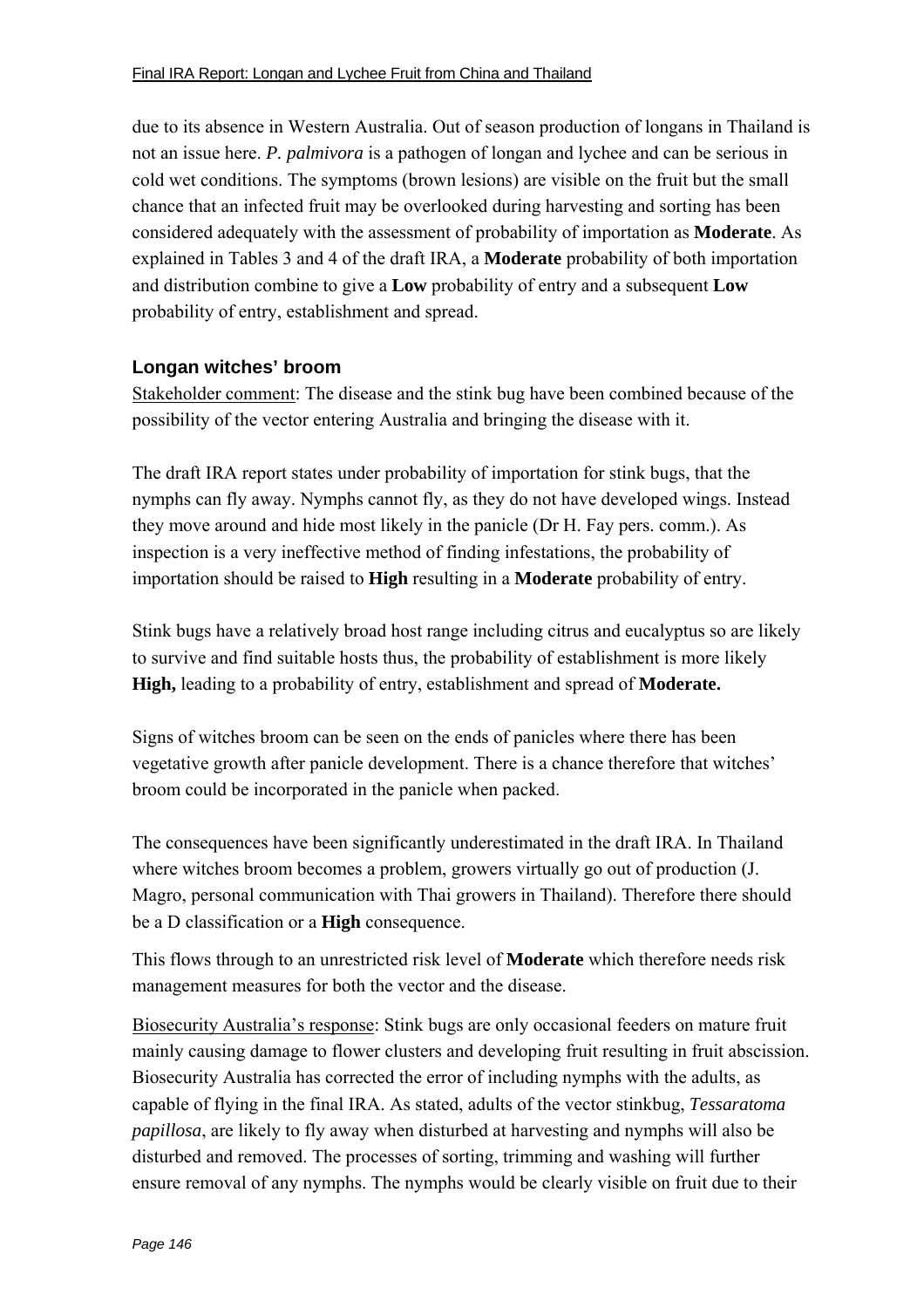due to its absence in Western Australia. Out of season production of longans in Thailand is not an issue here. *P. palmivora* is a pathogen of longan and lychee and can be serious in cold wet conditions. The symptoms (brown lesions) are visible on the fruit but the small chance that an infected fruit may be overlooked during harvesting and sorting has been considered adequately with the assessment of probability of importation as **Moderate**. As explained in Tables 3 and 4 of the draft IRA, a **Moderate** probability of both importation and distribution combine to give a **Low** probability of entry and a subsequent **Low** probability of entry, establishment and spread.

### Longan witches' broom

Stakeholder comment: The disease and the stink bug have been combined because of the possibility of the vector entering Australia and bringing the disease with it.

The draft IRA report states under probability of importation for stink bugs, that the nymphs can fly away. Nymphs cannot fly, as they do not have developed wings. Instead they move around and hide most likely in the panicle (Dr H. Fay pers. comm.). As inspection is a very ineffective method of finding infestations, the probability of importation should be raised to **High** resulting in a **Moderate** probability of entry.

Stink bugs have a relatively broad host range including citrus and eucalyptus so are likely to survive and find suitable hosts thus, the probability of establishment is more likely **High,** leading to a probability of entry, establishment and spread of **Moderate.**

Signs of witches broom can be seen on the ends of panicles where there has been vegetative growth after panicle development. There is a chance therefore that witches' broom could be incorporated in the panicle when packed.

The consequences have been significantly underestimated in the draft IRA. In Thailand where witches broom becomes a problem, growers virtually go out of production (J. Magro, personal communication with Thai growers in Thailand). Therefore there should be a D classification or a **High** consequence.

This flows through to an unrestricted risk level of **Moderate** which therefore needs risk management measures for both the vector and the disease.

Biosecurity Australia's response: Stink bugs are only occasional feeders on mature fruit mainly causing damage to flower clusters and developing fruit resulting in fruit abscission. Biosecurity Australia has corrected the error of including nymphs with the adults, as capable of flying in the final IRA. As stated, adults of the vector stinkbug, *Tessaratoma papillosa*, are likely to fly away when disturbed at harvesting and nymphs will also be disturbed and removed. The processes of sorting, trimming and washing will further ensure removal of any nymphs. The nymphs would be clearly visible on fruit due to their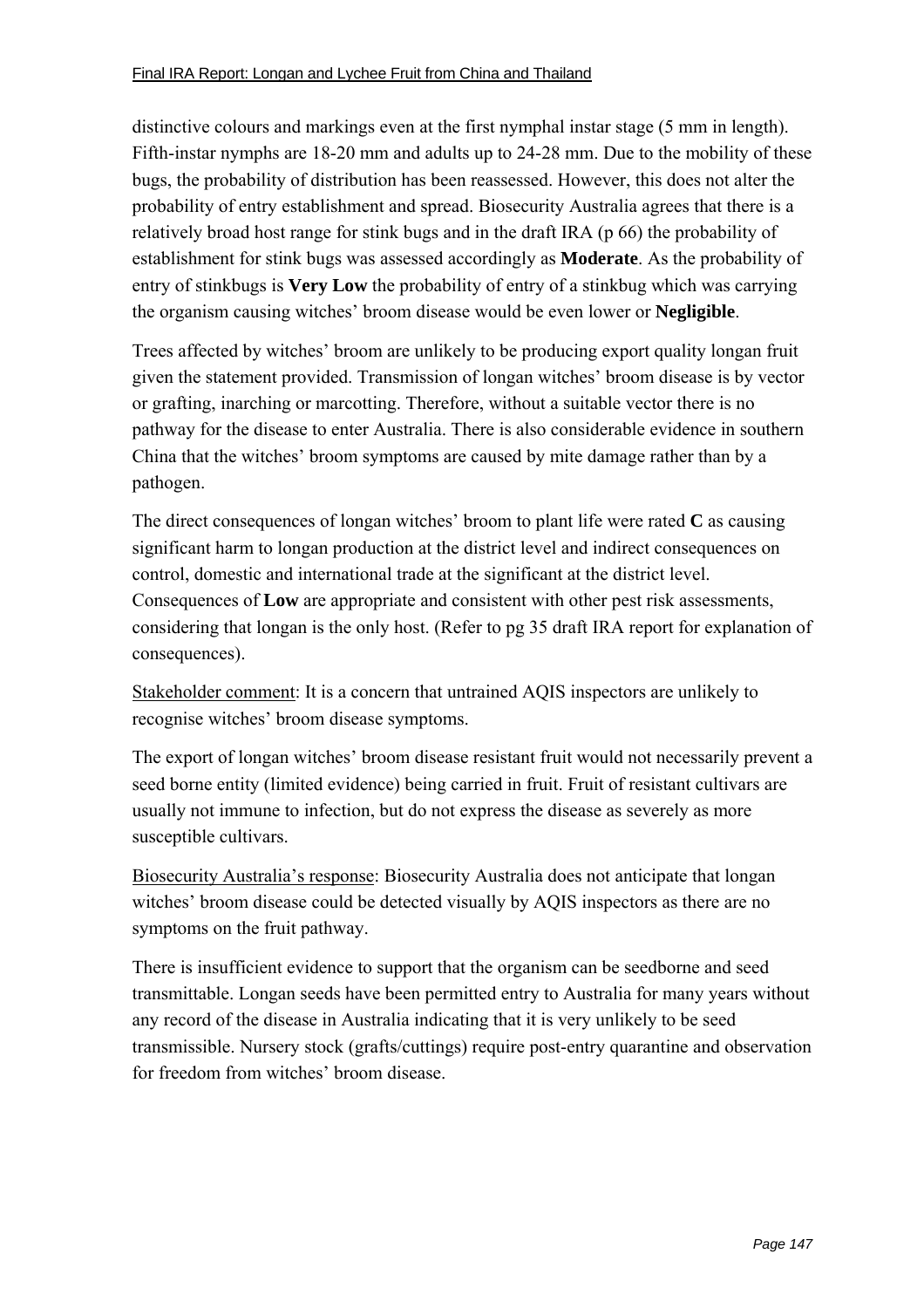distinctive colours and markings even at the first nymphal instar stage (5 mm in length). Fifth-instar nymphs are 18-20 mm and adults up to 24-28 mm. Due to the mobility of these bugs, the probability of distribution has been reassessed. However, this does not alter the probability of entry establishment and spread. Biosecurity Australia agrees that there is a relatively broad host range for stink bugs and in the draft IRA (p 66) the probability of establishment for stink bugs was assessed accordingly as **Moderate**. As the probability of entry of stinkbugs is **Very Low** the probability of entry of a stinkbug which was carrying the organism causing witches' broom disease would be even lower or **Negligible**.

Trees affected by witches' broom are unlikely to be producing export quality longan fruit given the statement provided. Transmission of longan witches' broom disease is by vector or grafting, inarching or marcotting. Therefore, without a suitable vector there is no pathway for the disease to enter Australia. There is also considerable evidence in southern China that the witches' broom symptoms are caused by mite damage rather than by a pathogen.

The direct consequences of longan witches' broom to plant life were rated **C** as causing significant harm to longan production at the district level and indirect consequences on control, domestic and international trade at the significant at the district level. Consequences of **Low** are appropriate and consistent with other pest risk assessments, considering that longan is the only host. (Refer to pg 35 draft IRA report for explanation of consequences).

Stakeholder comment: It is a concern that untrained AQIS inspectors are unlikely to recognise witches' broom disease symptoms.

The export of longan witches' broom disease resistant fruit would not necessarily prevent a seed borne entity (limited evidence) being carried in fruit. Fruit of resistant cultivars are usually not immune to infection, but do not express the disease as severely as more susceptible cultivars.

Biosecurity Australia's response: Biosecurity Australia does not anticipate that longan witches' broom disease could be detected visually by AQIS inspectors as there are no symptoms on the fruit pathway.

There is insufficient evidence to support that the organism can be seedborne and seed transmittable. Longan seeds have been permitted entry to Australia for many years without any record of the disease in Australia indicating that it is very unlikely to be seed transmissible. Nursery stock (grafts/cuttings) require post-entry quarantine and observation for freedom from witches' broom disease.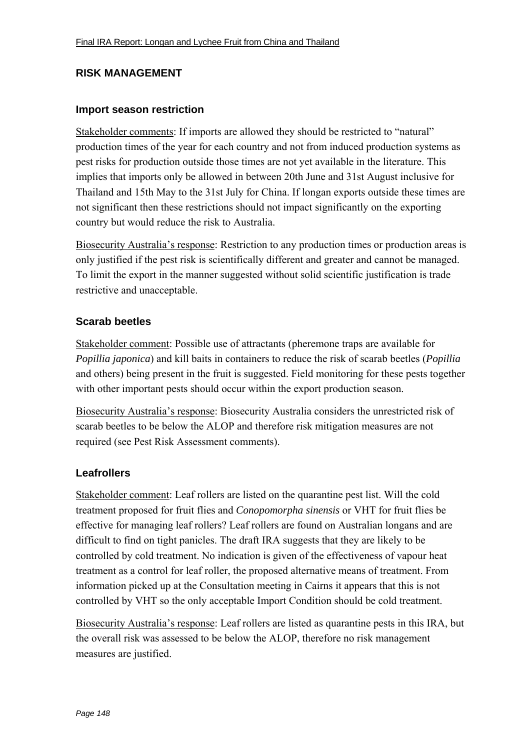## RISK MANAGEMENT

### Import season restriction

Stakeholder comments: If imports are allowed they should be restricted to "natural" production times of the year for each country and not from induced production systems as pest risks for production outside those times are not yet available in the literature. This implies that imports only be allowed in between 20th June and 31st August inclusive for Thailand and 15th May to the 31st July for China. If longan exports outside these times are not significant then these restrictions should not impact significantly on the exporting country but would reduce the risk to Australia.

Biosecurity Australia's response: Restriction to any production times or production areas is only justified if the pest risk is scientifically different and greater and cannot be managed. To limit the export in the manner suggested without solid scientific justification is trade restrictive and unacceptable.

### Scarab beetles

Stakeholder comment: Possible use of attractants (pheremone traps are available for *Popillia japonica*) and kill baits in containers to reduce the risk of scarab beetles (*Popillia* and others) being present in the fruit is suggested. Field monitoring for these pests together with other important pests should occur within the export production season.

Biosecurity Australia's response: Biosecurity Australia considers the unrestricted risk of scarab beetles to be below the ALOP and therefore risk mitigation measures are not required (see Pest Risk Assessment comments).

### Leafrollers

Stakeholder comment: Leaf rollers are listed on the quarantine pest list. Will the cold treatment proposed for fruit flies and *Conopomorpha sinensis* or VHT for fruit flies be effective for managing leaf rollers? Leaf rollers are found on Australian longans and are difficult to find on tight panicles. The draft IRA suggests that they are likely to be controlled by cold treatment. No indication is given of the effectiveness of vapour heat treatment as a control for leaf roller, the proposed alternative means of treatment. From information picked up at the Consultation meeting in Cairns it appears that this is not controlled by VHT so the only acceptable Import Condition should be cold treatment.

Biosecurity Australia's response: Leaf rollers are listed as quarantine pests in this IRA, but the overall risk was assessed to be below the ALOP, therefore no risk management measures are justified.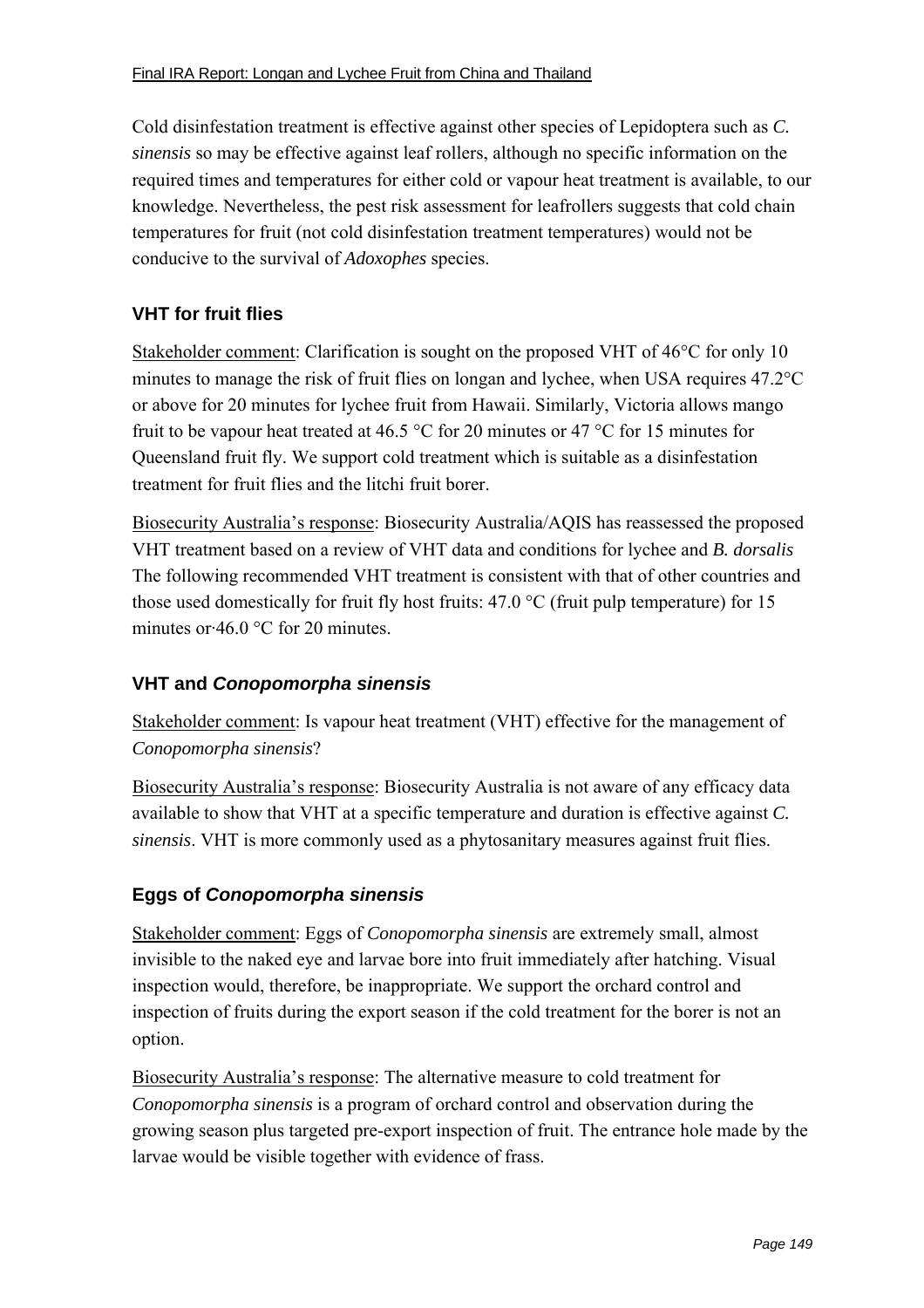Cold disinfestation treatment is effective against other species of Lepidoptera such as *C. sinensis* so may be effective against leaf rollers, although no specific information on the required times and temperatures for either cold or vapour heat treatment is available, to our knowledge. Nevertheless, the pest risk assessment for leafrollers suggests that cold chain temperatures for fruit (not cold disinfestation treatment temperatures) would not be conducive to the survival of *Adoxophes* species.

### VHT for fruit flies

<u>Stakeholder comment</u>: Clarification is sought on the proposed VHT of 46°C for only 10 minutes to manage the risk of fruit flies on longan and lychee, when USA requires 47.2°C or above for 20 minutes for lychee fruit from Hawaii. Similarly, Victoria allows mango fruit to be vapour heat treated at 46.5 °C for 20 minutes or 47 °C for 15 minutes for Queensland fruit fly. We support cold treatment which is suitable as a disinfestation treatment for fruit flies and the litchi fruit borer.

<u>Biosecurity Australia's response</u>: Biosecurity Australia/AQIS has reassessed the proposed VHT treatment based on a review of VHT data and conditions for lychee and *B. dorsalis* The following recommended VHT treatment is consistent with that of other countries and those used domestically for fruit fly host fruits: 47.0 °C (fruit pulp temperature) for 15 minutes or·46.0 °C for 20 minutes.

### VHT and *Conopomorpha sinensis*

<u>Stakeholder comment</u>: Is vapour heat treatment (VHT) effective for the management of *Conopomorpha sinensis*?

<u>Biosecurity Australia's response</u>: Biosecurity Australia is not aware of any efficacy data available to show that VHT at a specific temperature and duration is effective against *C. sinensis*. VHT is more commonly used as a phytosanitary measures against fruit flies.

### Eggs of *Conopomorpha sinensis*

<u>Stakeholder comment</u>: Eggs of *Conopomorpha sinensis* are extremely small, almost invisible to the naked eye and larvae bore into fruit immediately after hatching. Visual inspection would, therefore, be inappropriate. We support the orchard control and inspection of fruits during the export season if the cold treatment for the borer is not an option.

<u>Biosecurity Australia's response</u>: The alternative measure to cold treatment for *Conopomorpha sinensis* is a program of orchard control and observation during the growing season plus targeted pre-export inspection of fruit. The entrance hole made by the larvae would be visible together with evidence of frass.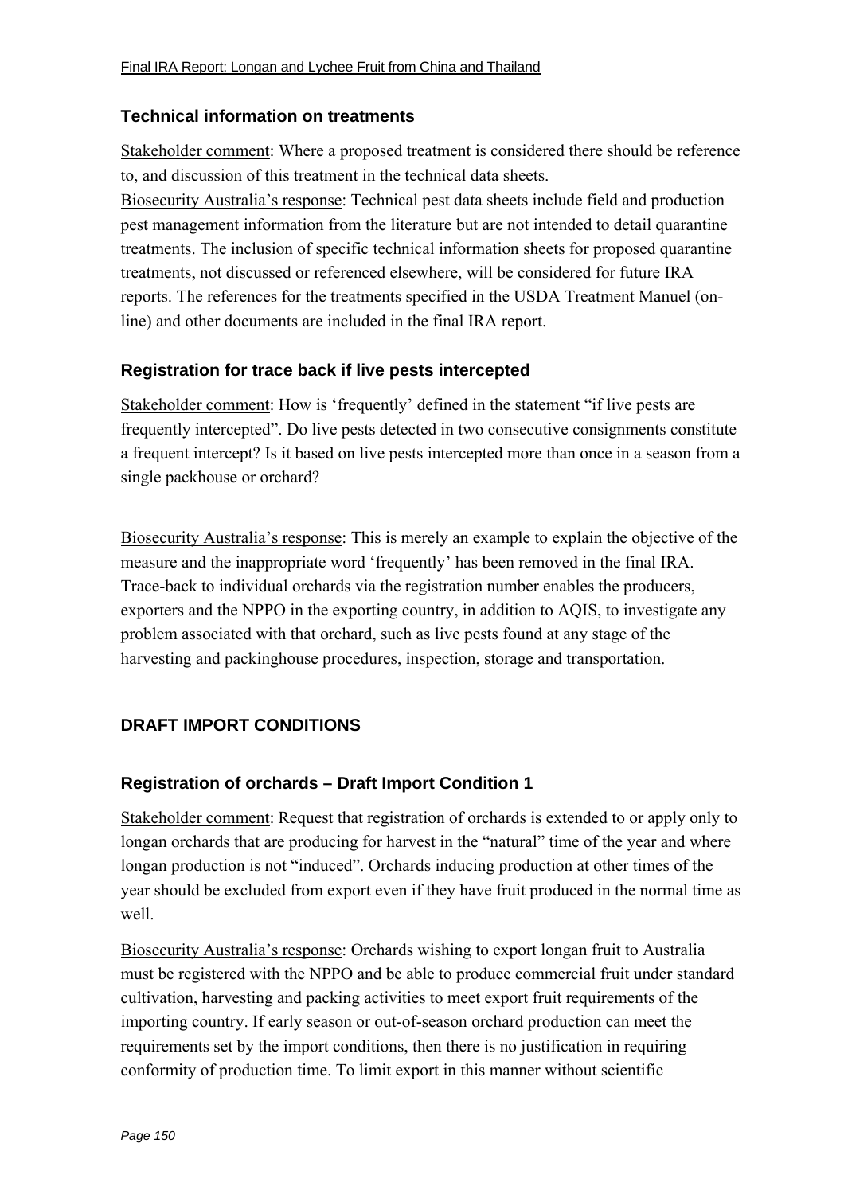### Technical information on treatments

Stakeholder comment: Where a proposed treatment is considered there should be reference to, and discussion of this treatment in the technical data sheets.

Biosecurity Australia's response: Technical pest data sheets include field and production pest management information from the literature but are not intended to detail quarantine treatments. The inclusion of specific technical information sheets for proposed quarantine treatments, not discussed or referenced elsewhere, will be considered for future IRA reports. The references for the treatments specified in the USDA Treatment Manuel (on-line) and other documents are included in the final IRA report.

### Registration for trace back if live pests intercepted

Stakeholder comment: How is 'frequently' defined in the statement "if live pests are frequently intercepted". Do live pests detected in two consecutive consignments constitute a frequent intercept? Is it based on live pests intercepted more than once in a season from a single packhouse or orchard?

Biosecurity Australia's response: This is merely an example to explain the objective of the measure and the inappropriate word 'frequently' has been removed in the final IRA. Trace-back to individual orchards via the registration number enables the producers, exporters and the NPPO in the exporting country, in addition to AQIS, to investigate any problem associated with that orchard, such as live pests found at any stage of the harvesting and packinghouse procedures, inspection, storage and transportation.

## DRAFT IMPORT CONDITIONS

### Registration of orchards – Draft Import Condition 1

Stakeholder comment: Request that registration of orchards is extended to or apply only to longan orchards that are producing for harvest in the "natural" time of the year and where longan production is not "induced". Orchards inducing production at other times of the year should be excluded from export even if they have fruit produced in the normal time as well.

Biosecurity Australia's response: Orchards wishing to export longan fruit to Australia must be registered with the NPPO and be able to produce commercial fruit under standard cultivation, harvesting and packing activities to meet export fruit requirements of the importing country. If early season or out-of-season orchard production can meet the requirements set by the import conditions, then there is no justification in requiring conformity of production time. To limit export in this manner without scientific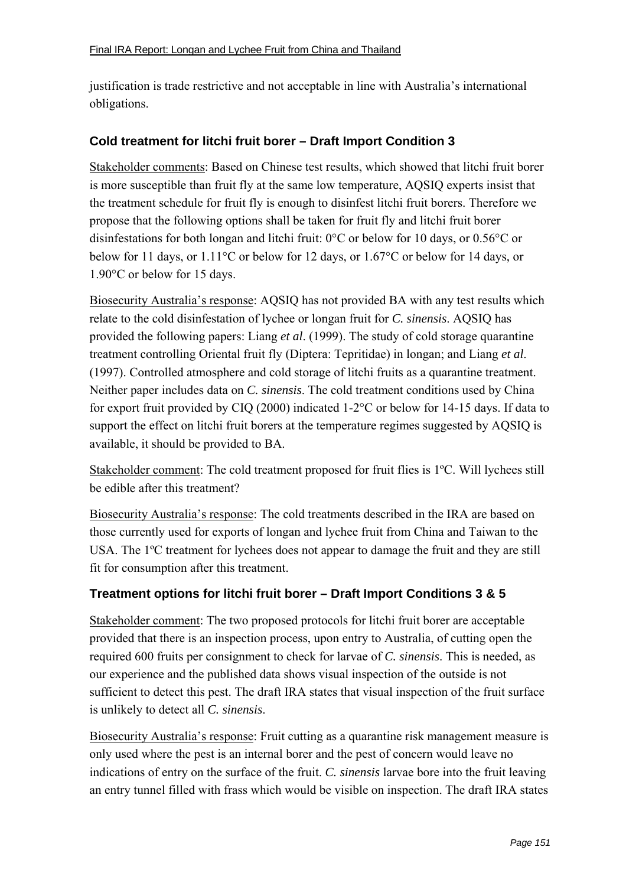justification is trade restrictive and not acceptable in line with Australia's international obligations.

### Cold treatment for litchi fruit borer – Draft Import Condition 3

Stakeholder comments: Based on Chinese test results, which showed that litchi fruit borer is more susceptible than fruit fly at the same low temperature, AQSIQ experts insist that the treatment schedule for fruit fly is enough to disinfest litchi fruit borers. Therefore we propose that the following options shall be taken for fruit fly and litchi fruit borer disinfestations for both longan and litchi fruit: 0°C or below for 10 days, or 0.56°C or below for 11 days, or 1.11°C or below for 12 days, or 1.67°C or below for 14 days, or 1.90°C or below for 15 days.

Biosecurity Australia's response: AQSIQ has not provided BA with any test results which relate to the cold disinfestation of lychee or longan fruit for *C. sinensis*. AQSIQ has provided the following papers: Liang *et al*. (1999). The study of cold storage quarantine treatment controlling Oriental fruit fly (Diptera: Tepritidae) in longan; and Liang *et al*. (1997). Controlled atmosphere and cold storage of litchi fruits as a quarantine treatment. Neither paper includes data on *C. sinensis*. The cold treatment conditions used by China for export fruit provided by CIQ (2000) indicated 1-2°C or below for 14-15 days. If data to support the effect on litchi fruit borers at the temperature regimes suggested by AQSIQ is available, it should be provided to BA.

Stakeholder comment: The cold treatment proposed for fruit flies is 1ºC. Will lychees still be edible after this treatment?

Biosecurity Australia's response: The cold treatments described in the IRA are based on those currently used for exports of longan and lychee fruit from China and Taiwan to the USA. The 1ºC treatment for lychees does not appear to damage the fruit and they are still fit for consumption after this treatment.

### Treatment options for litchi fruit borer – Draft Import Conditions 3 & 5

Stakeholder comment: The two proposed protocols for litchi fruit borer are acceptable provided that there is an inspection process, upon entry to Australia, of cutting open the required 600 fruits per consignment to check for larvae of *C. sinensis*. This is needed, as our experience and the published data shows visual inspection of the outside is not sufficient to detect this pest. The draft IRA states that visual inspection of the fruit surface is unlikely to detect all *C. sinensis*.

Biosecurity Australia's response: Fruit cutting as a quarantine risk management measure is only used where the pest is an internal borer and the pest of concern would leave no indications of entry on the surface of the fruit. *C. sinensis* larvae bore into the fruit leaving an entry tunnel filled with frass which would be visible on inspection. The draft IRA states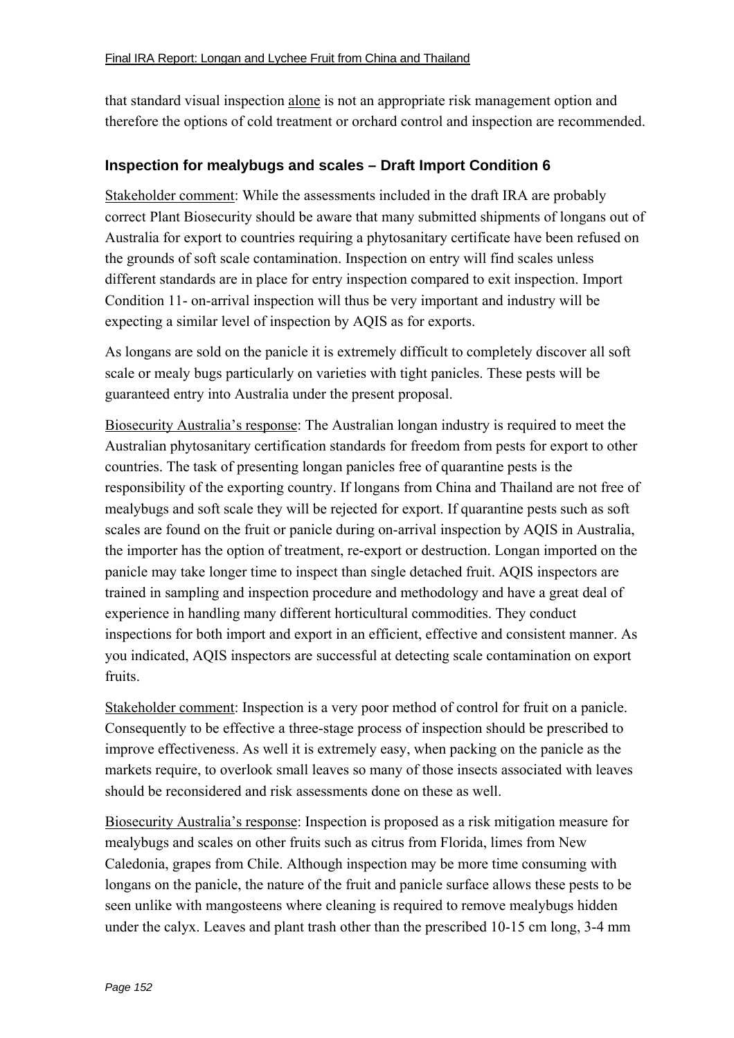that standard visual inspection alone is not an appropriate risk management option and therefore the options of cold treatment or orchard control and inspection are recommended.

### Inspection for mealybugs and scales – Draft Import Condition 6

Stakeholder comment: While the assessments included in the draft IRA are probably correct Plant Biosecurity should be aware that many submitted shipments of longans out of Australia for export to countries requiring a phytosanitary certificate have been refused on the grounds of soft scale contamination. Inspection on entry will find scales unless different standards are in place for entry inspection compared to exit inspection. Import Condition 11- on-arrival inspection will thus be very important and industry will be expecting a similar level of inspection by AQIS as for exports.

As longans are sold on the panicle it is extremely difficult to completely discover all soft scale or mealy bugs particularly on varieties with tight panicles. These pests will be guaranteed entry into Australia under the present proposal.

Biosecurity Australia's response: The Australian longan industry is required to meet the Australian phytosanitary certification standards for freedom from pests for export to other countries. The task of presenting longan panicles free of quarantine pests is the responsibility of the exporting country. If longans from China and Thailand are not free of mealybugs and soft scale they will be rejected for export. If quarantine pests such as soft scales are found on the fruit or panicle during on-arrival inspection by AQIS in Australia, the importer has the option of treatment, re-export or destruction. Longan imported on the panicle may take longer time to inspect than single detached fruit. AQIS inspectors are trained in sampling and inspection procedure and methodology and have a great deal of experience in handling many different horticultural commodities. They conduct inspections for both import and export in an efficient, effective and consistent manner. As you indicated, AQIS inspectors are successful at detecting scale contamination on export fruits.

Stakeholder comment: Inspection is a very poor method of control for fruit on a panicle. Consequently to be effective a three-stage process of inspection should be prescribed to improve effectiveness. As well it is extremely easy, when packing on the panicle as the markets require, to overlook small leaves so many of those insects associated with leaves should be reconsidered and risk assessments done on these as well.

Biosecurity Australia's response: Inspection is proposed as a risk mitigation measure for mealybugs and scales on other fruits such as citrus from Florida, limes from New Caledonia, grapes from Chile. Although inspection may be more time consuming with longans on the panicle, the nature of the fruit and panicle surface allows these pests to be seen unlike with mangosteens where cleaning is required to remove mealybugs hidden under the calyx. Leaves and plant trash other than the prescribed 10-15 cm long, 3-4 mm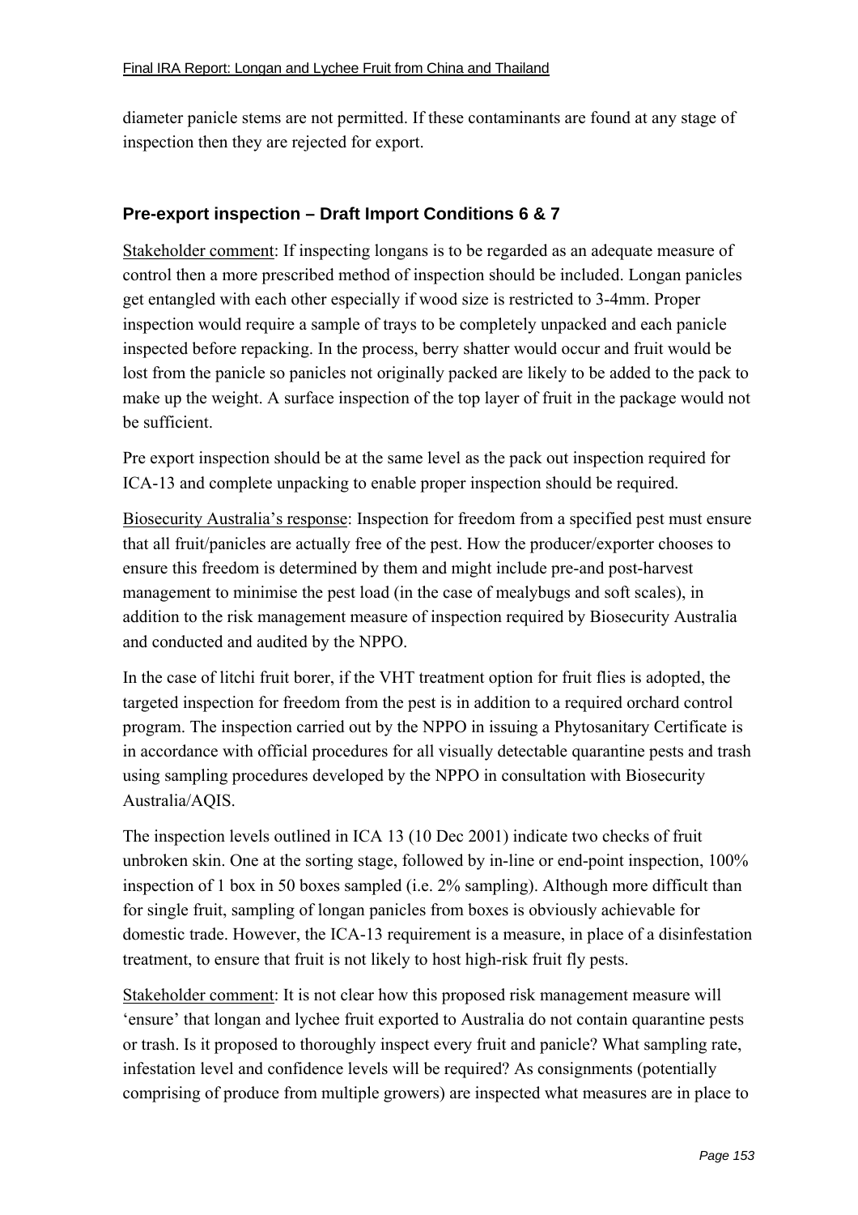diameter panicle stems are not permitted. If these contaminants are found at any stage of inspection then they are rejected for export.

### Pre-export inspection – Draft Import Conditions 6 & 7

Stakeholder comment: If inspecting longans is to be regarded as an adequate measure of control then a more prescribed method of inspection should be included. Longan panicles get entangled with each other especially if wood size is restricted to 3-4mm. Proper inspection would require a sample of trays to be completely unpacked and each panicle inspected before repacking. In the process, berry shatter would occur and fruit would be lost from the panicle so panicles not originally packed are likely to be added to the pack to make up the weight. A surface inspection of the top layer of fruit in the package would not be sufficient.

Pre export inspection should be at the same level as the pack out inspection required for ICA-13 and complete unpacking to enable proper inspection should be required.

Biosecurity Australia's response: Inspection for freedom from a specified pest must ensure that all fruit/panicles are actually free of the pest. How the producer/exporter chooses to ensure this freedom is determined by them and might include pre-and post-harvest management to minimise the pest load (in the case of mealybugs and soft scales), in addition to the risk management measure of inspection required by Biosecurity Australia and conducted and audited by the NPPO.

In the case of litchi fruit borer, if the VHT treatment option for fruit flies is adopted, the targeted inspection for freedom from the pest is in addition to a required orchard control program. The inspection carried out by the NPPO in issuing a Phytosanitary Certificate is in accordance with official procedures for all visually detectable quarantine pests and trash using sampling procedures developed by the NPPO in consultation with Biosecurity Australia/AQIS.

The inspection levels outlined in ICA 13 (10 Dec 2001) indicate two checks of fruit unbroken skin. One at the sorting stage, followed by in-line or end-point inspection, 100% inspection of 1 box in 50 boxes sampled (i.e. 2% sampling). Although more difficult than for single fruit, sampling of longan panicles from boxes is obviously achievable for domestic trade. However, the ICA-13 requirement is a measure, in place of a disinfestation treatment, to ensure that fruit is not likely to host high-risk fruit fly pests.

Stakeholder comment: It is not clear how this proposed risk management measure will 'ensure' that longan and lychee fruit exported to Australia do not contain quarantine pests or trash. Is it proposed to thoroughly inspect every fruit and panicle? What sampling rate, infestation level and confidence levels will be required? As consignments (potentially comprising of produce from multiple growers) are inspected what measures are in place to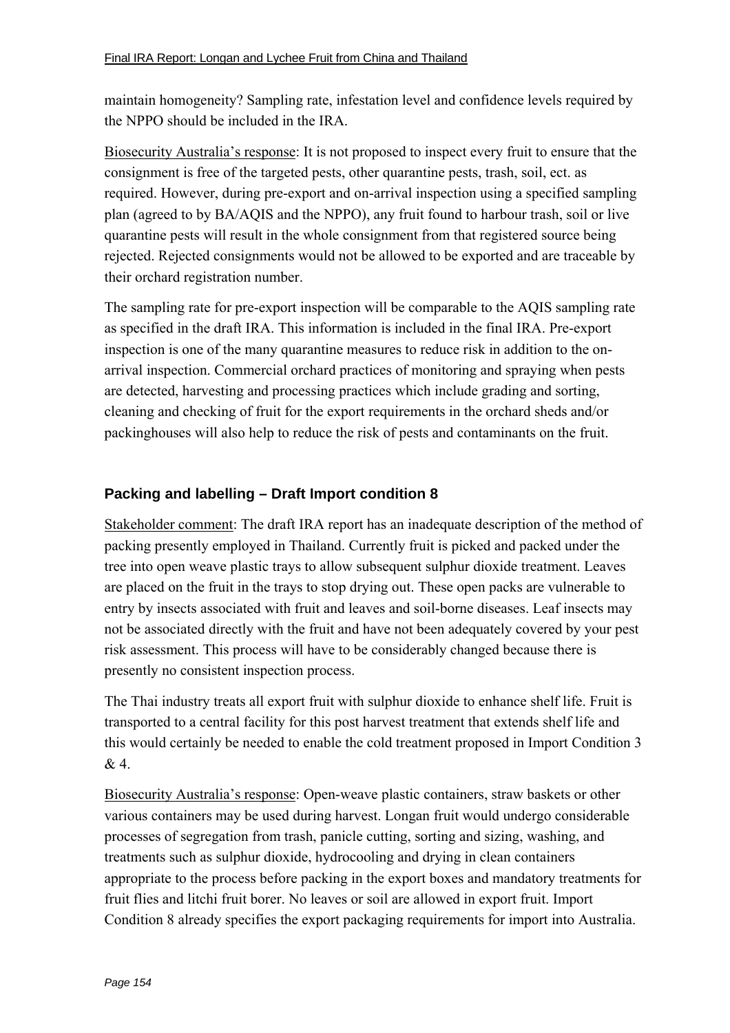maintain homogeneity? Sampling rate, infestation level and confidence levels required by the NPPO should be included in the IRA.

Biosecurity Australia's response: It is not proposed to inspect every fruit to ensure that the consignment is free of the targeted pests, other quarantine pests, trash, soil, ect. as required. However, during pre-export and on-arrival inspection using a specified sampling plan (agreed to by BA/AQIS and the NPPO), any fruit found to harbour trash, soil or live quarantine pests will result in the whole consignment from that registered source being rejected. Rejected consignments would not be allowed to be exported and are traceable by their orchard registration number.

The sampling rate for pre-export inspection will be comparable to the AQIS sampling rate as specified in the draft IRA. This information is included in the final IRA. Pre-export inspection is one of the many quarantine measures to reduce risk in addition to the on-arrival inspection. Commercial orchard practices of monitoring and spraying when pests are detected, harvesting and processing practices which include grading and sorting, cleaning and checking of fruit for the export requirements in the orchard sheds and/or packinghouses will also help to reduce the risk of pests and contaminants on the fruit.

### Packing and labelling – Draft Import condition 8

Stakeholder comment: The draft IRA report has an inadequate description of the method of packing presently employed in Thailand. Currently fruit is picked and packed under the tree into open weave plastic trays to allow subsequent sulphur dioxide treatment. Leaves are placed on the fruit in the trays to stop drying out. These open packs are vulnerable to entry by insects associated with fruit and leaves and soil-borne diseases. Leaf insects may not be associated directly with the fruit and have not been adequately covered by your pest risk assessment. This process will have to be considerably changed because there is presently no consistent inspection process.

The Thai industry treats all export fruit with sulphur dioxide to enhance shelf life. Fruit is transported to a central facility for this post harvest treatment that extends shelf life and this would certainly be needed to enable the cold treatment proposed in Import Condition 3 & 4.

Biosecurity Australia's response: Open-weave plastic containers, straw baskets or other various containers may be used during harvest. Longan fruit would undergo considerable processes of segregation from trash, panicle cutting, sorting and sizing, washing, and treatments such as sulphur dioxide, hydrocooling and drying in clean containers appropriate to the process before packing in the export boxes and mandatory treatments for fruit flies and litchi fruit borer. No leaves or soil are allowed in export fruit. Import Condition 8 already specifies the export packaging requirements for import into Australia.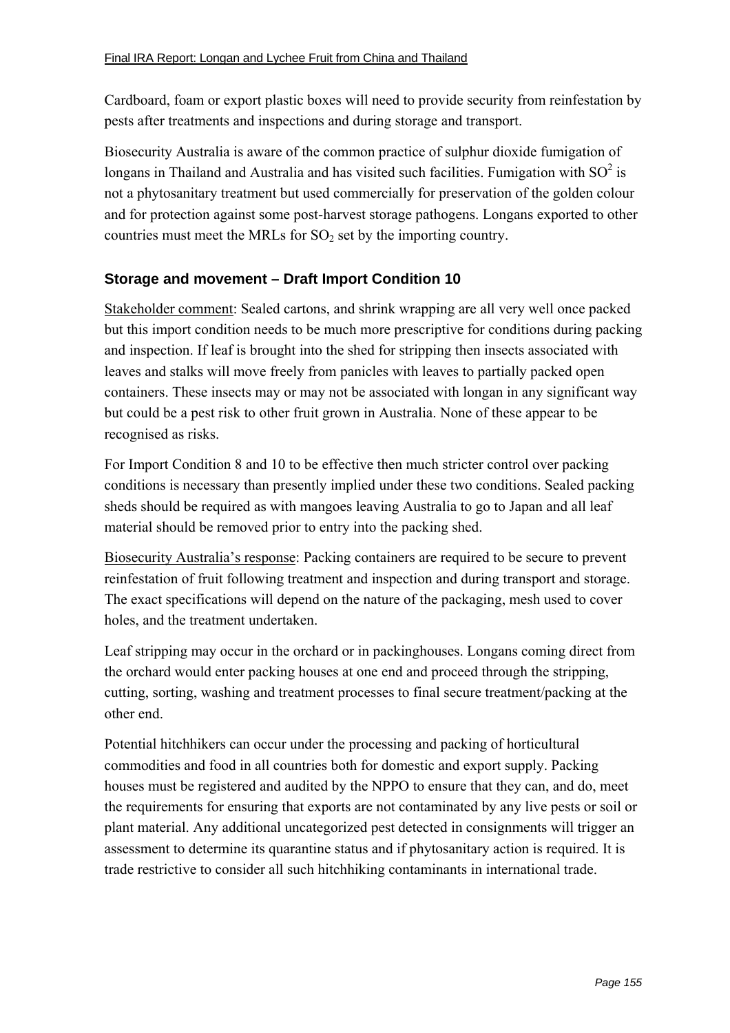Cardboard, foam or export plastic boxes will need to provide security from reinfestation by pests after treatments and inspections and during storage and transport.

Biosecurity Australia is aware of the common practice of sulphur dioxide fumigation of longans in Thailand and Australia and has visited such facilities. Fumigation with $SO^2$ is not a phytosanitary treatment but used commercially for preservation of the golden colour and for protection against some post-harvest storage pathogens. Longans exported to other countries must meet the MRLs for $SO_2$ set by the importing country.

### Storage and movement – Draft Import Condition 10

Stakeholder comment: Sealed cartons, and shrink wrapping are all very well once packed but this import condition needs to be much more prescriptive for conditions during packing and inspection. If leaf is brought into the shed for stripping then insects associated with leaves and stalks will move freely from panicles with leaves to partially packed open containers. These insects may or may not be associated with longan in any significant way but could be a pest risk to other fruit grown in Australia. None of these appear to be recognised as risks.

For Import Condition 8 and 10 to be effective then much stricter control over packing conditions is necessary than presently implied under these two conditions. Sealed packing sheds should be required as with mangoes leaving Australia to go to Japan and all leaf material should be removed prior to entry into the packing shed.

Biosecurity Australia's response: Packing containers are required to be secure to prevent reinfestation of fruit following treatment and inspection and during transport and storage. The exact specifications will depend on the nature of the packaging, mesh used to cover holes, and the treatment undertaken.

Leaf stripping may occur in the orchard or in packinghouses. Longans coming direct from the orchard would enter packing houses at one end and proceed through the stripping, cutting, sorting, washing and treatment processes to final secure treatment/packing at the other end.

Potential hitchhikers can occur under the processing and packing of horticultural commodities and food in all countries both for domestic and export supply. Packing houses must be registered and audited by the NPPO to ensure that they can, and do, meet the requirements for ensuring that exports are not contaminated by any live pests or soil or plant material. Any additional uncategorized pest detected in consignments will trigger an assessment to determine its quarantine status and if phytosanitary action is required. It is trade restrictive to consider all such hitchhiking contaminants in international trade.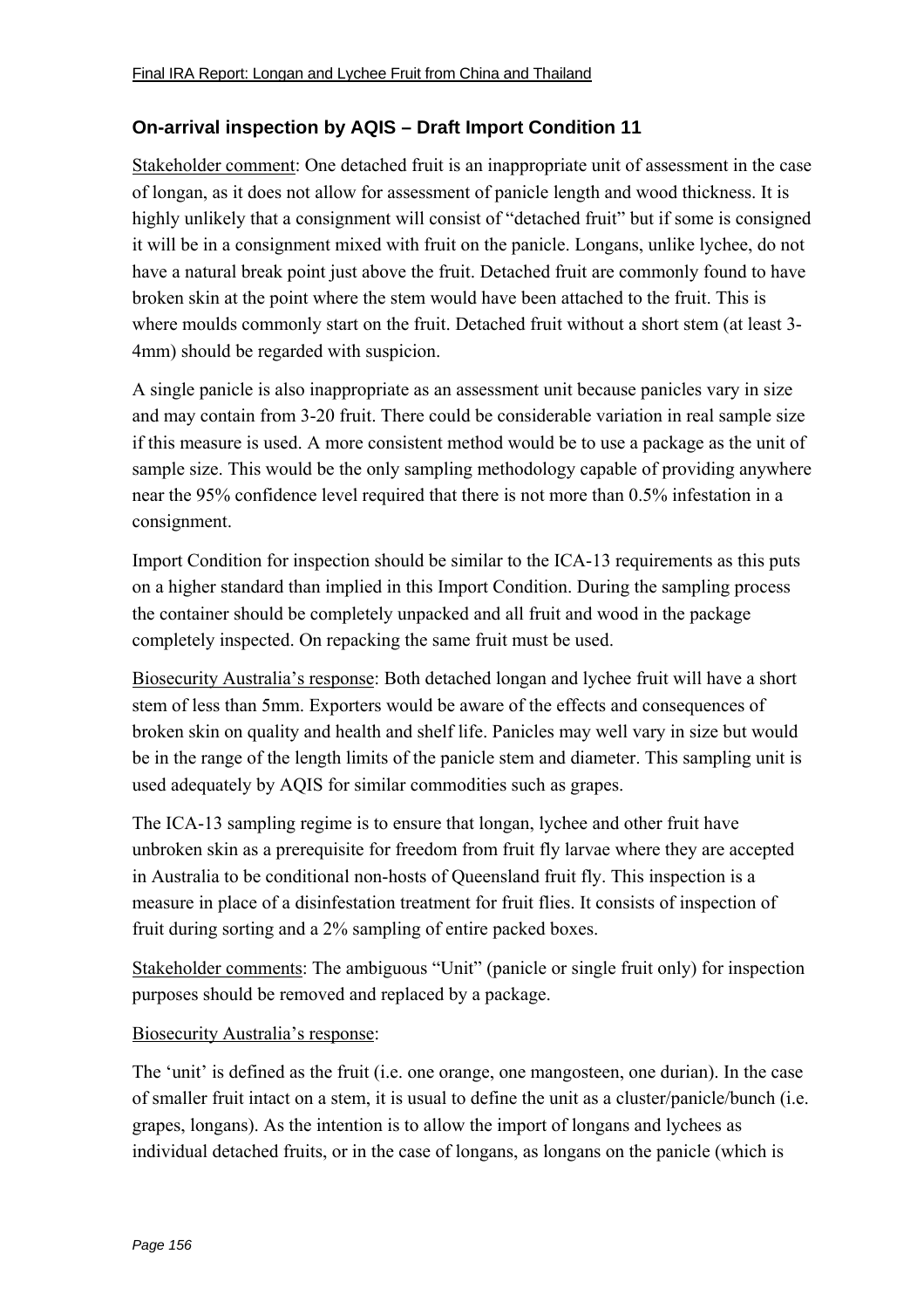### On-arrival inspection by AQIS – Draft Import Condition 11

Stakeholder comment: One detached fruit is an inappropriate unit of assessment in the case of longan, as it does not allow for assessment of panicle length and wood thickness. It is highly unlikely that a consignment will consist of “detached fruit” but if some is consigned it will be in a consignment mixed with fruit on the panicle. Longans, unlike lychee, do not have a natural break point just above the fruit. Detached fruit are commonly found to have broken skin at the point where the stem would have been attached to the fruit. This is where moulds commonly start on the fruit. Detached fruit without a short stem (at least 3-4mm) should be regarded with suspicion.

A single panicle is also inappropriate as an assessment unit because panicles vary in size and may contain from 3-20 fruit. There could be considerable variation in real sample size if this measure is used. A more consistent method would be to use a package as the unit of sample size. This would be the only sampling methodology capable of providing anywhere near the 95% confidence level required that there is not more than 0.5% infestation in a consignment.

Import Condition for inspection should be similar to the ICA-13 requirements as this puts on a higher standard than implied in this Import Condition. During the sampling process the container should be completely unpacked and all fruit and wood in the package completely inspected. On repacking the same fruit must be used.

Biosecurity Australia’s response: Both detached longan and lychee fruit will have a short stem of less than 5mm. Exporters would be aware of the effects and consequences of broken skin on quality and health and shelf life. Panicles may well vary in size but would be in the range of the length limits of the panicle stem and diameter. This sampling unit is used adequately by AQIS for similar commodities such as grapes.

The ICA-13 sampling regime is to ensure that longan, lychee and other fruit have unbroken skin as a prerequisite for freedom from fruit fly larvae where they are accepted in Australia to be conditional non-hosts of Queensland fruit fly. This inspection is a measure in place of a disinfestation treatment for fruit flies. It consists of inspection of fruit during sorting and a 2% sampling of entire packed boxes.

Stakeholder comments: The ambiguous “Unit” (panicle or single fruit only) for inspection purposes should be removed and replaced by a package.

Biosecurity Australia’s response:

The ‘unit’ is defined as the fruit (i.e. one orange, one mangosteen, one durian). In the case of smaller fruit intact on a stem, it is usual to define the unit as a cluster/panicle/bunch (i.e. grapes, longans). As the intention is to allow the import of longans and lychees as individual detached fruits, or in the case of longans, as longans on the panicle (which is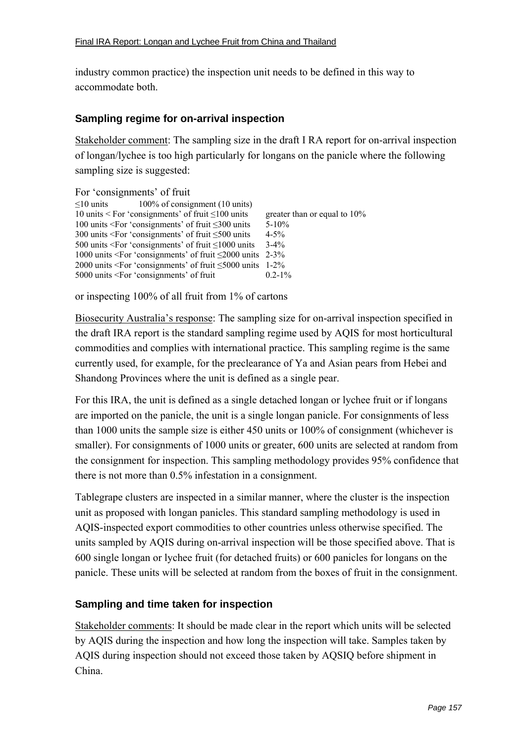industry common practice) the inspection unit needs to be defined in this way to accommodate both.

### Sampling regime for on-arrival inspection

Stakeholder comment: The sampling size in the draft I RA report for on-arrival inspection of longan/lychee is too high particularly for longans on the panicle where the following sampling size is suggested:

For 'consignments' of fruit

| | |
|---|---|
| ≤10 units 100% of consignment (10 units) | |
| 10 units < For 'consignments' of fruit ≤100 units | greater than or equal to 10% |
| 100 units <For 'consignments' of fruit ≤300 units | 5-10% |
| 300 units <For 'consignments' of fruit ≤500 units | 4-5% |
| 500 units <For 'consignments' of fruit ≤1000 units | 3-4% |
| 1000 units <For 'consignments' of fruit ≤2000 units | 2-3% |
| 2000 units <For 'consignments' of fruit ≤5000 units | 1-2% |
| 5000 units <For 'consignments' of fruit | 0.2-1% |

or inspecting 100% of all fruit from 1% of cartons

Biosecurity Australia's response: The sampling size for on-arrival inspection specified in the draft IRA report is the standard sampling regime used by AQIS for most horticultural commodities and complies with international practice. This sampling regime is the same currently used, for example, for the preclearance of Ya and Asian pears from Hebei and Shandong Provinces where the unit is defined as a single pear.

For this IRA, the unit is defined as a single detached longan or lychee fruit or if longans are imported on the panicle, the unit is a single longan panicle. For consignments of less than 1000 units the sample size is either 450 units or 100% of consignment (whichever is smaller). For consignments of 1000 units or greater, 600 units are selected at random from the consignment for inspection. This sampling methodology provides 95% confidence that there is not more than 0.5% infestation in a consignment.

Tablegrape clusters are inspected in a similar manner, where the cluster is the inspection unit as proposed with longan panicles. This standard sampling methodology is used in AQIS-inspected export commodities to other countries unless otherwise specified. The units sampled by AQIS during on-arrival inspection will be those specified above. That is 600 single longan or lychee fruit (for detached fruits) or 600 panicles for longans on the panicle. These units will be selected at random from the boxes of fruit in the consignment.

### Sampling and time taken for inspection

Stakeholder comments: It should be made clear in the report which units will be selected by AQIS during the inspection and how long the inspection will take. Samples taken by AQIS during inspection should not exceed those taken by AQSIQ before shipment in China.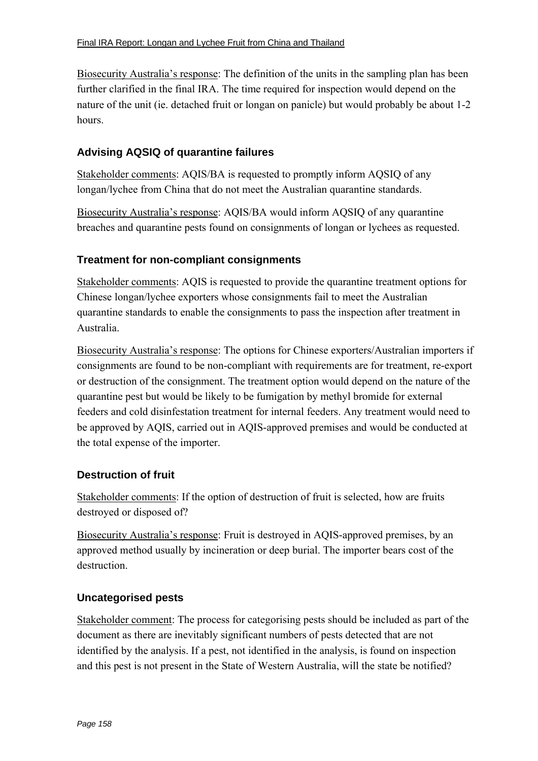Biosecurity Australia's response: The definition of the units in the sampling plan has been further clarified in the final IRA. The time required for inspection would depend on the nature of the unit (ie. detached fruit or longan on panicle) but would probably be about 1-2 hours.

### Advising AQSIQ of quarantine failures

Stakeholder comments: AQIS/BA is requested to promptly inform AQSIQ of any longan/lychee from China that do not meet the Australian quarantine standards.

Biosecurity Australia's response: AQIS/BA would inform AQSIQ of any quarantine breaches and quarantine pests found on consignments of longan or lychees as requested.

### Treatment for non-compliant consignments

Stakeholder comments: AQIS is requested to provide the quarantine treatment options for Chinese longan/lychee exporters whose consignments fail to meet the Australian quarantine standards to enable the consignments to pass the inspection after treatment in Australia.

Biosecurity Australia's response: The options for Chinese exporters/Australian importers if consignments are found to be non-compliant with requirements are for treatment, re-export or destruction of the consignment. The treatment option would depend on the nature of the quarantine pest but would be likely to be fumigation by methyl bromide for external feeders and cold disinfestation treatment for internal feeders. Any treatment would need to be approved by AQIS, carried out in AQIS-approved premises and would be conducted at the total expense of the importer.

### Destruction of fruit

Stakeholder comments: If the option of destruction of fruit is selected, how are fruits destroyed or disposed of?

Biosecurity Australia's response: Fruit is destroyed in AQIS-approved premises, by an approved method usually by incineration or deep burial. The importer bears cost of the destruction.

### Uncategorised pests

Stakeholder comment: The process for categorising pests should be included as part of the document as there are inevitably significant numbers of pests detected that are not identified by the analysis. If a pest, not identified in the analysis, is found on inspection and this pest is not present in the State of Western Australia, will the state be notified?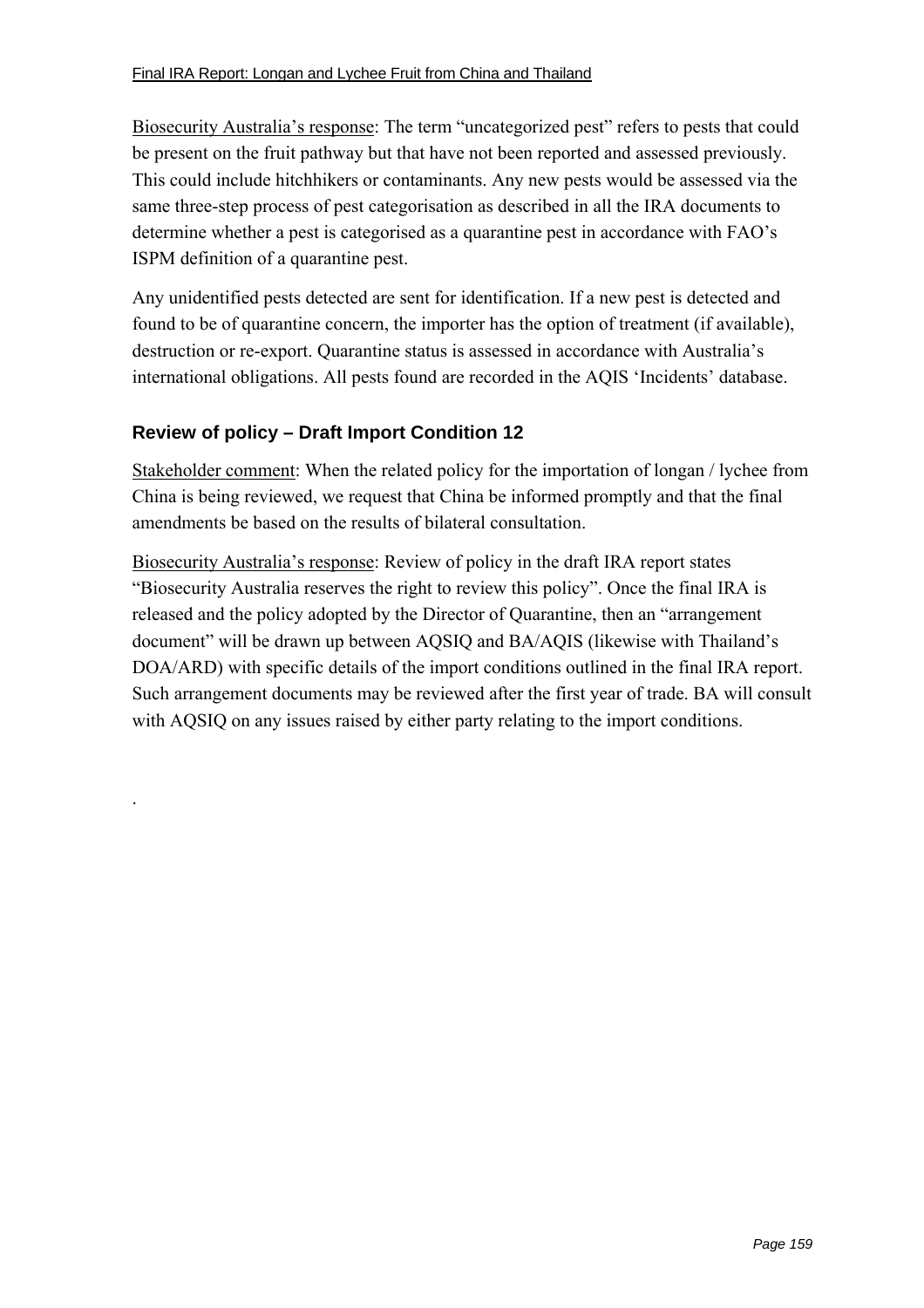Biosecurity Australia's response: The term "uncategorized pest" refers to pests that could be present on the fruit pathway but that have not been reported and assessed previously. This could include hitchhikers or contaminants. Any new pests would be assessed via the same three-step process of pest categorisation as described in all the IRA documents to determine whether a pest is categorised as a quarantine pest in accordance with FAO's ISPM definition of a quarantine pest.

Any unidentified pests detected are sent for identification. If a new pest is detected and found to be of quarantine concern, the importer has the option of treatment (if available), destruction or re-export. Quarantine status is assessed in accordance with Australia's international obligations. All pests found are recorded in the AQIS 'Incidents' database.

### Review of policy – Draft Import Condition 12

Stakeholder comment: When the related policy for the importation of longan / lychee from China is being reviewed, we request that China be informed promptly and that the final amendments be based on the results of bilateral consultation.

Biosecurity Australia's response: Review of policy in the draft IRA report states "Biosecurity Australia reserves the right to review this policy". Once the final IRA is released and the policy adopted by the Director of Quarantine, then an "arrangement document" will be drawn up between AQSIQ and BA/AQIS (likewise with Thailand's DOA/ARD) with specific details of the import conditions outlined in the final IRA report. Such arrangement documents may be reviewed after the first year of trade. BA will consult with AQSIQ on any issues raised by either party relating to the import conditions.

.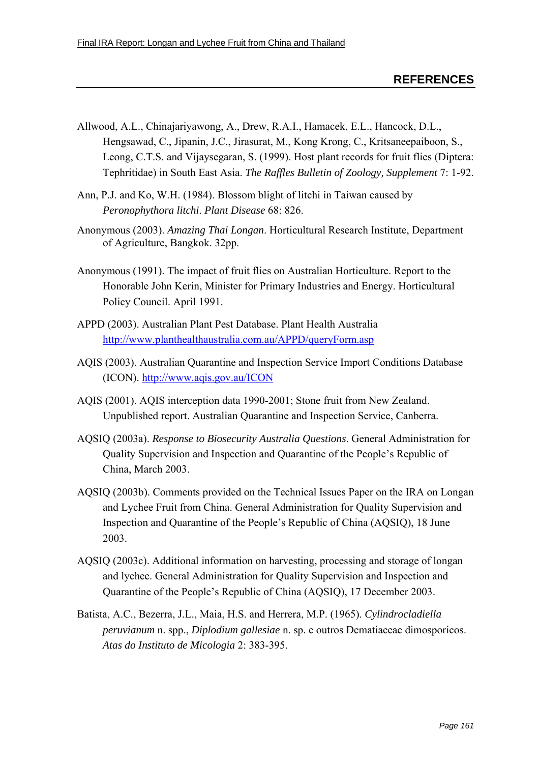# REFERENCES

Allwood, A.L., Chinajariyawong, A., Drew, R.A.I., Hamacek, E.L., Hancock, D.L., Hengsawad, C., Jipanin, J.C., Jirasurat, M., Kong Krong, C., Kritsaneepaiboon, S., Leong, C.T.S. and Vijaysegaran, S. (1999). Host plant records for fruit flies (Diptera: Tephritidae) in South East Asia. *The Raffles Bulletin of Zoology, Supplement* 7: 1-92.

Ann, P.J. and Ko, W.H. (1984). Blossom blight of litchi in Taiwan caused by *Peronophythora litchi*. *Plant Disease* 68: 826.

Anonymous (2003). *Amazing Thai Longan*. Horticultural Research Institute, Department of Agriculture, Bangkok. 32pp.

Anonymous (1991). The impact of fruit flies on Australian Horticulture. Report to the Honorable John Kerin, Minister for Primary Industries and Energy. Horticultural Policy Council. April 1991.

APPD (2003). Australian Plant Pest Database. Plant Health Australia http://www.planthealthaustralia.com.au/APPD/queryForm.asp

AQIS (2003). Australian Quarantine and Inspection Service Import Conditions Database (ICON). http://www.aqis.gov.au/ICON

AQIS (2001). AQIS interception data 1990-2001; Stone fruit from New Zealand. Unpublished report. Australian Quarantine and Inspection Service, Canberra.

AQSIQ (2003a). *Response to Biosecurity Australia Questions*. General Administration for Quality Supervision and Inspection and Quarantine of the People's Republic of China, March 2003.

AQSIQ (2003b). Comments provided on the Technical Issues Paper on the IRA on Longan and Lychee Fruit from China. General Administration for Quality Supervision and Inspection and Quarantine of the People's Republic of China (AQSIQ), 18 June 2003.

AQSIQ (2003c). Additional information on harvesting, processing and storage of longan and lychee. General Administration for Quality Supervision and Inspection and Quarantine of the People's Republic of China (AQSIQ), 17 December 2003.

Batista, A.C., Bezerra, J.L., Maia, H.S. and Herrera, M.P. (1965). *Cylindrocladiella peruvianum* n. spp., *Diplodium gallesiae* n. sp. e outros Dematiaceae dimosporicos. *Atas do Instituto de Micologia* 2: 383-395.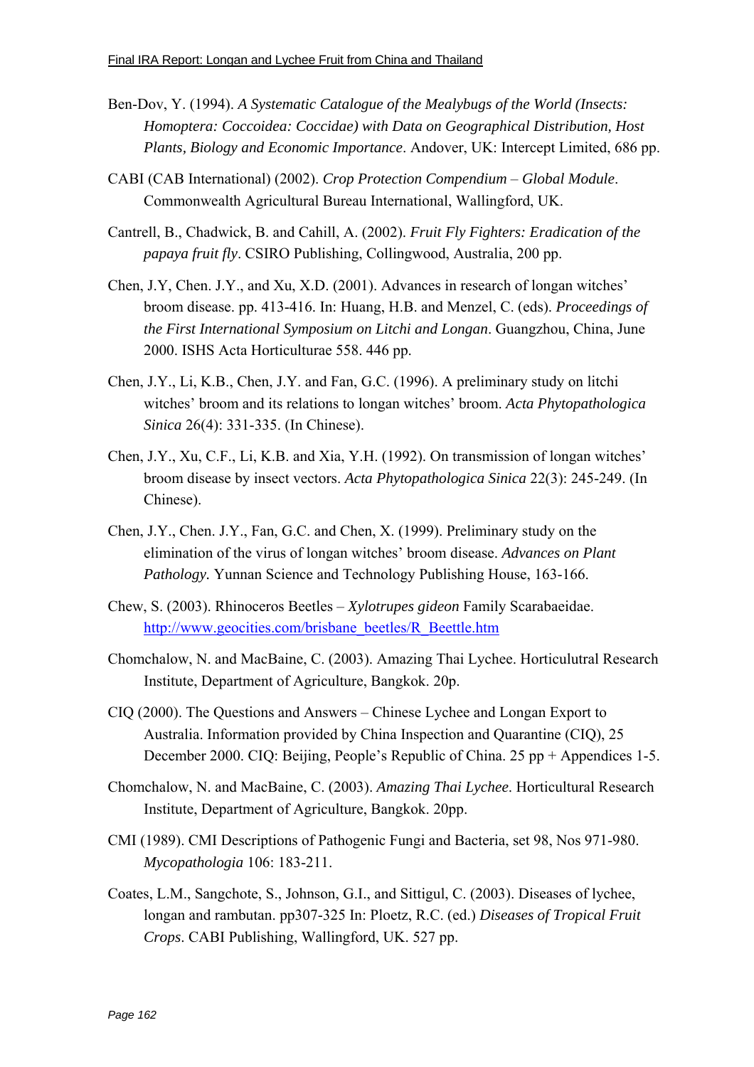Ben-Dov, Y. (1994). *A Systematic Catalogue of the Mealybugs of the World (Insects: Homoptera: Coccoidea: Coccidae) with Data on Geographical Distribution, Host Plants, Biology and Economic Importance*. Andover, UK: Intercept Limited, 686 pp.

CABI (CAB International) (2002). *Crop Protection Compendium – Global Module*. Commonwealth Agricultural Bureau International, Wallingford, UK.

Cantrell, B., Chadwick, B. and Cahill, A. (2002). *Fruit Fly Fighters: Eradication of the papaya fruit fly*. CSIRO Publishing, Collingwood, Australia, 200 pp.

Chen, J.Y, Chen. J.Y., and Xu, X.D. (2001). Advances in research of longan witches' broom disease. pp. 413-416. In: Huang, H.B. and Menzel, C. (eds). *Proceedings of the First International Symposium on Litchi and Longan*. Guangzhou, China, June 2000. ISHS Acta Horticulturae 558. 446 pp.

Chen, J.Y., Li, K.B., Chen, J.Y. and Fan, G.C. (1996). A preliminary study on litchi witches' broom and its relations to longan witches' broom. *Acta Phytopathologica Sinica* 26(4): 331-335. (In Chinese).

Chen, J.Y., Xu, C.F., Li, K.B. and Xia, Y.H. (1992). On transmission of longan witches' broom disease by insect vectors. *Acta Phytopathologica Sinica* 22(3): 245-249. (In Chinese).

Chen, J.Y., Chen. J.Y., Fan, G.C. and Chen, X. (1999). Preliminary study on the elimination of the virus of longan witches' broom disease. *Advances on Plant Pathology.* Yunnan Science and Technology Publishing House, 163-166.

Chew, S. (2003). Rhinoceros Beetles – *Xylotrupes gideon* Family Scarabaeidae. http://www.geocities.com/brisbane_beetles/R_Beettle.htm

Chomchalow, N. and MacBaine, C. (2003). Amazing Thai Lychee. Horticulutral Research Institute, Department of Agriculture, Bangkok. 20p.

CIQ (2000). The Questions and Answers – Chinese Lychee and Longan Export to Australia. Information provided by China Inspection and Quarantine (CIQ), 25 December 2000. CIQ: Beijing, People's Republic of China. 25 pp + Appendices 1-5.

Chomchalow, N. and MacBaine, C. (2003). *Amazing Thai Lychee*. Horticultural Research Institute, Department of Agriculture, Bangkok. 20pp.

CMI (1989). CMI Descriptions of Pathogenic Fungi and Bacteria, set 98, Nos 971-980. *Mycopathologia* 106: 183-211.

Coates, L.M., Sangchote, S., Johnson, G.I., and Sittigul, C. (2003). Diseases of lychee, longan and rambutan. pp307-325 In: Ploetz, R.C. (ed.) *Diseases of Tropical Fruit Crops*. CABI Publishing, Wallingford, UK. 527 pp.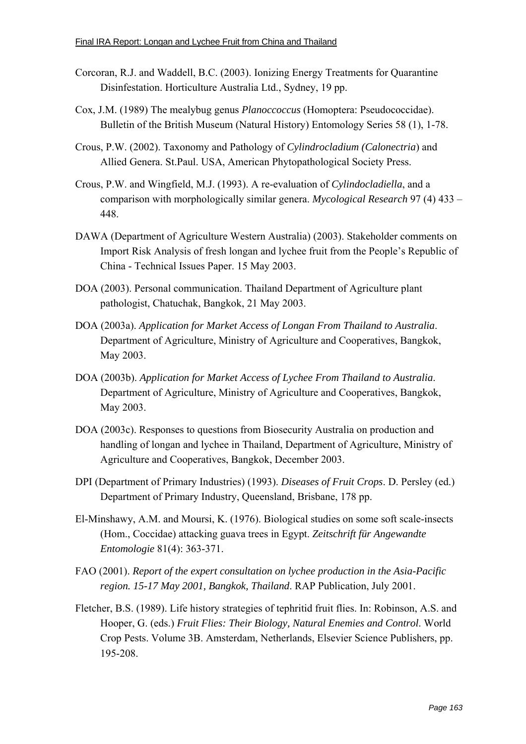Corcoran, R.J. and Waddell, B.C. (2003). Ionizing Energy Treatments for Quarantine Disinfestation. Horticulture Australia Ltd., Sydney, 19 pp.

Cox, J.M. (1989) The mealybug genus *Planoccoccus* (Homoptera: Pseudococcidae). Bulletin of the British Museum (Natural History) Entomology Series 58 (1), 1-78.

Crous, P.W. (2002). Taxonomy and Pathology of *Cylindrocladium (Calonectria*) and Allied Genera. St.Paul. USA, American Phytopathological Society Press.

Crous, P.W. and Wingfield, M.J. (1993). A re-evaluation of *Cylindocladiella*, and a comparison with morphologically similar genera. *Mycological Research* 97 (4) 433 – 448.

DAWA (Department of Agriculture Western Australia) (2003). Stakeholder comments on Import Risk Analysis of fresh longan and lychee fruit from the People's Republic of China - Technical Issues Paper. 15 May 2003.

DOA (2003). Personal communication. Thailand Department of Agriculture plant pathologist, Chatuchak, Bangkok, 21 May 2003.

DOA (2003a). *Application for Market Access of Longan From Thailand to Australia*. Department of Agriculture, Ministry of Agriculture and Cooperatives, Bangkok, May 2003.

DOA (2003b). *Application for Market Access of Lychee From Thailand to Australia*. Department of Agriculture, Ministry of Agriculture and Cooperatives, Bangkok, May 2003.

DOA (2003c). Responses to questions from Biosecurity Australia on production and handling of longan and lychee in Thailand, Department of Agriculture, Ministry of Agriculture and Cooperatives, Bangkok, December 2003.

DPI (Department of Primary Industries) (1993). *Diseases of Fruit Crops*. D. Persley (ed.) Department of Primary Industry, Queensland, Brisbane, 178 pp.

El-Minshawy, A.M. and Moursi, K. (1976). Biological studies on some soft scale-insects (Hom., Coccidae) attacking guava trees in Egypt. *Zeitschrift für Angewandte Entomologie* 81(4): 363-371.

FAO (2001). *Report of the expert consultation on lychee production in the Asia-Pacific region. 15-17 May 2001, Bangkok, Thailand*. RAP Publication, July 2001.

Fletcher, B.S. (1989). Life history strategies of tephritid fruit flies. In: Robinson, A.S. and Hooper, G. (eds.) *Fruit Flies: Their Biology, Natural Enemies and Control*. World Crop Pests. Volume 3B. Amsterdam, Netherlands, Elsevier Science Publishers, pp. 195-208.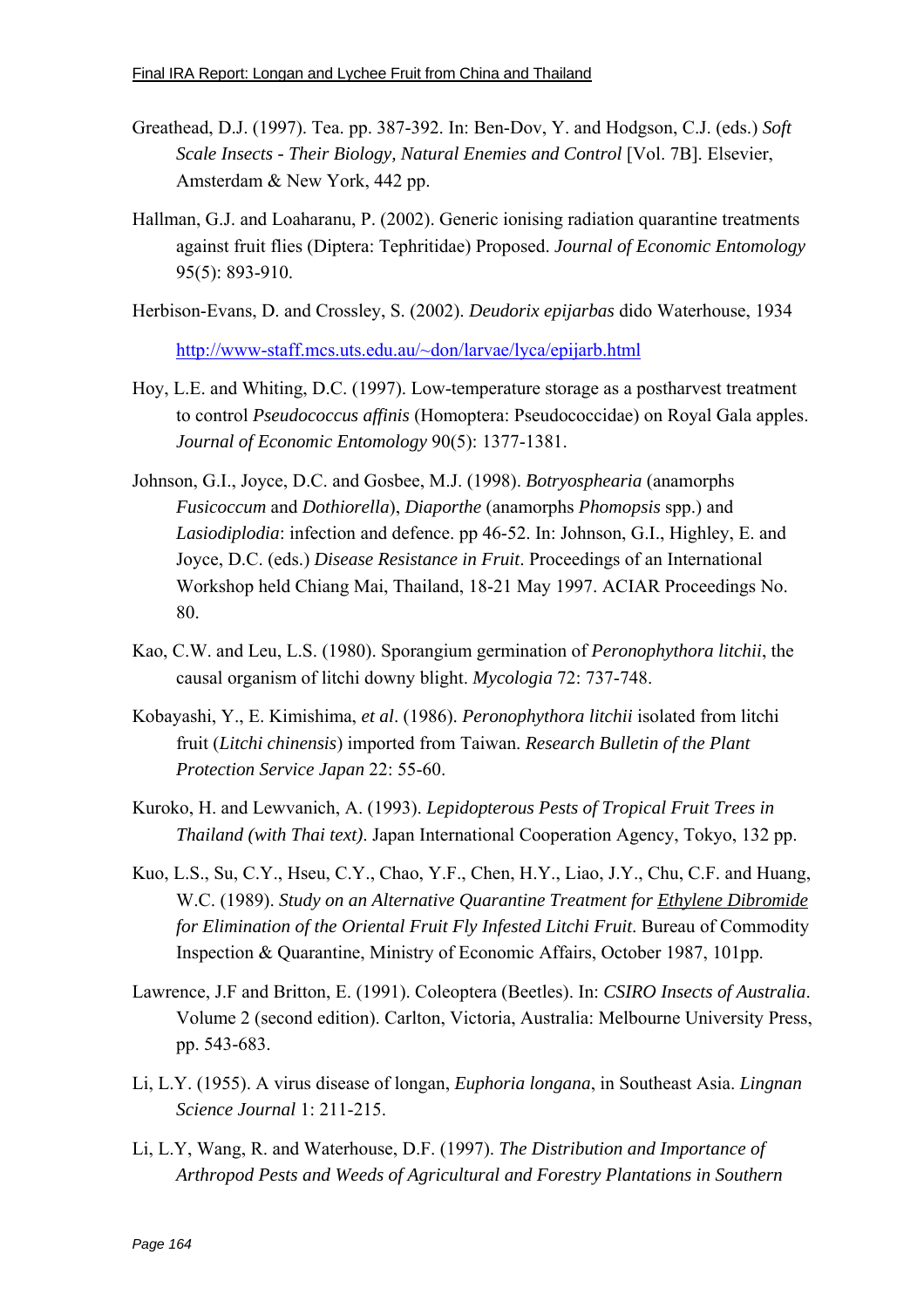Greathead, D.J. (1997). Tea. pp. 387-392. In: Ben-Dov, Y. and Hodgson, C.J. (eds.) *Soft Scale Insects - Their Biology, Natural Enemies and Control* [Vol. 7B]. Elsevier, Amsterdam & New York, 442 pp.

Hallman, G.J. and Loaharanu, P. (2002). Generic ionising radiation quarantine treatments against fruit flies (Diptera: Tephritidae) Proposed. *Journal of Economic Entomology* 95(5): 893-910.

Herbison-Evans, D. and Crossley, S. (2002). *Deudorix epijarbas* dido Waterhouse, 1934

http://www-staff.mcs.uts.edu.au/~don/larvae/lyca/epijarb.html

Hoy, L.E. and Whiting, D.C. (1997). Low-temperature storage as a postharvest treatment to control *Pseudococcus affinis* (Homoptera: Pseudococcidae) on Royal Gala apples. *Journal of Economic Entomology* 90(5): 1377-1381.

Johnson, G.I., Joyce, D.C. and Gosbee, M.J. (1998). *Botryosphearia* (anamorphs *Fusicoccum* and *Dothiorella*), *Diaporthe* (anamorphs *Phomopsis* spp.) and *Lasiodiplodia*: infection and defence. pp 46-52. In: Johnson, G.I., Highley, E. and Joyce, D.C. (eds.) *Disease Resistance in Fruit*. Proceedings of an International Workshop held Chiang Mai, Thailand, 18-21 May 1997. ACIAR Proceedings No. 80.

Kao, C.W. and Leu, L.S. (1980). Sporangium germination of *Peronophythora litchii*, the causal organism of litchi downy blight. *Mycologia* 72: 737-748.

Kobayashi, Y., E. Kimishima, *et al*. (1986). *Peronophythora litchii* isolated from litchi fruit (*Litchi chinensis*) imported from Taiwan. *Research Bulletin of the Plant Protection Service Japan* 22: 55-60.

Kuroko, H. and Lewvanich, A. (1993). *Lepidopterous Pests of Tropical Fruit Trees in Thailand (with Thai text)*. Japan International Cooperation Agency, Tokyo, 132 pp.

Kuo, L.S., Su, C.Y., Hseu, C.Y., Chao, Y.F., Chen, H.Y., Liao, J.Y., Chu, C.F. and Huang, W.C. (1989). *Study on an Alternative Quarantine Treatment for Ethylene Dibromide for Elimination of the Oriental Fruit Fly Infested Litchi Fruit*. Bureau of Commodity Inspection & Quarantine, Ministry of Economic Affairs, October 1987, 101pp.

Lawrence, J.F and Britton, E. (1991). Coleoptera (Beetles). In: *CSIRO Insects of Australia*. Volume 2 (second edition). Carlton, Victoria, Australia: Melbourne University Press, pp. 543-683.

Li, L.Y. (1955). A virus disease of longan, *Euphoria longana*, in Southeast Asia. *Lingnan Science Journal* 1: 211-215.

Li, L.Y, Wang, R. and Waterhouse, D.F. (1997). *The Distribution and Importance of Arthropod Pests and Weeds of Agricultural and Forestry Plantations in Southern*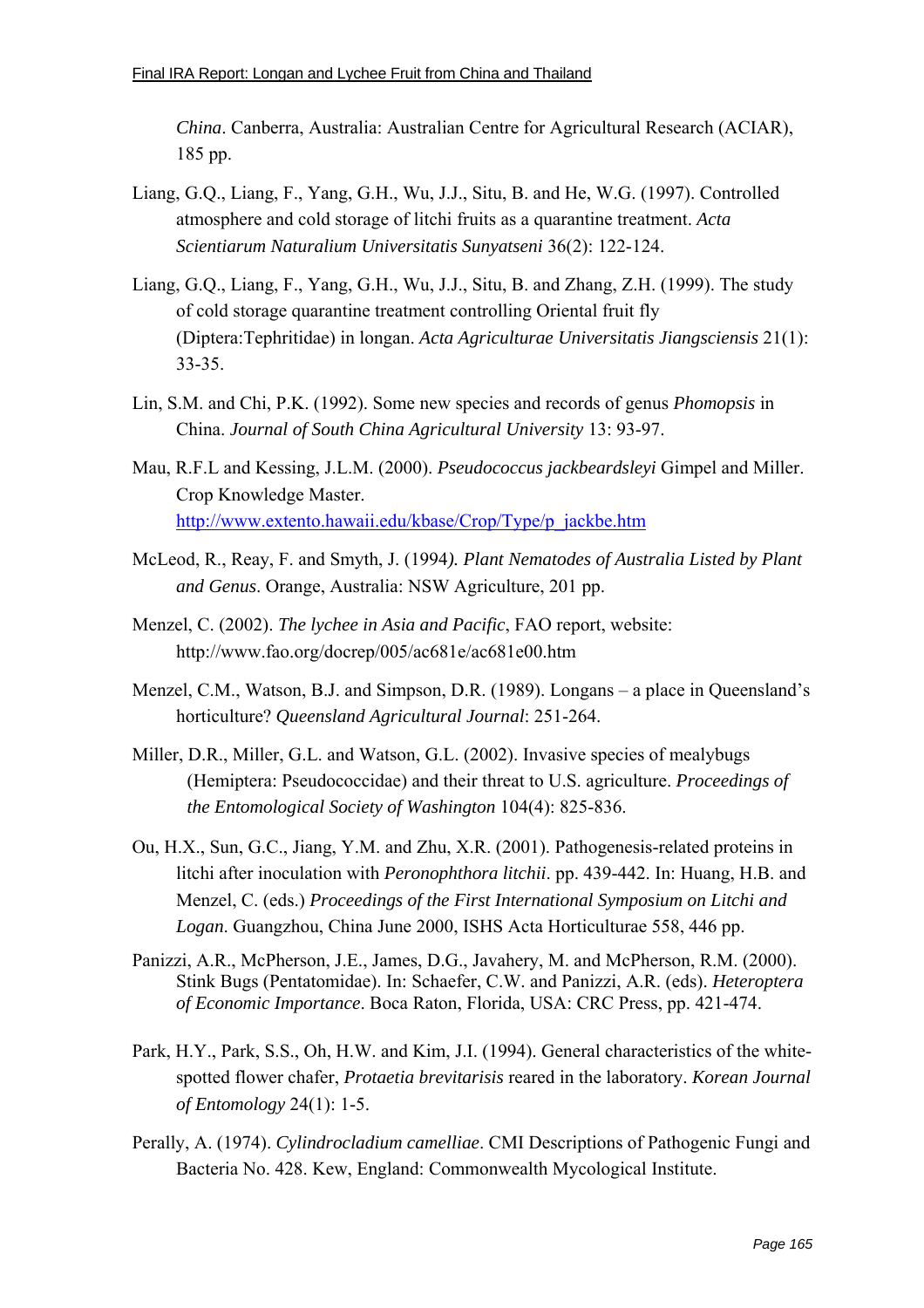*China*. Canberra, Australia: Australian Centre for Agricultural Research (ACIAR), 185 pp.

Liang, G.Q., Liang, F., Yang, G.H., Wu, J.J., Situ, B. and He, W.G. (1997). Controlled atmosphere and cold storage of litchi fruits as a quarantine treatment. *Acta Scientiarum Naturalium Universitatis Sunyatseni* 36(2): 122-124.

Liang, G.Q., Liang, F., Yang, G.H., Wu, J.J., Situ, B. and Zhang, Z.H. (1999). The study of cold storage quarantine treatment controlling Oriental fruit fly (Diptera:Tephritidae) in longan. *Acta Agriculturae Universitatis Jiangsciensis* 21(1): 33-35.

Lin, S.M. and Chi, P.K. (1992). Some new species and records of genus *Phomopsis* in China. *Journal of South China Agricultural University* 13: 93-97.

Mau, R.F.L and Kessing, J.L.M. (2000). *Pseudococcus jackbeardsleyi* Gimpel and Miller. Crop Knowledge Master. http://www.extento.hawaii.edu/kbase/Crop/Type/p_jackbe.htm

McLeod, R., Reay, F. and Smyth, J. (1994*). Plant Nematodes of Australia Listed by Plant and Genus*. Orange, Australia: NSW Agriculture, 201 pp.

Menzel, C. (2002). *The lychee in Asia and Pacific*, FAO report, website: http://www.fao.org/docrep/005/ac681e/ac681e00.htm

Menzel, C.M., Watson, B.J. and Simpson, D.R. (1989). Longans – a place in Queensland's horticulture? *Queensland Agricultural Journal*: 251-264.

Miller, D.R., Miller, G.L. and Watson, G.L. (2002). Invasive species of mealybugs (Hemiptera: Pseudococcidae) and their threat to U.S. agriculture. *Proceedings of the Entomological Society of Washington* 104(4): 825-836.

Ou, H.X., Sun, G.C., Jiang, Y.M. and Zhu, X.R. (2001). Pathogenesis-related proteins in litchi after inoculation with *Peronophthora litchii*. pp. 439-442. In: Huang, H.B. and Menzel, C. (eds.) *Proceedings of the First International Symposium on Litchi and Logan*. Guangzhou, China June 2000, ISHS Acta Horticulturae 558, 446 pp.

Panizzi, A.R., McPherson, J.E., James, D.G., Javahery, M. and McPherson, R.M. (2000). Stink Bugs (Pentatomidae). In: Schaefer, C.W. and Panizzi, A.R. (eds). *Heteroptera of Economic Importance*. Boca Raton, Florida, USA: CRC Press, pp. 421-474.

Park, H.Y., Park, S.S., Oh, H.W. and Kim, J.I. (1994). General characteristics of the white-spotted flower chafer, *Protaetia brevitarisis* reared in the laboratory. *Korean Journal of Entomology* 24(1): 1-5.

Perally, A. (1974). *Cylindrocladium camelliae*. CMI Descriptions of Pathogenic Fungi and Bacteria No. 428. Kew, England: Commonwealth Mycological Institute.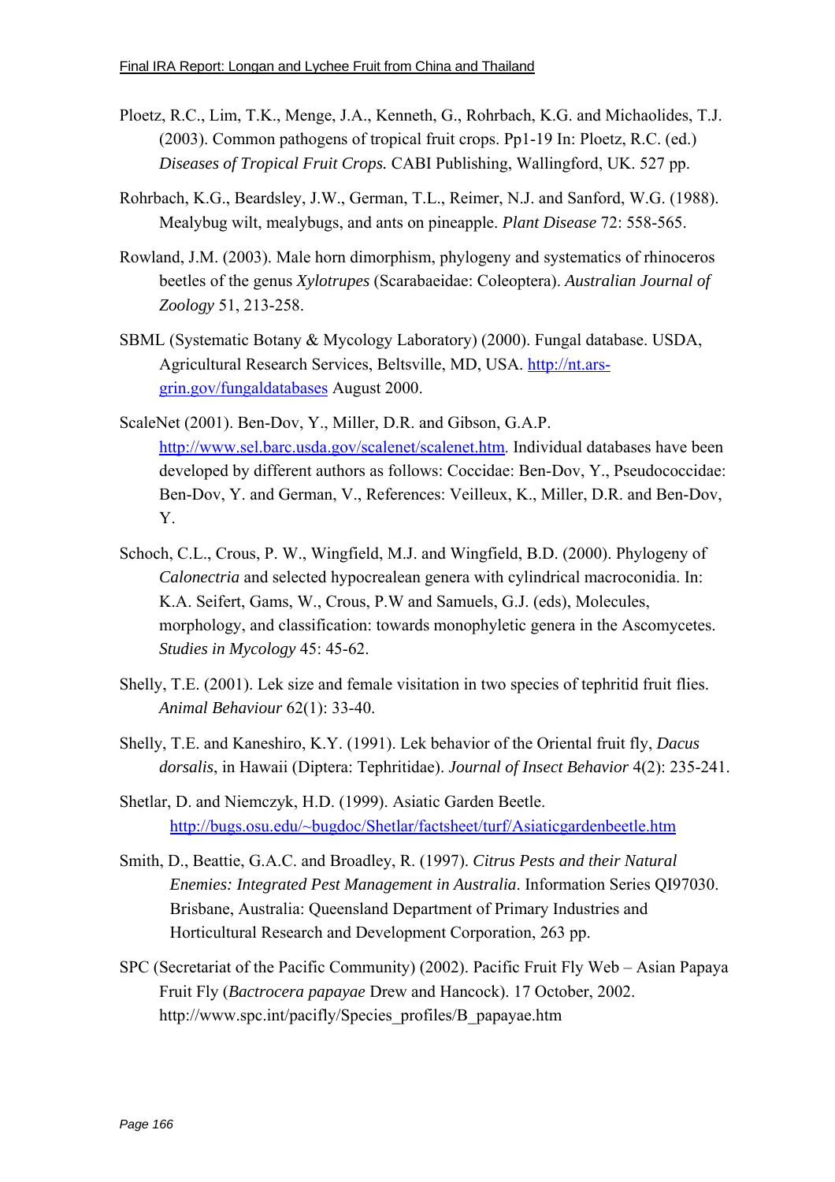Ploetz, R.C., Lim, T.K., Menge, J.A., Kenneth, G., Rohrbach, K.G. and Michaolides, T.J. (2003). Common pathogens of tropical fruit crops. Pp1-19 In: Ploetz, R.C. (ed.) *Diseases of Tropical Fruit Crops.* CABI Publishing, Wallingford, UK. 527 pp.

Rohrbach, K.G., Beardsley, J.W., German, T.L., Reimer, N.J. and Sanford, W.G. (1988). Mealybug wilt, mealybugs, and ants on pineapple. *Plant Disease* 72: 558-565.

Rowland, J.M. (2003). Male horn dimorphism, phylogeny and systematics of rhinoceros beetles of the genus *Xylotrupes* (Scarabaeidae: Coleoptera). *Australian Journal of Zoology* 51, 213-258.

SBML (Systematic Botany & Mycology Laboratory) (2000). Fungal database. USDA, Agricultural Research Services, Beltsville, MD, USA. http://nt.ars-grin.gov/fungaldatabases August 2000.

ScaleNet (2001). Ben-Dov, Y., Miller, D.R. and Gibson, G.A.P. http://www.sel.barc.usda.gov/scalenet/scalenet.htm. Individual databases have been developed by different authors as follows: Coccidae: Ben-Dov, Y., Pseudococcidae: Ben-Dov, Y. and German, V., References: Veilleux, K., Miller, D.R. and Ben-Dov, Y.

Schoch, C.L., Crous, P. W., Wingfield, M.J. and Wingfield, B.D. (2000). Phylogeny of *Calonectria* and selected hypocrealean genera with cylindrical macroconidia. In: K.A. Seifert, Gams, W., Crous, P.W and Samuels, G.J. (eds), Molecules, morphology, and classification: towards monophyletic genera in the Ascomycetes. *Studies in Mycology* 45: 45-62.

Shelly, T.E. (2001). Lek size and female visitation in two species of tephritid fruit flies. *Animal Behaviour* 62(1): 33-40.

Shelly, T.E. and Kaneshiro, K.Y. (1991). Lek behavior of the Oriental fruit fly, *Dacus dorsalis*, in Hawaii (Diptera: Tephritidae). *Journal of Insect Behavior* 4(2): 235-241.

Shetlar, D. and Niemczyk, H.D. (1999). Asiatic Garden Beetle. http://bugs.osu.edu/~bugdoc/Shetlar/factsheet/turf/Asiaticgardenbeetle.htm

Smith, D., Beattie, G.A.C. and Broadley, R. (1997). *Citrus Pests and their Natural Enemies: Integrated Pest Management in Australia*. Information Series QI97030. Brisbane, Australia: Queensland Department of Primary Industries and Horticultural Research and Development Corporation, 263 pp.

SPC (Secretariat of the Pacific Community) (2002). Pacific Fruit Fly Web – Asian Papaya Fruit Fly (*Bactrocera papayae* Drew and Hancock). 17 October, 2002. http://www.spc.int/pacifly/Species_profiles/B_papayae.htm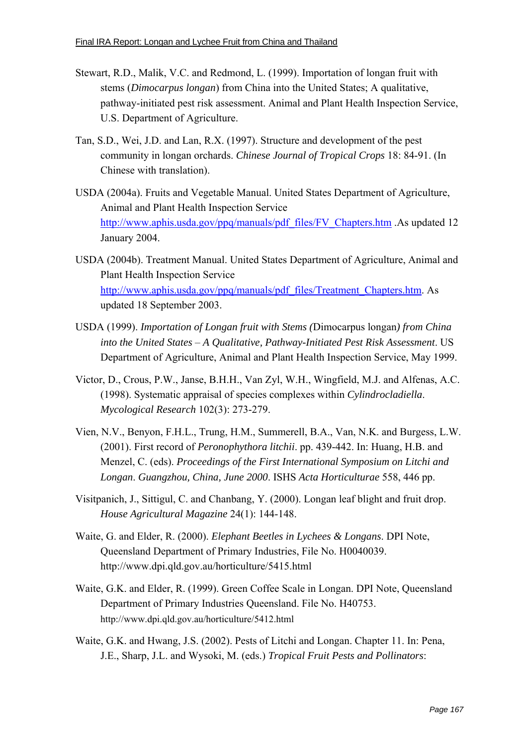Stewart, R.D., Malik, V.C. and Redmond, L. (1999). Importation of longan fruit with stems (*Dimocarpus longan*) from China into the United States; A qualitative, pathway-initiated pest risk assessment. Animal and Plant Health Inspection Service, U.S. Department of Agriculture.

Tan, S.D., Wei, J.D. and Lan, R.X. (1997). Structure and development of the pest community in longan orchards. *Chinese Journal of Tropical Crops* 18: 84-91. (In Chinese with translation).

USDA (2004a). Fruits and Vegetable Manual. United States Department of Agriculture, Animal and Plant Health Inspection Service http://www.aphis.usda.gov/ppq/manuals/pdf_files/FV_Chapters.htm .As updated 12 January 2004.

USDA (2004b). Treatment Manual. United States Department of Agriculture, Animal and Plant Health Inspection Service http://www.aphis.usda.gov/ppq/manuals/pdf_files/Treatment_Chapters.htm. As updated 18 September 2003.

USDA (1999). *Importation of Longan fruit with Stems (*Dimocarpus longan*) from China into the United States – A Qualitative, Pathway-Initiated Pest Risk Assessment*. US Department of Agriculture, Animal and Plant Health Inspection Service, May 1999.

Victor, D., Crous, P.W., Janse, B.H.H., Van Zyl, W.H., Wingfield, M.J. and Alfenas, A.C. (1998). Systematic appraisal of species complexes within *Cylindrocladiella*. *Mycological Research* 102(3): 273-279.

Vien, N.V., Benyon, F.H.L., Trung, H.M., Summerell, B.A., Van, N.K. and Burgess, L.W. (2001). First record of *Peronophythora litchii*. pp. 439-442. In: Huang, H.B. and Menzel, C. (eds). *Proceedings of the First International Symposium on Litchi and Longan*. *Guangzhou, China, June 2000*. ISHS *Acta Horticulturae* 558, 446 pp.

Visitpanich, J., Sittigul, C. and Chanbang, Y. (2000). Longan leaf blight and fruit drop. *House Agricultural Magazine* 24(1): 144-148.

Waite, G. and Elder, R. (2000). *Elephant Beetles in Lychees & Longans*. DPI Note, Queensland Department of Primary Industries, File No. H0040039. http://www.dpi.qld.gov.au/horticulture/5415.html

Waite, G.K. and Elder, R. (1999). Green Coffee Scale in Longan. DPI Note, Queensland Department of Primary Industries Queensland. File No. H40753. http://www.dpi.qld.gov.au/horticulture/5412.html

Waite, G.K. and Hwang, J.S. (2002). Pests of Litchi and Longan. Chapter 11. In: Pena, J.E., Sharp, J.L. and Wysoki, M. (eds.) *Tropical Fruit Pests and Pollinators*: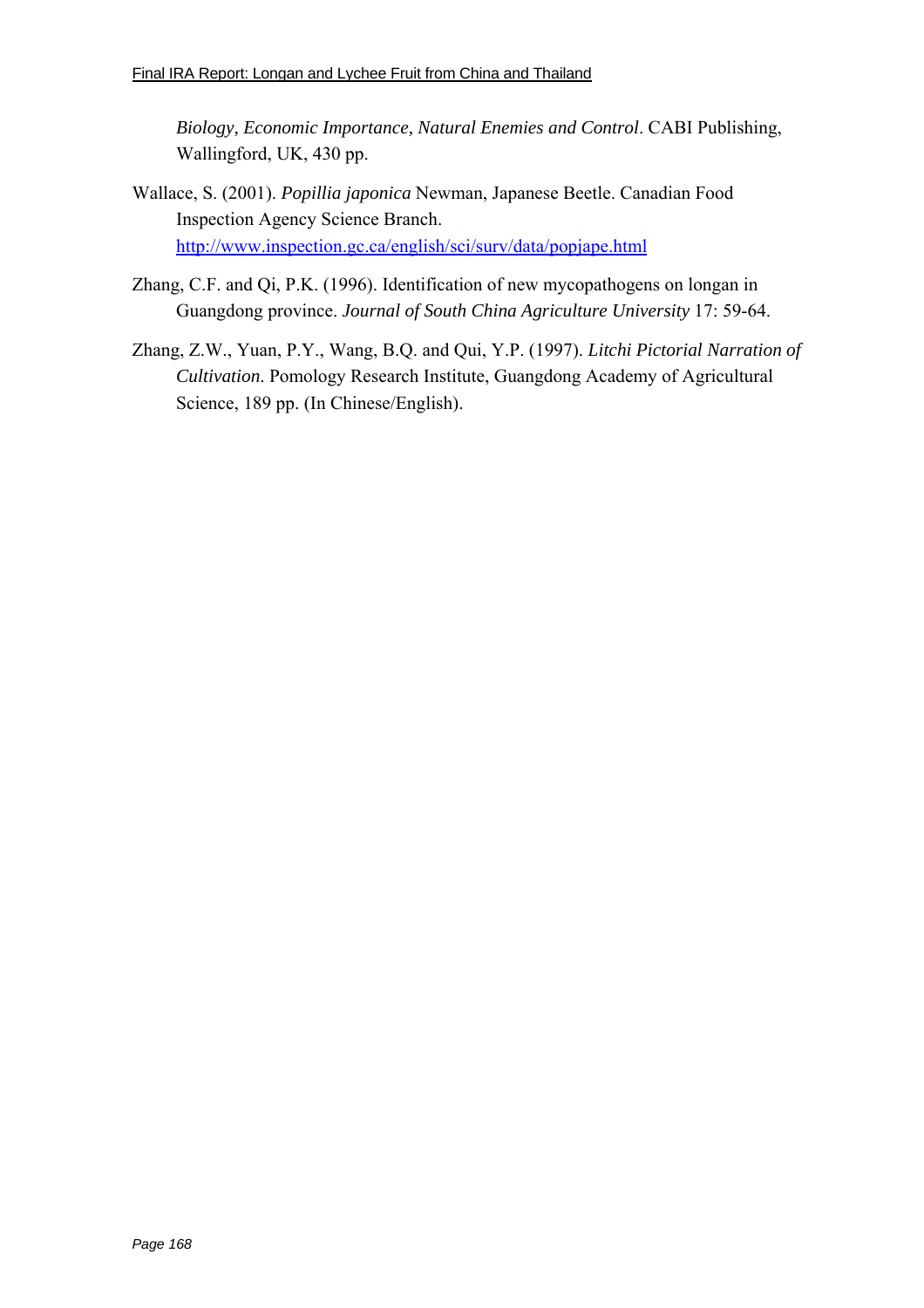*Biology, Economic Importance, Natural Enemies and Control*. CABI Publishing, Wallingford, UK, 430 pp.

Wallace, S. (2001). *Popillia japonica* Newman, Japanese Beetle. Canadian Food Inspection Agency Science Branch. http://www.inspection.gc.ca/english/sci/surv/data/popjape.html

Zhang, C.F. and Qi, P.K. (1996). Identification of new mycopathogens on longan in Guangdong province. *Journal of South China Agriculture University* 17: 59-64.

Zhang, Z.W., Yuan, P.Y., Wang, B.Q. and Qui, Y.P. (1997). *Litchi Pictorial Narration of Cultivation*. Pomology Research Institute, Guangdong Academy of Agricultural Science, 189 pp. (In Chinese/English).